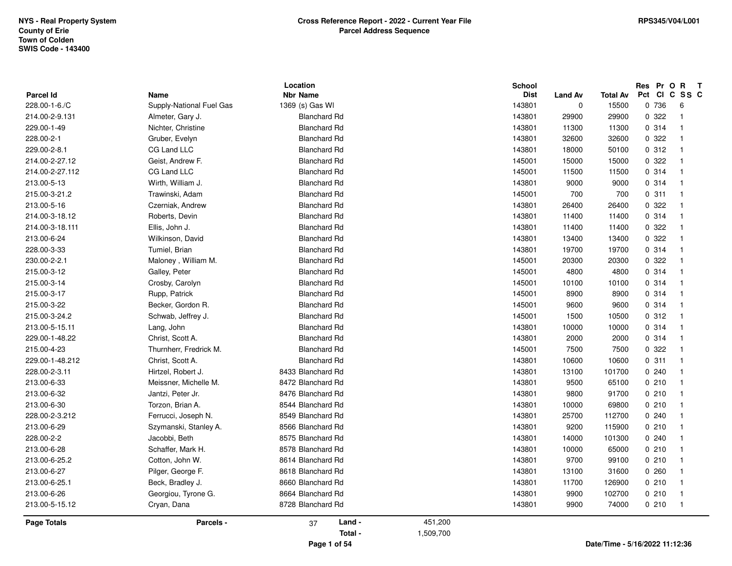**NYS - Real Property System**
**County of Erie**
**Town of Colden**
**SWIS Code - 143400**

**Cross Reference Report - 2022 - Current Year File**
**Parcel Address Sequence**

**RPS345/V04/L001**

| Parcel Id | Name | Location Nbr Name | School Dist | Land Av | Total Av | Res Pct | Pr Cl | O C | R SS | T C |
|---|---|---|---|---|---|---|---|---|---|---|
| 228.00-1-6./C | Supply-National Fuel Gas | 1369 (s) Gas Wl | 143801 | 0 | 15500 | 0 | 736 | | 6 | |
| 214.00-2-9.131 | Almeter, Gary J. | Blanchard Rd | 143801 | 29900 | 29900 | 0 | 322 | | 1 | |
| 229.00-1-49 | Nichter, Christine | Blanchard Rd | 143801 | 11300 | 11300 | 0 | 314 | | 1 | |
| 228.00-2-1 | Gruber, Evelyn | Blanchard Rd | 143801 | 32600 | 32600 | 0 | 322 | | 1 | |
| 229.00-2-8.1 | CG Land LLC | Blanchard Rd | 143801 | 18000 | 50100 | 0 | 312 | | 1 | |
| 214.00-2-27.12 | Geist, Andrew F. | Blanchard Rd | 145001 | 15000 | 15000 | 0 | 322 | | 1 | |
| 214.00-2-27.112 | CG Land LLC | Blanchard Rd | 145001 | 11500 | 11500 | 0 | 314 | | 1 | |
| 213.00-5-13 | Wirth, William J. | Blanchard Rd | 143801 | 9000 | 9000 | 0 | 314 | | 1 | |
| 215.00-3-21.2 | Trawinski, Adam | Blanchard Rd | 145001 | 700 | 700 | 0 | 311 | | 1 | |
| 213.00-5-16 | Czerniak, Andrew | Blanchard Rd | 143801 | 26400 | 26400 | 0 | 322 | | 1 | |
| 214.00-3-18.12 | Roberts, Devin | Blanchard Rd | 143801 | 11400 | 11400 | 0 | 314 | | 1 | |
| 214.00-3-18.111 | Ellis, John J. | Blanchard Rd | 143801 | 11400 | 11400 | 0 | 322 | | 1 | |
| 213.00-6-24 | Wilkinson, David | Blanchard Rd | 143801 | 13400 | 13400 | 0 | 322 | | 1 | |
| 228.00-3-33 | Tumiel, Brian | Blanchard Rd | 143801 | 19700 | 19700 | 0 | 314 | | 1 | |
| 230.00-2-2.1 | Maloney , William M. | Blanchard Rd | 145001 | 20300 | 20300 | 0 | 322 | | 1 | |
| 215.00-3-12 | Galley, Peter | Blanchard Rd | 145001 | 4800 | 4800 | 0 | 314 | | 1 | |
| 215.00-3-14 | Crosby, Carolyn | Blanchard Rd | 145001 | 10100 | 10100 | 0 | 314 | | 1 | |
| 215.00-3-17 | Rupp, Patrick | Blanchard Rd | 145001 | 8900 | 8900 | 0 | 314 | | 1 | |
| 215.00-3-22 | Becker, Gordon R. | Blanchard Rd | 145001 | 9600 | 9600 | 0 | 314 | | 1 | |
| 215.00-3-24.2 | Schwab, Jeffrey J. | Blanchard Rd | 145001 | 1500 | 10500 | 0 | 312 | | 1 | |
| 213.00-5-15.11 | Lang, John | Blanchard Rd | 143801 | 10000 | 10000 | 0 | 314 | | 1 | |
| 229.00-1-48.22 | Christ, Scott A. | Blanchard Rd | 143801 | 2000 | 2000 | 0 | 314 | | 1 | |
| 215.00-4-23 | Thurnherr, Fredrick M. | Blanchard Rd | 145001 | 7500 | 7500 | 0 | 322 | | 1 | |
| 229.00-1-48.212 | Christ, Scott A. | Blanchard Rd | 143801 | 10600 | 10600 | 0 | 311 | | 1 | |
| 228.00-2-3.11 | Hirtzel, Robert J. | 8433 Blanchard Rd | 143801 | 13100 | 101700 | 0 | 240 | | 1 | |
| 213.00-6-33 | Meissner, Michelle M. | 8472 Blanchard Rd | 143801 | 9500 | 65100 | 0 | 210 | | 1 | |
| 213.00-6-32 | Jantzi, Peter Jr. | 8476 Blanchard Rd | 143801 | 9800 | 91700 | 0 | 210 | | 1 | |
| 213.00-6-30 | Torzon, Brian A. | 8544 Blanchard Rd | 143801 | 10000 | 69800 | 0 | 210 | | 1 | |
| 228.00-2-3.212 | Ferrucci, Joseph N. | 8549 Blanchard Rd | 143801 | 25700 | 112700 | 0 | 240 | | 1 | |
| 213.00-6-29 | Szymanski, Stanley A. | 8566 Blanchard Rd | 143801 | 9200 | 115900 | 0 | 210 | | 1 | |
| 228.00-2-2 | Jacobbi, Beth | 8575 Blanchard Rd | 143801 | 14000 | 101300 | 0 | 240 | | 1 | |
| 213.00-6-28 | Schaffer, Mark H. | 8578 Blanchard Rd | 143801 | 10000 | 65000 | 0 | 210 | | 1 | |
| 213.00-6-25.2 | Cotton, John W. | 8614 Blanchard Rd | 143801 | 9700 | 99100 | 0 | 210 | | 1 | |
| 213.00-6-27 | Pilger, George F. | 8618 Blanchard Rd | 143801 | 13100 | 31600 | 0 | 260 | | 1 | |
| 213.00-6-25.1 | Beck, Bradley J. | 8660 Blanchard Rd | 143801 | 11700 | 126900 | 0 | 210 | | 1 | |
| 213.00-6-26 | Georgiou, Tyrone G. | 8664 Blanchard Rd | 143801 | 9900 | 102700 | 0 | 210 | | 1 | |
| 213.00-5-15.12 | Cryan, Dana | 8728 Blanchard Rd | 143801 | 9900 | 74000 | 0 | 210 | | 1 | |

**Page Totals** **Parcels -** 37 **Land -** 451,200 **Total -** 1,509,700

**Date/Time - 5/16/2022 11:12:36**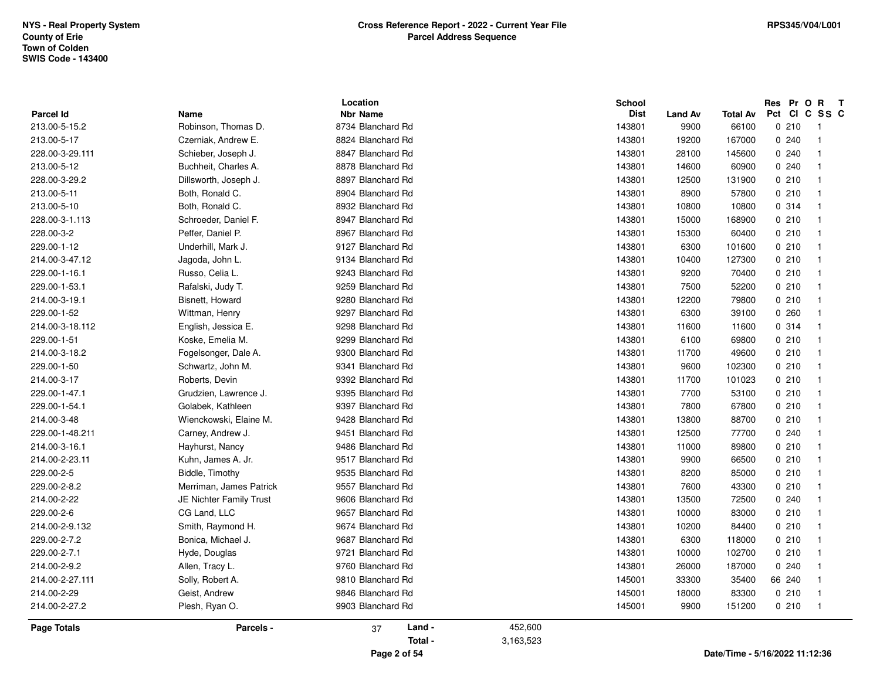NYS - Real Property System
County of Erie
Town of Colden
SWIS Code - 143400

**Cross Reference Report - 2022 - Current Year File**
**Parcel Address Sequence**

RPS345/V04/L001

| Parcel Id | Name | Location Nbr | Location Name | School Dist | Land Av | Total Av | Res Pct | Pr Cl | O C | R SS | T C |
|---|---|---|---|---|---|---|---|---|---|---|---|
| 213.00-5-15.2 | Robinson, Thomas D. | 8734 | Blanchard Rd | 143801 | 9900 | 66100 | 0 | 210 | | 1 | |
| 213.00-5-17 | Czerniak, Andrew E. | 8824 | Blanchard Rd | 143801 | 19200 | 167000 | 0 | 240 | | 1 | |
| 228.00-3-29.111 | Schieber, Joseph J. | 8847 | Blanchard Rd | 143801 | 28100 | 145600 | 0 | 240 | | 1 | |
| 213.00-5-12 | Buchheit, Charles A. | 8878 | Blanchard Rd | 143801 | 14600 | 60900 | 0 | 240 | | 1 | |
| 228.00-3-29.2 | Dillsworth, Joseph J. | 8897 | Blanchard Rd | 143801 | 12500 | 131900 | 0 | 210 | | 1 | |
| 213.00-5-11 | Both, Ronald C. | 8904 | Blanchard Rd | 143801 | 8900 | 57800 | 0 | 210 | | 1 | |
| 213.00-5-10 | Both, Ronald C. | 8932 | Blanchard Rd | 143801 | 10800 | 10800 | 0 | 314 | | 1 | |
| 228.00-3-1.113 | Schroeder, Daniel F. | 8947 | Blanchard Rd | 143801 | 15000 | 168900 | 0 | 210 | | 1 | |
| 228.00-3-2 | Peffer, Daniel P. | 8967 | Blanchard Rd | 143801 | 15300 | 60400 | 0 | 210 | | 1 | |
| 229.00-1-12 | Underhill, Mark J. | 9127 | Blanchard Rd | 143801 | 6300 | 101600 | 0 | 210 | | 1 | |
| 214.00-3-47.12 | Jagoda, John L. | 9134 | Blanchard Rd | 143801 | 10400 | 127300 | 0 | 210 | | 1 | |
| 229.00-1-16.1 | Russo, Celia L. | 9243 | Blanchard Rd | 143801 | 9200 | 70400 | 0 | 210 | | 1 | |
| 229.00-1-53.1 | Rafalski, Judy T. | 9259 | Blanchard Rd | 143801 | 7500 | 52200 | 0 | 210 | | 1 | |
| 214.00-3-19.1 | Bisnett, Howard | 9280 | Blanchard Rd | 143801 | 12200 | 79800 | 0 | 210 | | 1 | |
| 229.00-1-52 | Wittman, Henry | 9297 | Blanchard Rd | 143801 | 6300 | 39100 | 0 | 260 | | 1 | |
| 214.00-3-18.112 | English, Jessica E. | 9298 | Blanchard Rd | 143801 | 11600 | 11600 | 0 | 314 | | 1 | |
| 229.00-1-51 | Koske, Emelia M. | 9299 | Blanchard Rd | 143801 | 6100 | 69800 | 0 | 210 | | 1 | |
| 214.00-3-18.2 | Fogelsonger, Dale A. | 9300 | Blanchard Rd | 143801 | 11700 | 49600 | 0 | 210 | | 1 | |
| 229.00-1-50 | Schwartz, John M. | 9341 | Blanchard Rd | 143801 | 9600 | 102300 | 0 | 210 | | 1 | |
| 214.00-3-17 | Roberts, Devin | 9392 | Blanchard Rd | 143801 | 11700 | 101023 | 0 | 210 | | 1 | |
| 229.00-1-47.1 | Grudzien, Lawrence J. | 9395 | Blanchard Rd | 143801 | 7700 | 53100 | 0 | 210 | | 1 | |
| 229.00-1-54.1 | Golabek, Kathleen | 9397 | Blanchard Rd | 143801 | 7800 | 67800 | 0 | 210 | | 1 | |
| 214.00-3-48 | Wienckowski, Elaine M. | 9428 | Blanchard Rd | 143801 | 13800 | 88700 | 0 | 210 | | 1 | |
| 229.00-1-48.211 | Carney, Andrew J. | 9451 | Blanchard Rd | 143801 | 12500 | 77700 | 0 | 240 | | 1 | |
| 214.00-3-16.1 | Hayhurst, Nancy | 9486 | Blanchard Rd | 143801 | 11000 | 89800 | 0 | 210 | | 1 | |
| 214.00-2-23.11 | Kuhn, James A. Jr. | 9517 | Blanchard Rd | 143801 | 9900 | 66500 | 0 | 210 | | 1 | |
| 229.00-2-5 | Biddle, Timothy | 9535 | Blanchard Rd | 143801 | 8200 | 85000 | 0 | 210 | | 1 | |
| 229.00-2-8.2 | Merriman, James Patrick | 9557 | Blanchard Rd | 143801 | 7600 | 43300 | 0 | 210 | | 1 | |
| 214.00-2-22 | JE Nichter Family Trust | 9606 | Blanchard Rd | 143801 | 13500 | 72500 | 0 | 240 | | 1 | |
| 229.00-2-6 | CG Land, LLC | 9657 | Blanchard Rd | 143801 | 10000 | 83000 | 0 | 210 | | 1 | |
| 214.00-2-9.132 | Smith, Raymond H. | 9674 | Blanchard Rd | 143801 | 10200 | 84400 | 0 | 210 | | 1 | |
| 229.00-2-7.2 | Bonica, Michael J. | 9687 | Blanchard Rd | 143801 | 6300 | 118000 | 0 | 210 | | 1 | |
| 229.00-2-7.1 | Hyde, Douglas | 9721 | Blanchard Rd | 143801 | 10000 | 102700 | 0 | 210 | | 1 | |
| 214.00-2-9.2 | Allen, Tracy L. | 9760 | Blanchard Rd | 143801 | 26000 | 187000 | 0 | 240 | | 1 | |
| 214.00-2-27.111 | Solly, Robert A. | 9810 | Blanchard Rd | 145001 | 33300 | 35400 | 66 | 240 | | 1 | |
| 214.00-2-29 | Geist, Andrew | 9846 | Blanchard Rd | 145001 | 18000 | 83300 | 0 | 210 | | 1 | |
| 214.00-2-27.2 | Plesh, Ryan O. | 9903 | Blanchard Rd | 145001 | 9900 | 151200 | 0 | 210 | | 1 | |

| Page Totals | Parcels - | 37 | Land - | 452,600 |
|---|---|---|---|---|
| | | | Total - | 3,163,523 |

Date/Time - 5/16/2022 11:12:36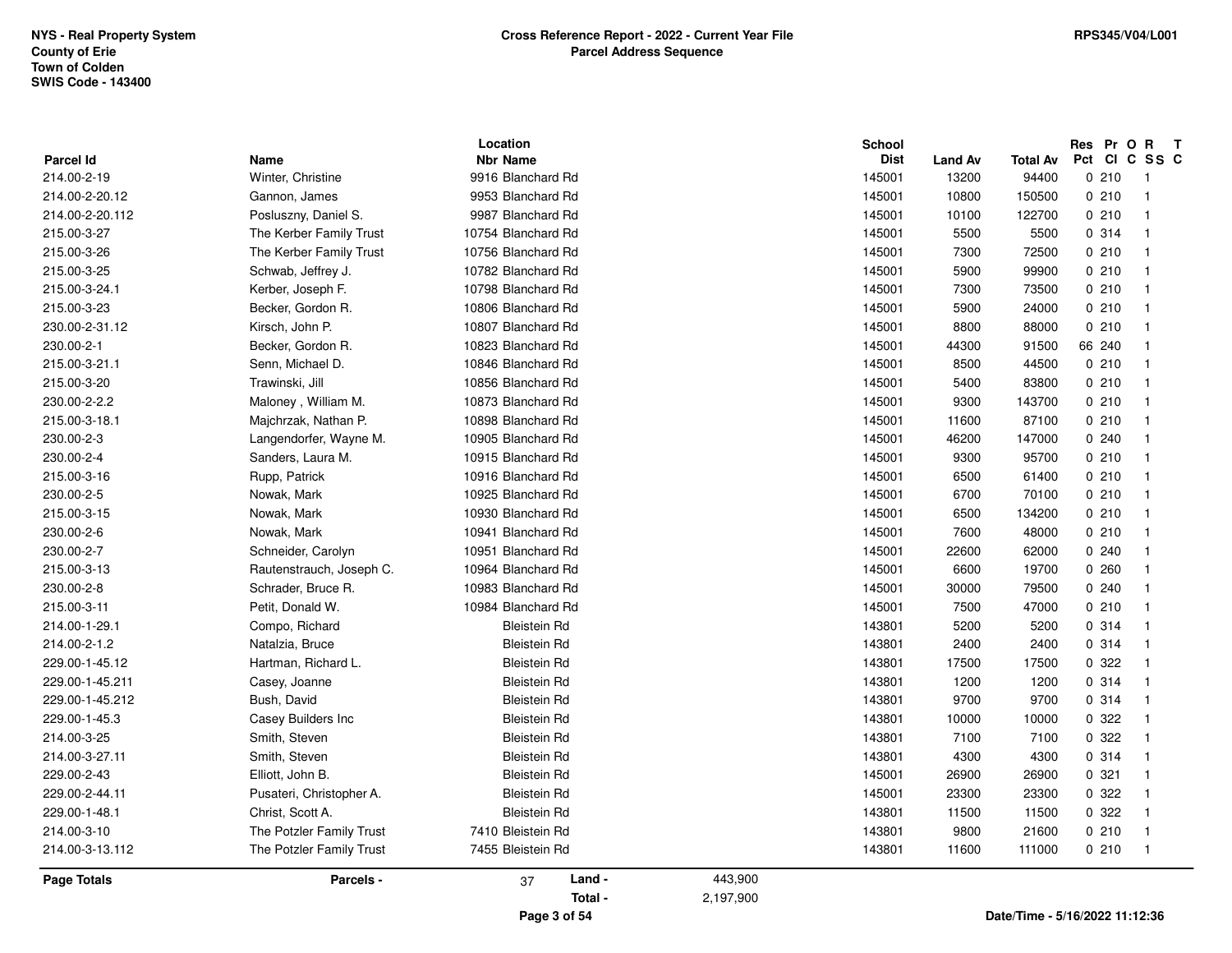NYS - Real Property System
County of Erie
Town of Colden
SWIS Code - 143400

**Cross Reference Report - 2022 - Current Year File**
**Parcel Address Sequence**

RPS345/V04/L001

| Parcel Id | Name | Location Nbr | Location Name | School Dist | Land Av | Total Av | Res Pct | Pr Cl | O C | R SS | T C |
|---|---|---|---|---|---|---|---|---|---|---|---|
| 214.00-2-19 | Winter, Christine | 9916 | Blanchard Rd | 145001 | 13200 | 94400 | 0 | 210 | | 1 | |
| 214.00-2-20.12 | Gannon, James | 9953 | Blanchard Rd | 145001 | 10800 | 150500 | 0 | 210 | | 1 | |
| 214.00-2-20.112 | Posluszny, Daniel S. | 9987 | Blanchard Rd | 145001 | 10100 | 122700 | 0 | 210 | | 1 | |
| 215.00-3-27 | The Kerber Family Trust | 10754 | Blanchard Rd | 145001 | 5500 | 5500 | 0 | 314 | | 1 | |
| 215.00-3-26 | The Kerber Family Trust | 10756 | Blanchard Rd | 145001 | 7300 | 72500 | 0 | 210 | | 1 | |
| 215.00-3-25 | Schwab, Jeffrey J. | 10782 | Blanchard Rd | 145001 | 5900 | 99900 | 0 | 210 | | 1 | |
| 215.00-3-24.1 | Kerber, Joseph F. | 10798 | Blanchard Rd | 145001 | 7300 | 73500 | 0 | 210 | | 1 | |
| 215.00-3-23 | Becker, Gordon R. | 10806 | Blanchard Rd | 145001 | 5900 | 24000 | 0 | 210 | | 1 | |
| 230.00-2-31.12 | Kirsch, John P. | 10807 | Blanchard Rd | 145001 | 8800 | 88000 | 0 | 210 | | 1 | |
| 230.00-2-1 | Becker, Gordon R. | 10823 | Blanchard Rd | 145001 | 44300 | 91500 | 66 | 240 | | 1 | |
| 215.00-3-21.1 | Senn, Michael D. | 10846 | Blanchard Rd | 145001 | 8500 | 44500 | 0 | 210 | | 1 | |
| 215.00-3-20 | Trawinski, Jill | 10856 | Blanchard Rd | 145001 | 5400 | 83800 | 0 | 210 | | 1 | |
| 230.00-2-2.2 | Maloney , William M. | 10873 | Blanchard Rd | 145001 | 9300 | 143700 | 0 | 210 | | 1 | |
| 215.00-3-18.1 | Majchrzak, Nathan P. | 10898 | Blanchard Rd | 145001 | 11600 | 87100 | 0 | 210 | | 1 | |
| 230.00-2-3 | Langendorfer, Wayne M. | 10905 | Blanchard Rd | 145001 | 46200 | 147000 | 0 | 240 | | 1 | |
| 230.00-2-4 | Sanders, Laura M. | 10915 | Blanchard Rd | 145001 | 9300 | 95700 | 0 | 210 | | 1 | |
| 215.00-3-16 | Rupp, Patrick | 10916 | Blanchard Rd | 145001 | 6500 | 61400 | 0 | 210 | | 1 | |
| 230.00-2-5 | Nowak, Mark | 10925 | Blanchard Rd | 145001 | 6700 | 70100 | 0 | 210 | | 1 | |
| 215.00-3-15 | Nowak, Mark | 10930 | Blanchard Rd | 145001 | 6500 | 134200 | 0 | 210 | | 1 | |
| 230.00-2-6 | Nowak, Mark | 10941 | Blanchard Rd | 145001 | 7600 | 48000 | 0 | 210 | | 1 | |
| 230.00-2-7 | Schneider, Carolyn | 10951 | Blanchard Rd | 145001 | 22600 | 62000 | 0 | 240 | | 1 | |
| 215.00-3-13 | Rautenstrauch, Joseph C. | 10964 | Blanchard Rd | 145001 | 6600 | 19700 | 0 | 260 | | 1 | |
| 230.00-2-8 | Schrader, Bruce R. | 10983 | Blanchard Rd | 145001 | 30000 | 79500 | 0 | 240 | | 1 | |
| 215.00-3-11 | Petit, Donald W. | 10984 | Blanchard Rd | 145001 | 7500 | 47000 | 0 | 210 | | 1 | |
| 214.00-1-29.1 | Compo, Richard | | Bleistein Rd | 143801 | 5200 | 5200 | 0 | 314 | | 1 | |
| 214.00-2-1.2 | Natalzia, Bruce | | Bleistein Rd | 143801 | 2400 | 2400 | 0 | 314 | | 1 | |
| 229.00-1-45.12 | Hartman, Richard L. | | Bleistein Rd | 143801 | 17500 | 17500 | 0 | 322 | | 1 | |
| 229.00-1-45.211 | Casey, Joanne | | Bleistein Rd | 143801 | 1200 | 1200 | 0 | 314 | | 1 | |
| 229.00-1-45.212 | Bush, David | | Bleistein Rd | 143801 | 9700 | 9700 | 0 | 314 | | 1 | |
| 229.00-1-45.3 | Casey Builders Inc | | Bleistein Rd | 143801 | 10000 | 10000 | 0 | 322 | | 1 | |
| 214.00-3-25 | Smith, Steven | | Bleistein Rd | 143801 | 7100 | 7100 | 0 | 322 | | 1 | |
| 214.00-3-27.11 | Smith, Steven | | Bleistein Rd | 143801 | 4300 | 4300 | 0 | 314 | | 1 | |
| 229.00-2-43 | Elliott, John B. | | Bleistein Rd | 145001 | 26900 | 26900 | 0 | 321 | | 1 | |
| 229.00-2-44.11 | Pusateri, Christopher A. | | Bleistein Rd | 145001 | 23300 | 23300 | 0 | 322 | | 1 | |
| 229.00-1-48.1 | Christ, Scott A. | | Bleistein Rd | 143801 | 11500 | 11500 | 0 | 322 | | 1 | |
| 214.00-3-10 | The Potzler Family Trust | 7410 | Bleistein Rd | 143801 | 9800 | 21600 | 0 | 210 | | 1 | |
| 214.00-3-13.112 | The Potzler Family Trust | 7455 | Bleistein Rd | 143801 | 11600 | 111000 | 0 | 210 | | 1 | |

| Page Totals | Parcels - | 37 | Land - | 443,900 |
|---|---|---|---|---|
| | | | Total - | 2,197,900 |

Date/Time - 5/16/2022 11:12:36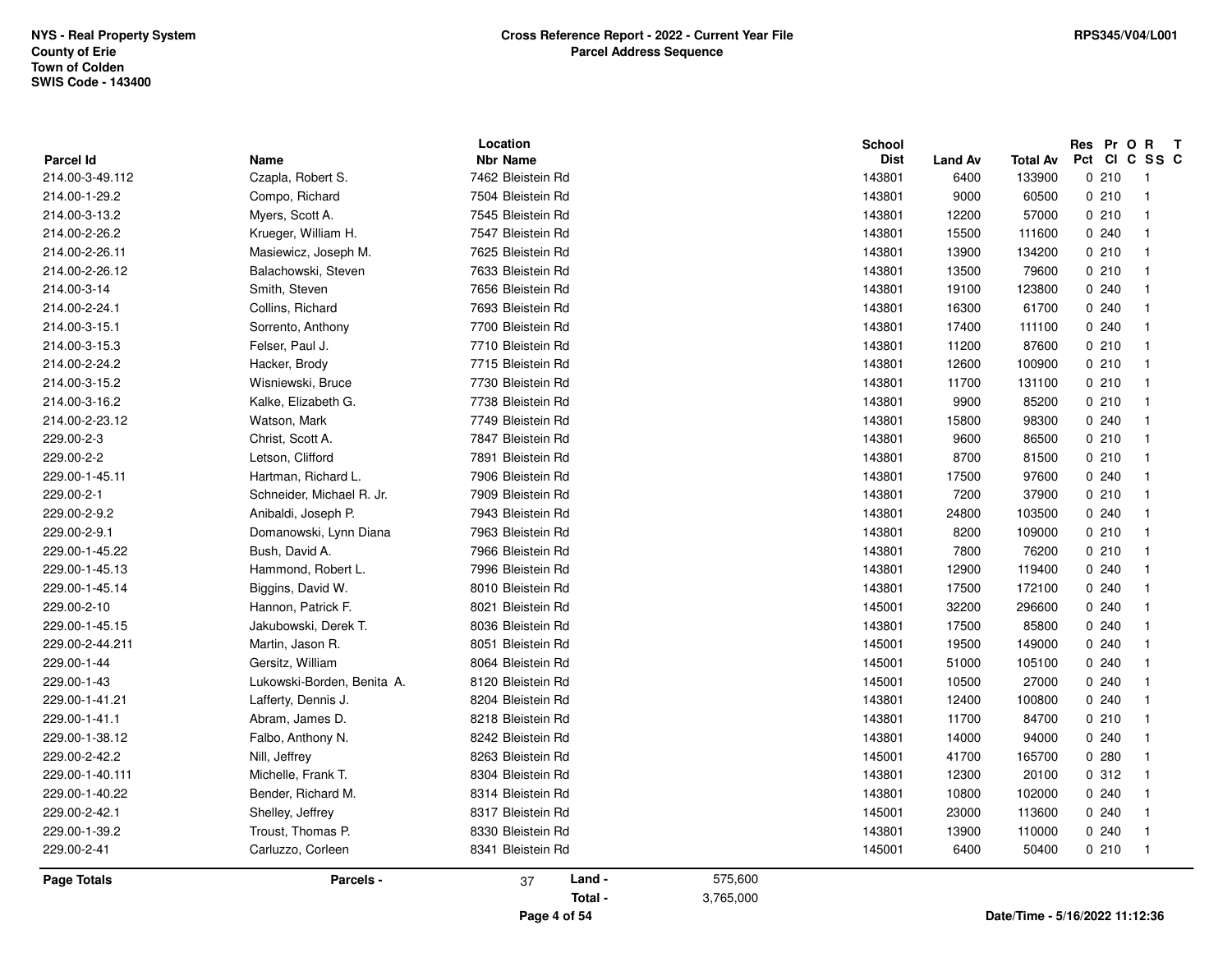NYS - Real Property System
County of Erie
Town of Colden
SWIS Code - 143400

**Cross Reference Report - 2022 - Current Year File**
**Parcel Address Sequence**

RPS345/V04/L001

| Parcel Id | Name | Location Nbr Name | School Dist | Land Av | Total Av | Res Pct | Pr Cl | O C | R SS | T C |
|---|---|---|---|---|---|---|---|---|---|---|
| 214.00-3-49.112 | Czapla, Robert S. | 7462 Bleistein Rd | 143801 | 6400 | 133900 | 0 | 210 | | 1 | |
| 214.00-1-29.2 | Compo, Richard | 7504 Bleistein Rd | 143801 | 9000 | 60500 | 0 | 210 | | 1 | |
| 214.00-3-13.2 | Myers, Scott A. | 7545 Bleistein Rd | 143801 | 12200 | 57000 | 0 | 210 | | 1 | |
| 214.00-2-26.2 | Krueger, William H. | 7547 Bleistein Rd | 143801 | 15500 | 111600 | 0 | 240 | | 1 | |
| 214.00-2-26.11 | Masiewicz, Joseph M. | 7625 Bleistein Rd | 143801 | 13900 | 134200 | 0 | 210 | | 1 | |
| 214.00-2-26.12 | Balachowski, Steven | 7633 Bleistein Rd | 143801 | 13500 | 79600 | 0 | 210 | | 1 | |
| 214.00-3-14 | Smith, Steven | 7656 Bleistein Rd | 143801 | 19100 | 123800 | 0 | 240 | | 1 | |
| 214.00-2-24.1 | Collins, Richard | 7693 Bleistein Rd | 143801 | 16300 | 61700 | 0 | 240 | | 1 | |
| 214.00-3-15.1 | Sorrento, Anthony | 7700 Bleistein Rd | 143801 | 17400 | 111100 | 0 | 240 | | 1 | |
| 214.00-3-15.3 | Felser, Paul J. | 7710 Bleistein Rd | 143801 | 11200 | 87600 | 0 | 210 | | 1 | |
| 214.00-2-24.2 | Hacker, Brody | 7715 Bleistein Rd | 143801 | 12600 | 100900 | 0 | 210 | | 1 | |
| 214.00-3-15.2 | Wisniewski, Bruce | 7730 Bleistein Rd | 143801 | 11700 | 131100 | 0 | 210 | | 1 | |
| 214.00-3-16.2 | Kalke, Elizabeth G. | 7738 Bleistein Rd | 143801 | 9900 | 85200 | 0 | 210 | | 1 | |
| 214.00-2-23.12 | Watson, Mark | 7749 Bleistein Rd | 143801 | 15800 | 98300 | 0 | 240 | | 1 | |
| 229.00-2-3 | Christ, Scott A. | 7847 Bleistein Rd | 143801 | 9600 | 86500 | 0 | 210 | | 1 | |
| 229.00-2-2 | Letson, Clifford | 7891 Bleistein Rd | 143801 | 8700 | 81500 | 0 | 210 | | 1 | |
| 229.00-1-45.11 | Hartman, Richard L. | 7906 Bleistein Rd | 143801 | 17500 | 97600 | 0 | 240 | | 1 | |
| 229.00-2-1 | Schneider, Michael R. Jr. | 7909 Bleistein Rd | 143801 | 7200 | 37900 | 0 | 210 | | 1 | |
| 229.00-2-9.2 | Anibaldi, Joseph P. | 7943 Bleistein Rd | 143801 | 24800 | 103500 | 0 | 240 | | 1 | |
| 229.00-2-9.1 | Domanowski, Lynn Diana | 7963 Bleistein Rd | 143801 | 8200 | 109000 | 0 | 210 | | 1 | |
| 229.00-1-45.22 | Bush, David A. | 7966 Bleistein Rd | 143801 | 7800 | 76200 | 0 | 210 | | 1 | |
| 229.00-1-45.13 | Hammond, Robert L. | 7996 Bleistein Rd | 143801 | 12900 | 119400 | 0 | 240 | | 1 | |
| 229.00-1-45.14 | Biggins, David W. | 8010 Bleistein Rd | 143801 | 17500 | 172100 | 0 | 240 | | 1 | |
| 229.00-2-10 | Hannon, Patrick F. | 8021 Bleistein Rd | 145001 | 32200 | 296600 | 0 | 240 | | 1 | |
| 229.00-1-45.15 | Jakubowski, Derek T. | 8036 Bleistein Rd | 143801 | 17500 | 85800 | 0 | 240 | | 1 | |
| 229.00-2-44.211 | Martin, Jason R. | 8051 Bleistein Rd | 145001 | 19500 | 149000 | 0 | 240 | | 1 | |
| 229.00-1-44 | Gersitz, William | 8064 Bleistein Rd | 145001 | 51000 | 105100 | 0 | 240 | | 1 | |
| 229.00-1-43 | Lukowski-Borden, Benita A. | 8120 Bleistein Rd | 145001 | 10500 | 27000 | 0 | 240 | | 1 | |
| 229.00-1-41.21 | Lafferty, Dennis J. | 8204 Bleistein Rd | 143801 | 12400 | 100800 | 0 | 240 | | 1 | |
| 229.00-1-41.1 | Abram, James D. | 8218 Bleistein Rd | 143801 | 11700 | 84700 | 0 | 210 | | 1 | |
| 229.00-1-38.12 | Falbo, Anthony N. | 8242 Bleistein Rd | 143801 | 14000 | 94000 | 0 | 240 | | 1 | |
| 229.00-2-42.2 | Nill, Jeffrey | 8263 Bleistein Rd | 145001 | 41700 | 165700 | 0 | 280 | | 1 | |
| 229.00-1-40.111 | Michelle, Frank T. | 8304 Bleistein Rd | 143801 | 12300 | 20100 | 0 | 312 | | 1 | |
| 229.00-1-40.22 | Bender, Richard M. | 8314 Bleistein Rd | 143801 | 10800 | 102000 | 0 | 240 | | 1 | |
| 229.00-2-42.1 | Shelley, Jeffrey | 8317 Bleistein Rd | 145001 | 23000 | 113600 | 0 | 240 | | 1 | |
| 229.00-1-39.2 | Troust, Thomas P. | 8330 Bleistein Rd | 143801 | 13900 | 110000 | 0 | 240 | | 1 | |
| 229.00-2-41 | Carluzzo, Corleen | 8341 Bleistein Rd | 145001 | 6400 | 50400 | 0 | 210 | | 1 | |

**Page Totals** | **Parcels -** 37 | **Land -** 575,600 | **Total -** 3,765,000

Date/Time - 5/16/2022 11:12:36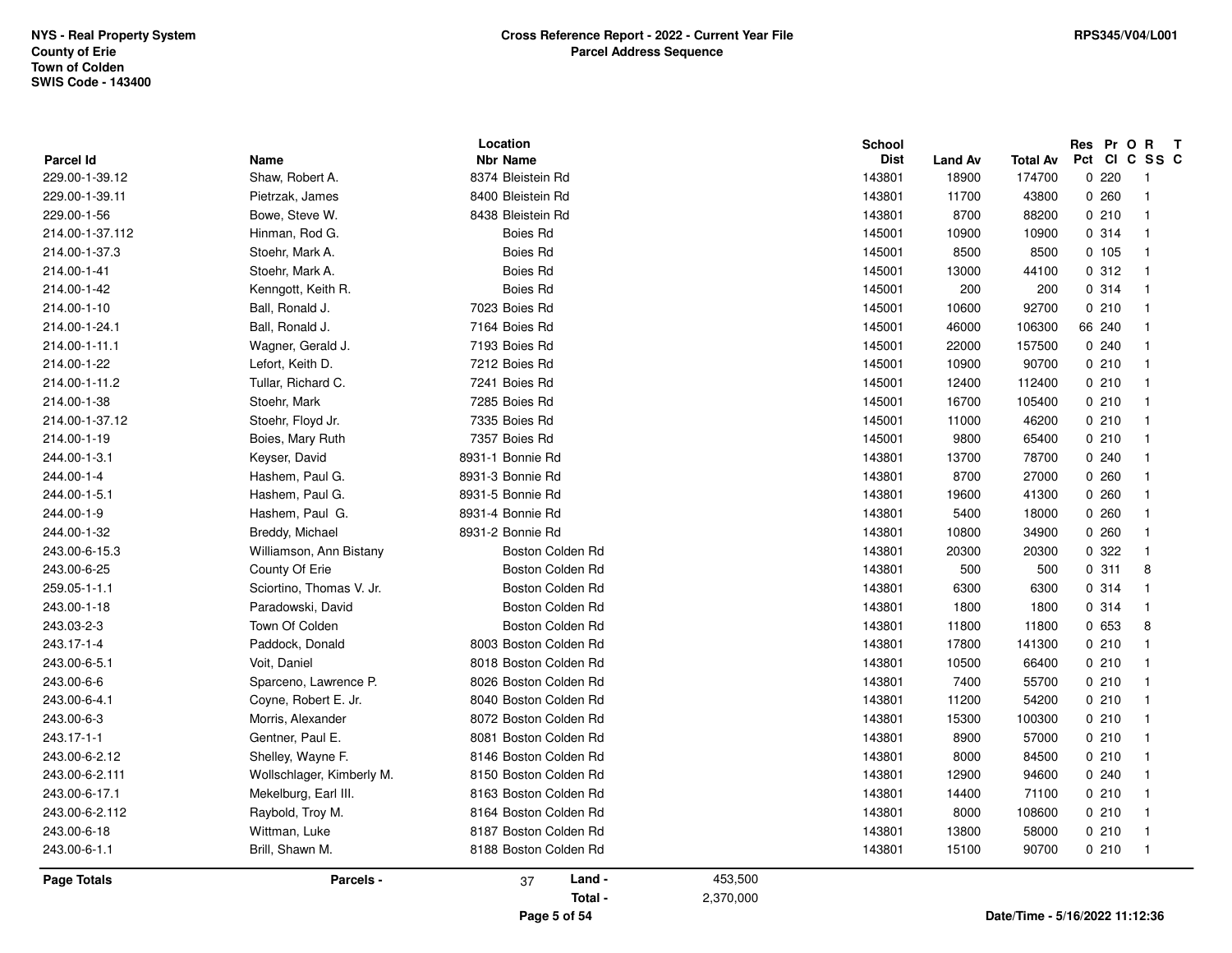NYS - Real Property System
County of Erie
Town of Colden
SWIS Code - 143400

**Cross Reference Report - 2022 - Current Year File**
**Parcel Address Sequence**

RPS345/V04/L001

| Parcel Id | Name | Location Nbr | Location Name | School Dist | Land Av | Total Av | Res Pct | Pr Cl | O C | R SS | T C |
|---|---|---|---|---|---|---|---|---|---|---|---|
| 229.00-1-39.12 | Shaw, Robert A. | 8374 | Bleistein Rd | 143801 | 18900 | 174700 | 0 | 220 | | 1 | |
| 229.00-1-39.11 | Pietrzak, James | 8400 | Bleistein Rd | 143801 | 11700 | 43800 | 0 | 260 | | 1 | |
| 229.00-1-56 | Bowe, Steve W. | 8438 | Bleistein Rd | 143801 | 8700 | 88200 | 0 | 210 | | 1 | |
| 214.00-1-37.112 | Hinman, Rod G. | | Boies Rd | 145001 | 10900 | 10900 | 0 | 314 | | 1 | |
| 214.00-1-37.3 | Stoehr, Mark A. | | Boies Rd | 145001 | 8500 | 8500 | 0 | 105 | | 1 | |
| 214.00-1-41 | Stoehr, Mark A. | | Boies Rd | 145001 | 13000 | 44100 | 0 | 312 | | 1 | |
| 214.00-1-42 | Kenngott, Keith R. | | Boies Rd | 145001 | 200 | 200 | 0 | 314 | | 1 | |
| 214.00-1-10 | Ball, Ronald J. | 7023 | Boies Rd | 145001 | 10600 | 92700 | 0 | 210 | | 1 | |
| 214.00-1-24.1 | Ball, Ronald J. | 7164 | Boies Rd | 145001 | 46000 | 106300 | 66 | 240 | | 1 | |
| 214.00-1-11.1 | Wagner, Gerald J. | 7193 | Boies Rd | 145001 | 22000 | 157500 | 0 | 240 | | 1 | |
| 214.00-1-22 | Lefort, Keith D. | 7212 | Boies Rd | 145001 | 10900 | 90700 | 0 | 210 | | 1 | |
| 214.00-1-11.2 | Tullar, Richard C. | 7241 | Boies Rd | 145001 | 12400 | 112400 | 0 | 210 | | 1 | |
| 214.00-1-38 | Stoehr, Mark | 7285 | Boies Rd | 145001 | 16700 | 105400 | 0 | 210 | | 1 | |
| 214.00-1-37.12 | Stoehr, Floyd Jr. | 7335 | Boies Rd | 145001 | 11000 | 46200 | 0 | 210 | | 1 | |
| 214.00-1-19 | Boies, Mary Ruth | 7357 | Boies Rd | 145001 | 9800 | 65400 | 0 | 210 | | 1 | |
| 244.00-1-3.1 | Keyser, David | 8931-1 | Bonnie Rd | 143801 | 13700 | 78700 | 0 | 240 | | 1 | |
| 244.00-1-4 | Hashem, Paul G. | 8931-3 | Bonnie Rd | 143801 | 8700 | 27000 | 0 | 260 | | 1 | |
| 244.00-1-5.1 | Hashem, Paul G. | 8931-5 | Bonnie Rd | 143801 | 19600 | 41300 | 0 | 260 | | 1 | |
| 244.00-1-9 | Hashem, Paul G. | 8931-4 | Bonnie Rd | 143801 | 5400 | 18000 | 0 | 260 | | 1 | |
| 244.00-1-32 | Breddy, Michael | 8931-2 | Bonnie Rd | 143801 | 10800 | 34900 | 0 | 260 | | 1 | |
| 243.00-6-15.3 | Williamson, Ann Bistany | | Boston Colden Rd | 143801 | 20300 | 20300 | 0 | 322 | | 1 | |
| 243.00-6-25 | County Of Erie | | Boston Colden Rd | 143801 | 500 | 500 | 0 | 311 | | 8 | |
| 259.05-1-1.1 | Sciortino, Thomas V. Jr. | | Boston Colden Rd | 143801 | 6300 | 6300 | 0 | 314 | | 1 | |
| 243.00-1-18 | Paradowski, David | | Boston Colden Rd | 143801 | 1800 | 1800 | 0 | 314 | | 1 | |
| 243.03-2-3 | Town Of Colden | | Boston Colden Rd | 143801 | 11800 | 11800 | 0 | 653 | | 8 | |
| 243.17-1-4 | Paddock, Donald | 8003 | Boston Colden Rd | 143801 | 17800 | 141300 | 0 | 210 | | 1 | |
| 243.00-6-5.1 | Voit, Daniel | 8018 | Boston Colden Rd | 143801 | 10500 | 66400 | 0 | 210 | | 1 | |
| 243.00-6-6 | Sparceno, Lawrence P. | 8026 | Boston Colden Rd | 143801 | 7400 | 55700 | 0 | 210 | | 1 | |
| 243.00-6-4.1 | Coyne, Robert E. Jr. | 8040 | Boston Colden Rd | 143801 | 11200 | 54200 | 0 | 210 | | 1 | |
| 243.00-6-3 | Morris, Alexander | 8072 | Boston Colden Rd | 143801 | 15300 | 100300 | 0 | 210 | | 1 | |
| 243.17-1-1 | Gentner, Paul E. | 8081 | Boston Colden Rd | 143801 | 8900 | 57000 | 0 | 210 | | 1 | |
| 243.00-6-2.12 | Shelley, Wayne F. | 8146 | Boston Colden Rd | 143801 | 8000 | 84500 | 0 | 210 | | 1 | |
| 243.00-6-2.111 | Wollschlager, Kimberly M. | 8150 | Boston Colden Rd | 143801 | 12900 | 94600 | 0 | 240 | | 1 | |
| 243.00-6-17.1 | Mekelburg, Earl III. | 8163 | Boston Colden Rd | 143801 | 14400 | 71100 | 0 | 210 | | 1 | |
| 243.00-6-2.112 | Raybold, Troy M. | 8164 | Boston Colden Rd | 143801 | 8000 | 108600 | 0 | 210 | | 1 | |
| 243.00-6-18 | Wittman, Luke | 8187 | Boston Colden Rd | 143801 | 13800 | 58000 | 0 | 210 | | 1 | |
| 243.00-6-1.1 | Brill, Shawn M. | 8188 | Boston Colden Rd | 143801 | 15100 | 90700 | 0 | 210 | | 1 | |

**Page Totals** **Parcels -** 37 **Land -** 453,500
**Total -** 2,370,000

Date/Time - 5/16/2022 11:12:36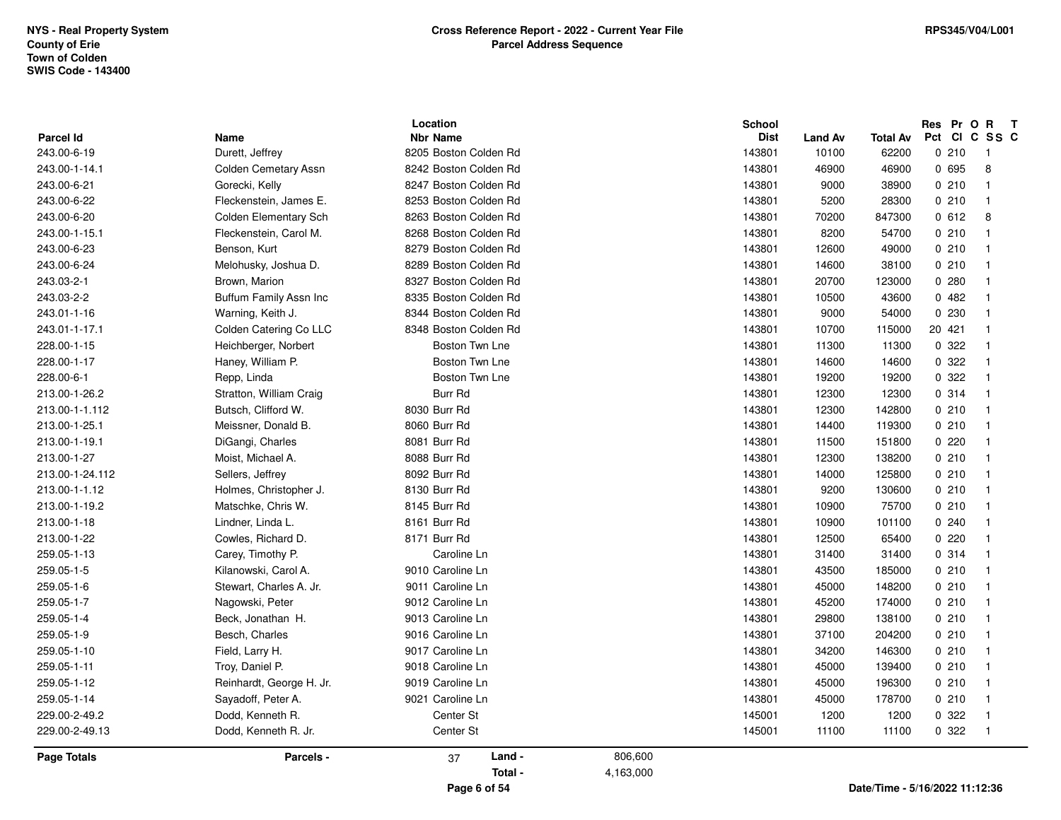NYS - Real Property System
County of Erie
Town of Colden
SWIS Code - 143400

**Cross Reference Report - 2022 - Current Year File**
**Parcel Address Sequence**

RPS345/V04/L001

| Parcel Id | Name | Location Nbr | Location Name | School Dist | Land Av | Total Av | Res Pct | Pr Cl | O C | R SS | T C |
|---|---|---|---|---|---|---|---|---|---|---|---|
| 243.00-6-19 | Durett, Jeffrey | 8205 | Boston Colden Rd | 143801 | 10100 | 62200 | 0 | 210 | | 1 | |
| 243.00-1-14.1 | Colden Cemetary Assn | 8242 | Boston Colden Rd | 143801 | 46900 | 46900 | 0 | 695 | | 8 | |
| 243.00-6-21 | Gorecki, Kelly | 8247 | Boston Colden Rd | 143801 | 9000 | 38900 | 0 | 210 | | 1 | |
| 243.00-6-22 | Fleckenstein, James E. | 8253 | Boston Colden Rd | 143801 | 5200 | 28300 | 0 | 210 | | 1 | |
| 243.00-6-20 | Colden Elementary Sch | 8263 | Boston Colden Rd | 143801 | 70200 | 847300 | 0 | 612 | | 8 | |
| 243.00-1-15.1 | Fleckenstein, Carol M. | 8268 | Boston Colden Rd | 143801 | 8200 | 54700 | 0 | 210 | | 1 | |
| 243.00-6-23 | Benson, Kurt | 8279 | Boston Colden Rd | 143801 | 12600 | 49000 | 0 | 210 | | 1 | |
| 243.00-6-24 | Melohusky, Joshua D. | 8289 | Boston Colden Rd | 143801 | 14600 | 38100 | 0 | 210 | | 1 | |
| 243.03-2-1 | Brown, Marion | 8327 | Boston Colden Rd | 143801 | 20700 | 123000 | 0 | 280 | | 1 | |
| 243.03-2-2 | Buffum Family Assn Inc | 8335 | Boston Colden Rd | 143801 | 10500 | 43600 | 0 | 482 | | 1 | |
| 243.01-1-16 | Warning, Keith J. | 8344 | Boston Colden Rd | 143801 | 9000 | 54000 | 0 | 230 | | 1 | |
| 243.01-1-17.1 | Colden Catering Co LLC | 8348 | Boston Colden Rd | 143801 | 10700 | 115000 | 20 | 421 | | 1 | |
| 228.00-1-15 | Heichberger, Norbert | | Boston Twn Lne | 143801 | 11300 | 11300 | 0 | 322 | | 1 | |
| 228.00-1-17 | Haney, William P. | | Boston Twn Lne | 143801 | 14600 | 14600 | 0 | 322 | | 1 | |
| 228.00-6-1 | Repp, Linda | | Boston Twn Lne | 143801 | 19200 | 19200 | 0 | 322 | | 1 | |
| 213.00-1-26.2 | Stratton, William Craig | | Burr Rd | 143801 | 12300 | 12300 | 0 | 314 | | 1 | |
| 213.00-1-1.112 | Butsch, Clifford W. | 8030 | Burr Rd | 143801 | 12300 | 142800 | 0 | 210 | | 1 | |
| 213.00-1-25.1 | Meissner, Donald B. | 8060 | Burr Rd | 143801 | 14400 | 119300 | 0 | 210 | | 1 | |
| 213.00-1-19.1 | DiGangi, Charles | 8081 | Burr Rd | 143801 | 11500 | 151800 | 0 | 220 | | 1 | |
| 213.00-1-27 | Moist, Michael A. | 8088 | Burr Rd | 143801 | 12300 | 138200 | 0 | 210 | | 1 | |
| 213.00-1-24.112 | Sellers, Jeffrey | 8092 | Burr Rd | 143801 | 14000 | 125800 | 0 | 210 | | 1 | |
| 213.00-1-1.12 | Holmes, Christopher J. | 8130 | Burr Rd | 143801 | 9200 | 130600 | 0 | 210 | | 1 | |
| 213.00-1-19.2 | Matschke, Chris W. | 8145 | Burr Rd | 143801 | 10900 | 75700 | 0 | 210 | | 1 | |
| 213.00-1-18 | Lindner, Linda L. | 8161 | Burr Rd | 143801 | 10900 | 101100 | 0 | 240 | | 1 | |
| 213.00-1-22 | Cowles, Richard D. | 8171 | Burr Rd | 143801 | 12500 | 65400 | 0 | 220 | | 1 | |
| 259.05-1-13 | Carey, Timothy P. | | Caroline Ln | 143801 | 31400 | 31400 | 0 | 314 | | 1 | |
| 259.05-1-5 | Kilanowski, Carol A. | 9010 | Caroline Ln | 143801 | 43500 | 185000 | 0 | 210 | | 1 | |
| 259.05-1-6 | Stewart, Charles A. Jr. | 9011 | Caroline Ln | 143801 | 45000 | 148200 | 0 | 210 | | 1 | |
| 259.05-1-7 | Nagowski, Peter | 9012 | Caroline Ln | 143801 | 45200 | 174000 | 0 | 210 | | 1 | |
| 259.05-1-4 | Beck, Jonathan H. | 9013 | Caroline Ln | 143801 | 29800 | 138100 | 0 | 210 | | 1 | |
| 259.05-1-9 | Besch, Charles | 9016 | Caroline Ln | 143801 | 37100 | 204200 | 0 | 210 | | 1 | |
| 259.05-1-10 | Field, Larry H. | 9017 | Caroline Ln | 143801 | 34200 | 146300 | 0 | 210 | | 1 | |
| 259.05-1-11 | Troy, Daniel P. | 9018 | Caroline Ln | 143801 | 45000 | 139400 | 0 | 210 | | 1 | |
| 259.05-1-12 | Reinhardt, George H. Jr. | 9019 | Caroline Ln | 143801 | 45000 | 196300 | 0 | 210 | | 1 | |
| 259.05-1-14 | Sayadoff, Peter A. | 9021 | Caroline Ln | 143801 | 45000 | 178700 | 0 | 210 | | 1 | |
| 229.00-2-49.2 | Dodd, Kenneth R. | | Center St | 145001 | 1200 | 1200 | 0 | 322 | | 1 | |
| 229.00-2-49.13 | Dodd, Kenneth R. Jr. | | Center St | 145001 | 11100 | 11100 | 0 | 322 | | 1 | |

**Page Totals** — Parcels - 37 — Land - 806,600 — Total - 4,163,000

Date/Time - 5/16/2022 11:12:36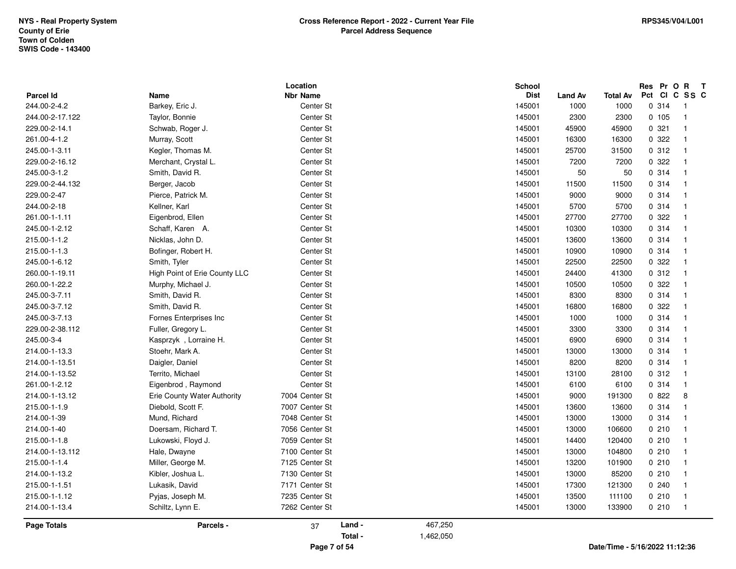NYS - Real Property System
County of Erie
Town of Colden
SWIS Code - 143400

**Cross Reference Report - 2022 - Current Year File**
**Parcel Address Sequence**

RPS345/V04/L001

| Parcel Id | Name | Location Nbr | Location Name | School Dist | Land Av | Total Av | Res Pct | Pr Cl | O C | R SS | T C |
|---|---|---|---|---|---|---|---|---|---|---|---|
| 244.00-2-4.2 | Barkey, Eric J. | | Center St | 145001 | 1000 | 1000 | 0 | 314 | | 1 | |
| 244.00-2-17.122 | Taylor, Bonnie | | Center St | 145001 | 2300 | 2300 | 0 | 105 | | 1 | |
| 229.00-2-14.1 | Schwab, Roger J. | | Center St | 145001 | 45900 | 45900 | 0 | 321 | | 1 | |
| 261.00-4-1.2 | Murray, Scott | | Center St | 145001 | 16300 | 16300 | 0 | 322 | | 1 | |
| 245.00-1-3.11 | Kegler, Thomas M. | | Center St | 145001 | 25700 | 31500 | 0 | 312 | | 1 | |
| 229.00-2-16.12 | Merchant, Crystal L. | | Center St | 145001 | 7200 | 7200 | 0 | 322 | | 1 | |
| 245.00-3-1.2 | Smith, David R. | | Center St | 145001 | 50 | 50 | 0 | 314 | | 1 | |
| 229.00-2-44.132 | Berger, Jacob | | Center St | 145001 | 11500 | 11500 | 0 | 314 | | 1 | |
| 229.00-2-47 | Pierce, Patrick M. | | Center St | 145001 | 9000 | 9000 | 0 | 314 | | 1 | |
| 244.00-2-18 | Kellner, Karl | | Center St | 145001 | 5700 | 5700 | 0 | 314 | | 1 | |
| 261.00-1-1.11 | Eigenbrod, Ellen | | Center St | 145001 | 27700 | 27700 | 0 | 322 | | 1 | |
| 245.00-1-2.12 | Schaff, Karen A. | | Center St | 145001 | 10300 | 10300 | 0 | 314 | | 1 | |
| 215.00-1-1.2 | Nicklas, John D. | | Center St | 145001 | 13600 | 13600 | 0 | 314 | | 1 | |
| 215.00-1-1.3 | Bofinger, Robert H. | | Center St | 145001 | 10900 | 10900 | 0 | 314 | | 1 | |
| 245.00-1-6.12 | Smith, Tyler | | Center St | 145001 | 22500 | 22500 | 0 | 322 | | 1 | |
| 260.00-1-19.11 | High Point of Erie County LLC | | Center St | 145001 | 24400 | 41300 | 0 | 312 | | 1 | |
| 260.00-1-22.2 | Murphy, Michael J. | | Center St | 145001 | 10500 | 10500 | 0 | 322 | | 1 | |
| 245.00-3-7.11 | Smith, David R. | | Center St | 145001 | 8300 | 8300 | 0 | 314 | | 1 | |
| 245.00-3-7.12 | Smith, David R. | | Center St | 145001 | 16800 | 16800 | 0 | 322 | | 1 | |
| 245.00-3-7.13 | Fornes Enterprises Inc | | Center St | 145001 | 1000 | 1000 | 0 | 314 | | 1 | |
| 229.00-2-38.112 | Fuller, Gregory L. | | Center St | 145001 | 3300 | 3300 | 0 | 314 | | 1 | |
| 245.00-3-4 | Kasprzyk , Lorraine H. | | Center St | 145001 | 6900 | 6900 | 0 | 314 | | 1 | |
| 214.00-1-13.3 | Stoehr, Mark A. | | Center St | 145001 | 13000 | 13000 | 0 | 314 | | 1 | |
| 214.00-1-13.51 | Daigler, Daniel | | Center St | 145001 | 8200 | 8200 | 0 | 314 | | 1 | |
| 214.00-1-13.52 | Territo, Michael | | Center St | 145001 | 13100 | 28100 | 0 | 312 | | 1 | |
| 261.00-1-2.12 | Eigenbrod , Raymond | | Center St | 145001 | 6100 | 6100 | 0 | 314 | | 1 | |
| 214.00-1-13.12 | Erie County Water Authority | 7004 | Center St | 145001 | 9000 | 191300 | 0 | 822 | | 8 | |
| 215.00-1-1.9 | Diebold, Scott F. | 7007 | Center St | 145001 | 13600 | 13600 | 0 | 314 | | 1 | |
| 214.00-1-39 | Mund, Richard | 7048 | Center St | 145001 | 13000 | 13000 | 0 | 314 | | 1 | |
| 214.00-1-40 | Doersam, Richard T. | 7056 | Center St | 145001 | 13000 | 106600 | 0 | 210 | | 1 | |
| 215.00-1-1.8 | Lukowski, Floyd J. | 7059 | Center St | 145001 | 14400 | 120400 | 0 | 210 | | 1 | |
| 214.00-1-13.112 | Hale, Dwayne | 7100 | Center St | 145001 | 13000 | 104800 | 0 | 210 | | 1 | |
| 215.00-1-1.4 | Miller, George M. | 7125 | Center St | 145001 | 13200 | 101900 | 0 | 210 | | 1 | |
| 214.00-1-13.2 | Kibler, Joshua L. | 7130 | Center St | 145001 | 13000 | 85200 | 0 | 210 | | 1 | |
| 215.00-1-1.51 | Lukasik, David | 7171 | Center St | 145001 | 17300 | 121300 | 0 | 240 | | 1 | |
| 215.00-1-1.12 | Pyjas, Joseph M. | 7235 | Center St | 145001 | 13500 | 111100 | 0 | 210 | | 1 | |
| 214.00-1-13.4 | Schiltz, Lynn E. | 7262 | Center St | 145001 | 13000 | 133900 | 0 | 210 | | 1 | |

| Page Totals | Parcels - | 37 | Land - | 467,250 |
|---|---|---|---|---|
| | | | Total - | 1,462,050 |

Date/Time - 5/16/2022 11:12:36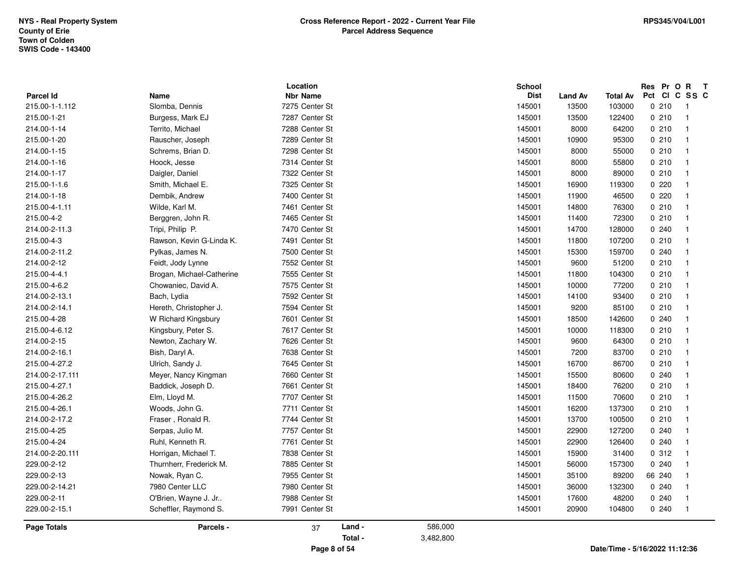NYS - Real Property System
County of Erie
Town of Colden
SWIS Code - 143400

**Cross Reference Report - 2022 - Current Year File**
**Parcel Address Sequence**

RPS345/V04/L001

| Parcel Id | Name | Location Nbr Name | School Dist | Land Av | Total Av | Res Pct | Pr Cl | O C | R SS | T C |
|---|---|---|---|---|---|---|---|---|---|---|
| 215.00-1-1.112 | Slomba, Dennis | 7275 Center St | 145001 | 13500 | 103000 | 0 | 210 | | 1 | |
| 215.00-1-21 | Burgess, Mark EJ | 7287 Center St | 145001 | 13500 | 122400 | 0 | 210 | | 1 | |
| 214.00-1-14 | Territo, Michael | 7288 Center St | 145001 | 8000 | 64200 | 0 | 210 | | 1 | |
| 215.00-1-20 | Rauscher, Joseph | 7289 Center St | 145001 | 10900 | 95300 | 0 | 210 | | 1 | |
| 214.00-1-15 | Schrems, Brian D. | 7298 Center St | 145001 | 8000 | 55000 | 0 | 210 | | 1 | |
| 214.00-1-16 | Hoock, Jesse | 7314 Center St | 145001 | 8000 | 55800 | 0 | 210 | | 1 | |
| 214.00-1-17 | Daigler, Daniel | 7322 Center St | 145001 | 8000 | 89000 | 0 | 210 | | 1 | |
| 215.00-1-1.6 | Smith, Michael E. | 7325 Center St | 145001 | 16900 | 119300 | 0 | 220 | | 1 | |
| 214.00-1-18 | Dembik, Andrew | 7400 Center St | 145001 | 11900 | 46500 | 0 | 220 | | 1 | |
| 215.00-4-1.11 | Wilde, Karl M. | 7461 Center St | 145001 | 14800 | 76300 | 0 | 210 | | 1 | |
| 215.00-4-2 | Berggren, John R. | 7465 Center St | 145001 | 11400 | 72300 | 0 | 210 | | 1 | |
| 214.00-2-11.3 | Tripi, Philip P. | 7470 Center St | 145001 | 14700 | 128000 | 0 | 240 | | 1 | |
| 215.00-4-3 | Rawson, Kevin G-Linda K. | 7491 Center St | 145001 | 11800 | 107200 | 0 | 210 | | 1 | |
| 214.00-2-11.2 | Pylkas, James N. | 7500 Center St | 145001 | 15300 | 159700 | 0 | 240 | | 1 | |
| 214.00-2-12 | Feidt, Jody Lynne | 7552 Center St | 145001 | 9600 | 51200 | 0 | 210 | | 1 | |
| 215.00-4-4.1 | Brogan, Michael-Catherine | 7555 Center St | 145001 | 11800 | 104300 | 0 | 210 | | 1 | |
| 215.00-4-6.2 | Chowaniec, David A. | 7575 Center St | 145001 | 10000 | 77200 | 0 | 210 | | 1 | |
| 214.00-2-13.1 | Bach, Lydia | 7592 Center St | 145001 | 14100 | 93400 | 0 | 210 | | 1 | |
| 214.00-2-14.1 | Hereth, Christopher J. | 7594 Center St | 145001 | 9200 | 85100 | 0 | 210 | | 1 | |
| 215.00-4-28 | W Richard Kingsbury | 7601 Center St | 145001 | 18500 | 142600 | 0 | 240 | | 1 | |
| 215.00-4-6.12 | Kingsbury, Peter S. | 7617 Center St | 145001 | 10000 | 118300 | 0 | 210 | | 1 | |
| 214.00-2-15 | Newton, Zachary W. | 7626 Center St | 145001 | 9600 | 64300 | 0 | 210 | | 1 | |
| 214.00-2-16.1 | Bish, Daryl A. | 7638 Center St | 145001 | 7200 | 83700 | 0 | 210 | | 1 | |
| 215.00-4-27.2 | Ulrich, Sandy J. | 7645 Center St | 145001 | 16700 | 86700 | 0 | 210 | | 1 | |
| 214.00-2-17.111 | Meyer, Nancy Kingman | 7660 Center St | 145001 | 15500 | 80600 | 0 | 240 | | 1 | |
| 215.00-4-27.1 | Baddick, Joseph D. | 7661 Center St | 145001 | 18400 | 76200 | 0 | 210 | | 1 | |
| 215.00-4-26.2 | Elm, Lloyd M. | 7707 Center St | 145001 | 11500 | 70600 | 0 | 210 | | 1 | |
| 215.00-4-26.1 | Woods, John G. | 7711 Center St | 145001 | 16200 | 137300 | 0 | 210 | | 1 | |
| 214.00-2-17.2 | Fraser , Ronald R. | 7744 Center St | 145001 | 13700 | 100500 | 0 | 210 | | 1 | |
| 215.00-4-25 | Serpas, Julio M. | 7757 Center St | 145001 | 22900 | 127200 | 0 | 240 | | 1 | |
| 215.00-4-24 | Ruhl, Kenneth R. | 7761 Center St | 145001 | 22900 | 126400 | 0 | 240 | | 1 | |
| 214.00-2-20.111 | Horrigan, Michael T. | 7838 Center St | 145001 | 15900 | 31400 | 0 | 312 | | 1 | |
| 229.00-2-12 | Thurnherr, Frederick M. | 7885 Center St | 145001 | 56000 | 157300 | 0 | 240 | | 1 | |
| 229.00-2-13 | Nowak, Ryan C. | 7955 Center St | 145001 | 35100 | 89200 | 66 | 240 | | 1 | |
| 229.00-2-14.21 | 7980 Center LLC | 7980 Center St | 145001 | 36000 | 132300 | 0 | 240 | | 1 | |
| 229.00-2-11 | O'Brien, Wayne J. Jr.. | 7988 Center St | 145001 | 17600 | 48200 | 0 | 240 | | 1 | |
| 229.00-2-15.1 | Scheffler, Raymond S. | 7991 Center St | 145001 | 20900 | 104800 | 0 | 240 | | 1 | |

**Page Totals** | **Parcels -** 37 | **Land -** 586,000 | **Total -** 3,482,800

Date/Time - 5/16/2022 11:12:36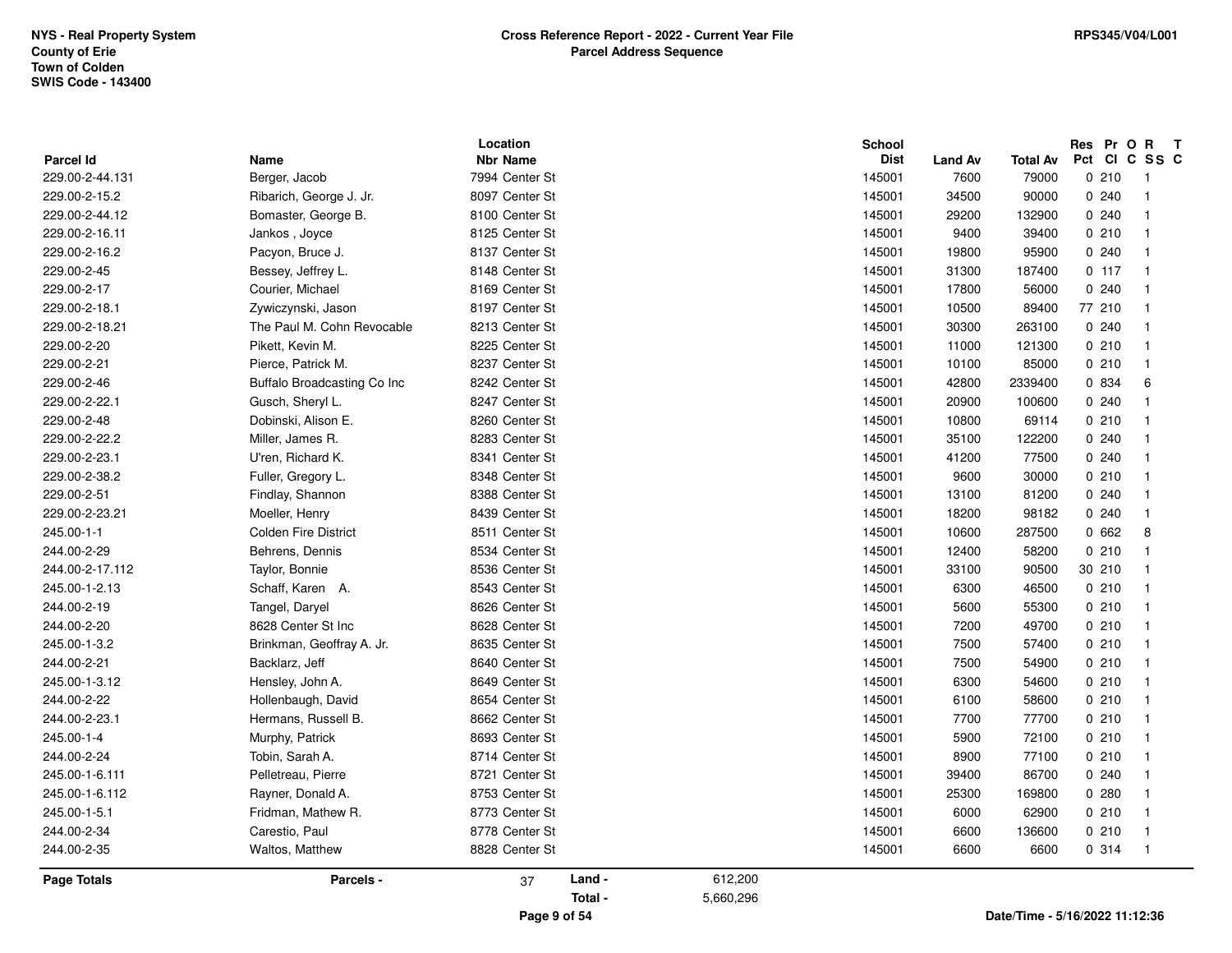NYS - Real Property System
County of Erie
Town of Colden
SWIS Code - 143400

**Cross Reference Report - 2022 - Current Year File**
**Parcel Address Sequence**

RPS345/V04/L001

| Parcel Id | Name | Location Nbr | Location Name | School Dist | Land Av | Total Av | Res Pct | Pr Cl | O C | R SS | T C |
|---|---|---|---|---|---|---|---|---|---|---|---|
| 229.00-2-44.131 | Berger, Jacob | 7994 | Center St | 145001 | 7600 | 79000 | 0 | 210 | | 1 | |
| 229.00-2-15.2 | Ribarich, George J. Jr. | 8097 | Center St | 145001 | 34500 | 90000 | 0 | 240 | | 1 | |
| 229.00-2-44.12 | Bomaster, George B. | 8100 | Center St | 145001 | 29200 | 132900 | 0 | 240 | | 1 | |
| 229.00-2-16.11 | Jankos , Joyce | 8125 | Center St | 145001 | 9400 | 39400 | 0 | 210 | | 1 | |
| 229.00-2-16.2 | Pacyon, Bruce J. | 8137 | Center St | 145001 | 19800 | 95900 | 0 | 240 | | 1 | |
| 229.00-2-45 | Bessey, Jeffrey L. | 8148 | Center St | 145001 | 31300 | 187400 | 0 | 117 | | 1 | |
| 229.00-2-17 | Courier, Michael | 8169 | Center St | 145001 | 17800 | 56000 | 0 | 240 | | 1 | |
| 229.00-2-18.1 | Zywiczynski, Jason | 8197 | Center St | 145001 | 10500 | 89400 | 77 | 210 | | 1 | |
| 229.00-2-18.21 | The Paul M. Cohn Revocable | 8213 | Center St | 145001 | 30300 | 263100 | 0 | 240 | | 1 | |
| 229.00-2-20 | Pikett, Kevin M. | 8225 | Center St | 145001 | 11000 | 121300 | 0 | 210 | | 1 | |
| 229.00-2-21 | Pierce, Patrick M. | 8237 | Center St | 145001 | 10100 | 85000 | 0 | 210 | | 1 | |
| 229.00-2-46 | Buffalo Broadcasting Co Inc | 8242 | Center St | 145001 | 42800 | 2339400 | 0 | 834 | | 6 | |
| 229.00-2-22.1 | Gusch, Sheryl L. | 8247 | Center St | 145001 | 20900 | 100600 | 0 | 240 | | 1 | |
| 229.00-2-48 | Dobinski, Alison E. | 8260 | Center St | 145001 | 10800 | 69114 | 0 | 210 | | 1 | |
| 229.00-2-22.2 | Miller, James R. | 8283 | Center St | 145001 | 35100 | 122200 | 0 | 240 | | 1 | |
| 229.00-2-23.1 | U'ren, Richard K. | 8341 | Center St | 145001 | 41200 | 77500 | 0 | 240 | | 1 | |
| 229.00-2-38.2 | Fuller, Gregory L. | 8348 | Center St | 145001 | 9600 | 30000 | 0 | 210 | | 1 | |
| 229.00-2-51 | Findlay, Shannon | 8388 | Center St | 145001 | 13100 | 81200 | 0 | 240 | | 1 | |
| 229.00-2-23.21 | Moeller, Henry | 8439 | Center St | 145001 | 18200 | 98182 | 0 | 240 | | 1 | |
| 245.00-1-1 | Colden Fire District | 8511 | Center St | 145001 | 10600 | 287500 | 0 | 662 | | 8 | |
| 244.00-2-29 | Behrens, Dennis | 8534 | Center St | 145001 | 12400 | 58200 | 0 | 210 | | 1 | |
| 244.00-2-17.112 | Taylor, Bonnie | 8536 | Center St | 145001 | 33100 | 90500 | 30 | 210 | | 1 | |
| 245.00-1-2.13 | Schaff, Karen A. | 8543 | Center St | 145001 | 6300 | 46500 | 0 | 210 | | 1 | |
| 244.00-2-19 | Tangel, Daryel | 8626 | Center St | 145001 | 5600 | 55300 | 0 | 210 | | 1 | |
| 244.00-2-20 | 8628 Center St Inc | 8628 | Center St | 145001 | 7200 | 49700 | 0 | 210 | | 1 | |
| 245.00-1-3.2 | Brinkman, Geoffray A. Jr. | 8635 | Center St | 145001 | 7500 | 57400 | 0 | 210 | | 1 | |
| 244.00-2-21 | Backlarz, Jeff | 8640 | Center St | 145001 | 7500 | 54900 | 0 | 210 | | 1 | |
| 245.00-1-3.12 | Hensley, John A. | 8649 | Center St | 145001 | 6300 | 54600 | 0 | 210 | | 1 | |
| 244.00-2-22 | Hollenbaugh, David | 8654 | Center St | 145001 | 6100 | 58600 | 0 | 210 | | 1 | |
| 244.00-2-23.1 | Hermans, Russell B. | 8662 | Center St | 145001 | 7700 | 77700 | 0 | 210 | | 1 | |
| 245.00-1-4 | Murphy, Patrick | 8693 | Center St | 145001 | 5900 | 72100 | 0 | 210 | | 1 | |
| 244.00-2-24 | Tobin, Sarah A. | 8714 | Center St | 145001 | 8900 | 77100 | 0 | 210 | | 1 | |
| 245.00-1-6.111 | Pelletreau, Pierre | 8721 | Center St | 145001 | 39400 | 86700 | 0 | 240 | | 1 | |
| 245.00-1-6.112 | Rayner, Donald A. | 8753 | Center St | 145001 | 25300 | 169800 | 0 | 280 | | 1 | |
| 245.00-1-5.1 | Fridman, Mathew R. | 8773 | Center St | 145001 | 6000 | 62900 | 0 | 210 | | 1 | |
| 244.00-2-34 | Carestio, Paul | 8778 | Center St | 145001 | 6600 | 136600 | 0 | 210 | | 1 | |
| 244.00-2-35 | Waltos, Matthew | 8828 | Center St | 145001 | 6600 | 6600 | 0 | 314 | | 1 | |

**Page Totals** | **Parcels -** 37 | **Land -** 612,200 | **Total -** 5,660,296

Date/Time - 5/16/2022 11:12:36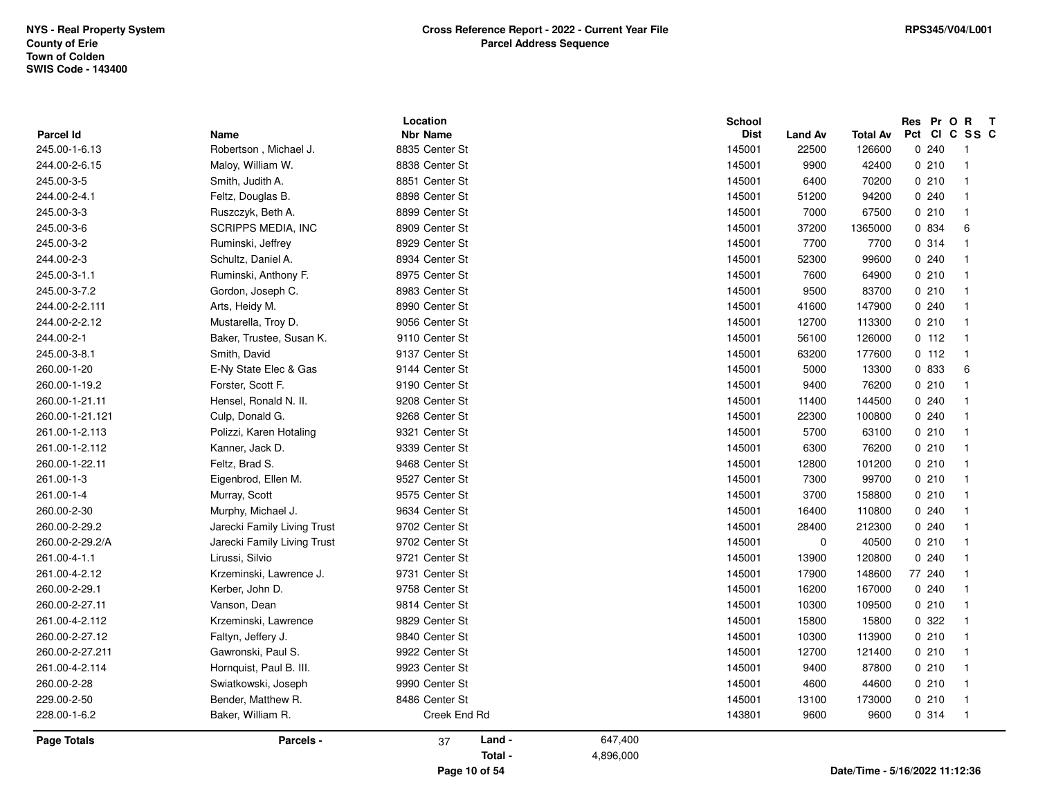NYS - Real Property System
County of Erie
Town of Colden
SWIS Code - 143400

**Cross Reference Report - 2022 - Current Year File**
**Parcel Address Sequence**

RPS345/V04/L001

| Parcel Id | Name | Location Nbr Name | School Dist | Land Av | Total Av | Res Pct | Pr Cl | O C | R SS | T C |
|---|---|---|---|---|---|---|---|---|---|---|
| 245.00-1-6.13 | Robertson , Michael J. | 8835 Center St | 145001 | 22500 | 126600 | 0 | 240 | | 1 | |
| 244.00-2-6.15 | Maloy, William W. | 8838 Center St | 145001 | 9900 | 42400 | 0 | 210 | | 1 | |
| 245.00-3-5 | Smith, Judith A. | 8851 Center St | 145001 | 6400 | 70200 | 0 | 210 | | 1 | |
| 244.00-2-4.1 | Feltz, Douglas B. | 8898 Center St | 145001 | 51200 | 94200 | 0 | 240 | | 1 | |
| 245.00-3-3 | Ruszczyk, Beth A. | 8899 Center St | 145001 | 7000 | 67500 | 0 | 210 | | 1 | |
| 245.00-3-6 | SCRIPPS MEDIA, INC | 8909 Center St | 145001 | 37200 | 1365000 | 0 | 834 | | 6 | |
| 245.00-3-2 | Ruminski, Jeffrey | 8929 Center St | 145001 | 7700 | 7700 | 0 | 314 | | 1 | |
| 244.00-2-3 | Schultz, Daniel A. | 8934 Center St | 145001 | 52300 | 99600 | 0 | 240 | | 1 | |
| 245.00-3-1.1 | Ruminski, Anthony F. | 8975 Center St | 145001 | 7600 | 64900 | 0 | 210 | | 1 | |
| 245.00-3-7.2 | Gordon, Joseph C. | 8983 Center St | 145001 | 9500 | 83700 | 0 | 210 | | 1 | |
| 244.00-2-2.111 | Arts, Heidy M. | 8990 Center St | 145001 | 41600 | 147900 | 0 | 240 | | 1 | |
| 244.00-2-2.12 | Mustarella, Troy D. | 9056 Center St | 145001 | 12700 | 113300 | 0 | 210 | | 1 | |
| 244.00-2-1 | Baker, Trustee, Susan K. | 9110 Center St | 145001 | 56100 | 126000 | 0 | 112 | | 1 | |
| 245.00-3-8.1 | Smith, David | 9137 Center St | 145001 | 63200 | 177600 | 0 | 112 | | 1 | |
| 260.00-1-20 | E-Ny State Elec & Gas | 9144 Center St | 145001 | 5000 | 13300 | 0 | 833 | | 6 | |
| 260.00-1-19.2 | Forster, Scott F. | 9190 Center St | 145001 | 9400 | 76200 | 0 | 210 | | 1 | |
| 260.00-1-21.11 | Hensel, Ronald N. II. | 9208 Center St | 145001 | 11400 | 144500 | 0 | 240 | | 1 | |
| 260.00-1-21.121 | Culp, Donald G. | 9268 Center St | 145001 | 22300 | 100800 | 0 | 240 | | 1 | |
| 261.00-1-2.113 | Polizzi, Karen Hotaling | 9321 Center St | 145001 | 5700 | 63100 | 0 | 210 | | 1 | |
| 261.00-1-2.112 | Kanner, Jack D. | 9339 Center St | 145001 | 6300 | 76200 | 0 | 210 | | 1 | |
| 260.00-1-22.11 | Feltz, Brad S. | 9468 Center St | 145001 | 12800 | 101200 | 0 | 210 | | 1 | |
| 261.00-1-3 | Eigenbrod, Ellen M. | 9527 Center St | 145001 | 7300 | 99700 | 0 | 210 | | 1 | |
| 261.00-1-4 | Murray, Scott | 9575 Center St | 145001 | 3700 | 158800 | 0 | 210 | | 1 | |
| 260.00-2-30 | Murphy, Michael J. | 9634 Center St | 145001 | 16400 | 110800 | 0 | 240 | | 1 | |
| 260.00-2-29.2 | Jarecki Family Living Trust | 9702 Center St | 145001 | 28400 | 212300 | 0 | 240 | | 1 | |
| 260.00-2-29.2/A | Jarecki Family Living Trust | 9702 Center St | 145001 | 0 | 40500 | 0 | 210 | | 1 | |
| 261.00-4-1.1 | Lirussi, Silvio | 9721 Center St | 145001 | 13900 | 120800 | 0 | 240 | | 1 | |
| 261.00-4-2.12 | Krzeminski, Lawrence J. | 9731 Center St | 145001 | 17900 | 148600 | 77 | 240 | | 1 | |
| 260.00-2-29.1 | Kerber, John D. | 9758 Center St | 145001 | 16200 | 167000 | 0 | 240 | | 1 | |
| 260.00-2-27.11 | Vanson, Dean | 9814 Center St | 145001 | 10300 | 109500 | 0 | 210 | | 1 | |
| 261.00-4-2.112 | Krzeminski, Lawrence | 9829 Center St | 145001 | 15800 | 15800 | 0 | 322 | | 1 | |
| 260.00-2-27.12 | Faltyn, Jeffery J. | 9840 Center St | 145001 | 10300 | 113900 | 0 | 210 | | 1 | |
| 260.00-2-27.211 | Gawronski, Paul S. | 9922 Center St | 145001 | 12700 | 121400 | 0 | 210 | | 1 | |
| 261.00-4-2.114 | Hornquist, Paul B. III. | 9923 Center St | 145001 | 9400 | 87800 | 0 | 210 | | 1 | |
| 260.00-2-28 | Swiatkowski, Joseph | 9990 Center St | 145001 | 4600 | 44600 | 0 | 210 | | 1 | |
| 229.00-2-50 | Bender, Matthew R. | 8486 Center St | 145001 | 13100 | 173000 | 0 | 210 | | 1 | |
| 228.00-1-6.2 | Baker, William R. | Creek End Rd | 143801 | 9600 | 9600 | 0 | 314 | | 1 | |

| Page Totals | Parcels - | 37 | Land - | 647,400 |
|---|---|---|---|---|
| | | | Total - | 4,896,000 |

Date/Time - 5/16/2022 11:12:36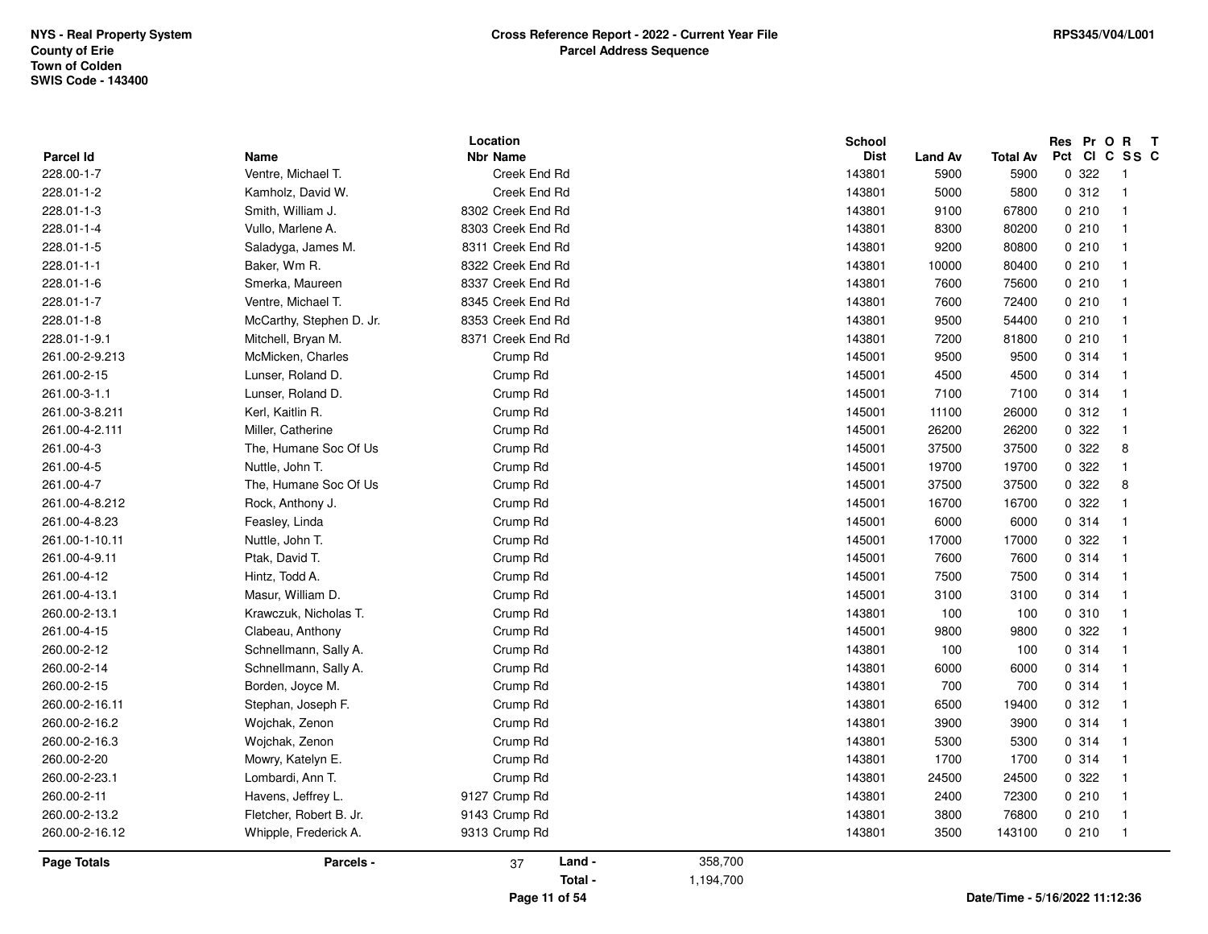| Parcel Id | Name | Location Nbr Name | School Dist | Land Av | Total Av | Res Pct | Pr Cl | O C | R S S | T C |
|---|---|---|---|---|---|---|---|---|---|---|
| 228.00-1-7 | Ventre, Michael T. | Creek End Rd | 143801 | 5900 | 5900 | 0 | 322 | | 1 | |
| 228.01-1-2 | Kamholz, David W. | Creek End Rd | 143801 | 5000 | 5800 | 0 | 312 | | 1 | |
| 228.01-1-3 | Smith, William J. | 8302 Creek End Rd | 143801 | 9100 | 67800 | 0 | 210 | | 1 | |
| 228.01-1-4 | Vullo, Marlene A. | 8303 Creek End Rd | 143801 | 8300 | 80200 | 0 | 210 | | 1 | |
| 228.01-1-5 | Saladyga, James M. | 8311 Creek End Rd | 143801 | 9200 | 80800 | 0 | 210 | | 1 | |
| 228.01-1-1 | Baker, Wm R. | 8322 Creek End Rd | 143801 | 10000 | 80400 | 0 | 210 | | 1 | |
| 228.01-1-6 | Smerka, Maureen | 8337 Creek End Rd | 143801 | 7600 | 75600 | 0 | 210 | | 1 | |
| 228.01-1-7 | Ventre, Michael T. | 8345 Creek End Rd | 143801 | 7600 | 72400 | 0 | 210 | | 1 | |
| 228.01-1-8 | McCarthy, Stephen D. Jr. | 8353 Creek End Rd | 143801 | 9500 | 54400 | 0 | 210 | | 1 | |
| 228.01-1-9.1 | Mitchell, Bryan M. | 8371 Creek End Rd | 143801 | 7200 | 81800 | 0 | 210 | | 1 | |
| 261.00-2-9.213 | McMicken, Charles | Crump Rd | 145001 | 9500 | 9500 | 0 | 314 | | 1 | |
| 261.00-2-15 | Lunser, Roland D. | Crump Rd | 145001 | 4500 | 4500 | 0 | 314 | | 1 | |
| 261.00-3-1.1 | Lunser, Roland D. | Crump Rd | 145001 | 7100 | 7100 | 0 | 314 | | 1 | |
| 261.00-3-8.211 | Kerl, Kaitlin R. | Crump Rd | 145001 | 11100 | 26000 | 0 | 312 | | 1 | |
| 261.00-4-2.111 | Miller, Catherine | Crump Rd | 145001 | 26200 | 26200 | 0 | 322 | | 1 | |
| 261.00-4-3 | The, Humane Soc Of Us | Crump Rd | 145001 | 37500 | 37500 | 0 | 322 | | 8 | |
| 261.00-4-5 | Nuttle, John T. | Crump Rd | 145001 | 19700 | 19700 | 0 | 322 | | 1 | |
| 261.00-4-7 | The, Humane Soc Of Us | Crump Rd | 145001 | 37500 | 37500 | 0 | 322 | | 8 | |
| 261.00-4-8.212 | Rock, Anthony J. | Crump Rd | 145001 | 16700 | 16700 | 0 | 322 | | 1 | |
| 261.00-4-8.23 | Feasley, Linda | Crump Rd | 145001 | 6000 | 6000 | 0 | 314 | | 1 | |
| 261.00-1-10.11 | Nuttle, John T. | Crump Rd | 145001 | 17000 | 17000 | 0 | 322 | | 1 | |
| 261.00-4-9.11 | Ptak, David T. | Crump Rd | 145001 | 7600 | 7600 | 0 | 314 | | 1 | |
| 261.00-4-12 | Hintz, Todd A. | Crump Rd | 145001 | 7500 | 7500 | 0 | 314 | | 1 | |
| 261.00-4-13.1 | Masur, William D. | Crump Rd | 145001 | 3100 | 3100 | 0 | 314 | | 1 | |
| 260.00-2-13.1 | Krawczuk, Nicholas T. | Crump Rd | 143801 | 100 | 100 | 0 | 310 | | 1 | |
| 261.00-4-15 | Clabeau, Anthony | Crump Rd | 145001 | 9800 | 9800 | 0 | 322 | | 1 | |
| 260.00-2-12 | Schnellmann, Sally A. | Crump Rd | 143801 | 100 | 100 | 0 | 314 | | 1 | |
| 260.00-2-14 | Schnellmann, Sally A. | Crump Rd | 143801 | 6000 | 6000 | 0 | 314 | | 1 | |
| 260.00-2-15 | Borden, Joyce M. | Crump Rd | 143801 | 700 | 700 | 0 | 314 | | 1 | |
| 260.00-2-16.11 | Stephan, Joseph F. | Crump Rd | 143801 | 6500 | 19400 | 0 | 312 | | 1 | |
| 260.00-2-16.2 | Wojchak, Zenon | Crump Rd | 143801 | 3900 | 3900 | 0 | 314 | | 1 | |
| 260.00-2-16.3 | Wojchak, Zenon | Crump Rd | 143801 | 5300 | 5300 | 0 | 314 | | 1 | |
| 260.00-2-20 | Mowry, Katelyn E. | Crump Rd | 143801 | 1700 | 1700 | 0 | 314 | | 1 | |
| 260.00-2-23.1 | Lombardi, Ann T. | Crump Rd | 143801 | 24500 | 24500 | 0 | 322 | | 1 | |
| 260.00-2-11 | Havens, Jeffrey L. | 9127 Crump Rd | 143801 | 2400 | 72300 | 0 | 210 | | 1 | |
| 260.00-2-13.2 | Fletcher, Robert B. Jr. | 9143 Crump Rd | 143801 | 3800 | 76800 | 0 | 210 | | 1 | |
| 260.00-2-16.12 | Whipple, Frederick A. | 9313 Crump Rd | 143801 | 3500 | 143100 | 0 | 210 | | 1 | |

**Page Totals** Parcels - 37 Land - 358,700 Total - 1,194,700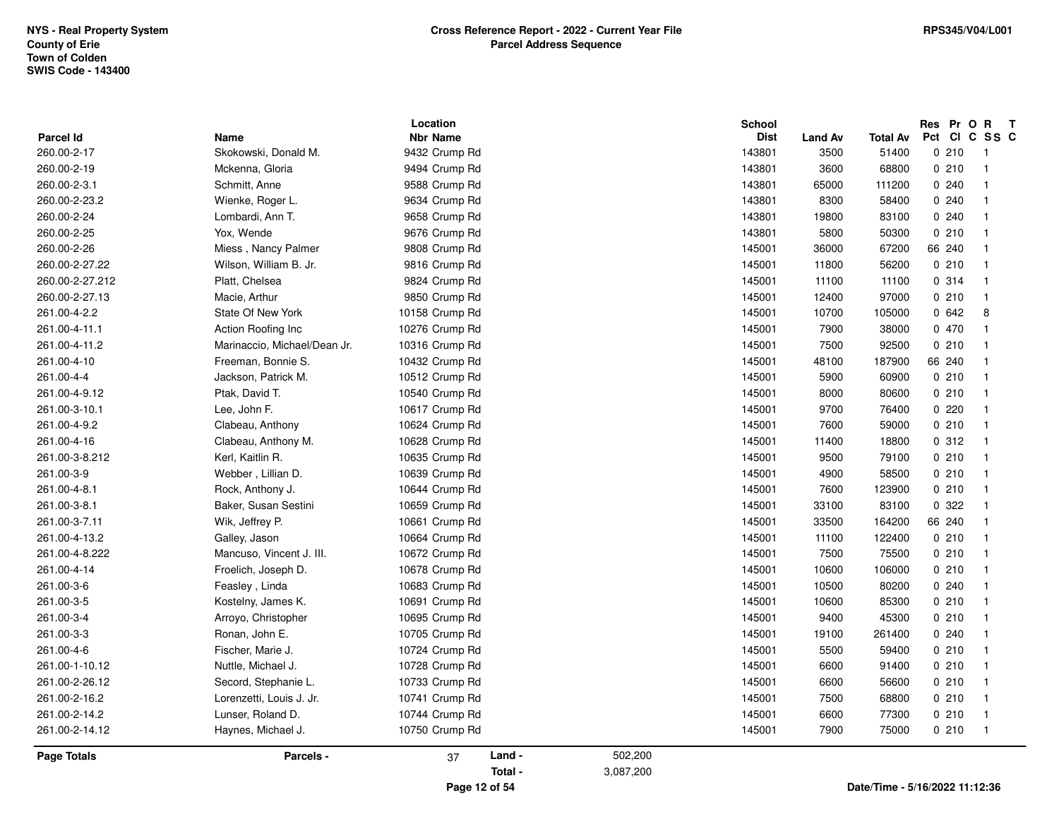NYS - Real Property System
County of Erie
Town of Colden
SWIS Code - 143400

**Cross Reference Report - 2022 - Current Year File**
**Parcel Address Sequence**

RPS345/V04/L001

| Parcel Id | Name | Location Nbr Name | School Dist | Land Av | Total Av | Res Pct | Pr Cl | O C | R SS | T C |
|---|---|---|---|---|---|---|---|---|---|---|
| 260.00-2-17 | Skokowski, Donald M. | 9432 Crump Rd | 143801 | 3500 | 51400 | 0 | 210 | | 1 | |
| 260.00-2-19 | Mckenna, Gloria | 9494 Crump Rd | 143801 | 3600 | 68800 | 0 | 210 | | 1 | |
| 260.00-2-3.1 | Schmitt, Anne | 9588 Crump Rd | 143801 | 65000 | 111200 | 0 | 240 | | 1 | |
| 260.00-2-23.2 | Wienke, Roger L. | 9634 Crump Rd | 143801 | 8300 | 58400 | 0 | 240 | | 1 | |
| 260.00-2-24 | Lombardi, Ann T. | 9658 Crump Rd | 143801 | 19800 | 83100 | 0 | 240 | | 1 | |
| 260.00-2-25 | Yox, Wende | 9676 Crump Rd | 143801 | 5800 | 50300 | 0 | 210 | | 1 | |
| 260.00-2-26 | Miess , Nancy Palmer | 9808 Crump Rd | 145001 | 36000 | 67200 | 66 | 240 | | 1 | |
| 260.00-2-27.22 | Wilson, William B. Jr. | 9816 Crump Rd | 145001 | 11800 | 56200 | 0 | 210 | | 1 | |
| 260.00-2-27.212 | Platt, Chelsea | 9824 Crump Rd | 145001 | 11100 | 11100 | 0 | 314 | | 1 | |
| 260.00-2-27.13 | Macie, Arthur | 9850 Crump Rd | 145001 | 12400 | 97000 | 0 | 210 | | 1 | |
| 261.00-4-2.2 | State Of New York | 10158 Crump Rd | 145001 | 10700 | 105000 | 0 | 642 | | 8 | |
| 261.00-4-11.1 | Action Roofing Inc | 10276 Crump Rd | 145001 | 7900 | 38000 | 0 | 470 | | 1 | |
| 261.00-4-11.2 | Marinaccio, Michael/Dean Jr. | 10316 Crump Rd | 145001 | 7500 | 92500 | 0 | 210 | | 1 | |
| 261.00-4-10 | Freeman, Bonnie S. | 10432 Crump Rd | 145001 | 48100 | 187900 | 66 | 240 | | 1 | |
| 261.00-4-4 | Jackson, Patrick M. | 10512 Crump Rd | 145001 | 5900 | 60900 | 0 | 210 | | 1 | |
| 261.00-4-9.12 | Ptak, David T. | 10540 Crump Rd | 145001 | 8000 | 80600 | 0 | 210 | | 1 | |
| 261.00-3-10.1 | Lee, John F. | 10617 Crump Rd | 145001 | 9700 | 76400 | 0 | 220 | | 1 | |
| 261.00-4-9.2 | Clabeau, Anthony | 10624 Crump Rd | 145001 | 7600 | 59000 | 0 | 210 | | 1 | |
| 261.00-4-16 | Clabeau, Anthony M. | 10628 Crump Rd | 145001 | 11400 | 18800 | 0 | 312 | | 1 | |
| 261.00-3-8.212 | Kerl, Kaitlin R. | 10635 Crump Rd | 145001 | 9500 | 79100 | 0 | 210 | | 1 | |
| 261.00-3-9 | Webber , Lillian D. | 10639 Crump Rd | 145001 | 4900 | 58500 | 0 | 210 | | 1 | |
| 261.00-4-8.1 | Rock, Anthony J. | 10644 Crump Rd | 145001 | 7600 | 123900 | 0 | 210 | | 1 | |
| 261.00-3-8.1 | Baker, Susan Sestini | 10659 Crump Rd | 145001 | 33100 | 83100 | 0 | 322 | | 1 | |
| 261.00-3-7.11 | Wik, Jeffrey P. | 10661 Crump Rd | 145001 | 33500 | 164200 | 66 | 240 | | 1 | |
| 261.00-4-13.2 | Galley, Jason | 10664 Crump Rd | 145001 | 11100 | 122400 | 0 | 210 | | 1 | |
| 261.00-4-8.222 | Mancuso, Vincent J. III. | 10672 Crump Rd | 145001 | 7500 | 75500 | 0 | 210 | | 1 | |
| 261.00-4-14 | Froelich, Joseph D. | 10678 Crump Rd | 145001 | 10600 | 106000 | 0 | 210 | | 1 | |
| 261.00-3-6 | Feasley , Linda | 10683 Crump Rd | 145001 | 10500 | 80200 | 0 | 240 | | 1 | |
| 261.00-3-5 | Kostelny, James K. | 10691 Crump Rd | 145001 | 10600 | 85300 | 0 | 210 | | 1 | |
| 261.00-3-4 | Arroyo, Christopher | 10695 Crump Rd | 145001 | 9400 | 45300 | 0 | 210 | | 1 | |
| 261.00-3-3 | Ronan, John E. | 10705 Crump Rd | 145001 | 19100 | 261400 | 0 | 240 | | 1 | |
| 261.00-4-6 | Fischer, Marie J. | 10724 Crump Rd | 145001 | 5500 | 59400 | 0 | 210 | | 1 | |
| 261.00-1-10.12 | Nuttle, Michael J. | 10728 Crump Rd | 145001 | 6600 | 91400 | 0 | 210 | | 1 | |
| 261.00-2-26.12 | Secord, Stephanie L. | 10733 Crump Rd | 145001 | 6600 | 56600 | 0 | 210 | | 1 | |
| 261.00-2-16.2 | Lorenzetti, Louis J. Jr. | 10741 Crump Rd | 145001 | 7500 | 68800 | 0 | 210 | | 1 | |
| 261.00-2-14.2 | Lunser, Roland D. | 10744 Crump Rd | 145001 | 6600 | 77300 | 0 | 210 | | 1 | |
| 261.00-2-14.12 | Haynes, Michael J. | 10750 Crump Rd | 145001 | 7900 | 75000 | 0 | 210 | | 1 | |

**Page Totals** — Parcels - 37 — Land - 502,200 — Total - 3,087,200

Date/Time - 5/16/2022 11:12:36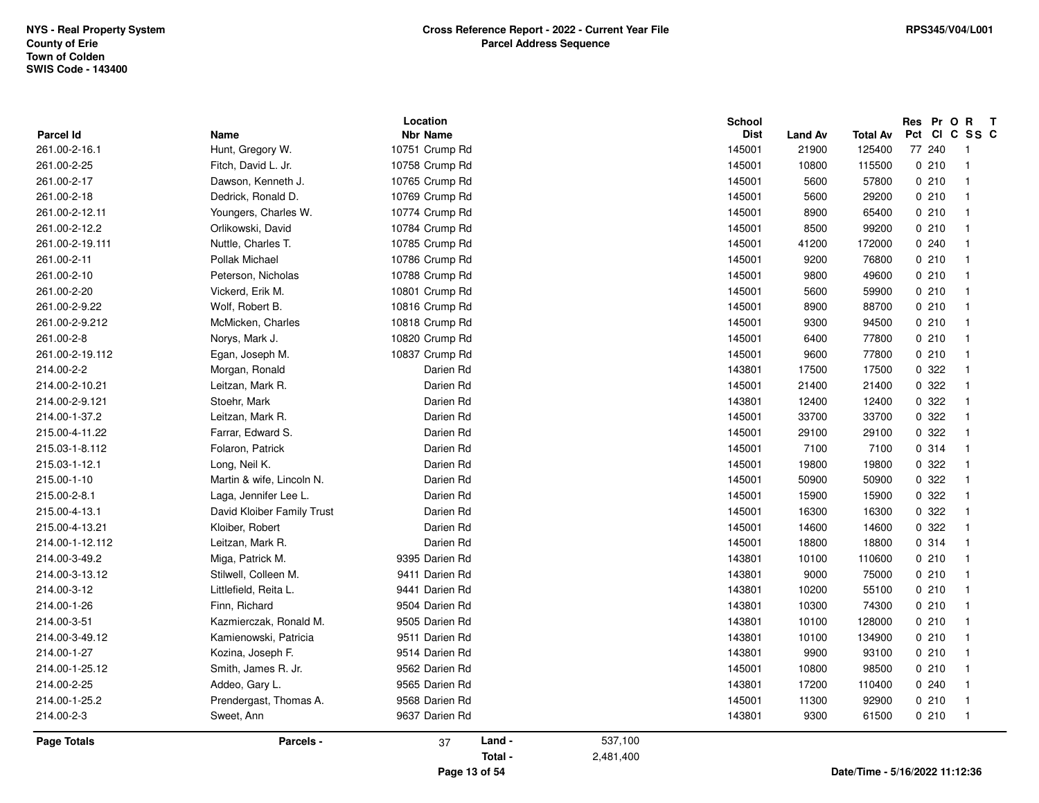| Parcel Id | Name | Location Nbr | Location Name | School Dist | Land Av | Total Av | Res Pct | Pr Cl | O C | R SS | T C |
|---|---|---|---|---|---|---|---|---|---|---|---|
| 261.00-2-16.1 | Hunt, Gregory W. | 10751 | Crump Rd | 145001 | 21900 | 125400 | 77 | 240 | | 1 | |
| 261.00-2-25 | Fitch, David L. Jr. | 10758 | Crump Rd | 145001 | 10800 | 115500 | 0 | 210 | | 1 | |
| 261.00-2-17 | Dawson, Kenneth J. | 10765 | Crump Rd | 145001 | 5600 | 57800 | 0 | 210 | | 1 | |
| 261.00-2-18 | Dedrick, Ronald D. | 10769 | Crump Rd | 145001 | 5600 | 29200 | 0 | 210 | | 1 | |
| 261.00-2-12.11 | Youngers, Charles W. | 10774 | Crump Rd | 145001 | 8900 | 65400 | 0 | 210 | | 1 | |
| 261.00-2-12.2 | Orlikowski, David | 10784 | Crump Rd | 145001 | 8500 | 99200 | 0 | 210 | | 1 | |
| 261.00-2-19.111 | Nuttle, Charles T. | 10785 | Crump Rd | 145001 | 41200 | 172000 | 0 | 240 | | 1 | |
| 261.00-2-11 | Pollak Michael | 10786 | Crump Rd | 145001 | 9200 | 76800 | 0 | 210 | | 1 | |
| 261.00-2-10 | Peterson, Nicholas | 10788 | Crump Rd | 145001 | 9800 | 49600 | 0 | 210 | | 1 | |
| 261.00-2-20 | Vickerd, Erik M. | 10801 | Crump Rd | 145001 | 5600 | 59900 | 0 | 210 | | 1 | |
| 261.00-2-9.22 | Wolf, Robert B. | 10816 | Crump Rd | 145001 | 8900 | 88700 | 0 | 210 | | 1 | |
| 261.00-2-9.212 | McMicken, Charles | 10818 | Crump Rd | 145001 | 9300 | 94500 | 0 | 210 | | 1 | |
| 261.00-2-8 | Norys, Mark J. | 10820 | Crump Rd | 145001 | 6400 | 77800 | 0 | 210 | | 1 | |
| 261.00-2-19.112 | Egan, Joseph M. | 10837 | Crump Rd | 145001 | 9600 | 77800 | 0 | 210 | | 1 | |
| 214.00-2-2 | Morgan, Ronald | | Darien Rd | 143801 | 17500 | 17500 | 0 | 322 | | 1 | |
| 214.00-2-10.21 | Leitzan, Mark R. | | Darien Rd | 145001 | 21400 | 21400 | 0 | 322 | | 1 | |
| 214.00-2-9.121 | Stoehr, Mark | | Darien Rd | 143801 | 12400 | 12400 | 0 | 322 | | 1 | |
| 214.00-1-37.2 | Leitzan, Mark R. | | Darien Rd | 145001 | 33700 | 33700 | 0 | 322 | | 1 | |
| 215.00-4-11.22 | Farrar, Edward S. | | Darien Rd | 145001 | 29100 | 29100 | 0 | 322 | | 1 | |
| 215.03-1-8.112 | Folaron, Patrick | | Darien Rd | 145001 | 7100 | 7100 | 0 | 314 | | 1 | |
| 215.03-1-12.1 | Long, Neil K. | | Darien Rd | 145001 | 19800 | 19800 | 0 | 322 | | 1 | |
| 215.00-1-10 | Martin & wife, Lincoln N. | | Darien Rd | 145001 | 50900 | 50900 | 0 | 322 | | 1 | |
| 215.00-2-8.1 | Laga, Jennifer Lee L. | | Darien Rd | 145001 | 15900 | 15900 | 0 | 322 | | 1 | |
| 215.00-4-13.1 | David Kloiber Family Trust | | Darien Rd | 145001 | 16300 | 16300 | 0 | 322 | | 1 | |
| 215.00-4-13.21 | Kloiber, Robert | | Darien Rd | 145001 | 14600 | 14600 | 0 | 322 | | 1 | |
| 214.00-1-12.112 | Leitzan, Mark R. | | Darien Rd | 145001 | 18800 | 18800 | 0 | 314 | | 1 | |
| 214.00-3-49.2 | Miga, Patrick M. | 9395 | Darien Rd | 143801 | 10100 | 110600 | 0 | 210 | | 1 | |
| 214.00-3-13.12 | Stilwell, Colleen M. | 9411 | Darien Rd | 143801 | 9000 | 75000 | 0 | 210 | | 1 | |
| 214.00-3-12 | Littlefield, Reita L. | 9441 | Darien Rd | 143801 | 10200 | 55100 | 0 | 210 | | 1 | |
| 214.00-1-26 | Finn, Richard | 9504 | Darien Rd | 143801 | 10300 | 74300 | 0 | 210 | | 1 | |
| 214.00-3-51 | Kazmierczak, Ronald M. | 9505 | Darien Rd | 143801 | 10100 | 128000 | 0 | 210 | | 1 | |
| 214.00-3-49.12 | Kamienowski, Patricia | 9511 | Darien Rd | 143801 | 10100 | 134900 | 0 | 210 | | 1 | |
| 214.00-1-27 | Kozina, Joseph F. | 9514 | Darien Rd | 143801 | 9900 | 93100 | 0 | 210 | | 1 | |
| 214.00-1-25.12 | Smith, James R. Jr. | 9562 | Darien Rd | 145001 | 10800 | 98500 | 0 | 210 | | 1 | |
| 214.00-2-25 | Addeo, Gary L. | 9565 | Darien Rd | 143801 | 17200 | 110400 | 0 | 240 | | 1 | |
| 214.00-1-25.2 | Prendergast, Thomas A. | 9568 | Darien Rd | 145001 | 11300 | 92900 | 0 | 210 | | 1 | |
| 214.00-2-3 | Sweet, Ann | 9637 | Darien Rd | 143801 | 9300 | 61500 | 0 | 210 | | 1 | |

**Page Totals** Parcels - 37 Land - 537,100 Total - 2,481,400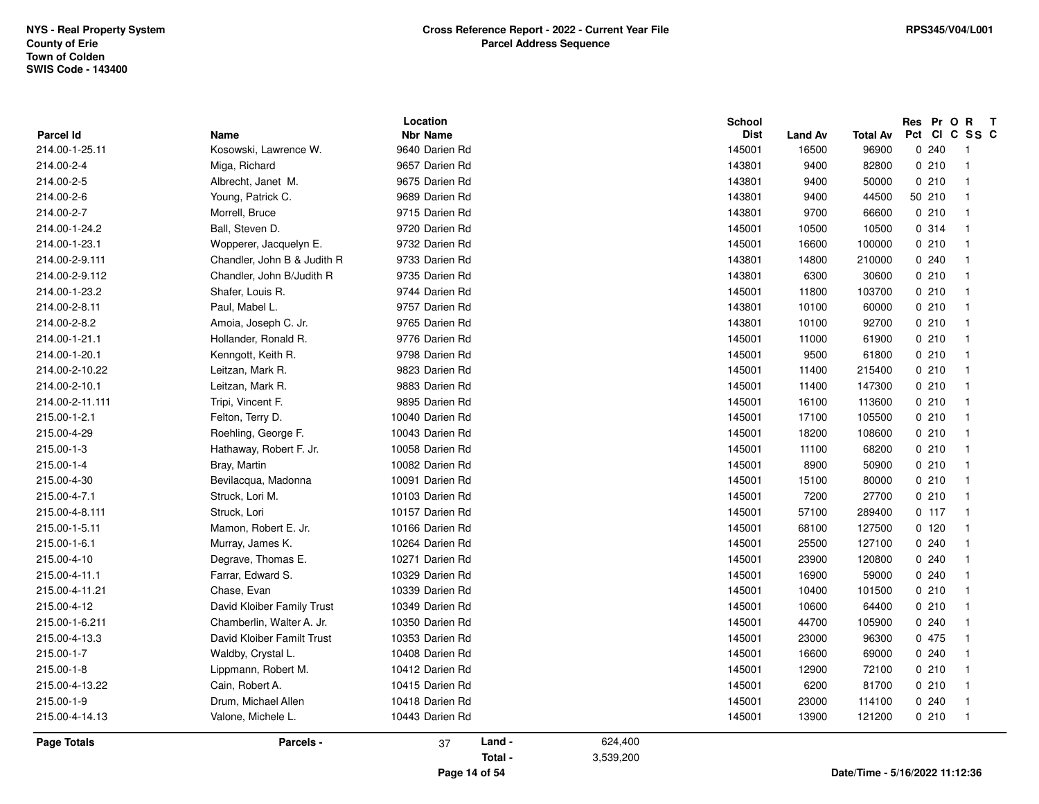NYS - Real Property System
County of Erie
Town of Colden
SWIS Code - 143400

**Cross Reference Report - 2022 - Current Year File**
**Parcel Address Sequence**

RPS345/V04/L001

| Parcel Id | Name | Location Nbr | Location Name | School Dist | Land Av | Total Av | Res Pct | Pr Cl | O C | R SS | T C |
|---|---|---|---|---|---|---|---|---|---|---|---|
| 214.00-1-25.11 | Kosowski, Lawrence W. | 9640 | Darien Rd | 145001 | 16500 | 96900 | 0 | 240 | | 1 | |
| 214.00-2-4 | Miga, Richard | 9657 | Darien Rd | 143801 | 9400 | 82800 | 0 | 210 | | 1 | |
| 214.00-2-5 | Albrecht, Janet M. | 9675 | Darien Rd | 143801 | 9400 | 50000 | 0 | 210 | | 1 | |
| 214.00-2-6 | Young, Patrick C. | 9689 | Darien Rd | 143801 | 9400 | 44500 | 50 | 210 | | 1 | |
| 214.00-2-7 | Morrell, Bruce | 9715 | Darien Rd | 143801 | 9700 | 66600 | 0 | 210 | | 1 | |
| 214.00-1-24.2 | Ball, Steven D. | 9720 | Darien Rd | 145001 | 10500 | 10500 | 0 | 314 | | 1 | |
| 214.00-1-23.1 | Wopperer, Jacquelyn E. | 9732 | Darien Rd | 145001 | 16600 | 100000 | 0 | 210 | | 1 | |
| 214.00-2-9.111 | Chandler, John B & Judith R | 9733 | Darien Rd | 143801 | 14800 | 210000 | 0 | 240 | | 1 | |
| 214.00-2-9.112 | Chandler, John B/Judith R | 9735 | Darien Rd | 143801 | 6300 | 30600 | 0 | 210 | | 1 | |
| 214.00-1-23.2 | Shafer, Louis R. | 9744 | Darien Rd | 145001 | 11800 | 103700 | 0 | 210 | | 1 | |
| 214.00-2-8.11 | Paul, Mabel L. | 9757 | Darien Rd | 143801 | 10100 | 60000 | 0 | 210 | | 1 | |
| 214.00-2-8.2 | Amoia, Joseph C. Jr. | 9765 | Darien Rd | 143801 | 10100 | 92700 | 0 | 210 | | 1 | |
| 214.00-1-21.1 | Hollander, Ronald R. | 9776 | Darien Rd | 145001 | 11000 | 61900 | 0 | 210 | | 1 | |
| 214.00-1-20.1 | Kenngott, Keith R. | 9798 | Darien Rd | 145001 | 9500 | 61800 | 0 | 210 | | 1 | |
| 214.00-2-10.22 | Leitzan, Mark R. | 9823 | Darien Rd | 145001 | 11400 | 215400 | 0 | 210 | | 1 | |
| 214.00-2-10.1 | Leitzan, Mark R. | 9883 | Darien Rd | 145001 | 11400 | 147300 | 0 | 210 | | 1 | |
| 214.00-2-11.111 | Tripi, Vincent F. | 9895 | Darien Rd | 145001 | 16100 | 113600 | 0 | 210 | | 1 | |
| 215.00-1-2.1 | Felton, Terry D. | 10040 | Darien Rd | 145001 | 17100 | 105500 | 0 | 210 | | 1 | |
| 215.00-4-29 | Roehling, George F. | 10043 | Darien Rd | 145001 | 18200 | 108600 | 0 | 210 | | 1 | |
| 215.00-1-3 | Hathaway, Robert F. Jr. | 10058 | Darien Rd | 145001 | 11100 | 68200 | 0 | 210 | | 1 | |
| 215.00-1-4 | Bray, Martin | 10082 | Darien Rd | 145001 | 8900 | 50900 | 0 | 210 | | 1 | |
| 215.00-4-30 | Bevilacqua, Madonna | 10091 | Darien Rd | 145001 | 15100 | 80000 | 0 | 210 | | 1 | |
| 215.00-4-7.1 | Struck, Lori M. | 10103 | Darien Rd | 145001 | 7200 | 27700 | 0 | 210 | | 1 | |
| 215.00-4-8.111 | Struck, Lori | 10157 | Darien Rd | 145001 | 57100 | 289400 | 0 | 117 | | 1 | |
| 215.00-1-5.11 | Mamon, Robert E. Jr. | 10166 | Darien Rd | 145001 | 68100 | 127500 | 0 | 120 | | 1 | |
| 215.00-1-6.1 | Murray, James K. | 10264 | Darien Rd | 145001 | 25500 | 127100 | 0 | 240 | | 1 | |
| 215.00-4-10 | Degrave, Thomas E. | 10271 | Darien Rd | 145001 | 23900 | 120800 | 0 | 240 | | 1 | |
| 215.00-4-11.1 | Farrar, Edward S. | 10329 | Darien Rd | 145001 | 16900 | 59000 | 0 | 240 | | 1 | |
| 215.00-4-11.21 | Chase, Evan | 10339 | Darien Rd | 145001 | 10400 | 101500 | 0 | 210 | | 1 | |
| 215.00-4-12 | David Kloiber Family Trust | 10349 | Darien Rd | 145001 | 10600 | 64400 | 0 | 210 | | 1 | |
| 215.00-1-6.211 | Chamberlin, Walter A. Jr. | 10350 | Darien Rd | 145001 | 44700 | 105900 | 0 | 240 | | 1 | |
| 215.00-4-13.3 | David Kloiber Familt Trust | 10353 | Darien Rd | 145001 | 23000 | 96300 | 0 | 475 | | 1 | |
| 215.00-1-7 | Waldby, Crystal L. | 10408 | Darien Rd | 145001 | 16600 | 69000 | 0 | 240 | | 1 | |
| 215.00-1-8 | Lippmann, Robert M. | 10412 | Darien Rd | 145001 | 12900 | 72100 | 0 | 210 | | 1 | |
| 215.00-4-13.22 | Cain, Robert A. | 10415 | Darien Rd | 145001 | 6200 | 81700 | 0 | 210 | | 1 | |
| 215.00-1-9 | Drum, Michael Allen | 10418 | Darien Rd | 145001 | 23000 | 114100 | 0 | 240 | | 1 | |
| 215.00-4-14.13 | Valone, Michele L. | 10443 | Darien Rd | 145001 | 13900 | 121200 | 0 | 210 | | 1 | |

**Page Totals** — **Parcels -** 37 — **Land -** 624,400 — **Total -** 3,539,200

Date/Time - 5/16/2022 11:12:36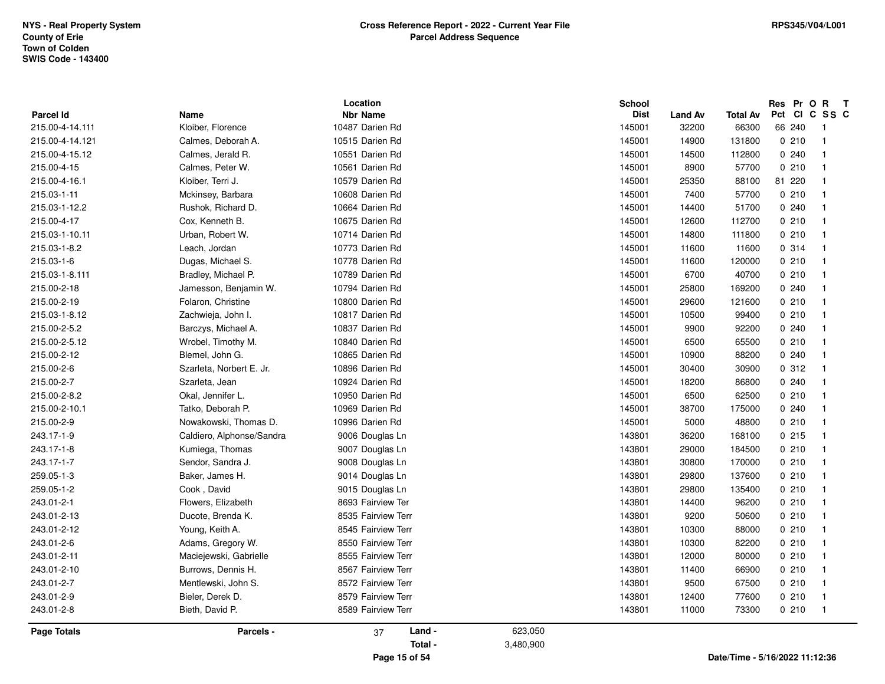NYS - Real Property System
County of Erie
Town of Colden
SWIS Code - 143400

**Cross Reference Report - 2022 - Current Year File**
**Parcel Address Sequence**

RPS345/V04/L001

| Parcel Id | Name | Location Nbr Name | School Dist | Land Av | Total Av | Res Pct | Pr Cl | O C | R SS | T C |
|---|---|---|---|---|---|---|---|---|---|---|
| 215.00-4-14.111 | Kloiber, Florence | 10487 Darien Rd | 145001 | 32200 | 66300 | 66 | 240 | | 1 | |
| 215.00-4-14.121 | Calmes, Deborah A. | 10515 Darien Rd | 145001 | 14900 | 131800 | 0 | 210 | | 1 | |
| 215.00-4-15.12 | Calmes, Jerald R. | 10551 Darien Rd | 145001 | 14500 | 112800 | 0 | 240 | | 1 | |
| 215.00-4-15 | Calmes, Peter W. | 10561 Darien Rd | 145001 | 8900 | 57700 | 0 | 210 | | 1 | |
| 215.00-4-16.1 | Kloiber, Terri J. | 10579 Darien Rd | 145001 | 25350 | 88100 | 81 | 220 | | 1 | |
| 215.03-1-11 | Mckinsey, Barbara | 10608 Darien Rd | 145001 | 7400 | 57700 | 0 | 210 | | 1 | |
| 215.03-1-12.2 | Rushok, Richard D. | 10664 Darien Rd | 145001 | 14400 | 51700 | 0 | 240 | | 1 | |
| 215.00-4-17 | Cox, Kenneth B. | 10675 Darien Rd | 145001 | 12600 | 112700 | 0 | 210 | | 1 | |
| 215.03-1-10.11 | Urban, Robert W. | 10714 Darien Rd | 145001 | 14800 | 111800 | 0 | 210 | | 1 | |
| 215.03-1-8.2 | Leach, Jordan | 10773 Darien Rd | 145001 | 11600 | 11600 | 0 | 314 | | 1 | |
| 215.03-1-6 | Dugas, Michael S. | 10778 Darien Rd | 145001 | 11600 | 120000 | 0 | 210 | | 1 | |
| 215.03-1-8.111 | Bradley, Michael P. | 10789 Darien Rd | 145001 | 6700 | 40700 | 0 | 210 | | 1 | |
| 215.00-2-18 | Jamesson, Benjamin W. | 10794 Darien Rd | 145001 | 25800 | 169200 | 0 | 240 | | 1 | |
| 215.00-2-19 | Folaron, Christine | 10800 Darien Rd | 145001 | 29600 | 121600 | 0 | 210 | | 1 | |
| 215.03-1-8.12 | Zachwieja, John I. | 10817 Darien Rd | 145001 | 10500 | 99400 | 0 | 210 | | 1 | |
| 215.00-2-5.2 | Barczys, Michael A. | 10837 Darien Rd | 145001 | 9900 | 92200 | 0 | 240 | | 1 | |
| 215.00-2-5.12 | Wrobel, Timothy M. | 10840 Darien Rd | 145001 | 6500 | 65500 | 0 | 210 | | 1 | |
| 215.00-2-12 | Blemel, John G. | 10865 Darien Rd | 145001 | 10900 | 88200 | 0 | 240 | | 1 | |
| 215.00-2-6 | Szarleta, Norbert E. Jr. | 10896 Darien Rd | 145001 | 30400 | 30900 | 0 | 312 | | 1 | |
| 215.00-2-7 | Szarleta, Jean | 10924 Darien Rd | 145001 | 18200 | 86800 | 0 | 240 | | 1 | |
| 215.00-2-8.2 | Okal, Jennifer L. | 10950 Darien Rd | 145001 | 6500 | 62500 | 0 | 210 | | 1 | |
| 215.00-2-10.1 | Tatko, Deborah P. | 10969 Darien Rd | 145001 | 38700 | 175000 | 0 | 240 | | 1 | |
| 215.00-2-9 | Nowakowski, Thomas D. | 10996 Darien Rd | 145001 | 5000 | 48800 | 0 | 210 | | 1 | |
| 243.17-1-9 | Caldiero, Alphonse/Sandra | 9006 Douglas Ln | 143801 | 36200 | 168100 | 0 | 215 | | 1 | |
| 243.17-1-8 | Kumiega, Thomas | 9007 Douglas Ln | 143801 | 29000 | 184500 | 0 | 210 | | 1 | |
| 243.17-1-7 | Sendor, Sandra J. | 9008 Douglas Ln | 143801 | 30800 | 170000 | 0 | 210 | | 1 | |
| 259.05-1-3 | Baker, James H. | 9014 Douglas Ln | 143801 | 29800 | 137600 | 0 | 210 | | 1 | |
| 259.05-1-2 | Cook , David | 9015 Douglas Ln | 143801 | 29800 | 135400 | 0 | 210 | | 1 | |
| 243.01-2-1 | Flowers, Elizabeth | 8693 Fairview Ter | 143801 | 14400 | 96200 | 0 | 210 | | 1 | |
| 243.01-2-13 | Ducote, Brenda K. | 8535 Fairview Terr | 143801 | 9200 | 50600 | 0 | 210 | | 1 | |
| 243.01-2-12 | Young, Keith A. | 8545 Fairview Terr | 143801 | 10300 | 88000 | 0 | 210 | | 1 | |
| 243.01-2-6 | Adams, Gregory W. | 8550 Fairview Terr | 143801 | 10300 | 82200 | 0 | 210 | | 1 | |
| 243.01-2-11 | Maciejewski, Gabrielle | 8555 Fairview Terr | 143801 | 12000 | 80000 | 0 | 210 | | 1 | |
| 243.01-2-10 | Burrows, Dennis H. | 8567 Fairview Terr | 143801 | 11400 | 66900 | 0 | 210 | | 1 | |
| 243.01-2-7 | Mentlewski, John S. | 8572 Fairview Terr | 143801 | 9500 | 67500 | 0 | 210 | | 1 | |
| 243.01-2-9 | Bieler, Derek D. | 8579 Fairview Terr | 143801 | 12400 | 77600 | 0 | 210 | | 1 | |
| 243.01-2-8 | Bieth, David P. | 8589 Fairview Terr | 143801 | 11000 | 73300 | 0 | 210 | | 1 | |

**Page Totals** | **Parcels -** 37 | **Land -** 623,050 | **Total -** 3,480,900

Date/Time - 5/16/2022 11:12:36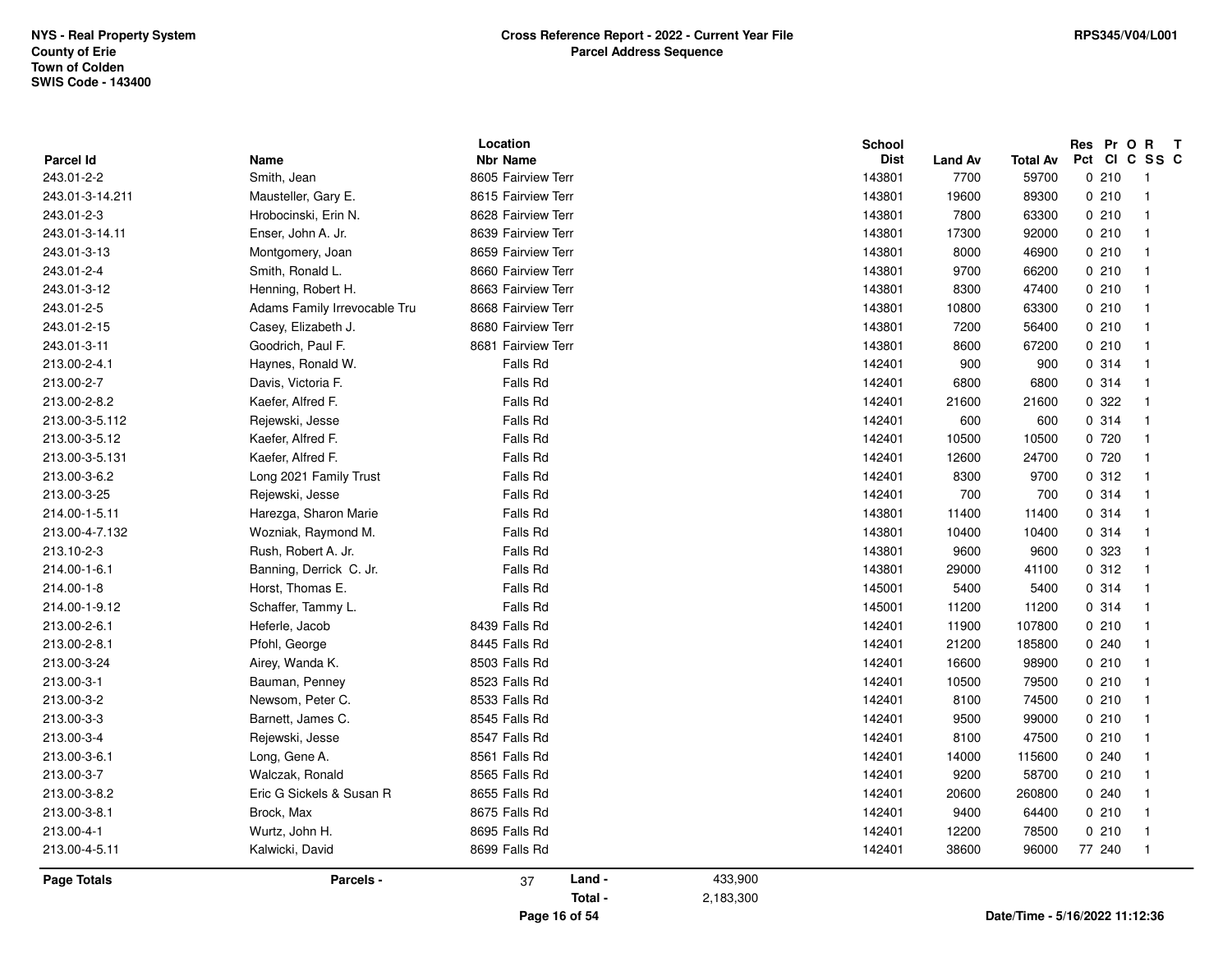**NYS - Real Property System**
**County of Erie**
**Town of Colden**
**SWIS Code - 143400**

**Cross Reference Report - 2022 - Current Year File**
**Parcel Address Sequence**

**RPS345/V04/L001**

| Parcel Id | Name | Location Nbr | Location Name | School Dist | Land Av | Total Av | Res Pct | Pr Cl | O C | R SS | T C |
|---|---|---|---|---|---|---|---|---|---|---|---|
| 243.01-2-2 | Smith, Jean | 8605 | Fairview Terr | 143801 | 7700 | 59700 | 0 | 210 | | 1 | |
| 243.01-3-14.211 | Mausteller, Gary E. | 8615 | Fairview Terr | 143801 | 19600 | 89300 | 0 | 210 | | 1 | |
| 243.01-2-3 | Hrobocinski, Erin N. | 8628 | Fairview Terr | 143801 | 7800 | 63300 | 0 | 210 | | 1 | |
| 243.01-3-14.11 | Enser, John A. Jr. | 8639 | Fairview Terr | 143801 | 17300 | 92000 | 0 | 210 | | 1 | |
| 243.01-3-13 | Montgomery, Joan | 8659 | Fairview Terr | 143801 | 8000 | 46900 | 0 | 210 | | 1 | |
| 243.01-2-4 | Smith, Ronald L. | 8660 | Fairview Terr | 143801 | 9700 | 66200 | 0 | 210 | | 1 | |
| 243.01-3-12 | Henning, Robert H. | 8663 | Fairview Terr | 143801 | 8300 | 47400 | 0 | 210 | | 1 | |
| 243.01-2-5 | Adams Family Irrevocable Tru | 8668 | Fairview Terr | 143801 | 10800 | 63300 | 0 | 210 | | 1 | |
| 243.01-2-15 | Casey, Elizabeth J. | 8680 | Fairview Terr | 143801 | 7200 | 56400 | 0 | 210 | | 1 | |
| 243.01-3-11 | Goodrich, Paul F. | 8681 | Fairview Terr | 143801 | 8600 | 67200 | 0 | 210 | | 1 | |
| 213.00-2-4.1 | Haynes, Ronald W. | | Falls Rd | 142401 | 900 | 900 | 0 | 314 | | 1 | |
| 213.00-2-7 | Davis, Victoria F. | | Falls Rd | 142401 | 6800 | 6800 | 0 | 314 | | 1 | |
| 213.00-2-8.2 | Kaefer, Alfred F. | | Falls Rd | 142401 | 21600 | 21600 | 0 | 322 | | 1 | |
| 213.00-3-5.112 | Rejewski, Jesse | | Falls Rd | 142401 | 600 | 600 | 0 | 314 | | 1 | |
| 213.00-3-5.12 | Kaefer, Alfred F. | | Falls Rd | 142401 | 10500 | 10500 | 0 | 720 | | 1 | |
| 213.00-3-5.131 | Kaefer, Alfred F. | | Falls Rd | 142401 | 12600 | 24700 | 0 | 720 | | 1 | |
| 213.00-3-6.2 | Long 2021 Family Trust | | Falls Rd | 142401 | 8300 | 9700 | 0 | 312 | | 1 | |
| 213.00-3-25 | Rejewski, Jesse | | Falls Rd | 142401 | 700 | 700 | 0 | 314 | | 1 | |
| 214.00-1-5.11 | Harezga, Sharon Marie | | Falls Rd | 143801 | 11400 | 11400 | 0 | 314 | | 1 | |
| 213.00-4-7.132 | Wozniak, Raymond M. | | Falls Rd | 143801 | 10400 | 10400 | 0 | 314 | | 1 | |
| 213.10-2-3 | Rush, Robert A. Jr. | | Falls Rd | 143801 | 9600 | 9600 | 0 | 323 | | 1 | |
| 214.00-1-6.1 | Banning, Derrick C. Jr. | | Falls Rd | 143801 | 29000 | 41100 | 0 | 312 | | 1 | |
| 214.00-1-8 | Horst, Thomas E. | | Falls Rd | 145001 | 5400 | 5400 | 0 | 314 | | 1 | |
| 214.00-1-9.12 | Schaffer, Tammy L. | | Falls Rd | 145001 | 11200 | 11200 | 0 | 314 | | 1 | |
| 213.00-2-6.1 | Heferle, Jacob | 8439 | Falls Rd | 142401 | 11900 | 107800 | 0 | 210 | | 1 | |
| 213.00-2-8.1 | Pfohl, George | 8445 | Falls Rd | 142401 | 21200 | 185800 | 0 | 240 | | 1 | |
| 213.00-3-24 | Airey, Wanda K. | 8503 | Falls Rd | 142401 | 16600 | 98900 | 0 | 210 | | 1 | |
| 213.00-3-1 | Bauman, Penney | 8523 | Falls Rd | 142401 | 10500 | 79500 | 0 | 210 | | 1 | |
| 213.00-3-2 | Newsom, Peter C. | 8533 | Falls Rd | 142401 | 8100 | 74500 | 0 | 210 | | 1 | |
| 213.00-3-3 | Barnett, James C. | 8545 | Falls Rd | 142401 | 9500 | 99000 | 0 | 210 | | 1 | |
| 213.00-3-4 | Rejewski, Jesse | 8547 | Falls Rd | 142401 | 8100 | 47500 | 0 | 210 | | 1 | |
| 213.00-3-6.1 | Long, Gene A. | 8561 | Falls Rd | 142401 | 14000 | 115600 | 0 | 240 | | 1 | |
| 213.00-3-7 | Walczak, Ronald | 8565 | Falls Rd | 142401 | 9200 | 58700 | 0 | 210 | | 1 | |
| 213.00-3-8.2 | Eric G Sickels & Susan R | 8655 | Falls Rd | 142401 | 20600 | 260800 | 0 | 240 | | 1 | |
| 213.00-3-8.1 | Brock, Max | 8675 | Falls Rd | 142401 | 9400 | 64400 | 0 | 210 | | 1 | |
| 213.00-4-1 | Wurtz, John H. | 8695 | Falls Rd | 142401 | 12200 | 78500 | 0 | 210 | | 1 | |
| 213.00-4-5.11 | Kalwicki, David | 8699 | Falls Rd | 142401 | 38600 | 96000 | 77 | 240 | | 1 | |

**Page Totals** | **Parcels -** 37 | **Land -** 433,900 | **Total -** 2,183,300

Date/Time - 5/16/2022 11:12:36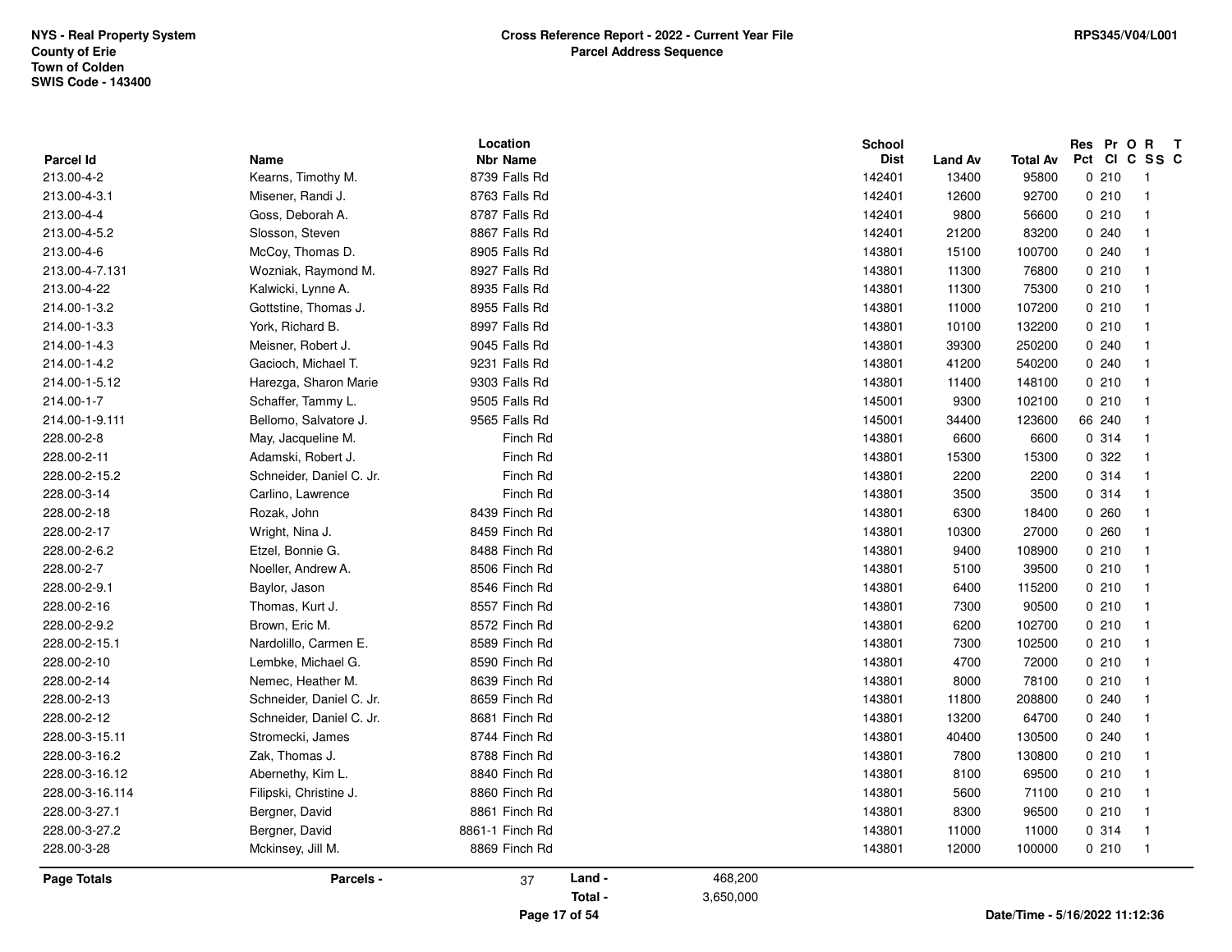**NYS - Real Property System**
**County of Erie**
**Town of Colden**
**SWIS Code - 143400**

**Cross Reference Report - 2022 - Current Year File**
**Parcel Address Sequence**

**RPS345/V04/L001**

| Parcel Id | Name | Location Nbr | Location Name | School Dist | Land Av | Total Av | Res Pct | Pr Cl | O C | R SS | T C |
|---|---|---|---|---|---|---|---|---|---|---|---|
| 213.00-4-2 | Kearns, Timothy M. | 8739 | Falls Rd | 142401 | 13400 | 95800 | 0 | 210 | | 1 | |
| 213.00-4-3.1 | Misener, Randi J. | 8763 | Falls Rd | 142401 | 12600 | 92700 | 0 | 210 | | 1 | |
| 213.00-4-4 | Goss, Deborah A. | 8787 | Falls Rd | 142401 | 9800 | 56600 | 0 | 210 | | 1 | |
| 213.00-4-5.2 | Slosson, Steven | 8867 | Falls Rd | 142401 | 21200 | 83200 | 0 | 240 | | 1 | |
| 213.00-4-6 | McCoy, Thomas D. | 8905 | Falls Rd | 143801 | 15100 | 100700 | 0 | 240 | | 1 | |
| 213.00-4-7.131 | Wozniak, Raymond M. | 8927 | Falls Rd | 143801 | 11300 | 76800 | 0 | 210 | | 1 | |
| 213.00-4-22 | Kalwicki, Lynne A. | 8935 | Falls Rd | 143801 | 11300 | 75300 | 0 | 210 | | 1 | |
| 214.00-1-3.2 | Gottstine, Thomas J. | 8955 | Falls Rd | 143801 | 11000 | 107200 | 0 | 210 | | 1 | |
| 214.00-1-3.3 | York, Richard B. | 8997 | Falls Rd | 143801 | 10100 | 132200 | 0 | 210 | | 1 | |
| 214.00-1-4.3 | Meisner, Robert J. | 9045 | Falls Rd | 143801 | 39300 | 250200 | 0 | 240 | | 1 | |
| 214.00-1-4.2 | Gacioch, Michael T. | 9231 | Falls Rd | 143801 | 41200 | 540200 | 0 | 240 | | 1 | |
| 214.00-1-5.12 | Harezga, Sharon Marie | 9303 | Falls Rd | 143801 | 11400 | 148100 | 0 | 210 | | 1 | |
| 214.00-1-7 | Schaffer, Tammy L. | 9505 | Falls Rd | 145001 | 9300 | 102100 | 0 | 210 | | 1 | |
| 214.00-1-9.111 | Bellomo, Salvatore J. | 9565 | Falls Rd | 145001 | 34400 | 123600 | 66 | 240 | | 1 | |
| 228.00-2-8 | May, Jacqueline M. | | Finch Rd | 143801 | 6600 | 6600 | 0 | 314 | | 1 | |
| 228.00-2-11 | Adamski, Robert J. | | Finch Rd | 143801 | 15300 | 15300 | 0 | 322 | | 1 | |
| 228.00-2-15.2 | Schneider, Daniel C. Jr. | | Finch Rd | 143801 | 2200 | 2200 | 0 | 314 | | 1 | |
| 228.00-3-14 | Carlino, Lawrence | | Finch Rd | 143801 | 3500 | 3500 | 0 | 314 | | 1 | |
| 228.00-2-18 | Rozak, John | 8439 | Finch Rd | 143801 | 6300 | 18400 | 0 | 260 | | 1 | |
| 228.00-2-17 | Wright, Nina J. | 8459 | Finch Rd | 143801 | 10300 | 27000 | 0 | 260 | | 1 | |
| 228.00-2-6.2 | Etzel, Bonnie G. | 8488 | Finch Rd | 143801 | 9400 | 108900 | 0 | 210 | | 1 | |
| 228.00-2-7 | Noeller, Andrew A. | 8506 | Finch Rd | 143801 | 5100 | 39500 | 0 | 210 | | 1 | |
| 228.00-2-9.1 | Baylor, Jason | 8546 | Finch Rd | 143801 | 6400 | 115200 | 0 | 210 | | 1 | |
| 228.00-2-16 | Thomas, Kurt J. | 8557 | Finch Rd | 143801 | 7300 | 90500 | 0 | 210 | | 1 | |
| 228.00-2-9.2 | Brown, Eric M. | 8572 | Finch Rd | 143801 | 6200 | 102700 | 0 | 210 | | 1 | |
| 228.00-2-15.1 | Nardolillo, Carmen E. | 8589 | Finch Rd | 143801 | 7300 | 102500 | 0 | 210 | | 1 | |
| 228.00-2-10 | Lembke, Michael G. | 8590 | Finch Rd | 143801 | 4700 | 72000 | 0 | 210 | | 1 | |
| 228.00-2-14 | Nemec, Heather M. | 8639 | Finch Rd | 143801 | 8000 | 78100 | 0 | 210 | | 1 | |
| 228.00-2-13 | Schneider, Daniel C. Jr. | 8659 | Finch Rd | 143801 | 11800 | 208800 | 0 | 240 | | 1 | |
| 228.00-2-12 | Schneider, Daniel C. Jr. | 8681 | Finch Rd | 143801 | 13200 | 64700 | 0 | 240 | | 1 | |
| 228.00-3-15.11 | Stromecki, James | 8744 | Finch Rd | 143801 | 40400 | 130500 | 0 | 240 | | 1 | |
| 228.00-3-16.2 | Zak, Thomas J. | 8788 | Finch Rd | 143801 | 7800 | 130800 | 0 | 210 | | 1 | |
| 228.00-3-16.12 | Abernethy, Kim L. | 8840 | Finch Rd | 143801 | 8100 | 69500 | 0 | 210 | | 1 | |
| 228.00-3-16.114 | Filipski, Christine J. | 8860 | Finch Rd | 143801 | 5600 | 71100 | 0 | 210 | | 1 | |
| 228.00-3-27.1 | Bergner, David | 8861 | Finch Rd | 143801 | 8300 | 96500 | 0 | 210 | | 1 | |
| 228.00-3-27.2 | Bergner, David | 8861-1 | Finch Rd | 143801 | 11000 | 11000 | 0 | 314 | | 1 | |
| 228.00-3-28 | Mckinsey, Jill M. | 8869 | Finch Rd | 143801 | 12000 | 100000 | 0 | 210 | | 1 | |

**Page Totals** — **Parcels -** 37 — **Land -** 468,200 — **Total -** 3,650,000

Date/Time - 5/16/2022 11:12:36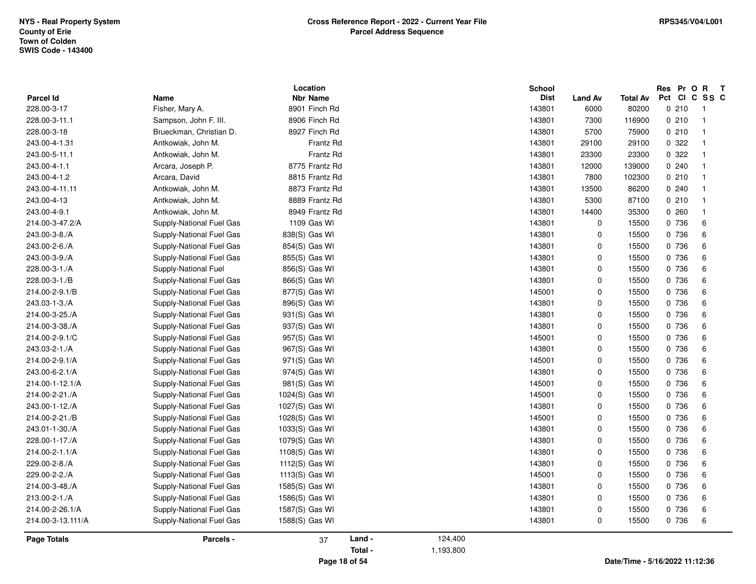**NYS - Real Property System**
**County of Erie**
**Town of Colden**
**SWIS Code - 143400**

**Cross Reference Report - 2022 - Current Year File**
**Parcel Address Sequence**

**RPS345/V04/L001**

| Parcel Id | Name | Location Nbr | Location Name | School Dist | Land Av | Total Av | Res Pct | Pr Cl | O C | R SS | T C |
|---|---|---|---|---|---|---|---|---|---|---|---|
| 228.00-3-17 | Fisher, Mary A. | 8901 | Finch Rd | 143801 | 6000 | 80200 | 0 | 210 | | 1 | |
| 228.00-3-11.1 | Sampson, John F. III. | 8906 | Finch Rd | 143801 | 7300 | 116900 | 0 | 210 | | 1 | |
| 228.00-3-18 | Brueckman, Christian D. | 8927 | Finch Rd | 143801 | 5700 | 75900 | 0 | 210 | | 1 | |
| 243.00-4-1.31 | Antkowiak, John M. | | Frantz Rd | 143801 | 29100 | 29100 | 0 | 322 | | 1 | |
| 243.00-5-11.1 | Antkowiak, John M. | | Frantz Rd | 143801 | 23300 | 23300 | 0 | 322 | | 1 | |
| 243.00-4-1.1 | Arcara, Joseph P. | 8775 | Frantz Rd | 143801 | 12000 | 139000 | 0 | 240 | | 1 | |
| 243.00-4-1.2 | Arcara, David | 8815 | Frantz Rd | 143801 | 7800 | 102300 | 0 | 210 | | 1 | |
| 243.00-4-11.11 | Antkowiak, John M. | 8873 | Frantz Rd | 143801 | 13500 | 86200 | 0 | 240 | | 1 | |
| 243.00-4-13 | Antkowiak, John M. | 8889 | Frantz Rd | 143801 | 5300 | 87100 | 0 | 210 | | 1 | |
| 243.00-4-9.1 | Antkowiak, John M. | 8949 | Frantz Rd | 143801 | 14400 | 35300 | 0 | 260 | | 1 | |
| 214.00-3-47.2/A | Supply-National Fuel Gas | 1109 | Gas Wl | 143801 | 0 | 15500 | 0 | 736 | | 6 | |
| 243.00-3-8./A | Supply-National Fuel Gas | 838(S) | Gas Wl | 143801 | 0 | 15500 | 0 | 736 | | 6 | |
| 243.00-2-6./A | Supply-National Fuel Gas | 854(S) | Gas Wl | 143801 | 0 | 15500 | 0 | 736 | | 6 | |
| 243.00-3-9./A | Supply-National Fuel Gas | 855(S) | Gas Wl | 143801 | 0 | 15500 | 0 | 736 | | 6 | |
| 228.00-3-1./A | Supply-National Fuel | 856(S) | Gas Wl | 143801 | 0 | 15500 | 0 | 736 | | 6 | |
| 228.00-3-1./B | Supply-National Fuel Gas | 866(S) | Gas Wl | 143801 | 0 | 15500 | 0 | 736 | | 6 | |
| 214.00-2-9.1/B | Supply-National Fuel Gas | 877(S) | Gas Wl | 145001 | 0 | 15500 | 0 | 736 | | 6 | |
| 243.03-1-3./A | Supply-National Fuel Gas | 896(S) | Gas Wl | 143801 | 0 | 15500 | 0 | 736 | | 6 | |
| 214.00-3-25./A | Supply-National Fuel Gas | 931(S) | Gas Wl | 143801 | 0 | 15500 | 0 | 736 | | 6 | |
| 214.00-3-38./A | Supply-National Fuel Gas | 937(S) | Gas Wl | 143801 | 0 | 15500 | 0 | 736 | | 6 | |
| 214.00-2-9.1/C | Supply-National Fuel Gas | 957(S) | Gas Wl | 145001 | 0 | 15500 | 0 | 736 | | 6 | |
| 243.03-2-1./A | Supply-National Fuel Gas | 967(S) | Gas Wl | 143801 | 0 | 15500 | 0 | 736 | | 6 | |
| 214.00-2-9.1/A | Supply-National Fuel Gas | 971(S) | Gas Wl | 145001 | 0 | 15500 | 0 | 736 | | 6 | |
| 243.00-6-2.1/A | Supply-National Fuel Gas | 974(S) | Gas Wl | 143801 | 0 | 15500 | 0 | 736 | | 6 | |
| 214.00-1-12.1/A | Supply-National Fuel Gas | 981(S) | Gas Wl | 145001 | 0 | 15500 | 0 | 736 | | 6 | |
| 214.00-2-21./A | Supply-National Fuel Gas | 1024(S) | Gas Wl | 145001 | 0 | 15500 | 0 | 736 | | 6 | |
| 243.00-1-12./A | Supply-National Fuel Gas | 1027(S) | Gas Wl | 143801 | 0 | 15500 | 0 | 736 | | 6 | |
| 214.00-2-21./B | Supply-National Fuel Gas | 1028(S) | Gas Wl | 145001 | 0 | 15500 | 0 | 736 | | 6 | |
| 243.01-1-30./A | Supply-National Fuel Gas | 1033(S) | Gas Wl | 143801 | 0 | 15500 | 0 | 736 | | 6 | |
| 228.00-1-17./A | Supply-National Fuel Gas | 1079(S) | Gas Wl | 143801 | 0 | 15500 | 0 | 736 | | 6 | |
| 214.00-2-1.1/A | Supply-National Fuel Gas | 1108(S) | Gas Wl | 145001 | 0 | 15500 | 0 | 736 | | 6 | |
| 229.00-2-8./A | Supply-National Fuel Gas | 1112(S) | Gas Wl | 143801 | 0 | 15500 | 0 | 736 | | 6 | |
| 229.00-2-2./A | Supply-National Fuel Gas | 1113(S) | Gas Wl | 145001 | 0 | 15500 | 0 | 736 | | 6 | |
| 214.00-3-48./A | Supply-National Fuel Gas | 1585(S) | Gas Wl | 143801 | 0 | 15500 | 0 | 736 | | 6 | |
| 213.00-2-1./A | Supply-National Fuel Gas | 1586(S) | Gas Wl | 143801 | 0 | 15500 | 0 | 736 | | 6 | |
| 214.00-2-26.1/A | Supply-National Fuel Gas | 1587(S) | Gas Wl | 143801 | 0 | 15500 | 0 | 736 | | 6 | |
| 214.00-3-13.111/A | Supply-National Fuel Gas | 1588(S) | Gas Wl | 143801 | 0 | 15500 | 0 | 736 | | 6 | |

**Page Totals** — Parcels - 37 — Land - 124,400 — Total - 1,193,800

Date/Time - 5/16/2022 11:12:36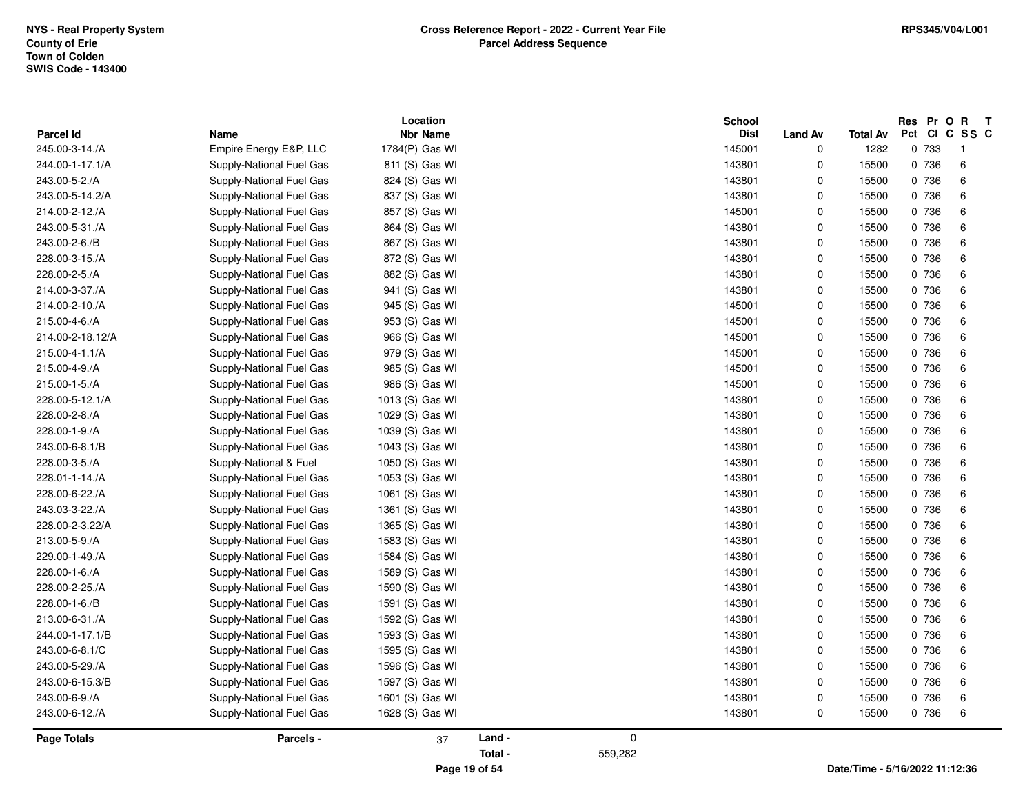NYS - Real Property System
County of Erie
Town of Colden
SWIS Code - 143400

# Cross Reference Report - 2022 - Current Year File
## Parcel Address Sequence

RPS345/V04/L001

| Parcel Id | Name | Location Nbr Name | School Dist | Land Av | Total Av | Res Pct | Pr Cl | O C | R SS | T C |
|---|---|---|---|---|---|---|---|---|---|---|
| 245.00-3-14./A | Empire Energy E&P, LLC | 1784(P) Gas Wl | 145001 | 0 | 1282 | 0 | 733 | | 1 | |
| 244.00-1-17.1/A | Supply-National Fuel Gas | 811 (S) Gas Wl | 143801 | 0 | 15500 | 0 | 736 | | 6 | |
| 243.00-5-2./A | Supply-National Fuel Gas | 824 (S) Gas Wl | 143801 | 0 | 15500 | 0 | 736 | | 6 | |
| 243.00-5-14.2/A | Supply-National Fuel Gas | 837 (S) Gas Wl | 143801 | 0 | 15500 | 0 | 736 | | 6 | |
| 214.00-2-12./A | Supply-National Fuel Gas | 857 (S) Gas Wl | 145001 | 0 | 15500 | 0 | 736 | | 6 | |
| 243.00-5-31./A | Supply-National Fuel Gas | 864 (S) Gas Wl | 143801 | 0 | 15500 | 0 | 736 | | 6 | |
| 243.00-2-6./B | Supply-National Fuel Gas | 867 (S) Gas Wl | 143801 | 0 | 15500 | 0 | 736 | | 6 | |
| 228.00-3-15./A | Supply-National Fuel Gas | 872 (S) Gas Wl | 143801 | 0 | 15500 | 0 | 736 | | 6 | |
| 228.00-2-5./A | Supply-National Fuel Gas | 882 (S) Gas Wl | 143801 | 0 | 15500 | 0 | 736 | | 6 | |
| 214.00-3-37./A | Supply-National Fuel Gas | 941 (S) Gas Wl | 143801 | 0 | 15500 | 0 | 736 | | 6 | |
| 214.00-2-10./A | Supply-National Fuel Gas | 945 (S) Gas Wl | 145001 | 0 | 15500 | 0 | 736 | | 6 | |
| 215.00-4-6./A | Supply-National Fuel Gas | 953 (S) Gas Wl | 145001 | 0 | 15500 | 0 | 736 | | 6 | |
| 214.00-2-18.12/A | Supply-National Fuel Gas | 966 (S) Gas Wl | 145001 | 0 | 15500 | 0 | 736 | | 6 | |
| 215.00-4-1.1/A | Supply-National Fuel Gas | 979 (S) Gas Wl | 145001 | 0 | 15500 | 0 | 736 | | 6 | |
| 215.00-4-9./A | Supply-National Fuel Gas | 985 (S) Gas Wl | 145001 | 0 | 15500 | 0 | 736 | | 6 | |
| 215.00-1-5./A | Supply-National Fuel Gas | 986 (S) Gas Wl | 145001 | 0 | 15500 | 0 | 736 | | 6 | |
| 228.00-5-12.1/A | Supply-National Fuel Gas | 1013 (S) Gas Wl | 143801 | 0 | 15500 | 0 | 736 | | 6 | |
| 228.00-2-8./A | Supply-National Fuel Gas | 1029 (S) Gas Wl | 143801 | 0 | 15500 | 0 | 736 | | 6 | |
| 228.00-1-9./A | Supply-National Fuel Gas | 1039 (S) Gas Wl | 143801 | 0 | 15500 | 0 | 736 | | 6 | |
| 243.00-6-8.1/B | Supply-National Fuel Gas | 1043 (S) Gas Wl | 143801 | 0 | 15500 | 0 | 736 | | 6 | |
| 228.00-3-5./A | Supply-National & Fuel | 1050 (S) Gas Wl | 143801 | 0 | 15500 | 0 | 736 | | 6 | |
| 228.01-1-14./A | Supply-National Fuel Gas | 1053 (S) Gas Wl | 143801 | 0 | 15500 | 0 | 736 | | 6 | |
| 228.00-6-22./A | Supply-National Fuel Gas | 1061 (S) Gas Wl | 143801 | 0 | 15500 | 0 | 736 | | 6 | |
| 243.03-3-22./A | Supply-National Fuel Gas | 1361 (S) Gas Wl | 143801 | 0 | 15500 | 0 | 736 | | 6 | |
| 228.00-2-3.22/A | Supply-National Fuel Gas | 1365 (S) Gas Wl | 143801 | 0 | 15500 | 0 | 736 | | 6 | |
| 213.00-5-9./A | Supply-National Fuel Gas | 1583 (S) Gas Wl | 143801 | 0 | 15500 | 0 | 736 | | 6 | |
| 229.00-1-49./A | Supply-National Fuel Gas | 1584 (S) Gas Wl | 143801 | 0 | 15500 | 0 | 736 | | 6 | |
| 228.00-1-6./A | Supply-National Fuel Gas | 1589 (S) Gas Wl | 143801 | 0 | 15500 | 0 | 736 | | 6 | |
| 228.00-2-25./A | Supply-National Fuel Gas | 1590 (S) Gas Wl | 143801 | 0 | 15500 | 0 | 736 | | 6 | |
| 228.00-1-6./B | Supply-National Fuel Gas | 1591 (S) Gas Wl | 143801 | 0 | 15500 | 0 | 736 | | 6 | |
| 213.00-6-31./A | Supply-National Fuel Gas | 1592 (S) Gas Wl | 143801 | 0 | 15500 | 0 | 736 | | 6 | |
| 244.00-1-17.1/B | Supply-National Fuel Gas | 1593 (S) Gas Wl | 143801 | 0 | 15500 | 0 | 736 | | 6 | |
| 243.00-6-8.1/C | Supply-National Fuel Gas | 1595 (S) Gas Wl | 143801 | 0 | 15500 | 0 | 736 | | 6 | |
| 243.00-5-29./A | Supply-National Fuel Gas | 1596 (S) Gas Wl | 143801 | 0 | 15500 | 0 | 736 | | 6 | |
| 243.00-6-15.3/B | Supply-National Fuel Gas | 1597 (S) Gas Wl | 143801 | 0 | 15500 | 0 | 736 | | 6 | |
| 243.00-6-9./A | Supply-National Fuel Gas | 1601 (S) Gas Wl | 143801 | 0 | 15500 | 0 | 736 | | 6 | |
| 243.00-6-12./A | Supply-National Fuel Gas | 1628 (S) Gas Wl | 143801 | 0 | 15500 | 0 | 736 | | 6 | |

| Page Totals | Parcels - | 37 | Land - | 0 |
|---|---|---|---|---|
| | | | Total - | 559,282 |

Date/Time - 5/16/2022 11:12:36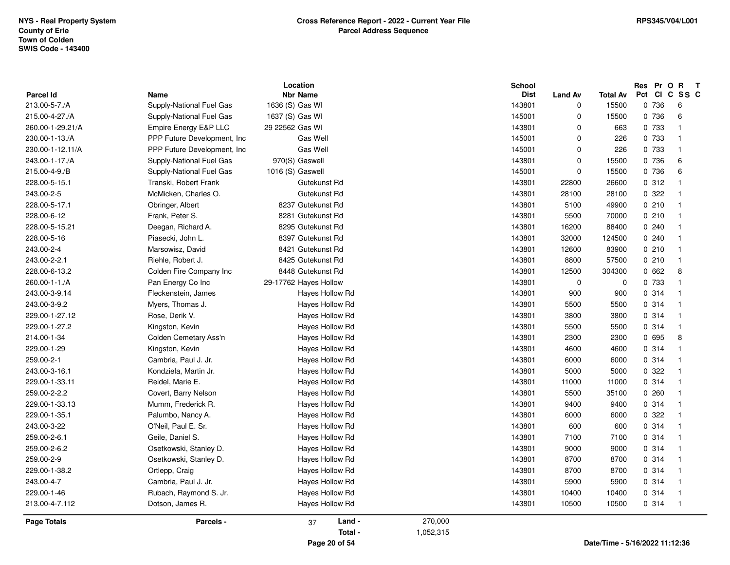NYS - Real Property System
County of Erie
Town of Colden
SWIS Code - 143400

**Cross Reference Report - 2022 - Current Year File**
**Parcel Address Sequence**

RPS345/V04/L001

| Parcel Id | Name | Location Nbr | Location Name | School Dist | Land Av | Total Av | Res Pct | Pr Cl | O C | R SS | T C |
|---|---|---|---|---|---|---|---|---|---|---|---|
| 213.00-5-7./A | Supply-National Fuel Gas | 1636 (S) | Gas Wl | 143801 | 0 | 15500 | 0 | 736 | | 6 | |
| 215.00-4-27./A | Supply-National Fuel Gas | 1637 (S) | Gas Wl | 145001 | 0 | 15500 | 0 | 736 | | 6 | |
| 260.00-1-29.21/A | Empire Energy E&P LLC | 29 22562 | Gas Wl | 143801 | 0 | 663 | 0 | 733 | | 1 | |
| 230.00-1-13./A | PPP Future Development, Inc | | Gas Well | 145001 | 0 | 226 | 0 | 733 | | 1 | |
| 230.00-1-12.11/A | PPP Future Development, Inc | | Gas Well | 145001 | 0 | 226 | 0 | 733 | | 1 | |
| 243.00-1-17./A | Supply-National Fuel Gas | 970(S) | Gaswell | 143801 | 0 | 15500 | 0 | 736 | | 6 | |
| 215.00-4-9./B | Supply-National Fuel Gas | 1016 (S) | Gaswell | 145001 | 0 | 15500 | 0 | 736 | | 6 | |
| 228.00-5-15.1 | Transki, Robert Frank | | Gutekunst Rd | 143801 | 22800 | 26600 | 0 | 312 | | 1 | |
| 243.00-2-5 | McMicken, Charles O. | | Gutekunst Rd | 143801 | 28100 | 28100 | 0 | 322 | | 1 | |
| 228.00-5-17.1 | Obringer, Albert | 8237 | Gutekunst Rd | 143801 | 5100 | 49900 | 0 | 210 | | 1 | |
| 228.00-6-12 | Frank, Peter S. | 8281 | Gutekunst Rd | 143801 | 5500 | 70000 | 0 | 210 | | 1 | |
| 228.00-5-15.21 | Deegan, Richard A. | 8295 | Gutekunst Rd | 143801 | 16200 | 88400 | 0 | 240 | | 1 | |
| 228.00-5-16 | Piasecki, John L. | 8397 | Gutekunst Rd | 143801 | 32000 | 124500 | 0 | 240 | | 1 | |
| 243.00-2-4 | Marsowisz, David | 8421 | Gutekunst Rd | 143801 | 12600 | 83900 | 0 | 210 | | 1 | |
| 243.00-2-2.1 | Riehle, Robert J. | 8425 | Gutekunst Rd | 143801 | 8800 | 57500 | 0 | 210 | | 1 | |
| 228.00-6-13.2 | Colden Fire Company Inc | 8448 | Gutekunst Rd | 143801 | 12500 | 304300 | 0 | 662 | | 8 | |
| 260.00-1-1./A | Pan Energy Co Inc | 29-17762 | Hayes Hollow | 143801 | 0 | 0 | 0 | 733 | | 1 | |
| 243.00-3-9.14 | Fleckenstein, James | | Hayes Hollow Rd | 143801 | 900 | 900 | 0 | 314 | | 1 | |
| 243.00-3-9.2 | Myers, Thomas J. | | Hayes Hollow Rd | 143801 | 5500 | 5500 | 0 | 314 | | 1 | |
| 229.00-1-27.12 | Rose, Derik V. | | Hayes Hollow Rd | 143801 | 3800 | 3800 | 0 | 314 | | 1 | |
| 229.00-1-27.2 | Kingston, Kevin | | Hayes Hollow Rd | 143801 | 5500 | 5500 | 0 | 314 | | 1 | |
| 214.00-1-34 | Colden Cemetary Ass'n | | Hayes Hollow Rd | 143801 | 2300 | 2300 | 0 | 695 | | 8 | |
| 229.00-1-29 | Kingston, Kevin | | Hayes Hollow Rd | 143801 | 4600 | 4600 | 0 | 314 | | 1 | |
| 259.00-2-1 | Cambria, Paul J. Jr. | | Hayes Hollow Rd | 143801 | 6000 | 6000 | 0 | 314 | | 1 | |
| 243.00-3-16.1 | Kondziela, Martin Jr. | | Hayes Hollow Rd | 143801 | 5000 | 5000 | 0 | 322 | | 1 | |
| 229.00-1-33.11 | Reidel, Marie E. | | Hayes Hollow Rd | 143801 | 11000 | 11000 | 0 | 314 | | 1 | |
| 259.00-2-2.2 | Covert, Barry Nelson | | Hayes Hollow Rd | 143801 | 5500 | 35100 | 0 | 260 | | 1 | |
| 229.00-1-33.13 | Mumm, Frederick R. | | Hayes Hollow Rd | 143801 | 9400 | 9400 | 0 | 314 | | 1 | |
| 229.00-1-35.1 | Palumbo, Nancy A. | | Hayes Hollow Rd | 143801 | 6000 | 6000 | 0 | 322 | | 1 | |
| 243.00-3-22 | O'Neil, Paul E. Sr. | | Hayes Hollow Rd | 143801 | 600 | 600 | 0 | 314 | | 1 | |
| 259.00-2-6.1 | Geile, Daniel S. | | Hayes Hollow Rd | 143801 | 7100 | 7100 | 0 | 314 | | 1 | |
| 259.00-2-6.2 | Osetkowski, Stanley D. | | Hayes Hollow Rd | 143801 | 9000 | 9000 | 0 | 314 | | 1 | |
| 259.00-2-9 | Osetkowski, Stanley D. | | Hayes Hollow Rd | 143801 | 8700 | 8700 | 0 | 314 | | 1 | |
| 229.00-1-38.2 | Ortlepp, Craig | | Hayes Hollow Rd | 143801 | 8700 | 8700 | 0 | 314 | | 1 | |
| 243.00-4-7 | Cambria, Paul J. Jr. | | Hayes Hollow Rd | 143801 | 5900 | 5900 | 0 | 314 | | 1 | |
| 229.00-1-46 | Rubach, Raymond S. Jr. | | Hayes Hollow Rd | 143801 | 10400 | 10400 | 0 | 314 | | 1 | |
| 213.00-4-7.112 | Dotson, James R. | | Hayes Hollow Rd | 143801 | 10500 | 10500 | 0 | 314 | | 1 | |

**Page Totals** | **Parcels -** 37 | **Land -** 270,000 | **Total -** 1,052,315

Date/Time - 5/16/2022 11:12:36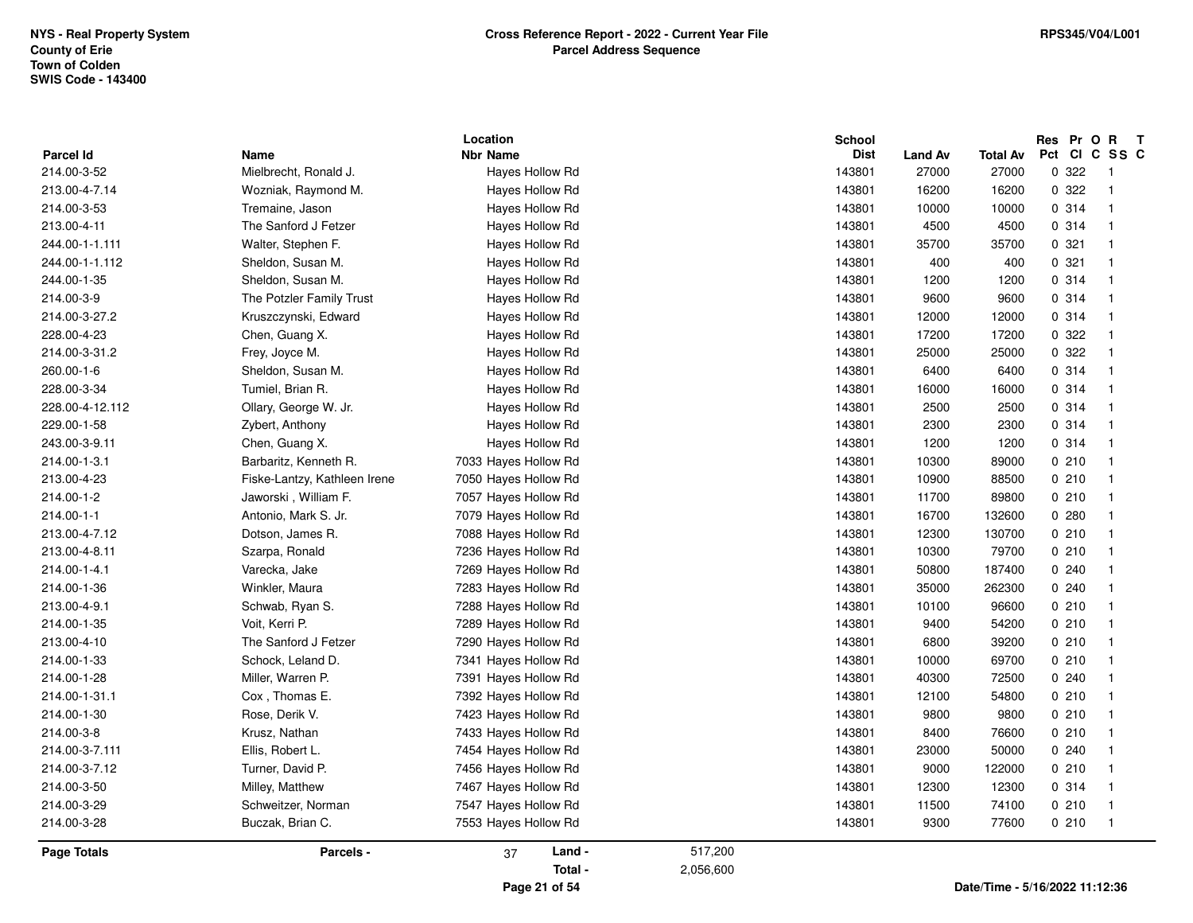NYS - Real Property System
County of Erie
Town of Colden
SWIS Code - 143400

**Cross Reference Report - 2022 - Current Year File**
**Parcel Address Sequence**

RPS345/V04/L001

| Parcel Id | Name | Location Nbr | Location Name | School Dist | Land Av | Total Av | Res Pct | Pr Cl | O C | R SS | T C |
|---|---|---|---|---|---|---|---|---|---|---|---|
| 214.00-3-52 | Mielbrecht, Ronald J. | | Hayes Hollow Rd | 143801 | 27000 | 27000 | 0 | 322 | | 1 | |
| 213.00-4-7.14 | Wozniak, Raymond M. | | Hayes Hollow Rd | 143801 | 16200 | 16200 | 0 | 322 | | 1 | |
| 214.00-3-53 | Tremaine, Jason | | Hayes Hollow Rd | 143801 | 10000 | 10000 | 0 | 314 | | 1 | |
| 213.00-4-11 | The Sanford J Fetzer | | Hayes Hollow Rd | 143801 | 4500 | 4500 | 0 | 314 | | 1 | |
| 244.00-1-1.111 | Walter, Stephen F. | | Hayes Hollow Rd | 143801 | 35700 | 35700 | 0 | 321 | | 1 | |
| 244.00-1-1.112 | Sheldon, Susan M. | | Hayes Hollow Rd | 143801 | 400 | 400 | 0 | 321 | | 1 | |
| 244.00-1-35 | Sheldon, Susan M. | | Hayes Hollow Rd | 143801 | 1200 | 1200 | 0 | 314 | | 1 | |
| 214.00-3-9 | The Potzler Family Trust | | Hayes Hollow Rd | 143801 | 9600 | 9600 | 0 | 314 | | 1 | |
| 214.00-3-27.2 | Kruszczynski, Edward | | Hayes Hollow Rd | 143801 | 12000 | 12000 | 0 | 314 | | 1 | |
| 228.00-4-23 | Chen, Guang X. | | Hayes Hollow Rd | 143801 | 17200 | 17200 | 0 | 322 | | 1 | |
| 214.00-3-31.2 | Frey, Joyce M. | | Hayes Hollow Rd | 143801 | 25000 | 25000 | 0 | 322 | | 1 | |
| 260.00-1-6 | Sheldon, Susan M. | | Hayes Hollow Rd | 143801 | 6400 | 6400 | 0 | 314 | | 1 | |
| 228.00-3-34 | Tumiel, Brian R. | | Hayes Hollow Rd | 143801 | 16000 | 16000 | 0 | 314 | | 1 | |
| 228.00-4-12.112 | Ollary, George W. Jr. | | Hayes Hollow Rd | 143801 | 2500 | 2500 | 0 | 314 | | 1 | |
| 229.00-1-58 | Zybert, Anthony | | Hayes Hollow Rd | 143801 | 2300 | 2300 | 0 | 314 | | 1 | |
| 243.00-3-9.11 | Chen, Guang X. | | Hayes Hollow Rd | 143801 | 1200 | 1200 | 0 | 314 | | 1 | |
| 214.00-1-3.1 | Barbaritz, Kenneth R. | 7033 | Hayes Hollow Rd | 143801 | 10300 | 89000 | 0 | 210 | | 1 | |
| 213.00-4-23 | Fiske-Lantzy, Kathleen Irene | 7050 | Hayes Hollow Rd | 143801 | 10900 | 88500 | 0 | 210 | | 1 | |
| 214.00-1-2 | Jaworski , William F. | 7057 | Hayes Hollow Rd | 143801 | 11700 | 89800 | 0 | 210 | | 1 | |
| 214.00-1-1 | Antonio, Mark S. Jr. | 7079 | Hayes Hollow Rd | 143801 | 16700 | 132600 | 0 | 280 | | 1 | |
| 213.00-4-7.12 | Dotson, James R. | 7088 | Hayes Hollow Rd | 143801 | 12300 | 130700 | 0 | 210 | | 1 | |
| 213.00-4-8.11 | Szarpa, Ronald | 7236 | Hayes Hollow Rd | 143801 | 10300 | 79700 | 0 | 210 | | 1 | |
| 214.00-1-4.1 | Varecka, Jake | 7269 | Hayes Hollow Rd | 143801 | 50800 | 187400 | 0 | 240 | | 1 | |
| 214.00-1-36 | Winkler, Maura | 7283 | Hayes Hollow Rd | 143801 | 35000 | 262300 | 0 | 240 | | 1 | |
| 213.00-4-9.1 | Schwab, Ryan S. | 7288 | Hayes Hollow Rd | 143801 | 10100 | 96600 | 0 | 210 | | 1 | |
| 214.00-1-35 | Voit, Kerri P. | 7289 | Hayes Hollow Rd | 143801 | 9400 | 54200 | 0 | 210 | | 1 | |
| 213.00-4-10 | The Sanford J Fetzer | 7290 | Hayes Hollow Rd | 143801 | 6800 | 39200 | 0 | 210 | | 1 | |
| 214.00-1-33 | Schock, Leland D. | 7341 | Hayes Hollow Rd | 143801 | 10000 | 69700 | 0 | 210 | | 1 | |
| 214.00-1-28 | Miller, Warren P. | 7391 | Hayes Hollow Rd | 143801 | 40300 | 72500 | 0 | 240 | | 1 | |
| 214.00-1-31.1 | Cox , Thomas E. | 7392 | Hayes Hollow Rd | 143801 | 12100 | 54800 | 0 | 210 | | 1 | |
| 214.00-1-30 | Rose, Derik V. | 7423 | Hayes Hollow Rd | 143801 | 9800 | 9800 | 0 | 210 | | 1 | |
| 214.00-3-8 | Krusz, Nathan | 7433 | Hayes Hollow Rd | 143801 | 8400 | 76600 | 0 | 210 | | 1 | |
| 214.00-3-7.111 | Ellis, Robert L. | 7454 | Hayes Hollow Rd | 143801 | 23000 | 50000 | 0 | 240 | | 1 | |
| 214.00-3-7.12 | Turner, David P. | 7456 | Hayes Hollow Rd | 143801 | 9000 | 122000 | 0 | 210 | | 1 | |
| 214.00-3-50 | Milley, Matthew | 7467 | Hayes Hollow Rd | 143801 | 12300 | 12300 | 0 | 314 | | 1 | |
| 214.00-3-29 | Schweitzer, Norman | 7547 | Hayes Hollow Rd | 143801 | 11500 | 74100 | 0 | 210 | | 1 | |
| 214.00-3-28 | Buczak, Brian C. | 7553 | Hayes Hollow Rd | 143801 | 9300 | 77600 | 0 | 210 | | 1 | |

**Page Totals** Parcels - 37 Land - 517,200
Total - 2,056,600

Date/Time - 5/16/2022 11:12:36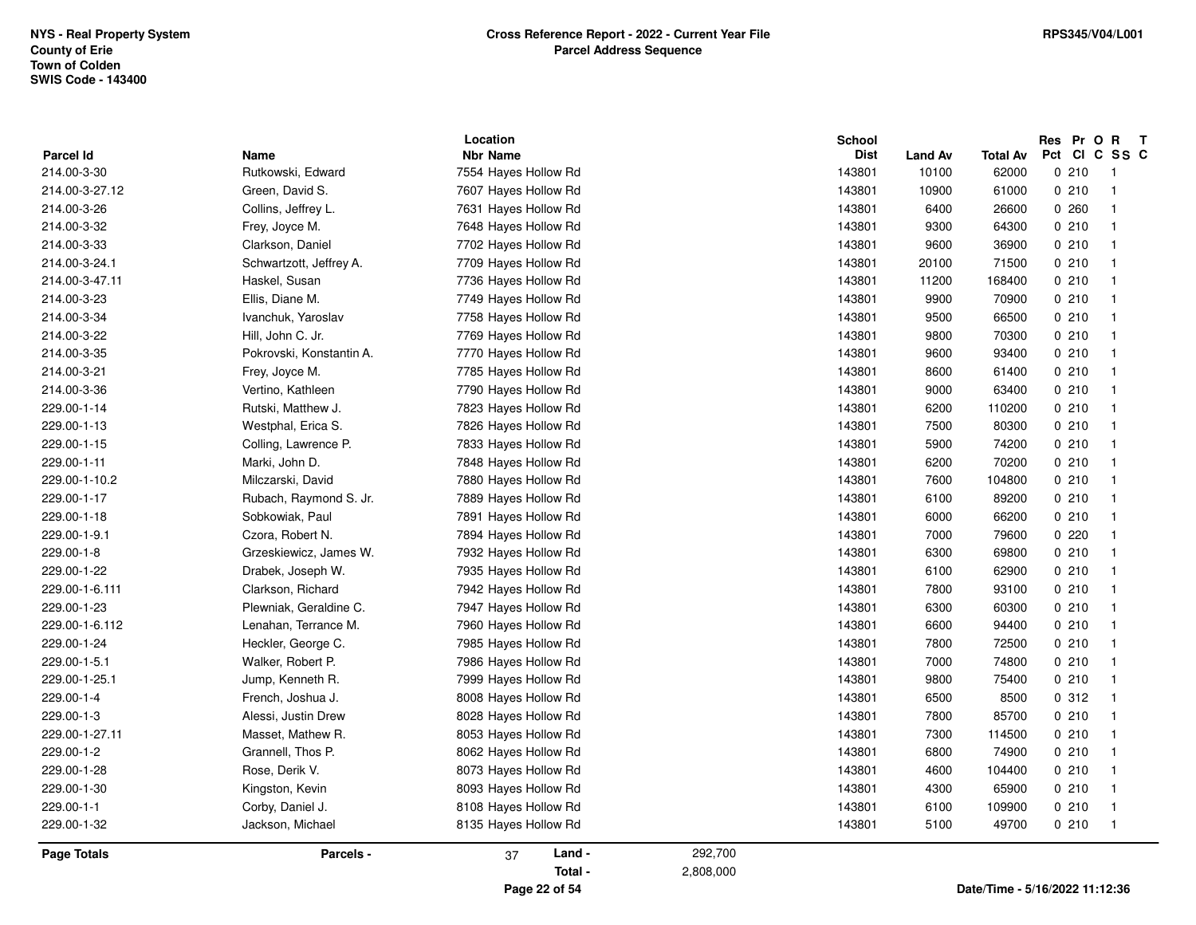| Parcel Id | Name | Location Nbr Name | School Dist | Land Av | Total Av | Res Pct | Pr Cl | O C | R SS | T C |
|---|---|---|---|---|---|---|---|---|---|---|
| 214.00-3-30 | Rutkowski, Edward | 7554 Hayes Hollow Rd | 143801 | 10100 | 62000 | 0 | 210 | | 1 | |
| 214.00-3-27.12 | Green, David S. | 7607 Hayes Hollow Rd | 143801 | 10900 | 61000 | 0 | 210 | | 1 | |
| 214.00-3-26 | Collins, Jeffrey L. | 7631 Hayes Hollow Rd | 143801 | 6400 | 26600 | 0 | 260 | | 1 | |
| 214.00-3-32 | Frey, Joyce M. | 7648 Hayes Hollow Rd | 143801 | 9300 | 64300 | 0 | 210 | | 1 | |
| 214.00-3-33 | Clarkson, Daniel | 7702 Hayes Hollow Rd | 143801 | 9600 | 36900 | 0 | 210 | | 1 | |
| 214.00-3-24.1 | Schwartzott, Jeffrey A. | 7709 Hayes Hollow Rd | 143801 | 20100 | 71500 | 0 | 210 | | 1 | |
| 214.00-3-47.11 | Haskel, Susan | 7736 Hayes Hollow Rd | 143801 | 11200 | 168400 | 0 | 210 | | 1 | |
| 214.00-3-23 | Ellis, Diane M. | 7749 Hayes Hollow Rd | 143801 | 9900 | 70900 | 0 | 210 | | 1 | |
| 214.00-3-34 | Ivanchuk, Yaroslav | 7758 Hayes Hollow Rd | 143801 | 9500 | 66500 | 0 | 210 | | 1 | |
| 214.00-3-22 | Hill, John C. Jr. | 7769 Hayes Hollow Rd | 143801 | 9800 | 70300 | 0 | 210 | | 1 | |
| 214.00-3-35 | Pokrovski, Konstantin A. | 7770 Hayes Hollow Rd | 143801 | 9600 | 93400 | 0 | 210 | | 1 | |
| 214.00-3-21 | Frey, Joyce M. | 7785 Hayes Hollow Rd | 143801 | 8600 | 61400 | 0 | 210 | | 1 | |
| 214.00-3-36 | Vertino, Kathleen | 7790 Hayes Hollow Rd | 143801 | 9000 | 63400 | 0 | 210 | | 1 | |
| 229.00-1-14 | Rutski, Matthew J. | 7823 Hayes Hollow Rd | 143801 | 6200 | 110200 | 0 | 210 | | 1 | |
| 229.00-1-13 | Westphal, Erica S. | 7826 Hayes Hollow Rd | 143801 | 7500 | 80300 | 0 | 210 | | 1 | |
| 229.00-1-15 | Colling, Lawrence P. | 7833 Hayes Hollow Rd | 143801 | 5900 | 74200 | 0 | 210 | | 1 | |
| 229.00-1-11 | Marki, John D. | 7848 Hayes Hollow Rd | 143801 | 6200 | 70200 | 0 | 210 | | 1 | |
| 229.00-1-10.2 | Milczarski, David | 7880 Hayes Hollow Rd | 143801 | 7600 | 104800 | 0 | 210 | | 1 | |
| 229.00-1-17 | Rubach, Raymond S. Jr. | 7889 Hayes Hollow Rd | 143801 | 6100 | 89200 | 0 | 210 | | 1 | |
| 229.00-1-18 | Sobkowiak, Paul | 7891 Hayes Hollow Rd | 143801 | 6000 | 66200 | 0 | 210 | | 1 | |
| 229.00-1-9.1 | Czora, Robert N. | 7894 Hayes Hollow Rd | 143801 | 7000 | 79600 | 0 | 220 | | 1 | |
| 229.00-1-8 | Grzeskiewicz, James W. | 7932 Hayes Hollow Rd | 143801 | 6300 | 69800 | 0 | 210 | | 1 | |
| 229.00-1-22 | Drabek, Joseph W. | 7935 Hayes Hollow Rd | 143801 | 6100 | 62900 | 0 | 210 | | 1 | |
| 229.00-1-6.111 | Clarkson, Richard | 7942 Hayes Hollow Rd | 143801 | 7800 | 93100 | 0 | 210 | | 1 | |
| 229.00-1-23 | Plewniak, Geraldine C. | 7947 Hayes Hollow Rd | 143801 | 6300 | 60300 | 0 | 210 | | 1 | |
| 229.00-1-6.112 | Lenahan, Terrance M. | 7960 Hayes Hollow Rd | 143801 | 6600 | 94400 | 0 | 210 | | 1 | |
| 229.00-1-24 | Heckler, George C. | 7985 Hayes Hollow Rd | 143801 | 7800 | 72500 | 0 | 210 | | 1 | |
| 229.00-1-5.1 | Walker, Robert P. | 7986 Hayes Hollow Rd | 143801 | 7000 | 74800 | 0 | 210 | | 1 | |
| 229.00-1-25.1 | Jump, Kenneth R. | 7999 Hayes Hollow Rd | 143801 | 9800 | 75400 | 0 | 210 | | 1 | |
| 229.00-1-4 | French, Joshua J. | 8008 Hayes Hollow Rd | 143801 | 6500 | 8500 | 0 | 312 | | 1 | |
| 229.00-1-3 | Alessi, Justin Drew | 8028 Hayes Hollow Rd | 143801 | 7800 | 85700 | 0 | 210 | | 1 | |
| 229.00-1-27.11 | Masset, Mathew R. | 8053 Hayes Hollow Rd | 143801 | 7300 | 114500 | 0 | 210 | | 1 | |
| 229.00-1-2 | Grannell, Thos P. | 8062 Hayes Hollow Rd | 143801 | 6800 | 74900 | 0 | 210 | | 1 | |
| 229.00-1-28 | Rose, Derik V. | 8073 Hayes Hollow Rd | 143801 | 4600 | 104400 | 0 | 210 | | 1 | |
| 229.00-1-30 | Kingston, Kevin | 8093 Hayes Hollow Rd | 143801 | 4300 | 65900 | 0 | 210 | | 1 | |
| 229.00-1-1 | Corby, Daniel J. | 8108 Hayes Hollow Rd | 143801 | 6100 | 109900 | 0 | 210 | | 1 | |
| 229.00-1-32 | Jackson, Michael | 8135 Hayes Hollow Rd | 143801 | 5100 | 49700 | 0 | 210 | | 1 | |

**Page Totals** Parcels - 37 Land - 292,700 Total - 2,808,000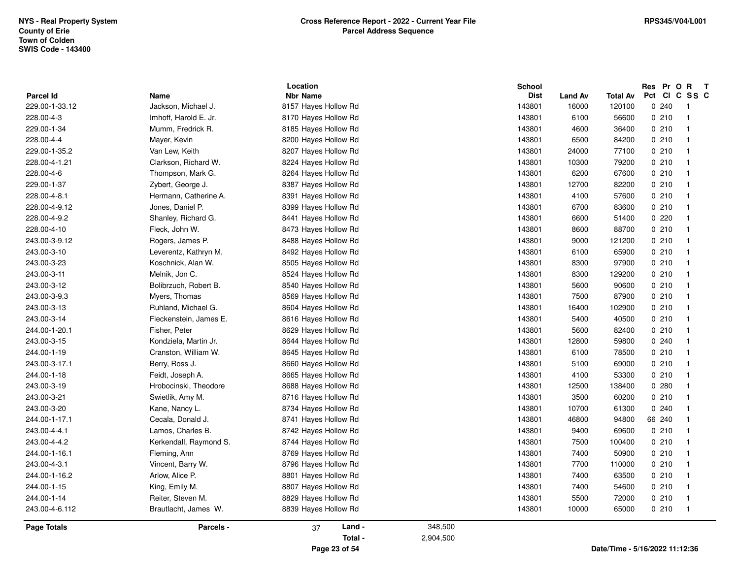NYS - Real Property System
County of Erie
Town of Colden
SWIS Code - 143400

**Cross Reference Report - 2022 - Current Year File**
**Parcel Address Sequence**

RPS345/V04/L001

| Parcel Id | Name | Location Nbr Name | School Dist | Land Av | Total Av | Res Pct | Pr Cl | O C | R SS | T C |
|---|---|---|---|---|---|---|---|---|---|---|
| 229.00-1-33.12 | Jackson, Michael J. | 8157 Hayes Hollow Rd | 143801 | 16000 | 120100 | 0 | 240 | | 1 | |
| 228.00-4-3 | Imhoff, Harold E. Jr. | 8170 Hayes Hollow Rd | 143801 | 6100 | 56600 | 0 | 210 | | 1 | |
| 229.00-1-34 | Mumm, Fredrick R. | 8185 Hayes Hollow Rd | 143801 | 4600 | 36400 | 0 | 210 | | 1 | |
| 228.00-4-4 | Mayer, Kevin | 8200 Hayes Hollow Rd | 143801 | 6500 | 84200 | 0 | 210 | | 1 | |
| 229.00-1-35.2 | Van Lew, Keith | 8207 Hayes Hollow Rd | 143801 | 24000 | 77100 | 0 | 210 | | 1 | |
| 228.00-4-1.21 | Clarkson, Richard W. | 8224 Hayes Hollow Rd | 143801 | 10300 | 79200 | 0 | 210 | | 1 | |
| 228.00-4-6 | Thompson, Mark G. | 8264 Hayes Hollow Rd | 143801 | 6200 | 67600 | 0 | 210 | | 1 | |
| 229.00-1-37 | Zybert, George J. | 8387 Hayes Hollow Rd | 143801 | 12700 | 82200 | 0 | 210 | | 1 | |
| 228.00-4-8.1 | Hermann, Catherine A. | 8391 Hayes Hollow Rd | 143801 | 4100 | 57600 | 0 | 210 | | 1 | |
| 228.00-4-9.12 | Jones, Daniel P. | 8399 Hayes Hollow Rd | 143801 | 6700 | 83600 | 0 | 210 | | 1 | |
| 228.00-4-9.2 | Shanley, Richard G. | 8441 Hayes Hollow Rd | 143801 | 6600 | 51400 | 0 | 220 | | 1 | |
| 228.00-4-10 | Fleck, John W. | 8473 Hayes Hollow Rd | 143801 | 8600 | 88700 | 0 | 210 | | 1 | |
| 243.00-3-9.12 | Rogers, James P. | 8488 Hayes Hollow Rd | 143801 | 9000 | 121200 | 0 | 210 | | 1 | |
| 243.00-3-10 | Leverentz, Kathryn M. | 8492 Hayes Hollow Rd | 143801 | 6100 | 65900 | 0 | 210 | | 1 | |
| 243.00-3-23 | Koschnick, Alan W. | 8505 Hayes Hollow Rd | 143801 | 8300 | 97900 | 0 | 210 | | 1 | |
| 243.00-3-11 | Melnik, Jon C. | 8524 Hayes Hollow Rd | 143801 | 8300 | 129200 | 0 | 210 | | 1 | |
| 243.00-3-12 | Bolibrzuch, Robert B. | 8540 Hayes Hollow Rd | 143801 | 5600 | 90600 | 0 | 210 | | 1 | |
| 243.00-3-9.3 | Myers, Thomas | 8569 Hayes Hollow Rd | 143801 | 7500 | 87900 | 0 | 210 | | 1 | |
| 243.00-3-13 | Ruhland, Michael G. | 8604 Hayes Hollow Rd | 143801 | 16400 | 102900 | 0 | 210 | | 1 | |
| 243.00-3-14 | Fleckenstein, James E. | 8616 Hayes Hollow Rd | 143801 | 5400 | 40500 | 0 | 210 | | 1 | |
| 244.00-1-20.1 | Fisher, Peter | 8629 Hayes Hollow Rd | 143801 | 5600 | 82400 | 0 | 210 | | 1 | |
| 243.00-3-15 | Kondziela, Martin Jr. | 8644 Hayes Hollow Rd | 143801 | 12800 | 59800 | 0 | 240 | | 1 | |
| 244.00-1-19 | Cranston, William W. | 8645 Hayes Hollow Rd | 143801 | 6100 | 78500 | 0 | 210 | | 1 | |
| 243.00-3-17.1 | Berry, Ross J. | 8660 Hayes Hollow Rd | 143801 | 5100 | 69000 | 0 | 210 | | 1 | |
| 244.00-1-18 | Feidt, Joseph A. | 8665 Hayes Hollow Rd | 143801 | 4100 | 53300 | 0 | 210 | | 1 | |
| 243.00-3-19 | Hrobocinski, Theodore | 8688 Hayes Hollow Rd | 143801 | 12500 | 138400 | 0 | 280 | | 1 | |
| 243.00-3-21 | Swietlik, Amy M. | 8716 Hayes Hollow Rd | 143801 | 3500 | 60200 | 0 | 210 | | 1 | |
| 243.00-3-20 | Kane, Nancy L. | 8734 Hayes Hollow Rd | 143801 | 10700 | 61300 | 0 | 240 | | 1 | |
| 244.00-1-17.1 | Cecala, Donald J. | 8741 Hayes Hollow Rd | 143801 | 46800 | 94800 | 66 | 240 | | 1 | |
| 243.00-4-4.1 | Lamos, Charles B. | 8742 Hayes Hollow Rd | 143801 | 9400 | 69600 | 0 | 210 | | 1 | |
| 243.00-4-4.2 | Kerkendall, Raymond S. | 8744 Hayes Hollow Rd | 143801 | 7500 | 100400 | 0 | 210 | | 1 | |
| 244.00-1-16.1 | Fleming, Ann | 8769 Hayes Hollow Rd | 143801 | 7400 | 50900 | 0 | 210 | | 1 | |
| 243.00-4-3.1 | Vincent, Barry W. | 8796 Hayes Hollow Rd | 143801 | 7700 | 110000 | 0 | 210 | | 1 | |
| 244.00-1-16.2 | Arlow, Alice P. | 8801 Hayes Hollow Rd | 143801 | 7400 | 63500 | 0 | 210 | | 1 | |
| 244.00-1-15 | King, Emily M. | 8807 Hayes Hollow Rd | 143801 | 7400 | 54600 | 0 | 210 | | 1 | |
| 244.00-1-14 | Reiter, Steven M. | 8829 Hayes Hollow Rd | 143801 | 5500 | 72000 | 0 | 210 | | 1 | |
| 243.00-4-6.112 | Brautlacht, James W. | 8839 Hayes Hollow Rd | 143801 | 10000 | 65000 | 0 | 210 | | 1 | |

**Page Totals** Parcels - 37 Land - 348,500 Total - 2,904,500

Date/Time - 5/16/2022 11:12:36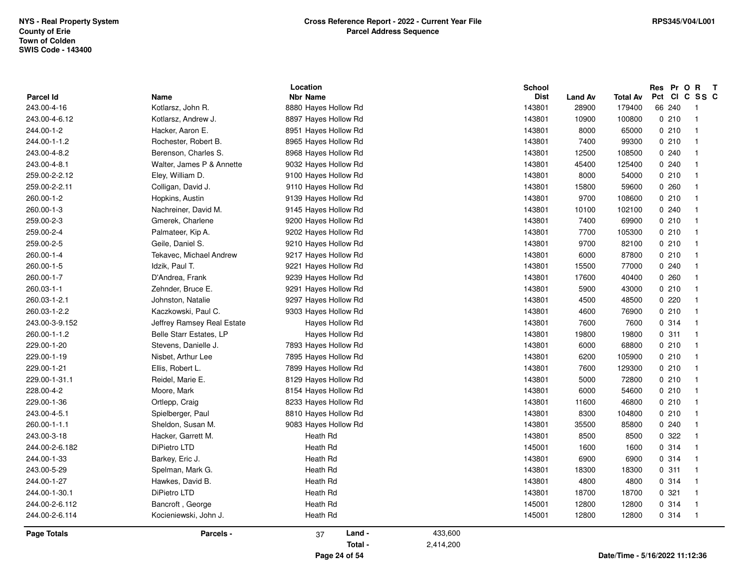NYS - Real Property System
County of Erie
Town of Colden
SWIS Code - 143400

**Cross Reference Report - 2022 - Current Year File**
**Parcel Address Sequence**

RPS345/V04/L001

| Parcel Id | Name | Location Nbr | Location Name | School Dist | Land Av | Total Av | Res Pct | Pr Cl | O C | R SS | T C |
|---|---|---|---|---|---|---|---|---|---|---|---|
| 243.00-4-16 | Kotlarsz, John R. | 8880 | Hayes Hollow Rd | 143801 | 28900 | 179400 | 66 | 240 | | 1 | |
| 243.00-4-6.12 | Kotlarsz, Andrew J. | 8897 | Hayes Hollow Rd | 143801 | 10900 | 100800 | 0 | 210 | | 1 | |
| 244.00-1-2 | Hacker, Aaron E. | 8951 | Hayes Hollow Rd | 143801 | 8000 | 65000 | 0 | 210 | | 1 | |
| 244.00-1-1.2 | Rochester, Robert B. | 8965 | Hayes Hollow Rd | 143801 | 7400 | 99300 | 0 | 210 | | 1 | |
| 243.00-4-8.2 | Berenson, Charles S. | 8968 | Hayes Hollow Rd | 143801 | 12500 | 108500 | 0 | 240 | | 1 | |
| 243.00-4-8.1 | Walter, James P & Annette | 9032 | Hayes Hollow Rd | 143801 | 45400 | 125400 | 0 | 240 | | 1 | |
| 259.00-2-2.12 | Eley, William D. | 9100 | Hayes Hollow Rd | 143801 | 8000 | 54000 | 0 | 210 | | 1 | |
| 259.00-2-2.11 | Colligan, David J. | 9110 | Hayes Hollow Rd | 143801 | 15800 | 59600 | 0 | 260 | | 1 | |
| 260.00-1-2 | Hopkins, Austin | 9139 | Hayes Hollow Rd | 143801 | 9700 | 108600 | 0 | 210 | | 1 | |
| 260.00-1-3 | Nachreiner, David M. | 9145 | Hayes Hollow Rd | 143801 | 10100 | 102100 | 0 | 240 | | 1 | |
| 259.00-2-3 | Gmerek, Charlene | 9200 | Hayes Hollow Rd | 143801 | 7400 | 69900 | 0 | 210 | | 1 | |
| 259.00-2-4 | Palmateer, Kip A. | 9202 | Hayes Hollow Rd | 143801 | 7700 | 105300 | 0 | 210 | | 1 | |
| 259.00-2-5 | Geile, Daniel S. | 9210 | Hayes Hollow Rd | 143801 | 9700 | 82100 | 0 | 210 | | 1 | |
| 260.00-1-4 | Tekavec, Michael Andrew | 9217 | Hayes Hollow Rd | 143801 | 6000 | 87800 | 0 | 210 | | 1 | |
| 260.00-1-5 | Idzik, Paul T. | 9221 | Hayes Hollow Rd | 143801 | 15500 | 77000 | 0 | 240 | | 1 | |
| 260.00-1-7 | D'Andrea, Frank | 9239 | Hayes Hollow Rd | 143801 | 17600 | 40400 | 0 | 260 | | 1 | |
| 260.03-1-1 | Zehnder, Bruce E. | 9291 | Hayes Hollow Rd | 143801 | 5900 | 43000 | 0 | 210 | | 1 | |
| 260.03-1-2.1 | Johnston, Natalie | 9297 | Hayes Hollow Rd | 143801 | 4500 | 48500 | 0 | 220 | | 1 | |
| 260.03-1-2.2 | Kaczkowski, Paul C. | 9303 | Hayes Hollow Rd | 143801 | 4600 | 76900 | 0 | 210 | | 1 | |
| 243.00-3-9.152 | Jeffrey Ramsey Real Estate | | Hayes Hollow Rd | 143801 | 7600 | 7600 | 0 | 314 | | 1 | |
| 260.00-1-1.2 | Belle Starr Estates, LP | | Hayes Hollow Rd | 143801 | 19800 | 19800 | 0 | 311 | | 1 | |
| 229.00-1-20 | Stevens, Danielle J. | 7893 | Hayes Hollow Rd | 143801 | 6000 | 68800 | 0 | 210 | | 1 | |
| 229.00-1-19 | Nisbet, Arthur Lee | 7895 | Hayes Hollow Rd | 143801 | 6200 | 105900 | 0 | 210 | | 1 | |
| 229.00-1-21 | Ellis, Robert L. | 7899 | Hayes Hollow Rd | 143801 | 7600 | 129300 | 0 | 210 | | 1 | |
| 229.00-1-31.1 | Reidel, Marie E. | 8129 | Hayes Hollow Rd | 143801 | 5000 | 72800 | 0 | 210 | | 1 | |
| 228.00-4-2 | Moore, Mark | 8154 | Hayes Hollow Rd | 143801 | 6000 | 54600 | 0 | 210 | | 1 | |
| 229.00-1-36 | Ortlepp, Craig | 8233 | Hayes Hollow Rd | 143801 | 11600 | 46800 | 0 | 210 | | 1 | |
| 243.00-4-5.1 | Spielberger, Paul | 8810 | Hayes Hollow Rd | 143801 | 8300 | 104800 | 0 | 210 | | 1 | |
| 260.00-1-1.1 | Sheldon, Susan M. | 9083 | Hayes Hollow Rd | 143801 | 35500 | 85800 | 0 | 240 | | 1 | |
| 243.00-3-18 | Hacker, Garrett M. | | Heath Rd | 143801 | 8500 | 8500 | 0 | 322 | | 1 | |
| 244.00-2-6.182 | DiPietro LTD | | Heath Rd | 145001 | 1600 | 1600 | 0 | 314 | | 1 | |
| 244.00-1-33 | Barkey, Eric J. | | Heath Rd | 143801 | 6900 | 6900 | 0 | 314 | | 1 | |
| 243.00-5-29 | Spelman, Mark G. | | Heath Rd | 143801 | 18300 | 18300 | 0 | 311 | | 1 | |
| 244.00-1-27 | Hawkes, David B. | | Heath Rd | 143801 | 4800 | 4800 | 0 | 314 | | 1 | |
| 244.00-1-30.1 | DiPietro LTD | | Heath Rd | 143801 | 18700 | 18700 | 0 | 321 | | 1 | |
| 244.00-2-6.112 | Bancroft , George | | Heath Rd | 145001 | 12800 | 12800 | 0 | 314 | | 1 | |
| 244.00-2-6.114 | Kocieniewski, John J. | | Heath Rd | 145001 | 12800 | 12800 | 0 | 314 | | 1 | |

**Page Totals** — Parcels - 37 — Land - 433,600 — Total - 2,414,200

Date/Time - 5/16/2022 11:12:36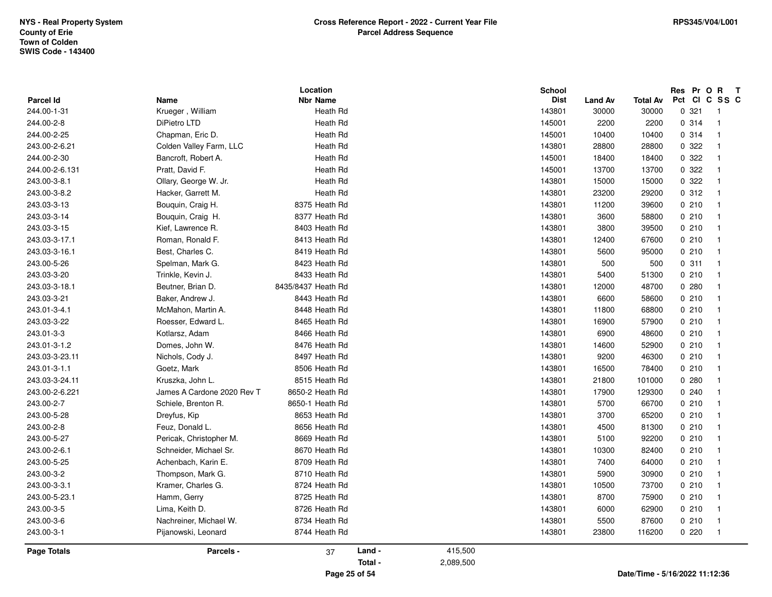NYS - Real Property System
County of Erie
Town of Colden
SWIS Code - 143400

**Cross Reference Report - 2022 - Current Year File**
**Parcel Address Sequence**

RPS345/V04/L001

| Parcel Id | Name | Location Nbr | Location Name | School Dist | Land Av | Total Av | Res Pct | Pr Cl | O C | R SS | T C |
|---|---|---|---|---|---|---|---|---|---|---|---|
| 244.00-1-31 | Krueger , William | | Heath Rd | 143801 | 30000 | 30000 | 0 | 321 | | 1 | |
| 244.00-2-8 | DiPietro LTD | | Heath Rd | 145001 | 2200 | 2200 | 0 | 314 | | 1 | |
| 244.00-2-25 | Chapman, Eric D. | | Heath Rd | 145001 | 10400 | 10400 | 0 | 314 | | 1 | |
| 243.00-2-6.21 | Colden Valley Farm, LLC | | Heath Rd | 143801 | 28800 | 28800 | 0 | 322 | | 1 | |
| 244.00-2-30 | Bancroft, Robert A. | | Heath Rd | 145001 | 18400 | 18400 | 0 | 322 | | 1 | |
| 244.00-2-6.131 | Pratt, David F. | | Heath Rd | 145001 | 13700 | 13700 | 0 | 322 | | 1 | |
| 243.00-3-8.1 | Ollary, George W. Jr. | | Heath Rd | 143801 | 15000 | 15000 | 0 | 322 | | 1 | |
| 243.00-3-8.2 | Hacker, Garrett M. | | Heath Rd | 143801 | 23200 | 29200 | 0 | 312 | | 1 | |
| 243.03-3-13 | Bouquin, Craig H. | 8375 | Heath Rd | 143801 | 11200 | 39600 | 0 | 210 | | 1 | |
| 243.03-3-14 | Bouquin, Craig H. | 8377 | Heath Rd | 143801 | 3600 | 58800 | 0 | 210 | | 1 | |
| 243.03-3-15 | Kief, Lawrence R. | 8403 | Heath Rd | 143801 | 3800 | 39500 | 0 | 210 | | 1 | |
| 243.03-3-17.1 | Roman, Ronald F. | 8413 | Heath Rd | 143801 | 12400 | 67600 | 0 | 210 | | 1 | |
| 243.03-3-16.1 | Best, Charles C. | 8419 | Heath Rd | 143801 | 5600 | 95000 | 0 | 210 | | 1 | |
| 243.00-5-26 | Spelman, Mark G. | 8423 | Heath Rd | 143801 | 500 | 500 | 0 | 311 | | 1 | |
| 243.03-3-20 | Trinkle, Kevin J. | 8433 | Heath Rd | 143801 | 5400 | 51300 | 0 | 210 | | 1 | |
| 243.03-3-18.1 | Beutner, Brian D. | 8435/8437 | Heath Rd | 143801 | 12000 | 48700 | 0 | 280 | | 1 | |
| 243.03-3-21 | Baker, Andrew J. | 8443 | Heath Rd | 143801 | 6600 | 58600 | 0 | 210 | | 1 | |
| 243.01-3-4.1 | McMahon, Martin A. | 8448 | Heath Rd | 143801 | 11800 | 68800 | 0 | 210 | | 1 | |
| 243.03-3-22 | Roesser, Edward L. | 8465 | Heath Rd | 143801 | 16900 | 57900 | 0 | 210 | | 1 | |
| 243.01-3-3 | Kotlarsz, Adam | 8466 | Heath Rd | 143801 | 6900 | 48600 | 0 | 210 | | 1 | |
| 243.01-3-1.2 | Domes, John W. | 8476 | Heath Rd | 143801 | 14600 | 52900 | 0 | 210 | | 1 | |
| 243.03-3-23.11 | Nichols, Cody J. | 8497 | Heath Rd | 143801 | 9200 | 46300 | 0 | 210 | | 1 | |
| 243.01-3-1.1 | Goetz, Mark | 8506 | Heath Rd | 143801 | 16500 | 78400 | 0 | 210 | | 1 | |
| 243.03-3-24.11 | Kruszka, John L. | 8515 | Heath Rd | 143801 | 21800 | 101000 | 0 | 280 | | 1 | |
| 243.00-2-6.221 | James A Cardone 2020 Rev T | 8650-2 | Heath Rd | 143801 | 17900 | 129300 | 0 | 240 | | 1 | |
| 243.00-2-7 | Schiele, Brenton R. | 8650-1 | Heath Rd | 143801 | 5700 | 66700 | 0 | 210 | | 1 | |
| 243.00-5-28 | Dreyfus, Kip | 8653 | Heath Rd | 143801 | 3700 | 65200 | 0 | 210 | | 1 | |
| 243.00-2-8 | Feuz, Donald L. | 8656 | Heath Rd | 143801 | 4500 | 81300 | 0 | 210 | | 1 | |
| 243.00-5-27 | Pericak, Christopher M. | 8669 | Heath Rd | 143801 | 5100 | 92200 | 0 | 210 | | 1 | |
| 243.00-2-6.1 | Schneider, Michael Sr. | 8670 | Heath Rd | 143801 | 10300 | 82400 | 0 | 210 | | 1 | |
| 243.00-5-25 | Achenbach, Karin E. | 8709 | Heath Rd | 143801 | 7400 | 64000 | 0 | 210 | | 1 | |
| 243.00-3-2 | Thompson, Mark G. | 8710 | Heath Rd | 143801 | 5900 | 30900 | 0 | 210 | | 1 | |
| 243.00-3-3.1 | Kramer, Charles G. | 8724 | Heath Rd | 143801 | 10500 | 73700 | 0 | 210 | | 1 | |
| 243.00-5-23.1 | Hamm, Gerry | 8725 | Heath Rd | 143801 | 8700 | 75900 | 0 | 210 | | 1 | |
| 243.00-3-5 | Lima, Keith D. | 8726 | Heath Rd | 143801 | 6000 | 62900 | 0 | 210 | | 1 | |
| 243.00-3-6 | Nachreiner, Michael W. | 8734 | Heath Rd | 143801 | 5500 | 87600 | 0 | 210 | | 1 | |
| 243.00-3-1 | Pijanowski, Leonard | 8744 | Heath Rd | 143801 | 23800 | 116200 | 0 | 220 | | 1 | |

**Page Totals** — **Parcels -** 37 — **Land -** 415,500 — **Total -** 2,089,500

Date/Time - 5/16/2022 11:12:36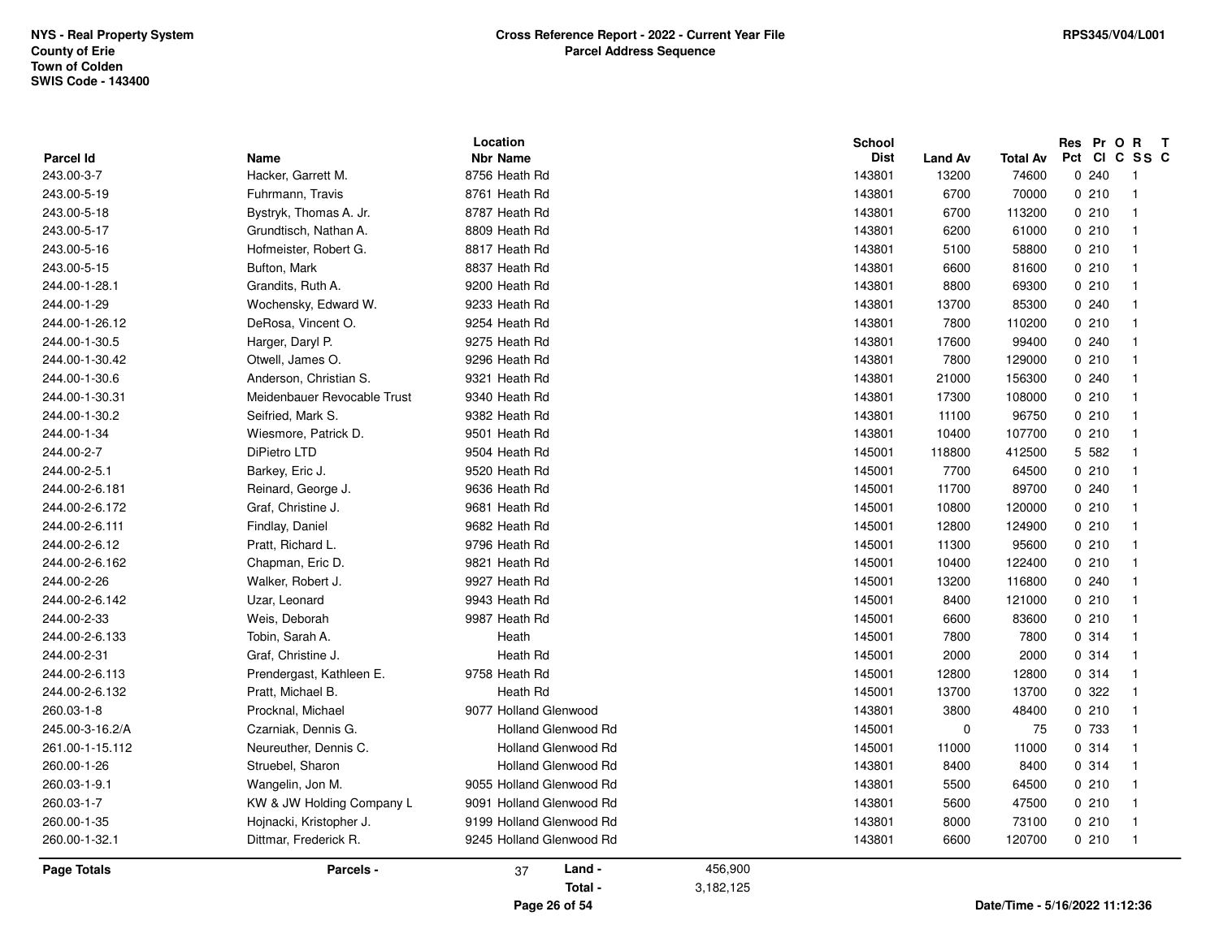NYS - Real Property System
County of Erie
Town of Colden
SWIS Code - 143400

**Cross Reference Report - 2022 - Current Year File**
**Parcel Address Sequence**

RPS345/V04/L001

| Parcel Id | Name | Location Nbr | Location Name | School Dist | Land Av | Total Av | Res Pct | Pr Cl | O C | R SS | T C |
|---|---|---|---|---|---|---|---|---|---|---|---|
| 243.00-3-7 | Hacker, Garrett M. | 8756 | Heath Rd | 143801 | 13200 | 74600 | 0 | 240 | | 1 | |
| 243.00-5-19 | Fuhrmann, Travis | 8761 | Heath Rd | 143801 | 6700 | 70000 | 0 | 210 | | 1 | |
| 243.00-5-18 | Bystryk, Thomas A. Jr. | 8787 | Heath Rd | 143801 | 6700 | 113200 | 0 | 210 | | 1 | |
| 243.00-5-17 | Grundtisch, Nathan A. | 8809 | Heath Rd | 143801 | 6200 | 61000 | 0 | 210 | | 1 | |
| 243.00-5-16 | Hofmeister, Robert G. | 8817 | Heath Rd | 143801 | 5100 | 58800 | 0 | 210 | | 1 | |
| 243.00-5-15 | Bufton, Mark | 8837 | Heath Rd | 143801 | 6600 | 81600 | 0 | 210 | | 1 | |
| 244.00-1-28.1 | Grandits, Ruth A. | 9200 | Heath Rd | 143801 | 8800 | 69300 | 0 | 210 | | 1 | |
| 244.00-1-29 | Wochensky, Edward W. | 9233 | Heath Rd | 143801 | 13700 | 85300 | 0 | 240 | | 1 | |
| 244.00-1-26.12 | DeRosa, Vincent O. | 9254 | Heath Rd | 143801 | 7800 | 110200 | 0 | 210 | | 1 | |
| 244.00-1-30.5 | Harger, Daryl P. | 9275 | Heath Rd | 143801 | 17600 | 99400 | 0 | 240 | | 1 | |
| 244.00-1-30.42 | Otwell, James O. | 9296 | Heath Rd | 143801 | 7800 | 129000 | 0 | 210 | | 1 | |
| 244.00-1-30.6 | Anderson, Christian S. | 9321 | Heath Rd | 143801 | 21000 | 156300 | 0 | 240 | | 1 | |
| 244.00-1-30.31 | Meidenbauer Revocable Trust | 9340 | Heath Rd | 143801 | 17300 | 108000 | 0 | 210 | | 1 | |
| 244.00-1-30.2 | Seifried, Mark S. | 9382 | Heath Rd | 143801 | 11100 | 96750 | 0 | 210 | | 1 | |
| 244.00-1-34 | Wiesmore, Patrick D. | 9501 | Heath Rd | 143801 | 10400 | 107700 | 0 | 210 | | 1 | |
| 244.00-2-7 | DiPietro LTD | 9504 | Heath Rd | 145001 | 118800 | 412500 | 5 | 582 | | 1 | |
| 244.00-2-5.1 | Barkey, Eric J. | 9520 | Heath Rd | 145001 | 7700 | 64500 | 0 | 210 | | 1 | |
| 244.00-2-6.181 | Reinard, George J. | 9636 | Heath Rd | 145001 | 11700 | 89700 | 0 | 240 | | 1 | |
| 244.00-2-6.172 | Graf, Christine J. | 9681 | Heath Rd | 145001 | 10800 | 120000 | 0 | 210 | | 1 | |
| 244.00-2-6.111 | Findlay, Daniel | 9682 | Heath Rd | 145001 | 12800 | 124900 | 0 | 210 | | 1 | |
| 244.00-2-6.12 | Pratt, Richard L. | 9796 | Heath Rd | 145001 | 11300 | 95600 | 0 | 210 | | 1 | |
| 244.00-2-6.162 | Chapman, Eric D. | 9821 | Heath Rd | 145001 | 10400 | 122400 | 0 | 210 | | 1 | |
| 244.00-2-26 | Walker, Robert J. | 9927 | Heath Rd | 145001 | 13200 | 116800 | 0 | 240 | | 1 | |
| 244.00-2-6.142 | Uzar, Leonard | 9943 | Heath Rd | 145001 | 8400 | 121000 | 0 | 210 | | 1 | |
| 244.00-2-33 | Weis, Deborah | 9987 | Heath Rd | 145001 | 6600 | 83600 | 0 | 210 | | 1 | |
| 244.00-2-6.133 | Tobin, Sarah A. | | Heath | 145001 | 7800 | 7800 | 0 | 314 | | 1 | |
| 244.00-2-31 | Graf, Christine J. | | Heath Rd | 145001 | 2000 | 2000 | 0 | 314 | | 1 | |
| 244.00-2-6.113 | Prendergast, Kathleen E. | 9758 | Heath Rd | 145001 | 12800 | 12800 | 0 | 314 | | 1 | |
| 244.00-2-6.132 | Pratt, Michael B. | | Heath Rd | 145001 | 13700 | 13700 | 0 | 322 | | 1 | |
| 260.03-1-8 | Procknal, Michael | 9077 | Holland Glenwood | 143801 | 3800 | 48400 | 0 | 210 | | 1 | |
| 245.00-3-16.2/A | Czarniak, Dennis G. | | Holland Glenwood Rd | 145001 | 0 | 75 | 0 | 733 | | 1 | |
| 261.00-1-15.112 | Neureuther, Dennis C. | | Holland Glenwood Rd | 145001 | 11000 | 11000 | 0 | 314 | | 1 | |
| 260.00-1-26 | Struebel, Sharon | | Holland Glenwood Rd | 143801 | 8400 | 8400 | 0 | 314 | | 1 | |
| 260.03-1-9.1 | Wangelin, Jon M. | 9055 | Holland Glenwood Rd | 143801 | 5500 | 64500 | 0 | 210 | | 1 | |
| 260.03-1-7 | KW & JW Holding Company L | 9091 | Holland Glenwood Rd | 143801 | 5600 | 47500 | 0 | 210 | | 1 | |
| 260.00-1-35 | Hojnacki, Kristopher J. | 9199 | Holland Glenwood Rd | 143801 | 8000 | 73100 | 0 | 210 | | 1 | |
| 260.00-1-32.1 | Dittmar, Frederick R. | 9245 | Holland Glenwood Rd | 143801 | 6600 | 120700 | 0 | 210 | | 1 | |

**Page Totals** — **Parcels -** 37 — **Land -** 456,900 — **Total -** 3,182,125

Date/Time - 5/16/2022 11:12:36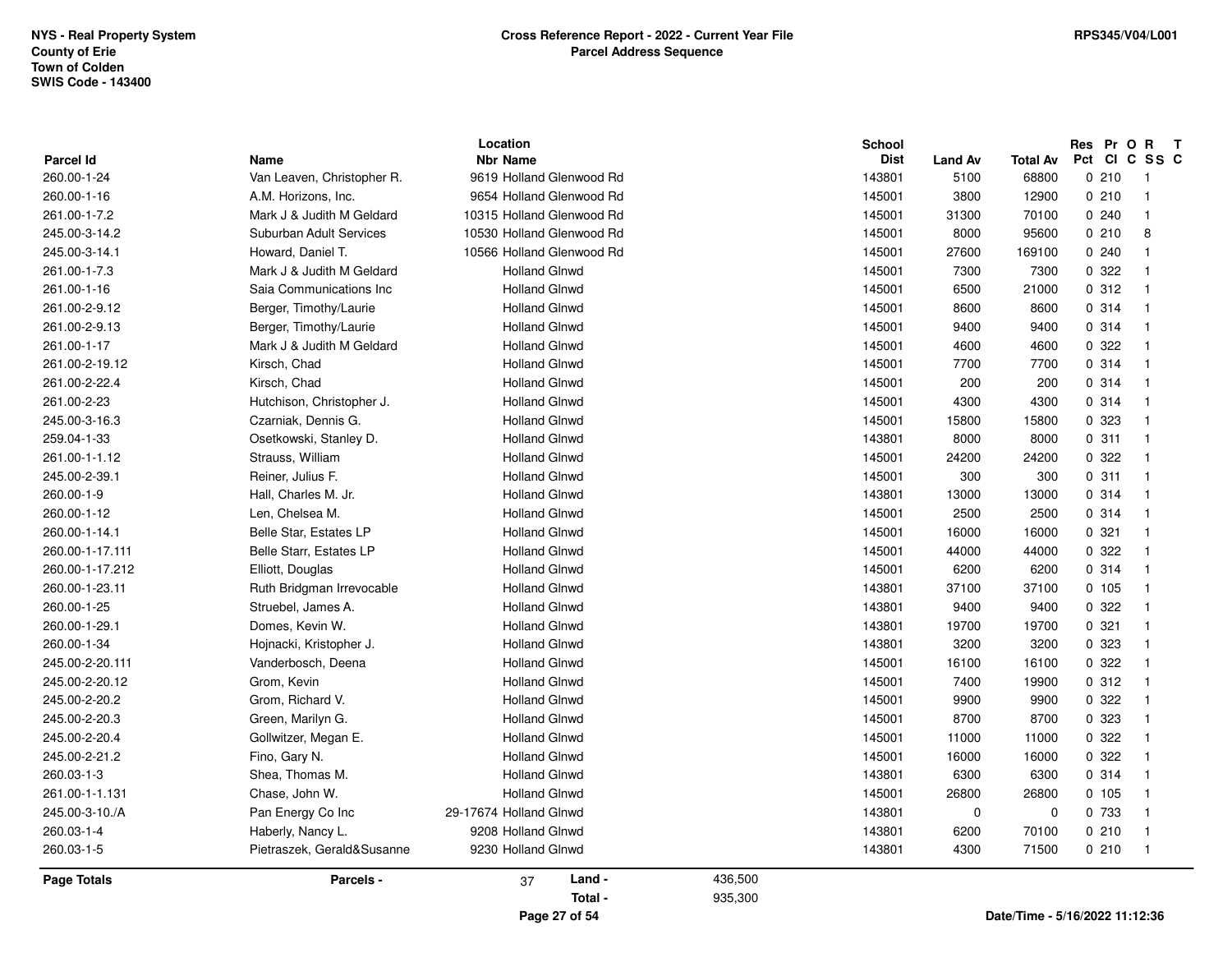NYS - Real Property System
County of Erie
Town of Colden
SWIS Code - 143400

**Cross Reference Report - 2022 - Current Year File**
**Parcel Address Sequence**

RPS345/V04/L001

| Parcel Id | Name | Location Nbr | Location Name | School Dist | Land Av | Total Av | Res Pct | Pr Cl | O C | R SS | T C |
|---|---|---|---|---|---|---|---|---|---|---|---|
| 260.00-1-24 | Van Leaven, Christopher R. | 9619 | Holland Glenwood Rd | 143801 | 5100 | 68800 | 0 | 210 | | 1 | |
| 260.00-1-16 | A.M. Horizons, Inc. | 9654 | Holland Glenwood Rd | 145001 | 3800 | 12900 | 0 | 210 | | 1 | |
| 261.00-1-7.2 | Mark J & Judith M Geldard | 10315 | Holland Glenwood Rd | 145001 | 31300 | 70100 | 0 | 240 | | 1 | |
| 245.00-3-14.2 | Suburban Adult Services | 10530 | Holland Glenwood Rd | 145001 | 8000 | 95600 | 0 | 210 | | 8 | |
| 245.00-3-14.1 | Howard, Daniel T. | 10566 | Holland Glenwood Rd | 145001 | 27600 | 169100 | 0 | 240 | | 1 | |
| 261.00-1-7.3 | Mark J & Judith M Geldard | | Holland Glnwd | 145001 | 7300 | 7300 | 0 | 322 | | 1 | |
| 261.00-1-16 | Saia Communications Inc | | Holland Glnwd | 145001 | 6500 | 21000 | 0 | 312 | | 1 | |
| 261.00-2-9.12 | Berger, Timothy/Laurie | | Holland Glnwd | 145001 | 8600 | 8600 | 0 | 314 | | 1 | |
| 261.00-2-9.13 | Berger, Timothy/Laurie | | Holland Glnwd | 145001 | 9400 | 9400 | 0 | 314 | | 1 | |
| 261.00-1-17 | Mark J & Judith M Geldard | | Holland Glnwd | 145001 | 4600 | 4600 | 0 | 322 | | 1 | |
| 261.00-2-19.12 | Kirsch, Chad | | Holland Glnwd | 145001 | 7700 | 7700 | 0 | 314 | | 1 | |
| 261.00-2-22.4 | Kirsch, Chad | | Holland Glnwd | 145001 | 200 | 200 | 0 | 314 | | 1 | |
| 261.00-2-23 | Hutchison, Christopher J. | | Holland Glnwd | 145001 | 4300 | 4300 | 0 | 314 | | 1 | |
| 245.00-3-16.3 | Czarniak, Dennis G. | | Holland Glnwd | 145001 | 15800 | 15800 | 0 | 323 | | 1 | |
| 259.04-1-33 | Osetkowski, Stanley D. | | Holland Glnwd | 143801 | 8000 | 8000 | 0 | 311 | | 1 | |
| 261.00-1-1.12 | Strauss, William | | Holland Glnwd | 145001 | 24200 | 24200 | 0 | 322 | | 1 | |
| 245.00-2-39.1 | Reiner, Julius F. | | Holland Glnwd | 145001 | 300 | 300 | 0 | 311 | | 1 | |
| 260.00-1-9 | Hall, Charles M. Jr. | | Holland Glnwd | 143801 | 13000 | 13000 | 0 | 314 | | 1 | |
| 260.00-1-12 | Len, Chelsea M. | | Holland Glnwd | 145001 | 2500 | 2500 | 0 | 314 | | 1 | |
| 260.00-1-14.1 | Belle Star, Estates LP | | Holland Glnwd | 145001 | 16000 | 16000 | 0 | 321 | | 1 | |
| 260.00-1-17.111 | Belle Starr, Estates LP | | Holland Glnwd | 145001 | 44000 | 44000 | 0 | 322 | | 1 | |
| 260.00-1-17.212 | Elliott, Douglas | | Holland Glnwd | 145001 | 6200 | 6200 | 0 | 314 | | 1 | |
| 260.00-1-23.11 | Ruth Bridgman Irrevocable | | Holland Glnwd | 143801 | 37100 | 37100 | 0 | 105 | | 1 | |
| 260.00-1-25 | Struebel, James A. | | Holland Glnwd | 143801 | 9400 | 9400 | 0 | 322 | | 1 | |
| 260.00-1-29.1 | Domes, Kevin W. | | Holland Glnwd | 143801 | 19700 | 19700 | 0 | 321 | | 1 | |
| 260.00-1-34 | Hojnacki, Kristopher J. | | Holland Glnwd | 143801 | 3200 | 3200 | 0 | 323 | | 1 | |
| 245.00-2-20.111 | Vanderbosch, Deena | | Holland Glnwd | 145001 | 16100 | 16100 | 0 | 322 | | 1 | |
| 245.00-2-20.12 | Grom, Kevin | | Holland Glnwd | 145001 | 7400 | 19900 | 0 | 312 | | 1 | |
| 245.00-2-20.2 | Grom, Richard V. | | Holland Glnwd | 145001 | 9900 | 9900 | 0 | 322 | | 1 | |
| 245.00-2-20.3 | Green, Marilyn G. | | Holland Glnwd | 145001 | 8700 | 8700 | 0 | 323 | | 1 | |
| 245.00-2-20.4 | Gollwitzer, Megan E. | | Holland Glnwd | 145001 | 11000 | 11000 | 0 | 322 | | 1 | |
| 245.00-2-21.2 | Fino, Gary N. | | Holland Glnwd | 145001 | 16000 | 16000 | 0 | 322 | | 1 | |
| 260.03-1-3 | Shea, Thomas M. | | Holland Glnwd | 143801 | 6300 | 6300 | 0 | 314 | | 1 | |
| 261.00-1-1.131 | Chase, John W. | | Holland Glnwd | 145001 | 26800 | 26800 | 0 | 105 | | 1 | |
| 245.00-3-10./A | Pan Energy Co Inc | 29-17674 | Holland Glnwd | 143801 | 0 | 0 | 0 | 733 | | 1 | |
| 260.03-1-4 | Haberly, Nancy L. | 9208 | Holland Glnwd | 143801 | 6200 | 70100 | 0 | 210 | | 1 | |
| 260.03-1-5 | Pietraszek, Gerald&Susanne | 9230 | Holland Glnwd | 143801 | 4300 | 71500 | 0 | 210 | | 1 | |

| Page Totals | Parcels - | 37 | Land - | 436,500 |
|---|---|---|---|---|
| | | | Total - | 935,300 |

Date/Time - 5/16/2022 11:12:36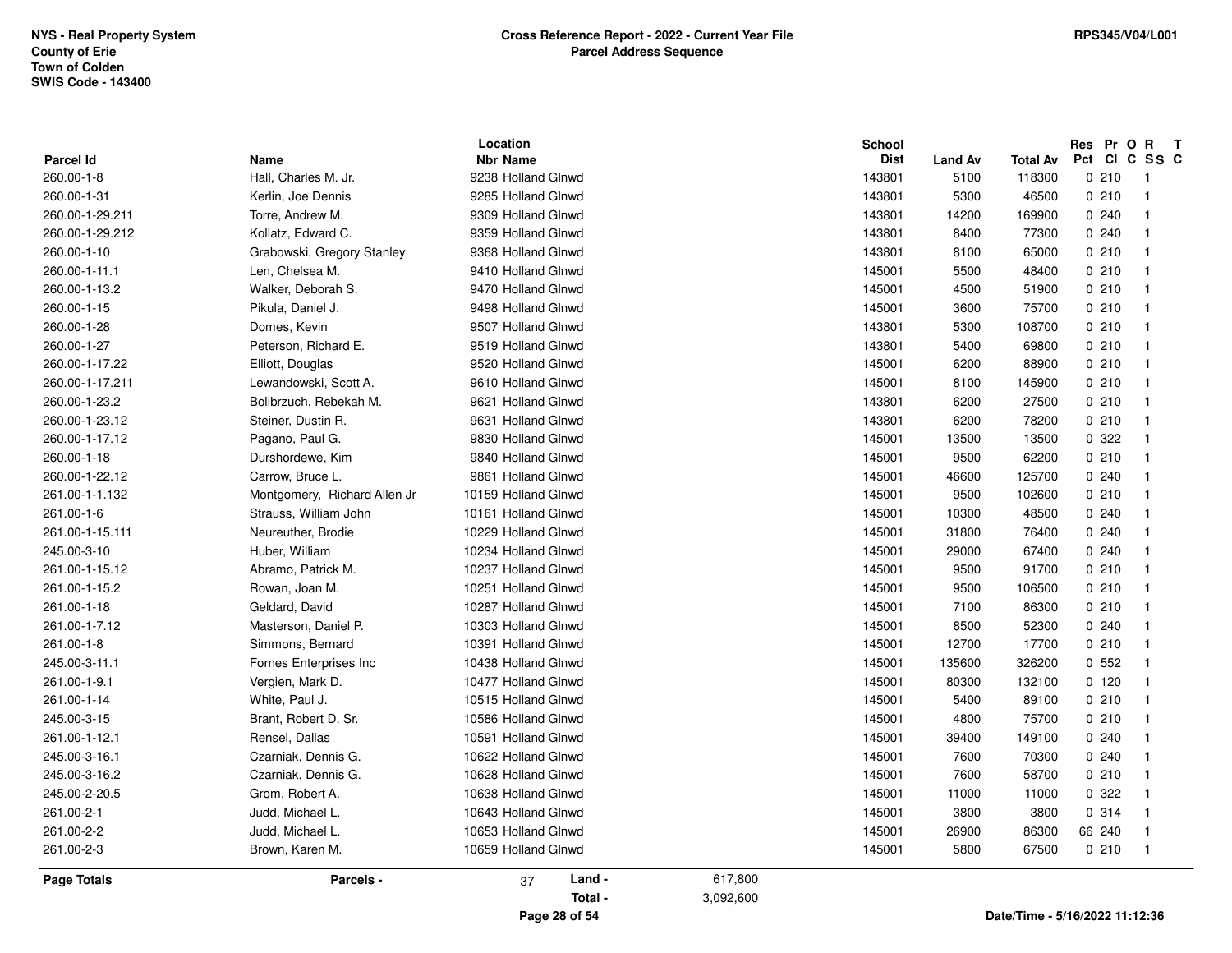NYS - Real Property System
County of Erie
Town of Colden
SWIS Code - 143400

**Cross Reference Report - 2022 - Current Year File**
**Parcel Address Sequence**

RPS345/V04/L001

| Parcel Id | Name | Location Nbr | Location Name | School Dist | Land Av | Total Av | Res Pct | Pr Cl | O C | R SS | T C |
|---|---|---|---|---|---|---|---|---|---|---|---|
| 260.00-1-8 | Hall, Charles M. Jr. | 9238 | Holland Glnwd | 143801 | 5100 | 118300 | 0 | 210 | | 1 | |
| 260.00-1-31 | Kerlin, Joe Dennis | 9285 | Holland Glnwd | 143801 | 5300 | 46500 | 0 | 210 | | 1 | |
| 260.00-1-29.211 | Torre, Andrew M. | 9309 | Holland Glnwd | 143801 | 14200 | 169900 | 0 | 240 | | 1 | |
| 260.00-1-29.212 | Kollatz, Edward C. | 9359 | Holland Glnwd | 143801 | 8400 | 77300 | 0 | 240 | | 1 | |
| 260.00-1-10 | Grabowski, Gregory Stanley | 9368 | Holland Glnwd | 143801 | 8100 | 65000 | 0 | 210 | | 1 | |
| 260.00-1-11.1 | Len, Chelsea M. | 9410 | Holland Glnwd | 145001 | 5500 | 48400 | 0 | 210 | | 1 | |
| 260.00-1-13.2 | Walker, Deborah S. | 9470 | Holland Glnwd | 145001 | 4500 | 51900 | 0 | 210 | | 1 | |
| 260.00-1-15 | Pikula, Daniel J. | 9498 | Holland Glnwd | 145001 | 3600 | 75700 | 0 | 210 | | 1 | |
| 260.00-1-28 | Domes, Kevin | 9507 | Holland Glnwd | 143801 | 5300 | 108700 | 0 | 210 | | 1 | |
| 260.00-1-27 | Peterson, Richard E. | 9519 | Holland Glnwd | 143801 | 5400 | 69800 | 0 | 210 | | 1 | |
| 260.00-1-17.22 | Elliott, Douglas | 9520 | Holland Glnwd | 145001 | 6200 | 88900 | 0 | 210 | | 1 | |
| 260.00-1-17.211 | Lewandowski, Scott A. | 9610 | Holland Glnwd | 145001 | 8100 | 145900 | 0 | 210 | | 1 | |
| 260.00-1-23.2 | Bolibrzuch, Rebekah M. | 9621 | Holland Glnwd | 143801 | 6200 | 27500 | 0 | 210 | | 1 | |
| 260.00-1-23.12 | Steiner, Dustin R. | 9631 | Holland Glnwd | 143801 | 6200 | 78200 | 0 | 210 | | 1 | |
| 260.00-1-17.12 | Pagano, Paul G. | 9830 | Holland Glnwd | 145001 | 13500 | 13500 | 0 | 322 | | 1 | |
| 260.00-1-18 | Durshordewe, Kim | 9840 | Holland Glnwd | 145001 | 9500 | 62200 | 0 | 210 | | 1 | |
| 260.00-1-22.12 | Carrow, Bruce L. | 9861 | Holland Glnwd | 145001 | 46600 | 125700 | 0 | 240 | | 1 | |
| 261.00-1-1.132 | Montgomery, Richard Allen Jr | 10159 | Holland Glnwd | 145001 | 9500 | 102600 | 0 | 210 | | 1 | |
| 261.00-1-6 | Strauss, William John | 10161 | Holland Glnwd | 145001 | 10300 | 48500 | 0 | 240 | | 1 | |
| 261.00-1-15.111 | Neureuther, Brodie | 10229 | Holland Glnwd | 145001 | 31800 | 76400 | 0 | 240 | | 1 | |
| 245.00-3-10 | Huber, William | 10234 | Holland Glnwd | 145001 | 29000 | 67400 | 0 | 240 | | 1 | |
| 261.00-1-15.12 | Abramo, Patrick M. | 10237 | Holland Glnwd | 145001 | 9500 | 91700 | 0 | 210 | | 1 | |
| 261.00-1-15.2 | Rowan, Joan M. | 10251 | Holland Glnwd | 145001 | 9500 | 106500 | 0 | 210 | | 1 | |
| 261.00-1-18 | Geldard, David | 10287 | Holland Glnwd | 145001 | 7100 | 86300 | 0 | 210 | | 1 | |
| 261.00-1-7.12 | Masterson, Daniel P. | 10303 | Holland Glnwd | 145001 | 8500 | 52300 | 0 | 240 | | 1 | |
| 261.00-1-8 | Simmons, Bernard | 10391 | Holland Glnwd | 145001 | 12700 | 17700 | 0 | 210 | | 1 | |
| 245.00-3-11.1 | Fornes Enterprises Inc | 10438 | Holland Glnwd | 145001 | 135600 | 326200 | 0 | 552 | | 1 | |
| 261.00-1-9.1 | Vergien, Mark D. | 10477 | Holland Glnwd | 145001 | 80300 | 132100 | 0 | 120 | | 1 | |
| 261.00-1-14 | White, Paul J. | 10515 | Holland Glnwd | 145001 | 5400 | 89100 | 0 | 210 | | 1 | |
| 245.00-3-15 | Brant, Robert D. Sr. | 10586 | Holland Glnwd | 145001 | 4800 | 75700 | 0 | 210 | | 1 | |
| 261.00-1-12.1 | Rensel, Dallas | 10591 | Holland Glnwd | 145001 | 39400 | 149100 | 0 | 240 | | 1 | |
| 245.00-3-16.1 | Czarniak, Dennis G. | 10622 | Holland Glnwd | 145001 | 7600 | 70300 | 0 | 240 | | 1 | |
| 245.00-3-16.2 | Czarniak, Dennis G. | 10628 | Holland Glnwd | 145001 | 7600 | 58700 | 0 | 210 | | 1 | |
| 245.00-2-20.5 | Grom, Robert A. | 10638 | Holland Glnwd | 145001 | 11000 | 11000 | 0 | 322 | | 1 | |
| 261.00-2-1 | Judd, Michael L. | 10643 | Holland Glnwd | 145001 | 3800 | 3800 | 0 | 314 | | 1 | |
| 261.00-2-2 | Judd, Michael L. | 10653 | Holland Glnwd | 145001 | 26900 | 86300 | 66 | 240 | | 1 | |
| 261.00-2-3 | Brown, Karen M. | 10659 | Holland Glnwd | 145001 | 5800 | 67500 | 0 | 210 | | 1 | |

**Page Totals** | **Parcels -** 37 | **Land -** 617,800 | **Total -** 3,092,600

Date/Time - 5/16/2022 11:12:36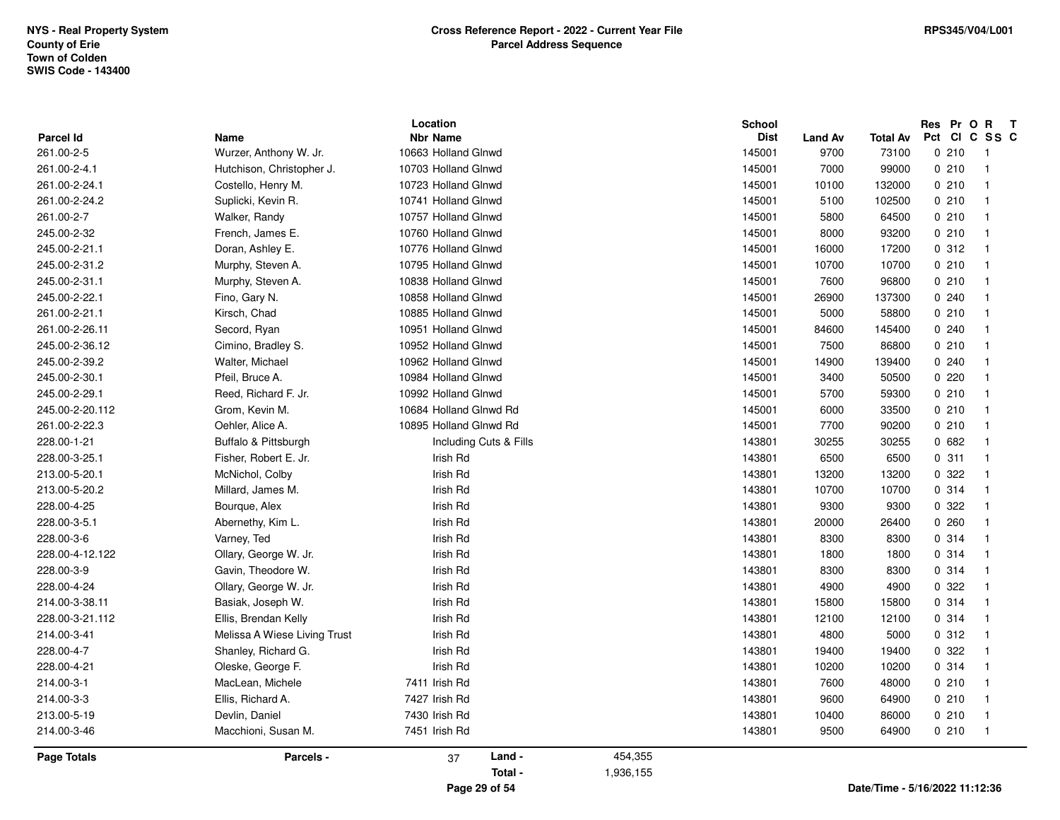NYS - Real Property System
County of Erie
Town of Colden
SWIS Code - 143400

**Cross Reference Report - 2022 - Current Year File**
**Parcel Address Sequence**

RPS345/V04/L001

| Parcel Id | Name | Location Nbr | Location Name | School Dist | Land Av | Total Av | Res Pct | Pr Cl | O C | R SS | T C |
|---|---|---|---|---|---|---|---|---|---|---|---|
| 261.00-2-5 | Wurzer, Anthony W. Jr. | 10663 | Holland Glnwd | 145001 | 9700 | 73100 | 0 | 210 | | 1 | |
| 261.00-2-4.1 | Hutchison, Christopher J. | 10703 | Holland Glnwd | 145001 | 7000 | 99000 | 0 | 210 | | 1 | |
| 261.00-2-24.1 | Costello, Henry M. | 10723 | Holland Glnwd | 145001 | 10100 | 132000 | 0 | 210 | | 1 | |
| 261.00-2-24.2 | Suplicki, Kevin R. | 10741 | Holland Glnwd | 145001 | 5100 | 102500 | 0 | 210 | | 1 | |
| 261.00-2-7 | Walker, Randy | 10757 | Holland Glnwd | 145001 | 5800 | 64500 | 0 | 210 | | 1 | |
| 245.00-2-32 | French, James E. | 10760 | Holland Glnwd | 145001 | 8000 | 93200 | 0 | 210 | | 1 | |
| 245.00-2-21.1 | Doran, Ashley E. | 10776 | Holland Glnwd | 145001 | 16000 | 17200 | 0 | 312 | | 1 | |
| 245.00-2-31.2 | Murphy, Steven A. | 10795 | Holland Glnwd | 145001 | 10700 | 10700 | 0 | 210 | | 1 | |
| 245.00-2-31.1 | Murphy, Steven A. | 10838 | Holland Glnwd | 145001 | 7600 | 96800 | 0 | 210 | | 1 | |
| 245.00-2-22.1 | Fino, Gary N. | 10858 | Holland Glnwd | 145001 | 26900 | 137300 | 0 | 240 | | 1 | |
| 261.00-2-21.1 | Kirsch, Chad | 10885 | Holland Glnwd | 145001 | 5000 | 58800 | 0 | 210 | | 1 | |
| 261.00-2-26.11 | Secord, Ryan | 10951 | Holland Glnwd | 145001 | 84600 | 145400 | 0 | 240 | | 1 | |
| 245.00-2-36.12 | Cimino, Bradley S. | 10952 | Holland Glnwd | 145001 | 7500 | 86800 | 0 | 210 | | 1 | |
| 245.00-2-39.2 | Walter, Michael | 10962 | Holland Glnwd | 145001 | 14900 | 139400 | 0 | 240 | | 1 | |
| 245.00-2-30.1 | Pfeil, Bruce A. | 10984 | Holland Glnwd | 145001 | 3400 | 50500 | 0 | 220 | | 1 | |
| 245.00-2-29.1 | Reed, Richard F. Jr. | 10992 | Holland Glnwd | 145001 | 5700 | 59300 | 0 | 210 | | 1 | |
| 245.00-2-20.112 | Grom, Kevin M. | 10684 | Holland Glnwd Rd | 145001 | 6000 | 33500 | 0 | 210 | | 1 | |
| 261.00-2-22.3 | Oehler, Alice A. | 10895 | Holland Glnwd Rd | 145001 | 7700 | 90200 | 0 | 210 | | 1 | |
| 228.00-1-21 | Buffalo & Pittsburgh | | Including Cuts & Fills | 143801 | 30255 | 30255 | 0 | 682 | | 1 | |
| 228.00-3-25.1 | Fisher, Robert E. Jr. | | Irish Rd | 143801 | 6500 | 6500 | 0 | 311 | | 1 | |
| 213.00-5-20.1 | McNichol, Colby | | Irish Rd | 143801 | 13200 | 13200 | 0 | 322 | | 1 | |
| 213.00-5-20.2 | Millard, James M. | | Irish Rd | 143801 | 10700 | 10700 | 0 | 314 | | 1 | |
| 228.00-4-25 | Bourque, Alex | | Irish Rd | 143801 | 9300 | 9300 | 0 | 322 | | 1 | |
| 228.00-3-5.1 | Abernethy, Kim L. | | Irish Rd | 143801 | 20000 | 26400 | 0 | 260 | | 1 | |
| 228.00-3-6 | Varney, Ted | | Irish Rd | 143801 | 8300 | 8300 | 0 | 314 | | 1 | |
| 228.00-4-12.122 | Ollary, George W. Jr. | | Irish Rd | 143801 | 1800 | 1800 | 0 | 314 | | 1 | |
| 228.00-3-9 | Gavin, Theodore W. | | Irish Rd | 143801 | 8300 | 8300 | 0 | 314 | | 1 | |
| 228.00-4-24 | Ollary, George W. Jr. | | Irish Rd | 143801 | 4900 | 4900 | 0 | 322 | | 1 | |
| 214.00-3-38.11 | Basiak, Joseph W. | | Irish Rd | 143801 | 15800 | 15800 | 0 | 314 | | 1 | |
| 228.00-3-21.112 | Ellis, Brendan Kelly | | Irish Rd | 143801 | 12100 | 12100 | 0 | 314 | | 1 | |
| 214.00-3-41 | Melissa A Wiese Living Trust | | Irish Rd | 143801 | 4800 | 5000 | 0 | 312 | | 1 | |
| 228.00-4-7 | Shanley, Richard G. | | Irish Rd | 143801 | 19400 | 19400 | 0 | 322 | | 1 | |
| 228.00-4-21 | Oleske, George F. | | Irish Rd | 143801 | 10200 | 10200 | 0 | 314 | | 1 | |
| 214.00-3-1 | MacLean, Michele | 7411 | Irish Rd | 143801 | 7600 | 48000 | 0 | 210 | | 1 | |
| 214.00-3-3 | Ellis, Richard A. | 7427 | Irish Rd | 143801 | 9600 | 64900 | 0 | 210 | | 1 | |
| 213.00-5-19 | Devlin, Daniel | 7430 | Irish Rd | 143801 | 10400 | 86000 | 0 | 210 | | 1 | |
| 214.00-3-46 | Macchioni, Susan M. | 7451 | Irish Rd | 143801 | 9500 | 64900 | 0 | 210 | | 1 | |

**Page Totals** Parcels - 37 Land - 454,355 Total - 1,936,155

Date/Time - 5/16/2022 11:12:36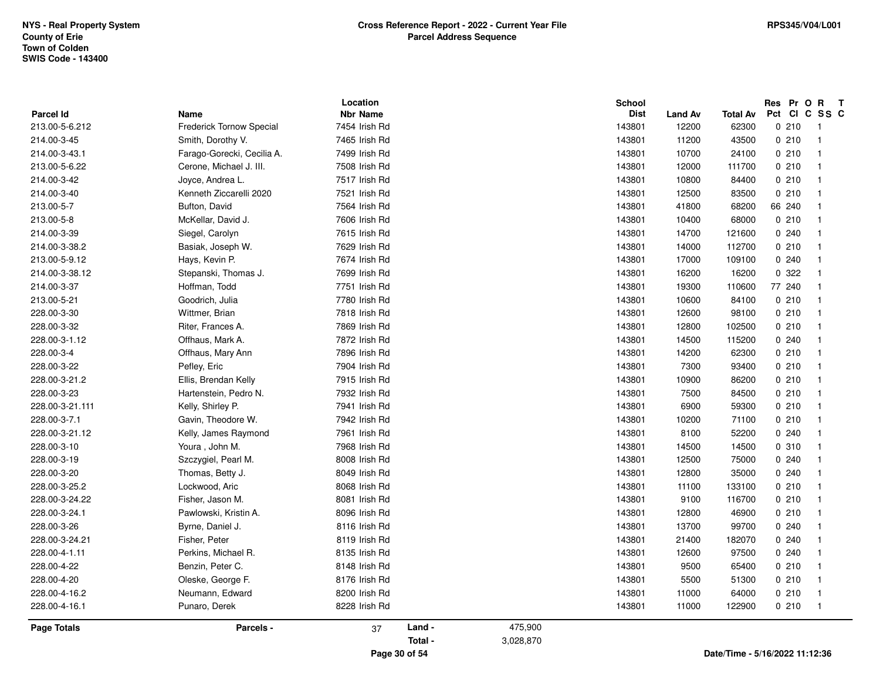NYS - Real Property System
County of Erie
Town of Colden
SWIS Code - 143400

**Cross Reference Report - 2022 - Current Year File**
**Parcel Address Sequence**

RPS345/V04/L001

| Parcel Id | Name | Location Nbr Name | School Dist | Land Av | Total Av | Res Pct | Pr Cl | O C | R SS | T C |
|---|---|---|---|---|---|---|---|---|---|---|
| 213.00-5-6.212 | Frederick Tornow Special | 7454 Irish Rd | 143801 | 12200 | 62300 | 0 | 210 | | 1 | |
| 214.00-3-45 | Smith, Dorothy V. | 7465 Irish Rd | 143801 | 11200 | 43500 | 0 | 210 | | 1 | |
| 214.00-3-43.1 | Farago-Gorecki, Cecilia A. | 7499 Irish Rd | 143801 | 10700 | 24100 | 0 | 210 | | 1 | |
| 213.00-5-6.22 | Cerone, Michael J. III. | 7508 Irish Rd | 143801 | 12000 | 111700 | 0 | 210 | | 1 | |
| 214.00-3-42 | Joyce, Andrea L. | 7517 Irish Rd | 143801 | 10800 | 84400 | 0 | 210 | | 1 | |
| 214.00-3-40 | Kenneth Ziccarelli 2020 | 7521 Irish Rd | 143801 | 12500 | 83500 | 0 | 210 | | 1 | |
| 213.00-5-7 | Bufton, David | 7564 Irish Rd | 143801 | 41800 | 68200 | 66 | 240 | | 1 | |
| 213.00-5-8 | McKellar, David J. | 7606 Irish Rd | 143801 | 10400 | 68000 | 0 | 210 | | 1 | |
| 214.00-3-39 | Siegel, Carolyn | 7615 Irish Rd | 143801 | 14700 | 121600 | 0 | 240 | | 1 | |
| 214.00-3-38.2 | Basiak, Joseph W. | 7629 Irish Rd | 143801 | 14000 | 112700 | 0 | 210 | | 1 | |
| 213.00-5-9.12 | Hays, Kevin P. | 7674 Irish Rd | 143801 | 17000 | 109100 | 0 | 240 | | 1 | |
| 214.00-3-38.12 | Stepanski, Thomas J. | 7699 Irish Rd | 143801 | 16200 | 16200 | 0 | 322 | | 1 | |
| 214.00-3-37 | Hoffman, Todd | 7751 Irish Rd | 143801 | 19300 | 110600 | 77 | 240 | | 1 | |
| 213.00-5-21 | Goodrich, Julia | 7780 Irish Rd | 143801 | 10600 | 84100 | 0 | 210 | | 1 | |
| 228.00-3-30 | Wittmer, Brian | 7818 Irish Rd | 143801 | 12600 | 98100 | 0 | 210 | | 1 | |
| 228.00-3-32 | Riter, Frances A. | 7869 Irish Rd | 143801 | 12800 | 102500 | 0 | 210 | | 1 | |
| 228.00-3-1.12 | Offhaus, Mark A. | 7872 Irish Rd | 143801 | 14500 | 115200 | 0 | 240 | | 1 | |
| 228.00-3-4 | Offhaus, Mary Ann | 7896 Irish Rd | 143801 | 14200 | 62300 | 0 | 210 | | 1 | |
| 228.00-3-22 | Pefley, Eric | 7904 Irish Rd | 143801 | 7300 | 93400 | 0 | 210 | | 1 | |
| 228.00-3-21.2 | Ellis, Brendan Kelly | 7915 Irish Rd | 143801 | 10900 | 86200 | 0 | 210 | | 1 | |
| 228.00-3-23 | Hartenstein, Pedro N. | 7932 Irish Rd | 143801 | 7500 | 84500 | 0 | 210 | | 1 | |
| 228.00-3-21.111 | Kelly, Shirley P. | 7941 Irish Rd | 143801 | 6900 | 59300 | 0 | 210 | | 1 | |
| 228.00-3-7.1 | Gavin, Theodore W. | 7942 Irish Rd | 143801 | 10200 | 71100 | 0 | 210 | | 1 | |
| 228.00-3-21.12 | Kelly, James Raymond | 7961 Irish Rd | 143801 | 8100 | 52200 | 0 | 240 | | 1 | |
| 228.00-3-10 | Youra , John M. | 7968 Irish Rd | 143801 | 14500 | 14500 | 0 | 310 | | 1 | |
| 228.00-3-19 | Szczygiel, Pearl M. | 8008 Irish Rd | 143801 | 12500 | 75000 | 0 | 240 | | 1 | |
| 228.00-3-20 | Thomas, Betty J. | 8049 Irish Rd | 143801 | 12800 | 35000 | 0 | 240 | | 1 | |
| 228.00-3-25.2 | Lockwood, Aric | 8068 Irish Rd | 143801 | 11100 | 133100 | 0 | 210 | | 1 | |
| 228.00-3-24.22 | Fisher, Jason M. | 8081 Irish Rd | 143801 | 9100 | 116700 | 0 | 210 | | 1 | |
| 228.00-3-24.1 | Pawlowski, Kristin A. | 8096 Irish Rd | 143801 | 12800 | 46900 | 0 | 210 | | 1 | |
| 228.00-3-26 | Byrne, Daniel J. | 8116 Irish Rd | 143801 | 13700 | 99700 | 0 | 240 | | 1 | |
| 228.00-3-24.21 | Fisher, Peter | 8119 Irish Rd | 143801 | 21400 | 182070 | 0 | 240 | | 1 | |
| 228.00-4-1.11 | Perkins, Michael R. | 8135 Irish Rd | 143801 | 12600 | 97500 | 0 | 240 | | 1 | |
| 228.00-4-22 | Benzin, Peter C. | 8148 Irish Rd | 143801 | 9500 | 65400 | 0 | 210 | | 1 | |
| 228.00-4-20 | Oleske, George F. | 8176 Irish Rd | 143801 | 5500 | 51300 | 0 | 210 | | 1 | |
| 228.00-4-16.2 | Neumann, Edward | 8200 Irish Rd | 143801 | 11000 | 64000 | 0 | 210 | | 1 | |
| 228.00-4-16.1 | Punaro, Derek | 8228 Irish Rd | 143801 | 11000 | 122900 | 0 | 210 | | 1 | |

| Page Totals | Parcels - | 37 | Land - | 475,900 |
|---|---|---|---|---|
| | | | Total - | 3,028,870 |

Date/Time - 5/16/2022 11:12:36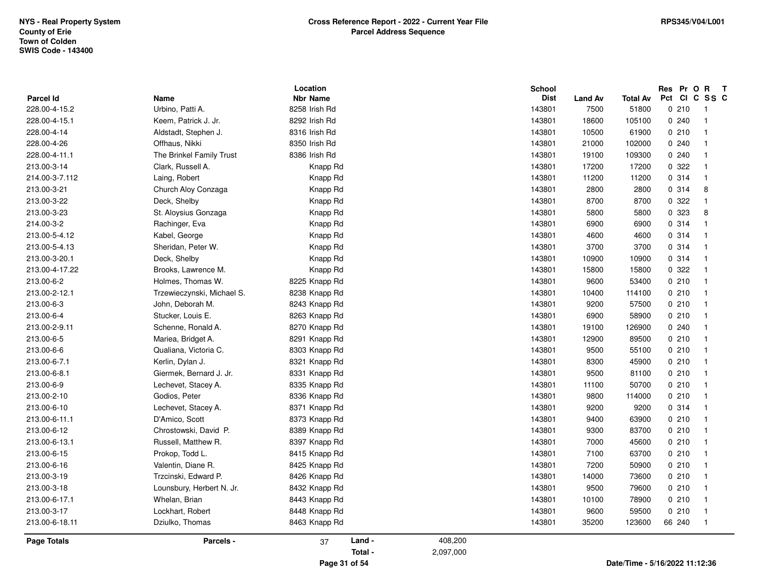NYS - Real Property System
County of Erie
Town of Colden
SWIS Code - 143400

**Cross Reference Report - 2022 - Current Year File**
**Parcel Address Sequence**

RPS345/V04/L001

| Parcel Id | Name | Location Nbr | Location Name | School Dist | Land Av | Total Av | Res Pct | Pr Cl | O C | R SS | T C |
|---|---|---|---|---|---|---|---|---|---|---|---|
| 228.00-4-15.2 | Urbino, Patti A. | 8258 | Irish Rd | 143801 | 7500 | 51800 | 0 | 210 | | 1 | |
| 228.00-4-15.1 | Keem, Patrick J. Jr. | 8292 | Irish Rd | 143801 | 18600 | 105100 | 0 | 240 | | 1 | |
| 228.00-4-14 | Aldstadt, Stephen J. | 8316 | Irish Rd | 143801 | 10500 | 61900 | 0 | 210 | | 1 | |
| 228.00-4-26 | Offhaus, Nikki | 8350 | Irish Rd | 143801 | 21000 | 102000 | 0 | 240 | | 1 | |
| 228.00-4-11.1 | The Brinkel Family Trust | 8386 | Irish Rd | 143801 | 19100 | 109300 | 0 | 240 | | 1 | |
| 213.00-3-14 | Clark, Russell A. | | Knapp Rd | 143801 | 17200 | 17200 | 0 | 322 | | 1 | |
| 214.00-3-7.112 | Laing, Robert | | Knapp Rd | 143801 | 11200 | 11200 | 0 | 314 | | 1 | |
| 213.00-3-21 | Church Aloy Conzaga | | Knapp Rd | 143801 | 2800 | 2800 | 0 | 314 | | 8 | |
| 213.00-3-22 | Deck, Shelby | | Knapp Rd | 143801 | 8700 | 8700 | 0 | 322 | | 1 | |
| 213.00-3-23 | St. Aloysius Gonzaga | | Knapp Rd | 143801 | 5800 | 5800 | 0 | 323 | | 8 | |
| 214.00-3-2 | Rachinger, Eva | | Knapp Rd | 143801 | 6900 | 6900 | 0 | 314 | | 1 | |
| 213.00-5-4.12 | Kabel, George | | Knapp Rd | 143801 | 4600 | 4600 | 0 | 314 | | 1 | |
| 213.00-5-4.13 | Sheridan, Peter W. | | Knapp Rd | 143801 | 3700 | 3700 | 0 | 314 | | 1 | |
| 213.00-3-20.1 | Deck, Shelby | | Knapp Rd | 143801 | 10900 | 10900 | 0 | 314 | | 1 | |
| 213.00-4-17.22 | Brooks, Lawrence M. | | Knapp Rd | 143801 | 15800 | 15800 | 0 | 322 | | 1 | |
| 213.00-6-2 | Holmes, Thomas W. | 8225 | Knapp Rd | 143801 | 9600 | 53400 | 0 | 210 | | 1 | |
| 213.00-2-12.1 | Trzewieczynski, Michael S. | 8238 | Knapp Rd | 143801 | 10400 | 114100 | 0 | 210 | | 1 | |
| 213.00-6-3 | John, Deborah M. | 8243 | Knapp Rd | 143801 | 9200 | 57500 | 0 | 210 | | 1 | |
| 213.00-6-4 | Stucker, Louis E. | 8263 | Knapp Rd | 143801 | 6900 | 58900 | 0 | 210 | | 1 | |
| 213.00-2-9.11 | Schenne, Ronald A. | 8270 | Knapp Rd | 143801 | 19100 | 126900 | 0 | 240 | | 1 | |
| 213.00-6-5 | Mariea, Bridget A. | 8291 | Knapp Rd | 143801 | 12900 | 89500 | 0 | 210 | | 1 | |
| 213.00-6-6 | Qualiana, Victoria C. | 8303 | Knapp Rd | 143801 | 9500 | 55100 | 0 | 210 | | 1 | |
| 213.00-6-7.1 | Kerlin, Dylan J. | 8321 | Knapp Rd | 143801 | 8300 | 45900 | 0 | 210 | | 1 | |
| 213.00-6-8.1 | Giermek, Bernard J. Jr. | 8331 | Knapp Rd | 143801 | 9500 | 81100 | 0 | 210 | | 1 | |
| 213.00-6-9 | Lechevet, Stacey A. | 8335 | Knapp Rd | 143801 | 11100 | 50700 | 0 | 210 | | 1 | |
| 213.00-2-10 | Godios, Peter | 8336 | Knapp Rd | 143801 | 9800 | 114000 | 0 | 210 | | 1 | |
| 213.00-6-10 | Lechevet, Stacey A. | 8371 | Knapp Rd | 143801 | 9200 | 9200 | 0 | 314 | | 1 | |
| 213.00-6-11.1 | D'Amico, Scott | 8373 | Knapp Rd | 143801 | 9400 | 63900 | 0 | 210 | | 1 | |
| 213.00-6-12 | Chrostowski, David P. | 8389 | Knapp Rd | 143801 | 9300 | 83700 | 0 | 210 | | 1 | |
| 213.00-6-13.1 | Russell, Matthew R. | 8397 | Knapp Rd | 143801 | 7000 | 45600 | 0 | 210 | | 1 | |
| 213.00-6-15 | Prokop, Todd L. | 8415 | Knapp Rd | 143801 | 7100 | 63700 | 0 | 210 | | 1 | |
| 213.00-6-16 | Valentin, Diane R. | 8425 | Knapp Rd | 143801 | 7200 | 50900 | 0 | 210 | | 1 | |
| 213.00-3-19 | Trzcinski, Edward P. | 8426 | Knapp Rd | 143801 | 14000 | 73600 | 0 | 210 | | 1 | |
| 213.00-3-18 | Lounsbury, Herbert N. Jr. | 8432 | Knapp Rd | 143801 | 9500 | 79600 | 0 | 210 | | 1 | |
| 213.00-6-17.1 | Whelan, Brian | 8443 | Knapp Rd | 143801 | 10100 | 78900 | 0 | 210 | | 1 | |
| 213.00-3-17 | Lockhart, Robert | 8448 | Knapp Rd | 143801 | 9600 | 59500 | 0 | 210 | | 1 | |
| 213.00-6-18.11 | Dziulko, Thomas | 8463 | Knapp Rd | 143801 | 35200 | 123600 | 66 | 240 | | 1 | |

**Page Totals** **Parcels -** 37 **Land -** 408,200 **Total -** 2,097,000

Date/Time - 5/16/2022 11:12:36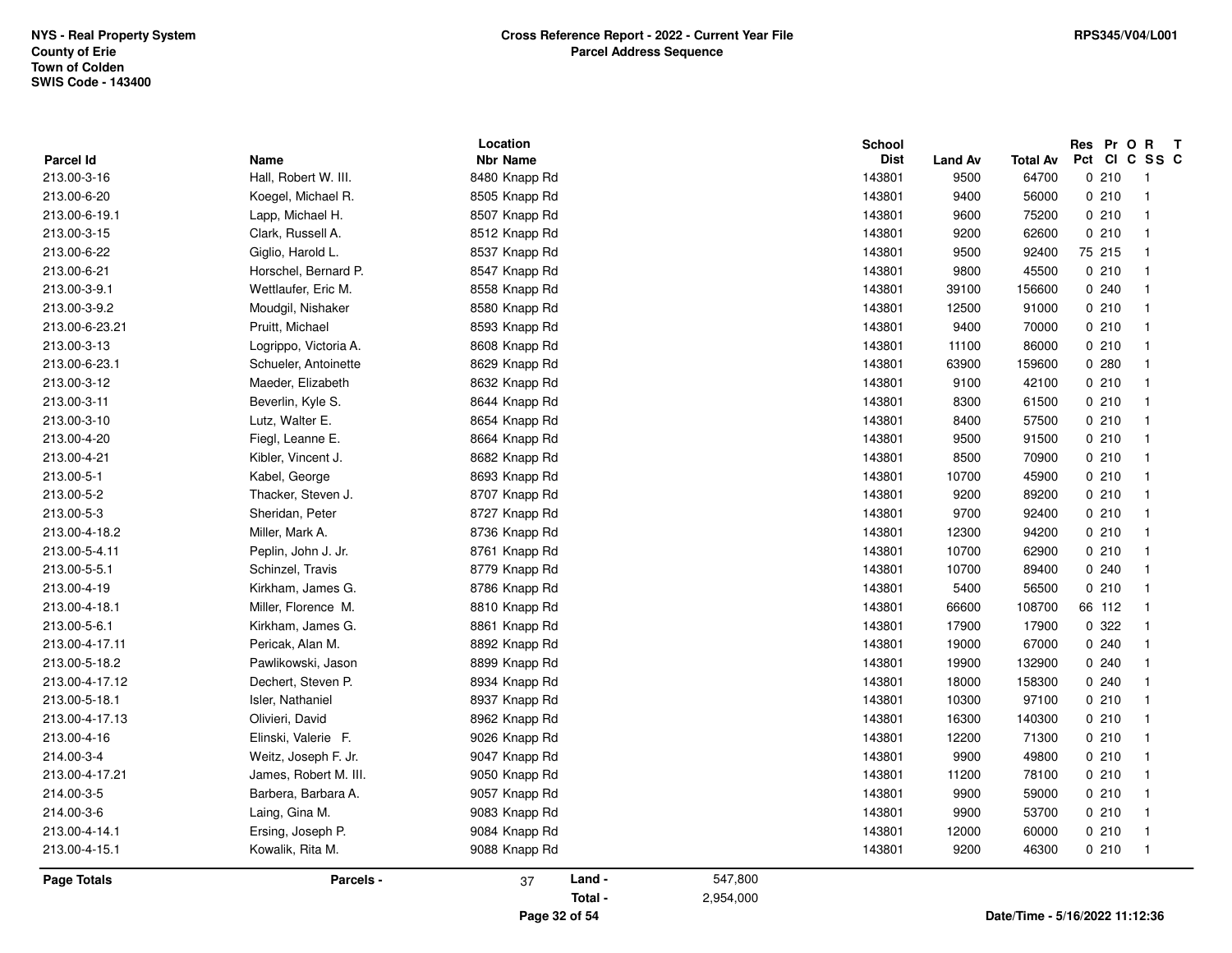NYS - Real Property System
County of Erie
Town of Colden
SWIS Code - 143400

**Cross Reference Report - 2022 - Current Year File**
**Parcel Address Sequence**

RPS345/V04/L001

| Parcel Id | Name | Location Nbr Name | School Dist | Land Av | Total Av | Res Pct | Pr Cl | O C | R SS | T C |
|---|---|---|---|---|---|---|---|---|---|---|
| 213.00-3-16 | Hall, Robert W. III. | 8480 Knapp Rd | 143801 | 9500 | 64700 | 0 | 210 | | 1 | |
| 213.00-6-20 | Koegel, Michael R. | 8505 Knapp Rd | 143801 | 9400 | 56000 | 0 | 210 | | 1 | |
| 213.00-6-19.1 | Lapp, Michael H. | 8507 Knapp Rd | 143801 | 9600 | 75200 | 0 | 210 | | 1 | |
| 213.00-3-15 | Clark, Russell A. | 8512 Knapp Rd | 143801 | 9200 | 62600 | 0 | 210 | | 1 | |
| 213.00-6-22 | Giglio, Harold L. | 8537 Knapp Rd | 143801 | 9500 | 92400 | 75 | 215 | | 1 | |
| 213.00-6-21 | Horschel, Bernard P. | 8547 Knapp Rd | 143801 | 9800 | 45500 | 0 | 210 | | 1 | |
| 213.00-3-9.1 | Wettlaufer, Eric M. | 8558 Knapp Rd | 143801 | 39100 | 156600 | 0 | 240 | | 1 | |
| 213.00-3-9.2 | Moudgil, Nishaker | 8580 Knapp Rd | 143801 | 12500 | 91000 | 0 | 210 | | 1 | |
| 213.00-6-23.21 | Pruitt, Michael | 8593 Knapp Rd | 143801 | 9400 | 70000 | 0 | 210 | | 1 | |
| 213.00-3-13 | Logrippo, Victoria A. | 8608 Knapp Rd | 143801 | 11100 | 86000 | 0 | 210 | | 1 | |
| 213.00-6-23.1 | Schueler, Antoinette | 8629 Knapp Rd | 143801 | 63900 | 159600 | 0 | 280 | | 1 | |
| 213.00-3-12 | Maeder, Elizabeth | 8632 Knapp Rd | 143801 | 9100 | 42100 | 0 | 210 | | 1 | |
| 213.00-3-11 | Beverlin, Kyle S. | 8644 Knapp Rd | 143801 | 8300 | 61500 | 0 | 210 | | 1 | |
| 213.00-3-10 | Lutz, Walter E. | 8654 Knapp Rd | 143801 | 8400 | 57500 | 0 | 210 | | 1 | |
| 213.00-4-20 | Fiegl, Leanne E. | 8664 Knapp Rd | 143801 | 9500 | 91500 | 0 | 210 | | 1 | |
| 213.00-4-21 | Kibler, Vincent J. | 8682 Knapp Rd | 143801 | 8500 | 70900 | 0 | 210 | | 1 | |
| 213.00-5-1 | Kabel, George | 8693 Knapp Rd | 143801 | 10700 | 45900 | 0 | 210 | | 1 | |
| 213.00-5-2 | Thacker, Steven J. | 8707 Knapp Rd | 143801 | 9200 | 89200 | 0 | 210 | | 1 | |
| 213.00-5-3 | Sheridan, Peter | 8727 Knapp Rd | 143801 | 9700 | 92400 | 0 | 210 | | 1 | |
| 213.00-4-18.2 | Miller, Mark A. | 8736 Knapp Rd | 143801 | 12300 | 94200 | 0 | 210 | | 1 | |
| 213.00-5-4.11 | Peplin, John J. Jr. | 8761 Knapp Rd | 143801 | 10700 | 62900 | 0 | 210 | | 1 | |
| 213.00-5-5.1 | Schinzel, Travis | 8779 Knapp Rd | 143801 | 10700 | 89400 | 0 | 240 | | 1 | |
| 213.00-4-19 | Kirkham, James G. | 8786 Knapp Rd | 143801 | 5400 | 56500 | 0 | 210 | | 1 | |
| 213.00-4-18.1 | Miller, Florence M. | 8810 Knapp Rd | 143801 | 66600 | 108700 | 66 | 112 | | 1 | |
| 213.00-5-6.1 | Kirkham, James G. | 8861 Knapp Rd | 143801 | 17900 | 17900 | 0 | 322 | | 1 | |
| 213.00-4-17.11 | Pericak, Alan M. | 8892 Knapp Rd | 143801 | 19000 | 67000 | 0 | 240 | | 1 | |
| 213.00-5-18.2 | Pawlikowski, Jason | 8899 Knapp Rd | 143801 | 19900 | 132900 | 0 | 240 | | 1 | |
| 213.00-4-17.12 | Dechert, Steven P. | 8934 Knapp Rd | 143801 | 18000 | 158300 | 0 | 240 | | 1 | |
| 213.00-5-18.1 | Isler, Nathaniel | 8937 Knapp Rd | 143801 | 10300 | 97100 | 0 | 210 | | 1 | |
| 213.00-4-17.13 | Olivieri, David | 8962 Knapp Rd | 143801 | 16300 | 140300 | 0 | 210 | | 1 | |
| 213.00-4-16 | Elinski, Valerie F. | 9026 Knapp Rd | 143801 | 12200 | 71300 | 0 | 210 | | 1 | |
| 214.00-3-4 | Weitz, Joseph F. Jr. | 9047 Knapp Rd | 143801 | 9900 | 49800 | 0 | 210 | | 1 | |
| 213.00-4-17.21 | James, Robert M. III. | 9050 Knapp Rd | 143801 | 11200 | 78100 | 0 | 210 | | 1 | |
| 214.00-3-5 | Barbera, Barbara A. | 9057 Knapp Rd | 143801 | 9900 | 59000 | 0 | 210 | | 1 | |
| 214.00-3-6 | Laing, Gina M. | 9083 Knapp Rd | 143801 | 9900 | 53700 | 0 | 210 | | 1 | |
| 213.00-4-14.1 | Ersing, Joseph P. | 9084 Knapp Rd | 143801 | 12000 | 60000 | 0 | 210 | | 1 | |
| 213.00-4-15.1 | Kowalik, Rita M. | 9088 Knapp Rd | 143801 | 9200 | 46300 | 0 | 210 | | 1 | |

**Page Totals** | **Parcels -** 37 | **Land -** 547,800 | **Total -** 2,954,000

Date/Time - 5/16/2022 11:12:36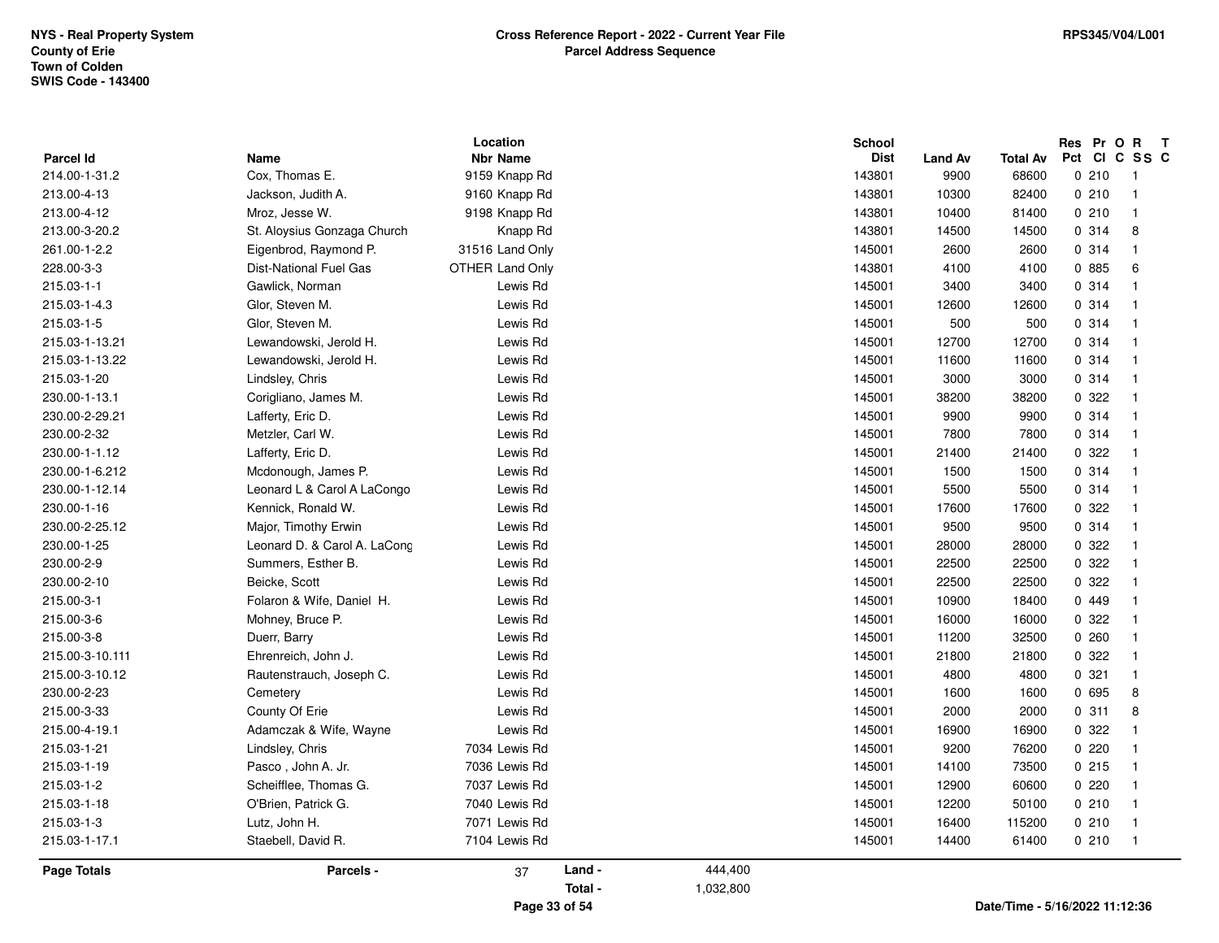NYS - Real Property System
County of Erie
Town of Colden
SWIS Code - 143400

**Cross Reference Report - 2022 - Current Year File**
**Parcel Address Sequence**

RPS345/V04/L001

| Parcel Id | Name | Location Nbr | Location Name | School Dist | Land Av | Total Av | Res Pct | Pr Cl | O C | R SS | T C |
|---|---|---|---|---|---|---|---|---|---|---|---|
| 214.00-1-31.2 | Cox, Thomas E. | 9159 | Knapp Rd | 143801 | 9900 | 68600 | 0 | 210 | | 1 | |
| 213.00-4-13 | Jackson, Judith A. | 9160 | Knapp Rd | 143801 | 10300 | 82400 | 0 | 210 | | 1 | |
| 213.00-4-12 | Mroz, Jesse W. | 9198 | Knapp Rd | 143801 | 10400 | 81400 | 0 | 210 | | 1 | |
| 213.00-3-20.2 | St. Aloysius Gonzaga Church | | Knapp Rd | 143801 | 14500 | 14500 | 0 | 314 | | 8 | |
| 261.00-1-2.2 | Eigenbrod, Raymond P. | 31516 | Land Only | 145001 | 2600 | 2600 | 0 | 314 | | 1 | |
| 228.00-3-3 | Dist-National Fuel Gas | OTHER | Land Only | 143801 | 4100 | 4100 | 0 | 885 | | 6 | |
| 215.03-1-1 | Gawlick, Norman | | Lewis Rd | 145001 | 3400 | 3400 | 0 | 314 | | 1 | |
| 215.03-1-4.3 | Glor, Steven M. | | Lewis Rd | 145001 | 12600 | 12600 | 0 | 314 | | 1 | |
| 215.03-1-5 | Glor, Steven M. | | Lewis Rd | 145001 | 500 | 500 | 0 | 314 | | 1 | |
| 215.03-1-13.21 | Lewandowski, Jerold H. | | Lewis Rd | 145001 | 12700 | 12700 | 0 | 314 | | 1 | |
| 215.03-1-13.22 | Lewandowski, Jerold H. | | Lewis Rd | 145001 | 11600 | 11600 | 0 | 314 | | 1 | |
| 215.03-1-20 | Lindsley, Chris | | Lewis Rd | 145001 | 3000 | 3000 | 0 | 314 | | 1 | |
| 230.00-1-13.1 | Corigliano, James M. | | Lewis Rd | 145001 | 38200 | 38200 | 0 | 322 | | 1 | |
| 230.00-2-29.21 | Lafferty, Eric D. | | Lewis Rd | 145001 | 9900 | 9900 | 0 | 314 | | 1 | |
| 230.00-2-32 | Metzler, Carl W. | | Lewis Rd | 145001 | 7800 | 7800 | 0 | 314 | | 1 | |
| 230.00-1-1.12 | Lafferty, Eric D. | | Lewis Rd | 145001 | 21400 | 21400 | 0 | 322 | | 1 | |
| 230.00-1-6.212 | Mcdonough, James P. | | Lewis Rd | 145001 | 1500 | 1500 | 0 | 314 | | 1 | |
| 230.00-1-12.14 | Leonard L & Carol A LaCongo | | Lewis Rd | 145001 | 5500 | 5500 | 0 | 314 | | 1 | |
| 230.00-1-16 | Kennick, Ronald W. | | Lewis Rd | 145001 | 17600 | 17600 | 0 | 322 | | 1 | |
| 230.00-2-25.12 | Major, Timothy Erwin | | Lewis Rd | 145001 | 9500 | 9500 | 0 | 314 | | 1 | |
| 230.00-1-25 | Leonard D. & Carol A. LaCong | | Lewis Rd | 145001 | 28000 | 28000 | 0 | 322 | | 1 | |
| 230.00-2-9 | Summers, Esther B. | | Lewis Rd | 145001 | 22500 | 22500 | 0 | 322 | | 1 | |
| 230.00-2-10 | Beicke, Scott | | Lewis Rd | 145001 | 22500 | 22500 | 0 | 322 | | 1 | |
| 215.00-3-1 | Folaron & Wife, Daniel H. | | Lewis Rd | 145001 | 10900 | 18400 | 0 | 449 | | 1 | |
| 215.00-3-6 | Mohney, Bruce P. | | Lewis Rd | 145001 | 16000 | 16000 | 0 | 322 | | 1 | |
| 215.00-3-8 | Duerr, Barry | | Lewis Rd | 145001 | 11200 | 32500 | 0 | 260 | | 1 | |
| 215.00-3-10.111 | Ehrenreich, John J. | | Lewis Rd | 145001 | 21800 | 21800 | 0 | 322 | | 1 | |
| 215.00-3-10.12 | Rautenstrauch, Joseph C. | | Lewis Rd | 145001 | 4800 | 4800 | 0 | 321 | | 1 | |
| 230.00-2-23 | Cemetery | | Lewis Rd | 145001 | 1600 | 1600 | 0 | 695 | | 8 | |
| 215.00-3-33 | County Of Erie | | Lewis Rd | 145001 | 2000 | 2000 | 0 | 311 | | 8 | |
| 215.00-4-19.1 | Adamczak & Wife, Wayne | | Lewis Rd | 145001 | 16900 | 16900 | 0 | 322 | | 1 | |
| 215.03-1-21 | Lindsley, Chris | 7034 | Lewis Rd | 145001 | 9200 | 76200 | 0 | 220 | | 1 | |
| 215.03-1-19 | Pasco , John A. Jr. | 7036 | Lewis Rd | 145001 | 14100 | 73500 | 0 | 215 | | 1 | |
| 215.03-1-2 | Scheifflee, Thomas G. | 7037 | Lewis Rd | 145001 | 12900 | 60600 | 0 | 220 | | 1 | |
| 215.03-1-18 | O'Brien, Patrick G. | 7040 | Lewis Rd | 145001 | 12200 | 50100 | 0 | 210 | | 1 | |
| 215.03-1-3 | Lutz, John H. | 7071 | Lewis Rd | 145001 | 16400 | 115200 | 0 | 210 | | 1 | |
| 215.03-1-17.1 | Staebell, David R. | 7104 | Lewis Rd | 145001 | 14400 | 61400 | 0 | 210 | | 1 | |

**Page Totals** Parcels - 37 Land - 444,400
Total - 1,032,800

Date/Time - 5/16/2022 11:12:36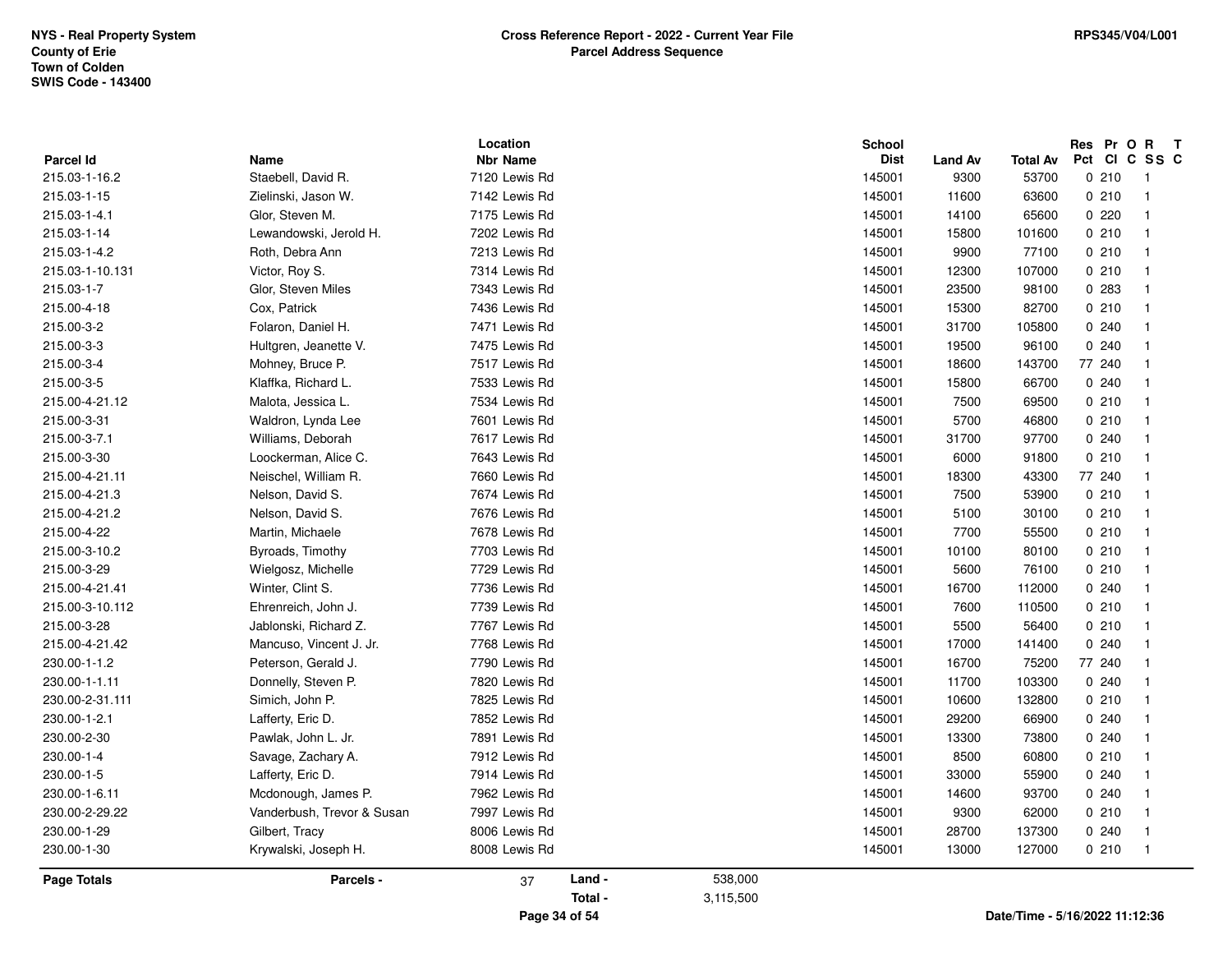NYS - Real Property System
County of Erie
Town of Colden
SWIS Code - 143400

**Cross Reference Report - 2022 - Current Year File**
**Parcel Address Sequence**

RPS345/V04/L001

| Parcel Id | Name | Location Nbr Name | School Dist | Land Av | Total Av | Res Pct | Pr Cl | O C | R SS | T C |
|---|---|---|---|---|---|---|---|---|---|---|
| 215.03-1-16.2 | Staebell, David R. | 7120 Lewis Rd | 145001 | 9300 | 53700 | 0 | 210 | | 1 | |
| 215.03-1-15 | Zielinski, Jason W. | 7142 Lewis Rd | 145001 | 11600 | 63600 | 0 | 210 | | 1 | |
| 215.03-1-4.1 | Glor, Steven M. | 7175 Lewis Rd | 145001 | 14100 | 65600 | 0 | 220 | | 1 | |
| 215.03-1-14 | Lewandowski, Jerold H. | 7202 Lewis Rd | 145001 | 15800 | 101600 | 0 | 210 | | 1 | |
| 215.03-1-4.2 | Roth, Debra Ann | 7213 Lewis Rd | 145001 | 9900 | 77100 | 0 | 210 | | 1 | |
| 215.03-1-10.131 | Victor, Roy S. | 7314 Lewis Rd | 145001 | 12300 | 107000 | 0 | 210 | | 1 | |
| 215.03-1-7 | Glor, Steven Miles | 7343 Lewis Rd | 145001 | 23500 | 98100 | 0 | 283 | | 1 | |
| 215.00-4-18 | Cox, Patrick | 7436 Lewis Rd | 145001 | 15300 | 82700 | 0 | 210 | | 1 | |
| 215.00-3-2 | Folaron, Daniel H. | 7471 Lewis Rd | 145001 | 31700 | 105800 | 0 | 240 | | 1 | |
| 215.00-3-3 | Hultgren, Jeanette V. | 7475 Lewis Rd | 145001 | 19500 | 96100 | 0 | 240 | | 1 | |
| 215.00-3-4 | Mohney, Bruce P. | 7517 Lewis Rd | 145001 | 18600 | 143700 | 77 | 240 | | 1 | |
| 215.00-3-5 | Klaffka, Richard L. | 7533 Lewis Rd | 145001 | 15800 | 66700 | 0 | 240 | | 1 | |
| 215.00-4-21.12 | Malota, Jessica L. | 7534 Lewis Rd | 145001 | 7500 | 69500 | 0 | 210 | | 1 | |
| 215.00-3-31 | Waldron, Lynda Lee | 7601 Lewis Rd | 145001 | 5700 | 46800 | 0 | 210 | | 1 | |
| 215.00-3-7.1 | Williams, Deborah | 7617 Lewis Rd | 145001 | 31700 | 97700 | 0 | 240 | | 1 | |
| 215.00-3-30 | Loockerman, Alice C. | 7643 Lewis Rd | 145001 | 6000 | 91800 | 0 | 210 | | 1 | |
| 215.00-4-21.11 | Neischel, William R. | 7660 Lewis Rd | 145001 | 18300 | 43300 | 77 | 240 | | 1 | |
| 215.00-4-21.3 | Nelson, David S. | 7674 Lewis Rd | 145001 | 7500 | 53900 | 0 | 210 | | 1 | |
| 215.00-4-21.2 | Nelson, David S. | 7676 Lewis Rd | 145001 | 5100 | 30100 | 0 | 210 | | 1 | |
| 215.00-4-22 | Martin, Michaele | 7678 Lewis Rd | 145001 | 7700 | 55500 | 0 | 210 | | 1 | |
| 215.00-3-10.2 | Byroads, Timothy | 7703 Lewis Rd | 145001 | 10100 | 80100 | 0 | 210 | | 1 | |
| 215.00-3-29 | Wielgosz, Michelle | 7729 Lewis Rd | 145001 | 5600 | 76100 | 0 | 210 | | 1 | |
| 215.00-4-21.41 | Winter, Clint S. | 7736 Lewis Rd | 145001 | 16700 | 112000 | 0 | 240 | | 1 | |
| 215.00-3-10.112 | Ehrenreich, John J. | 7739 Lewis Rd | 145001 | 7600 | 110500 | 0 | 210 | | 1 | |
| 215.00-3-28 | Jablonski, Richard Z. | 7767 Lewis Rd | 145001 | 5500 | 56400 | 0 | 210 | | 1 | |
| 215.00-4-21.42 | Mancuso, Vincent J. Jr. | 7768 Lewis Rd | 145001 | 17000 | 141400 | 0 | 240 | | 1 | |
| 230.00-1-1.2 | Peterson, Gerald J. | 7790 Lewis Rd | 145001 | 16700 | 75200 | 77 | 240 | | 1 | |
| 230.00-1-1.11 | Donnelly, Steven P. | 7820 Lewis Rd | 145001 | 11700 | 103300 | 0 | 240 | | 1 | |
| 230.00-2-31.111 | Simich, John P. | 7825 Lewis Rd | 145001 | 10600 | 132800 | 0 | 210 | | 1 | |
| 230.00-1-2.1 | Lafferty, Eric D. | 7852 Lewis Rd | 145001 | 29200 | 66900 | 0 | 240 | | 1 | |
| 230.00-2-30 | Pawlak, John L. Jr. | 7891 Lewis Rd | 145001 | 13300 | 73800 | 0 | 240 | | 1 | |
| 230.00-1-4 | Savage, Zachary A. | 7912 Lewis Rd | 145001 | 8500 | 60800 | 0 | 210 | | 1 | |
| 230.00-1-5 | Lafferty, Eric D. | 7914 Lewis Rd | 145001 | 33000 | 55900 | 0 | 240 | | 1 | |
| 230.00-1-6.11 | Mcdonough, James P. | 7962 Lewis Rd | 145001 | 14600 | 93700 | 0 | 240 | | 1 | |
| 230.00-2-29.22 | Vanderbush, Trevor & Susan | 7997 Lewis Rd | 145001 | 9300 | 62000 | 0 | 210 | | 1 | |
| 230.00-1-29 | Gilbert, Tracy | 8006 Lewis Rd | 145001 | 28700 | 137300 | 0 | 240 | | 1 | |
| 230.00-1-30 | Krywalski, Joseph H. | 8008 Lewis Rd | 145001 | 13000 | 127000 | 0 | 210 | | 1 | |

**Page Totals** — **Parcels -** 37 — **Land -** 538,000 — **Total -** 3,115,500

Date/Time - 5/16/2022 11:12:36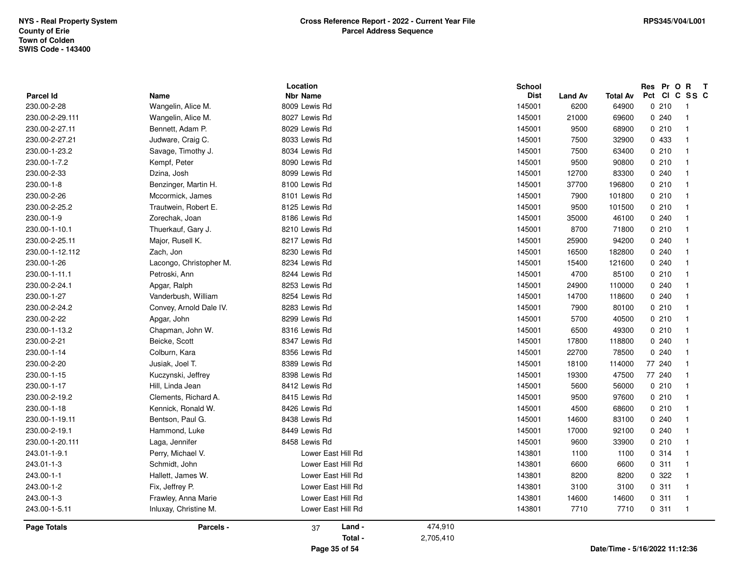NYS - Real Property System
County of Erie
Town of Colden
SWIS Code - 143400

**Cross Reference Report - 2022 - Current Year File**
**Parcel Address Sequence**

RPS345/V04/L001

| Parcel Id | Name | Location Nbr | Location Name | School Dist | Land Av | Total Av | Res Pct | Pr Cl | O C | R SS | T C |
|---|---|---|---|---|---|---|---|---|---|---|---|
| 230.00-2-28 | Wangelin, Alice M. | 8009 | Lewis Rd | 145001 | 6200 | 64900 | 0 | 210 | | 1 | |
| 230.00-2-29.111 | Wangelin, Alice M. | 8027 | Lewis Rd | 145001 | 21000 | 69600 | 0 | 240 | | 1 | |
| 230.00-2-27.11 | Bennett, Adam P. | 8029 | Lewis Rd | 145001 | 9500 | 68900 | 0 | 210 | | 1 | |
| 230.00-2-27.21 | Judware, Craig C. | 8033 | Lewis Rd | 145001 | 7500 | 32900 | 0 | 433 | | 1 | |
| 230.00-1-23.2 | Savage, Timothy J. | 8034 | Lewis Rd | 145001 | 7500 | 63400 | 0 | 210 | | 1 | |
| 230.00-1-7.2 | Kempf, Peter | 8090 | Lewis Rd | 145001 | 9500 | 90800 | 0 | 210 | | 1 | |
| 230.00-2-33 | Dzina, Josh | 8099 | Lewis Rd | 145001 | 12700 | 83300 | 0 | 240 | | 1 | |
| 230.00-1-8 | Benzinger, Martin H. | 8100 | Lewis Rd | 145001 | 37700 | 196800 | 0 | 210 | | 1 | |
| 230.00-2-26 | Mccormick, James | 8101 | Lewis Rd | 145001 | 7900 | 101800 | 0 | 210 | | 1 | |
| 230.00-2-25.2 | Trautwein, Robert E. | 8125 | Lewis Rd | 145001 | 9500 | 101500 | 0 | 210 | | 1 | |
| 230.00-1-9 | Zorechak, Joan | 8186 | Lewis Rd | 145001 | 35000 | 46100 | 0 | 240 | | 1 | |
| 230.00-1-10.1 | Thuerkauf, Gary J. | 8210 | Lewis Rd | 145001 | 8700 | 71800 | 0 | 210 | | 1 | |
| 230.00-2-25.11 | Major, Rusell K. | 8217 | Lewis Rd | 145001 | 25900 | 94200 | 0 | 240 | | 1 | |
| 230.00-1-12.112 | Zach, Jon | 8230 | Lewis Rd | 145001 | 16500 | 182800 | 0 | 240 | | 1 | |
| 230.00-1-26 | Lacongo, Christopher M. | 8234 | Lewis Rd | 145001 | 15400 | 121600 | 0 | 240 | | 1 | |
| 230.00-1-11.1 | Petroski, Ann | 8244 | Lewis Rd | 145001 | 4700 | 85100 | 0 | 210 | | 1 | |
| 230.00-2-24.1 | Apgar, Ralph | 8253 | Lewis Rd | 145001 | 24900 | 110000 | 0 | 240 | | 1 | |
| 230.00-1-27 | Vanderbush, William | 8254 | Lewis Rd | 145001 | 14700 | 118600 | 0 | 240 | | 1 | |
| 230.00-2-24.2 | Convey, Arnold Dale IV. | 8283 | Lewis Rd | 145001 | 7900 | 80100 | 0 | 210 | | 1 | |
| 230.00-2-22 | Apgar, John | 8299 | Lewis Rd | 145001 | 5700 | 40500 | 0 | 210 | | 1 | |
| 230.00-1-13.2 | Chapman, John W. | 8316 | Lewis Rd | 145001 | 6500 | 49300 | 0 | 210 | | 1 | |
| 230.00-2-21 | Beicke, Scott | 8347 | Lewis Rd | 145001 | 17800 | 118800 | 0 | 240 | | 1 | |
| 230.00-1-14 | Colburn, Kara | 8356 | Lewis Rd | 145001 | 22700 | 78500 | 0 | 240 | | 1 | |
| 230.00-2-20 | Jusiak, Joel T. | 8389 | Lewis Rd | 145001 | 18100 | 114000 | 77 | 240 | | 1 | |
| 230.00-1-15 | Kuczynski, Jeffrey | 8398 | Lewis Rd | 145001 | 19300 | 47500 | 77 | 240 | | 1 | |
| 230.00-1-17 | Hill, Linda Jean | 8412 | Lewis Rd | 145001 | 5600 | 56000 | 0 | 210 | | 1 | |
| 230.00-2-19.2 | Clements, Richard A. | 8415 | Lewis Rd | 145001 | 9500 | 97600 | 0 | 210 | | 1 | |
| 230.00-1-18 | Kennick, Ronald W. | 8426 | Lewis Rd | 145001 | 4500 | 68600 | 0 | 210 | | 1 | |
| 230.00-1-19.11 | Bentson, Paul G. | 8438 | Lewis Rd | 145001 | 14600 | 83100 | 0 | 240 | | 1 | |
| 230.00-2-19.1 | Hammond, Luke | 8449 | Lewis Rd | 145001 | 17000 | 92100 | 0 | 240 | | 1 | |
| 230.00-1-20.111 | Laga, Jennifer | 8458 | Lewis Rd | 145001 | 9600 | 33900 | 0 | 210 | | 1 | |
| 243.01-1-9.1 | Perry, Michael V. | | Lower East Hill Rd | 143801 | 1100 | 1100 | 0 | 314 | | 1 | |
| 243.01-1-3 | Schmidt, John | | Lower East Hill Rd | 143801 | 6600 | 6600 | 0 | 311 | | 1 | |
| 243.00-1-1 | Hallett, James W. | | Lower East Hill Rd | 143801 | 8200 | 8200 | 0 | 322 | | 1 | |
| 243.00-1-2 | Fix, Jeffrey P. | | Lower East Hill Rd | 143801 | 3100 | 3100 | 0 | 311 | | 1 | |
| 243.00-1-3 | Frawley, Anna Marie | | Lower East Hill Rd | 143801 | 14600 | 14600 | 0 | 311 | | 1 | |
| 243.00-1-5.11 | Inluxay, Christine M. | | Lower East Hill Rd | 143801 | 7710 | 7710 | 0 | 311 | | 1 | |

**Page Totals** — **Parcels -** 37 — **Land -** 474,910 — **Total -** 2,705,410

Date/Time - 5/16/2022 11:12:36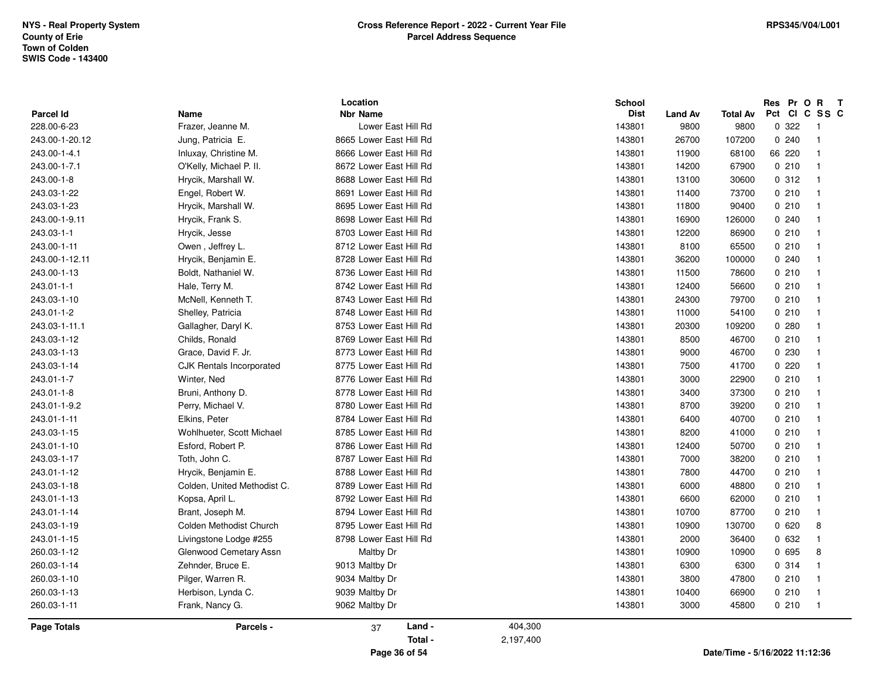NYS - Real Property System
County of Erie
Town of Colden
SWIS Code - 143400

**Cross Reference Report - 2022 - Current Year File**
**Parcel Address Sequence**

RPS345/V04/L001

| Parcel Id | Name | Location Nbr | Location Name | School Dist | Land Av | Total Av | Res Pct | Pr Cl | O C | R SS | T C |
|---|---|---|---|---|---|---|---|---|---|---|---|
| 228.00-6-23 | Frazer, Jeanne M. | | Lower East Hill Rd | 143801 | 9800 | 9800 | 0 | 322 | | 1 | |
| 243.00-1-20.12 | Jung, Patricia E. | 8665 | Lower East Hill Rd | 143801 | 26700 | 107200 | 0 | 240 | | 1 | |
| 243.00-1-4.1 | Inluxay, Christine M. | 8666 | Lower East Hill Rd | 143801 | 11900 | 68100 | 66 | 220 | | 1 | |
| 243.00-1-7.1 | O'Kelly, Michael P. II. | 8672 | Lower East Hill Rd | 143801 | 14200 | 67900 | 0 | 210 | | 1 | |
| 243.00-1-8 | Hrycik, Marshall W. | 8688 | Lower East Hill Rd | 143801 | 13100 | 30600 | 0 | 312 | | 1 | |
| 243.03-1-22 | Engel, Robert W. | 8691 | Lower East Hill Rd | 143801 | 11400 | 73700 | 0 | 210 | | 1 | |
| 243.03-1-23 | Hrycik, Marshall W. | 8695 | Lower East Hill Rd | 143801 | 11800 | 90400 | 0 | 210 | | 1 | |
| 243.00-1-9.11 | Hrycik, Frank S. | 8698 | Lower East Hill Rd | 143801 | 16900 | 126000 | 0 | 240 | | 1 | |
| 243.03-1-1 | Hrycik, Jesse | 8703 | Lower East Hill Rd | 143801 | 12200 | 86900 | 0 | 210 | | 1 | |
| 243.00-1-11 | Owen , Jeffrey L. | 8712 | Lower East Hill Rd | 143801 | 8100 | 65500 | 0 | 210 | | 1 | |
| 243.00-1-12.11 | Hrycik, Benjamin E. | 8728 | Lower East Hill Rd | 143801 | 36200 | 100000 | 0 | 240 | | 1 | |
| 243.00-1-13 | Boldt, Nathaniel W. | 8736 | Lower East Hill Rd | 143801 | 11500 | 78600 | 0 | 210 | | 1 | |
| 243.01-1-1 | Hale, Terry M. | 8742 | Lower East Hill Rd | 143801 | 12400 | 56600 | 0 | 210 | | 1 | |
| 243.03-1-10 | McNell, Kenneth T. | 8743 | Lower East Hill Rd | 143801 | 24300 | 79700 | 0 | 210 | | 1 | |
| 243.01-1-2 | Shelley, Patricia | 8748 | Lower East Hill Rd | 143801 | 11000 | 54100 | 0 | 210 | | 1 | |
| 243.03-1-11.1 | Gallagher, Daryl K. | 8753 | Lower East Hill Rd | 143801 | 20300 | 109200 | 0 | 280 | | 1 | |
| 243.03-1-12 | Childs, Ronald | 8769 | Lower East Hill Rd | 143801 | 8500 | 46700 | 0 | 210 | | 1 | |
| 243.03-1-13 | Grace, David F. Jr. | 8773 | Lower East Hill Rd | 143801 | 9000 | 46700 | 0 | 230 | | 1 | |
| 243.03-1-14 | CJK Rentals Incorporated | 8775 | Lower East Hill Rd | 143801 | 7500 | 41700 | 0 | 220 | | 1 | |
| 243.01-1-7 | Winter, Ned | 8776 | Lower East Hill Rd | 143801 | 3000 | 22900 | 0 | 210 | | 1 | |
| 243.01-1-8 | Bruni, Anthony D. | 8778 | Lower East Hill Rd | 143801 | 3400 | 37300 | 0 | 210 | | 1 | |
| 243.01-1-9.2 | Perry, Michael V. | 8780 | Lower East Hill Rd | 143801 | 8700 | 39200 | 0 | 210 | | 1 | |
| 243.01-1-11 | Elkins, Peter | 8784 | Lower East Hill Rd | 143801 | 6400 | 40700 | 0 | 210 | | 1 | |
| 243.03-1-15 | Wohlhueter, Scott Michael | 8785 | Lower East Hill Rd | 143801 | 8200 | 41000 | 0 | 210 | | 1 | |
| 243.01-1-10 | Esford, Robert P. | 8786 | Lower East Hill Rd | 143801 | 12400 | 50700 | 0 | 210 | | 1 | |
| 243.03-1-17 | Toth, John C. | 8787 | Lower East Hill Rd | 143801 | 7000 | 38200 | 0 | 210 | | 1 | |
| 243.01-1-12 | Hrycik, Benjamin E. | 8788 | Lower East Hill Rd | 143801 | 7800 | 44700 | 0 | 210 | | 1 | |
| 243.03-1-18 | Colden, United Methodist C. | 8789 | Lower East Hill Rd | 143801 | 6000 | 48800 | 0 | 210 | | 1 | |
| 243.01-1-13 | Kopsa, April L. | 8792 | Lower East Hill Rd | 143801 | 6600 | 62000 | 0 | 210 | | 1 | |
| 243.01-1-14 | Brant, Joseph M. | 8794 | Lower East Hill Rd | 143801 | 10700 | 87700 | 0 | 210 | | 1 | |
| 243.03-1-19 | Colden Methodist Church | 8795 | Lower East Hill Rd | 143801 | 10900 | 130700 | 0 | 620 | | 8 | |
| 243.01-1-15 | Livingstone Lodge #255 | 8798 | Lower East Hill Rd | 143801 | 2000 | 36400 | 0 | 632 | | 1 | |
| 260.03-1-12 | Glenwood Cemetary Assn | | Maltby Dr | 143801 | 10900 | 10900 | 0 | 695 | | 8 | |
| 260.03-1-14 | Zehnder, Bruce E. | 9013 | Maltby Dr | 143801 | 6300 | 6300 | 0 | 314 | | 1 | |
| 260.03-1-10 | Pilger, Warren R. | 9034 | Maltby Dr | 143801 | 3800 | 47800 | 0 | 210 | | 1 | |
| 260.03-1-13 | Herbison, Lynda C. | 9039 | Maltby Dr | 143801 | 10400 | 66900 | 0 | 210 | | 1 | |
| 260.03-1-11 | Frank, Nancy G. | 9062 | Maltby Dr | 143801 | 3000 | 45800 | 0 | 210 | | 1 | |

**Page Totals** | **Parcels -** 37 | **Land -** 404,300 | **Total -** 2,197,400

Date/Time - 5/16/2022 11:12:36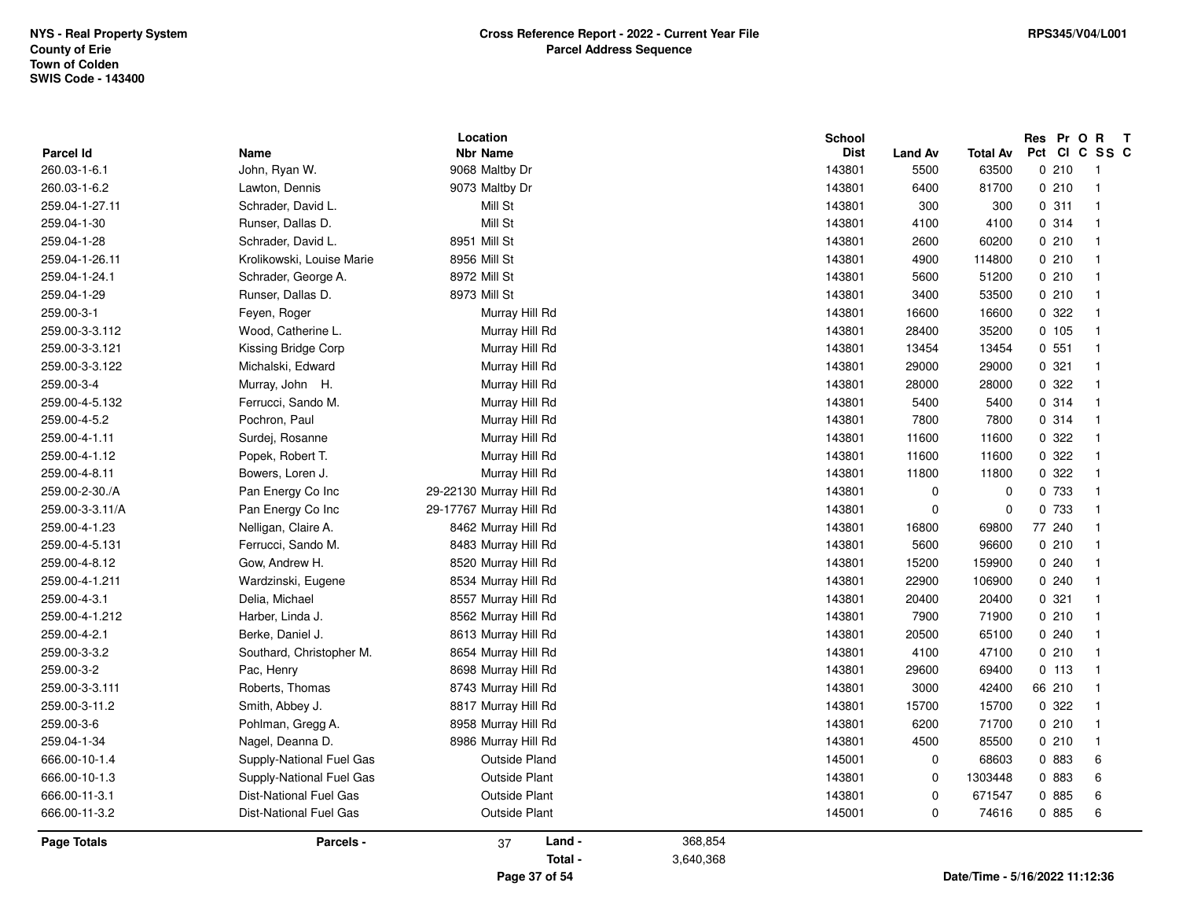NYS - Real Property System
County of Erie
Town of Colden
SWIS Code - 143400

**Cross Reference Report - 2022 - Current Year File**
**Parcel Address Sequence**

RPS345/V04/L001

| Parcel Id | Name | Location Nbr | Location Name | School Dist | Land Av | Total Av | Res Pct | Pr Cl | O C | R SS | T C |
|---|---|---|---|---|---|---|---|---|---|---|---|
| 260.03-1-6.1 | John, Ryan W. | 9068 | Maltby Dr | 143801 | 5500 | 63500 | 0 | 210 | | 1 | |
| 260.03-1-6.2 | Lawton, Dennis | 9073 | Maltby Dr | 143801 | 6400 | 81700 | 0 | 210 | | 1 | |
| 259.04-1-27.11 | Schrader, David L. | | Mill St | 143801 | 300 | 300 | 0 | 311 | | 1 | |
| 259.04-1-30 | Runser, Dallas D. | | Mill St | 143801 | 4100 | 4100 | 0 | 314 | | 1 | |
| 259.04-1-28 | Schrader, David L. | 8951 | Mill St | 143801 | 2600 | 60200 | 0 | 210 | | 1 | |
| 259.04-1-26.11 | Krolikowski, Louise Marie | 8956 | Mill St | 143801 | 4900 | 114800 | 0 | 210 | | 1 | |
| 259.04-1-24.1 | Schrader, George A. | 8972 | Mill St | 143801 | 5600 | 51200 | 0 | 210 | | 1 | |
| 259.04-1-29 | Runser, Dallas D. | 8973 | Mill St | 143801 | 3400 | 53500 | 0 | 210 | | 1 | |
| 259.00-3-1 | Feyen, Roger | | Murray Hill Rd | 143801 | 16600 | 16600 | 0 | 322 | | 1 | |
| 259.00-3-3.112 | Wood, Catherine L. | | Murray Hill Rd | 143801 | 28400 | 35200 | 0 | 105 | | 1 | |
| 259.00-3-3.121 | Kissing Bridge Corp | | Murray Hill Rd | 143801 | 13454 | 13454 | 0 | 551 | | 1 | |
| 259.00-3-3.122 | Michalski, Edward | | Murray Hill Rd | 143801 | 29000 | 29000 | 0 | 321 | | 1 | |
| 259.00-3-4 | Murray, John H. | | Murray Hill Rd | 143801 | 28000 | 28000 | 0 | 322 | | 1 | |
| 259.00-4-5.132 | Ferrucci, Sando M. | | Murray Hill Rd | 143801 | 5400 | 5400 | 0 | 314 | | 1 | |
| 259.00-4-5.2 | Pochron, Paul | | Murray Hill Rd | 143801 | 7800 | 7800 | 0 | 314 | | 1 | |
| 259.00-4-1.11 | Surdej, Rosanne | | Murray Hill Rd | 143801 | 11600 | 11600 | 0 | 322 | | 1 | |
| 259.00-4-1.12 | Popek, Robert T. | | Murray Hill Rd | 143801 | 11600 | 11600 | 0 | 322 | | 1 | |
| 259.00-4-8.11 | Bowers, Loren J. | | Murray Hill Rd | 143801 | 11800 | 11800 | 0 | 322 | | 1 | |
| 259.00-2-30./A | Pan Energy Co Inc | 29-22130 | Murray Hill Rd | 143801 | 0 | 0 | 0 | 733 | | 1 | |
| 259.00-3-3.11/A | Pan Energy Co Inc | 29-17767 | Murray Hill Rd | 143801 | 0 | 0 | 0 | 733 | | 1 | |
| 259.00-4-1.23 | Nelligan, Claire A. | 8462 | Murray Hill Rd | 143801 | 16800 | 69800 | 77 | 240 | | 1 | |
| 259.00-4-5.131 | Ferrucci, Sando M. | 8483 | Murray Hill Rd | 143801 | 5600 | 96600 | 0 | 210 | | 1 | |
| 259.00-4-8.12 | Gow, Andrew H. | 8520 | Murray Hill Rd | 143801 | 15200 | 159900 | 0 | 240 | | 1 | |
| 259.00-4-1.211 | Wardzinski, Eugene | 8534 | Murray Hill Rd | 143801 | 22900 | 106900 | 0 | 240 | | 1 | |
| 259.00-4-3.1 | Delia, Michael | 8557 | Murray Hill Rd | 143801 | 20400 | 20400 | 0 | 321 | | 1 | |
| 259.00-4-1.212 | Harber, Linda J. | 8562 | Murray Hill Rd | 143801 | 7900 | 71900 | 0 | 210 | | 1 | |
| 259.00-4-2.1 | Berke, Daniel J. | 8613 | Murray Hill Rd | 143801 | 20500 | 65100 | 0 | 240 | | 1 | |
| 259.00-3-3.2 | Southard, Christopher M. | 8654 | Murray Hill Rd | 143801 | 4100 | 47100 | 0 | 210 | | 1 | |
| 259.00-3-2 | Pac, Henry | 8698 | Murray Hill Rd | 143801 | 29600 | 69400 | 0 | 113 | | 1 | |
| 259.00-3-3.111 | Roberts, Thomas | 8743 | Murray Hill Rd | 143801 | 3000 | 42400 | 66 | 210 | | 1 | |
| 259.00-3-11.2 | Smith, Abbey J. | 8817 | Murray Hill Rd | 143801 | 15700 | 15700 | 0 | 322 | | 1 | |
| 259.00-3-6 | Pohlman, Gregg A. | 8958 | Murray Hill Rd | 143801 | 6200 | 71700 | 0 | 210 | | 1 | |
| 259.04-1-34 | Nagel, Deanna D. | 8986 | Murray Hill Rd | 143801 | 4500 | 85500 | 0 | 210 | | 1 | |
| 666.00-10-1.4 | Supply-National Fuel Gas | | Outside Pland | 145001 | 0 | 68603 | 0 | 883 | | 6 | |
| 666.00-10-1.3 | Supply-National Fuel Gas | | Outside Plant | 143801 | 0 | 1303448 | 0 | 883 | | 6 | |
| 666.00-11-3.1 | Dist-National Fuel Gas | | Outside Plant | 143801 | 0 | 671547 | 0 | 885 | | 6 | |
| 666.00-11-3.2 | Dist-National Fuel Gas | | Outside Plant | 145001 | 0 | 74616 | 0 | 885 | | 6 | |

| Page Totals | Parcels - | 37 | Land - | 368,854 |
|---|---|---|---|---|
| | | | Total - | 3,640,368 |

Date/Time - 5/16/2022 11:12:36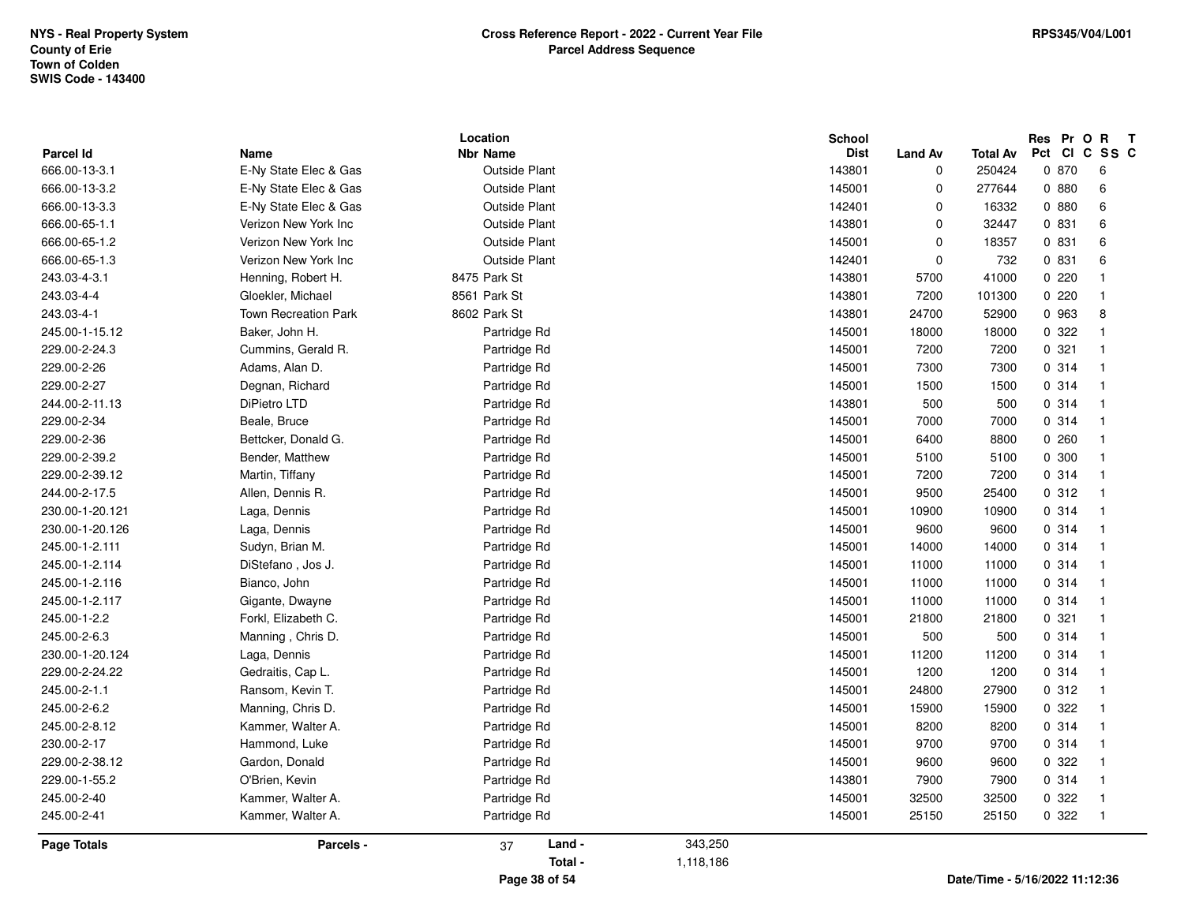NYS - Real Property System
County of Erie
Town of Colden
SWIS Code - 143400

**Cross Reference Report - 2022 - Current Year File**
**Parcel Address Sequence**

RPS345/V04/L001

| Parcel Id | Name | Location Nbr | Location Name | School Dist | Land Av | Total Av | Res Pct | Pr Cl | O C | R SS | T C |
|---|---|---|---|---|---|---|---|---|---|---|---|
| 666.00-13-3.1 | E-Ny State Elec & Gas | | Outside Plant | 143801 | 0 | 250424 | 0 | 870 | | 6 | |
| 666.00-13-3.2 | E-Ny State Elec & Gas | | Outside Plant | 145001 | 0 | 277644 | 0 | 880 | | 6 | |
| 666.00-13-3.3 | E-Ny State Elec & Gas | | Outside Plant | 142401 | 0 | 16332 | 0 | 880 | | 6 | |
| 666.00-65-1.1 | Verizon New York Inc | | Outside Plant | 143801 | 0 | 32447 | 0 | 831 | | 6 | |
| 666.00-65-1.2 | Verizon New York Inc | | Outside Plant | 145001 | 0 | 18357 | 0 | 831 | | 6 | |
| 666.00-65-1.3 | Verizon New York Inc | | Outside Plant | 142401 | 0 | 732 | 0 | 831 | | 6 | |
| 243.03-4-3.1 | Henning, Robert H. | 8475 | Park St | 143801 | 5700 | 41000 | 0 | 220 | | 1 | |
| 243.03-4-4 | Gloekler, Michael | 8561 | Park St | 143801 | 7200 | 101300 | 0 | 220 | | 1 | |
| 243.03-4-1 | Town Recreation Park | 8602 | Park St | 143801 | 24700 | 52900 | 0 | 963 | | 8 | |
| 245.00-1-15.12 | Baker, John H. | | Partridge Rd | 145001 | 18000 | 18000 | 0 | 322 | | 1 | |
| 229.00-2-24.3 | Cummins, Gerald R. | | Partridge Rd | 145001 | 7200 | 7200 | 0 | 321 | | 1 | |
| 229.00-2-26 | Adams, Alan D. | | Partridge Rd | 145001 | 7300 | 7300 | 0 | 314 | | 1 | |
| 229.00-2-27 | Degnan, Richard | | Partridge Rd | 145001 | 1500 | 1500 | 0 | 314 | | 1 | |
| 244.00-2-11.13 | DiPietro LTD | | Partridge Rd | 143801 | 500 | 500 | 0 | 314 | | 1 | |
| 229.00-2-34 | Beale, Bruce | | Partridge Rd | 145001 | 7000 | 7000 | 0 | 314 | | 1 | |
| 229.00-2-36 | Bettcker, Donald G. | | Partridge Rd | 145001 | 6400 | 8800 | 0 | 260 | | 1 | |
| 229.00-2-39.2 | Bender, Matthew | | Partridge Rd | 145001 | 5100 | 5100 | 0 | 300 | | 1 | |
| 229.00-2-39.12 | Martin, Tiffany | | Partridge Rd | 145001 | 7200 | 7200 | 0 | 314 | | 1 | |
| 244.00-2-17.5 | Allen, Dennis R. | | Partridge Rd | 145001 | 9500 | 25400 | 0 | 312 | | 1 | |
| 230.00-1-20.121 | Laga, Dennis | | Partridge Rd | 145001 | 10900 | 10900 | 0 | 314 | | 1 | |
| 230.00-1-20.126 | Laga, Dennis | | Partridge Rd | 145001 | 9600 | 9600 | 0 | 314 | | 1 | |
| 245.00-1-2.111 | Sudyn, Brian M. | | Partridge Rd | 145001 | 14000 | 14000 | 0 | 314 | | 1 | |
| 245.00-1-2.114 | DiStefano , Jos J. | | Partridge Rd | 145001 | 11000 | 11000 | 0 | 314 | | 1 | |
| 245.00-1-2.116 | Bianco, John | | Partridge Rd | 145001 | 11000 | 11000 | 0 | 314 | | 1 | |
| 245.00-1-2.117 | Gigante, Dwayne | | Partridge Rd | 145001 | 11000 | 11000 | 0 | 314 | | 1 | |
| 245.00-1-2.2 | Forkl, Elizabeth C. | | Partridge Rd | 145001 | 21800 | 21800 | 0 | 321 | | 1 | |
| 245.00-2-6.3 | Manning , Chris D. | | Partridge Rd | 145001 | 500 | 500 | 0 | 314 | | 1 | |
| 230.00-1-20.124 | Laga, Dennis | | Partridge Rd | 145001 | 11200 | 11200 | 0 | 314 | | 1 | |
| 229.00-2-24.22 | Gedraitis, Cap L. | | Partridge Rd | 145001 | 1200 | 1200 | 0 | 314 | | 1 | |
| 245.00-2-1.1 | Ransom, Kevin T. | | Partridge Rd | 145001 | 24800 | 27900 | 0 | 312 | | 1 | |
| 245.00-2-6.2 | Manning, Chris D. | | Partridge Rd | 145001 | 15900 | 15900 | 0 | 322 | | 1 | |
| 245.00-2-8.12 | Kammer, Walter A. | | Partridge Rd | 145001 | 8200 | 8200 | 0 | 314 | | 1 | |
| 230.00-2-17 | Hammond, Luke | | Partridge Rd | 145001 | 9700 | 9700 | 0 | 314 | | 1 | |
| 229.00-2-38.12 | Gardon, Donald | | Partridge Rd | 145001 | 9600 | 9600 | 0 | 322 | | 1 | |
| 229.00-1-55.2 | O'Brien, Kevin | | Partridge Rd | 143801 | 7900 | 7900 | 0 | 314 | | 1 | |
| 245.00-2-40 | Kammer, Walter A. | | Partridge Rd | 145001 | 32500 | 32500 | 0 | 322 | | 1 | |
| 245.00-2-41 | Kammer, Walter A. | | Partridge Rd | 145001 | 25150 | 25150 | 0 | 322 | | 1 | |

**Page Totals** Parcels - 37 Land - 343,250
Total - 1,118,186

Date/Time - 5/16/2022 11:12:36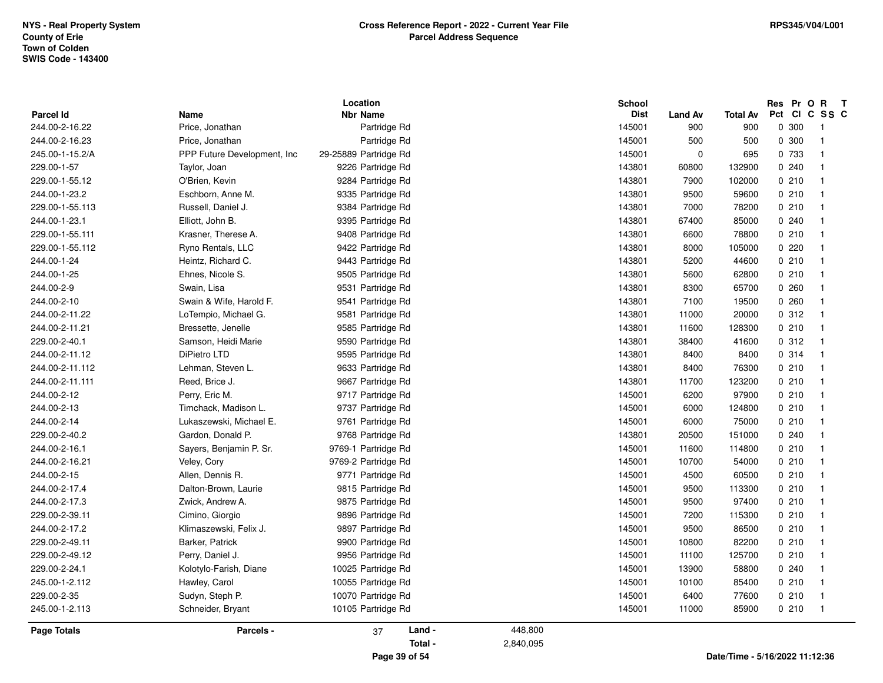| Parcel Id | Name | Location Nbr Name | School Dist | Land Av | Total Av | Res Pct | Pr Cl | O C | R SS | T C |
|---|---|---|---|---|---|---|---|---|---|---|
| 244.00-2-16.22 | Price, Jonathan | Partridge Rd | 145001 | 900 | 900 | 0 | 300 | | 1 | |
| 244.00-2-16.23 | Price, Jonathan | Partridge Rd | 145001 | 500 | 500 | 0 | 300 | | 1 | |
| 245.00-1-15.2/A | PPP Future Development, Inc | 29-25889 Partridge Rd | 145001 | 0 | 695 | 0 | 733 | | 1 | |
| 229.00-1-57 | Taylor, Joan | 9226 Partridge Rd | 143801 | 60800 | 132900 | 0 | 240 | | 1 | |
| 229.00-1-55.12 | O'Brien, Kevin | 9284 Partridge Rd | 143801 | 7900 | 102000 | 0 | 210 | | 1 | |
| 244.00-1-23.2 | Eschborn, Anne M. | 9335 Partridge Rd | 143801 | 9500 | 59600 | 0 | 210 | | 1 | |
| 229.00-1-55.113 | Russell, Daniel J. | 9384 Partridge Rd | 143801 | 7000 | 78200 | 0 | 210 | | 1 | |
| 244.00-1-23.1 | Elliott, John B. | 9395 Partridge Rd | 143801 | 67400 | 85000 | 0 | 240 | | 1 | |
| 229.00-1-55.111 | Krasner, Therese A. | 9408 Partridge Rd | 143801 | 6600 | 78800 | 0 | 210 | | 1 | |
| 229.00-1-55.112 | Ryno Rentals, LLC | 9422 Partridge Rd | 143801 | 8000 | 105000 | 0 | 220 | | 1 | |
| 244.00-1-24 | Heintz, Richard C. | 9443 Partridge Rd | 143801 | 5200 | 44600 | 0 | 210 | | 1 | |
| 244.00-1-25 | Ehnes, Nicole S. | 9505 Partridge Rd | 143801 | 5600 | 62800 | 0 | 210 | | 1 | |
| 244.00-2-9 | Swain, Lisa | 9531 Partridge Rd | 143801 | 8300 | 65700 | 0 | 260 | | 1 | |
| 244.00-2-10 | Swain & Wife, Harold F. | 9541 Partridge Rd | 143801 | 7100 | 19500 | 0 | 260 | | 1 | |
| 244.00-2-11.22 | LoTempio, Michael G. | 9581 Partridge Rd | 143801 | 11000 | 20000 | 0 | 312 | | 1 | |
| 244.00-2-11.21 | Bressette, Jenelle | 9585 Partridge Rd | 143801 | 11600 | 128300 | 0 | 210 | | 1 | |
| 229.00-2-40.1 | Samson, Heidi Marie | 9590 Partridge Rd | 143801 | 38400 | 41600 | 0 | 312 | | 1 | |
| 244.00-2-11.12 | DiPietro LTD | 9595 Partridge Rd | 143801 | 8400 | 8400 | 0 | 314 | | 1 | |
| 244.00-2-11.112 | Lehman, Steven L. | 9633 Partridge Rd | 143801 | 8400 | 76300 | 0 | 210 | | 1 | |
| 244.00-2-11.111 | Reed, Brice J. | 9667 Partridge Rd | 143801 | 11700 | 123200 | 0 | 210 | | 1 | |
| 244.00-2-12 | Perry, Eric M. | 9717 Partridge Rd | 145001 | 6200 | 97900 | 0 | 210 | | 1 | |
| 244.00-2-13 | Timchack, Madison L. | 9737 Partridge Rd | 145001 | 6000 | 124800 | 0 | 210 | | 1 | |
| 244.00-2-14 | Lukaszewski, Michael E. | 9761 Partridge Rd | 145001 | 6000 | 75000 | 0 | 210 | | 1 | |
| 229.00-2-40.2 | Gardon, Donald P. | 9768 Partridge Rd | 143801 | 20500 | 151000 | 0 | 240 | | 1 | |
| 244.00-2-16.1 | Sayers, Benjamin P. Sr. | 9769-1 Partridge Rd | 145001 | 11600 | 114800 | 0 | 210 | | 1 | |
| 244.00-2-16.21 | Veley, Cory | 9769-2 Partridge Rd | 145001 | 10700 | 54000 | 0 | 210 | | 1 | |
| 244.00-2-15 | Allen, Dennis R. | 9771 Partridge Rd | 145001 | 4500 | 60500 | 0 | 210 | | 1 | |
| 244.00-2-17.4 | Dalton-Brown, Laurie | 9815 Partridge Rd | 145001 | 9500 | 113300 | 0 | 210 | | 1 | |
| 244.00-2-17.3 | Zwick, Andrew A. | 9875 Partridge Rd | 145001 | 9500 | 97400 | 0 | 210 | | 1 | |
| 229.00-2-39.11 | Cimino, Giorgio | 9896 Partridge Rd | 145001 | 7200 | 115300 | 0 | 210 | | 1 | |
| 244.00-2-17.2 | Klimaszewski, Felix J. | 9897 Partridge Rd | 145001 | 9500 | 86500 | 0 | 210 | | 1 | |
| 229.00-2-49.11 | Barker, Patrick | 9900 Partridge Rd | 145001 | 10800 | 82200 | 0 | 210 | | 1 | |
| 229.00-2-49.12 | Perry, Daniel J. | 9956 Partridge Rd | 145001 | 11100 | 125700 | 0 | 210 | | 1 | |
| 229.00-2-24.1 | Kolotylo-Farish, Diane | 10025 Partridge Rd | 145001 | 13900 | 58800 | 0 | 240 | | 1 | |
| 245.00-1-2.112 | Hawley, Carol | 10055 Partridge Rd | 145001 | 10100 | 85400 | 0 | 210 | | 1 | |
| 229.00-2-35 | Sudyn, Steph P. | 10070 Partridge Rd | 145001 | 6400 | 77600 | 0 | 210 | | 1 | |
| 245.00-1-2.113 | Schneider, Bryant | 10105 Partridge Rd | 145001 | 11000 | 85900 | 0 | 210 | | 1 | |

**Page Totals** Parcels - 37 Land - 448,800 Total - 2,840,095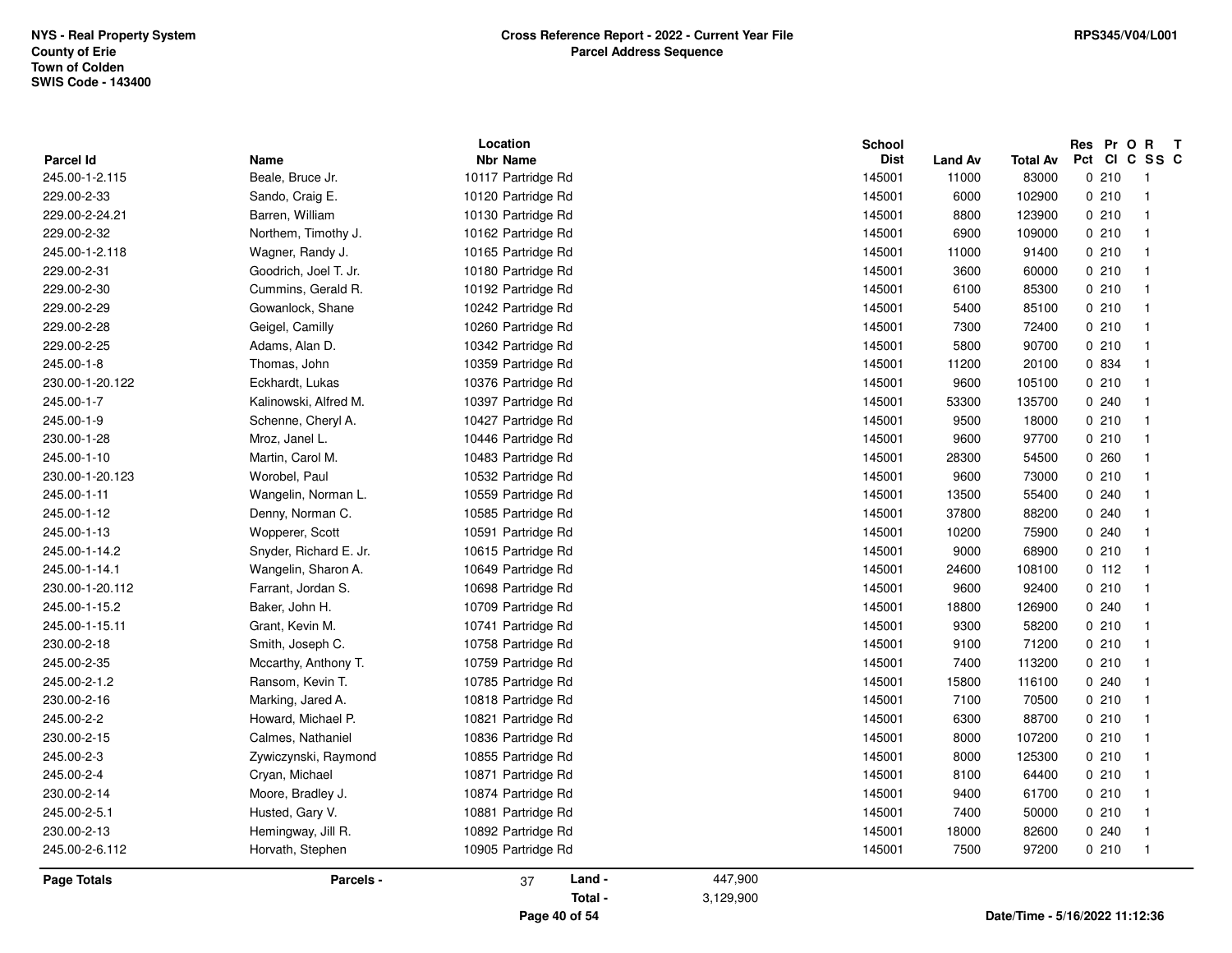NYS - Real Property System
County of Erie
Town of Colden
SWIS Code - 143400

**Cross Reference Report - 2022 - Current Year File**
**Parcel Address Sequence**

RPS345/V04/L001

| Parcel Id | Name | Location Nbr | Location Name | School Dist | Land Av | Total Av | Res Pct | Pr Cl | O C | R SS | T C |
|---|---|---|---|---|---|---|---|---|---|---|---|
| 245.00-1-2.115 | Beale, Bruce Jr. | 10117 | Partridge Rd | 145001 | 11000 | 83000 | 0 | 210 | | 1 | |
| 229.00-2-33 | Sando, Craig E. | 10120 | Partridge Rd | 145001 | 6000 | 102900 | 0 | 210 | | 1 | |
| 229.00-2-24.21 | Barren, William | 10130 | Partridge Rd | 145001 | 8800 | 123900 | 0 | 210 | | 1 | |
| 229.00-2-32 | Northem, Timothy J. | 10162 | Partridge Rd | 145001 | 6900 | 109000 | 0 | 210 | | 1 | |
| 245.00-1-2.118 | Wagner, Randy J. | 10165 | Partridge Rd | 145001 | 11000 | 91400 | 0 | 210 | | 1 | |
| 229.00-2-31 | Goodrich, Joel T. Jr. | 10180 | Partridge Rd | 145001 | 3600 | 60000 | 0 | 210 | | 1 | |
| 229.00-2-30 | Cummins, Gerald R. | 10192 | Partridge Rd | 145001 | 6100 | 85300 | 0 | 210 | | 1 | |
| 229.00-2-29 | Gowanlock, Shane | 10242 | Partridge Rd | 145001 | 5400 | 85100 | 0 | 210 | | 1 | |
| 229.00-2-28 | Geigel, Camilly | 10260 | Partridge Rd | 145001 | 7300 | 72400 | 0 | 210 | | 1 | |
| 229.00-2-25 | Adams, Alan D. | 10342 | Partridge Rd | 145001 | 5800 | 90700 | 0 | 210 | | 1 | |
| 245.00-1-8 | Thomas, John | 10359 | Partridge Rd | 145001 | 11200 | 20100 | 0 | 834 | | 1 | |
| 230.00-1-20.122 | Eckhardt, Lukas | 10376 | Partridge Rd | 145001 | 9600 | 105100 | 0 | 210 | | 1 | |
| 245.00-1-7 | Kalinowski, Alfred M. | 10397 | Partridge Rd | 145001 | 53300 | 135700 | 0 | 240 | | 1 | |
| 245.00-1-9 | Schenne, Cheryl A. | 10427 | Partridge Rd | 145001 | 9500 | 18000 | 0 | 210 | | 1 | |
| 230.00-1-28 | Mroz, Janel L. | 10446 | Partridge Rd | 145001 | 9600 | 97700 | 0 | 210 | | 1 | |
| 245.00-1-10 | Martin, Carol M. | 10483 | Partridge Rd | 145001 | 28300 | 54500 | 0 | 260 | | 1 | |
| 230.00-1-20.123 | Worobel, Paul | 10532 | Partridge Rd | 145001 | 9600 | 73000 | 0 | 210 | | 1 | |
| 245.00-1-11 | Wangelin, Norman L. | 10559 | Partridge Rd | 145001 | 13500 | 55400 | 0 | 240 | | 1 | |
| 245.00-1-12 | Denny, Norman C. | 10585 | Partridge Rd | 145001 | 37800 | 88200 | 0 | 240 | | 1 | |
| 245.00-1-13 | Wopperer, Scott | 10591 | Partridge Rd | 145001 | 10200 | 75900 | 0 | 240 | | 1 | |
| 245.00-1-14.2 | Snyder, Richard E. Jr. | 10615 | Partridge Rd | 145001 | 9000 | 68900 | 0 | 210 | | 1 | |
| 245.00-1-14.1 | Wangelin, Sharon A. | 10649 | Partridge Rd | 145001 | 24600 | 108100 | 0 | 112 | | 1 | |
| 230.00-1-20.112 | Farrant, Jordan S. | 10698 | Partridge Rd | 145001 | 9600 | 92400 | 0 | 210 | | 1 | |
| 245.00-1-15.2 | Baker, John H. | 10709 | Partridge Rd | 145001 | 18800 | 126900 | 0 | 240 | | 1 | |
| 245.00-1-15.11 | Grant, Kevin M. | 10741 | Partridge Rd | 145001 | 9300 | 58200 | 0 | 210 | | 1 | |
| 230.00-2-18 | Smith, Joseph C. | 10758 | Partridge Rd | 145001 | 9100 | 71200 | 0 | 210 | | 1 | |
| 245.00-2-35 | Mccarthy, Anthony T. | 10759 | Partridge Rd | 145001 | 7400 | 113200 | 0 | 210 | | 1 | |
| 245.00-2-1.2 | Ransom, Kevin T. | 10785 | Partridge Rd | 145001 | 15800 | 116100 | 0 | 240 | | 1 | |
| 230.00-2-16 | Marking, Jared A. | 10818 | Partridge Rd | 145001 | 7100 | 70500 | 0 | 210 | | 1 | |
| 245.00-2-2 | Howard, Michael P. | 10821 | Partridge Rd | 145001 | 6300 | 88700 | 0 | 210 | | 1 | |
| 230.00-2-15 | Calmes, Nathaniel | 10836 | Partridge Rd | 145001 | 8000 | 107200 | 0 | 210 | | 1 | |
| 245.00-2-3 | Zywiczynski, Raymond | 10855 | Partridge Rd | 145001 | 8000 | 125300 | 0 | 210 | | 1 | |
| 245.00-2-4 | Cryan, Michael | 10871 | Partridge Rd | 145001 | 8100 | 64400 | 0 | 210 | | 1 | |
| 230.00-2-14 | Moore, Bradley J. | 10874 | Partridge Rd | 145001 | 9400 | 61700 | 0 | 210 | | 1 | |
| 245.00-2-5.1 | Husted, Gary V. | 10881 | Partridge Rd | 145001 | 7400 | 50000 | 0 | 210 | | 1 | |
| 230.00-2-13 | Hemingway, Jill R. | 10892 | Partridge Rd | 145001 | 18000 | 82600 | 0 | 240 | | 1 | |
| 245.00-2-6.112 | Horvath, Stephen | 10905 | Partridge Rd | 145001 | 7500 | 97200 | 0 | 210 | | 1 | |

| Page Totals | Parcels - | 37 | Land - | 447,900 |
|---|---|---|---|---|
| | | | Total - | 3,129,900 |

Date/Time - 5/16/2022 11:12:36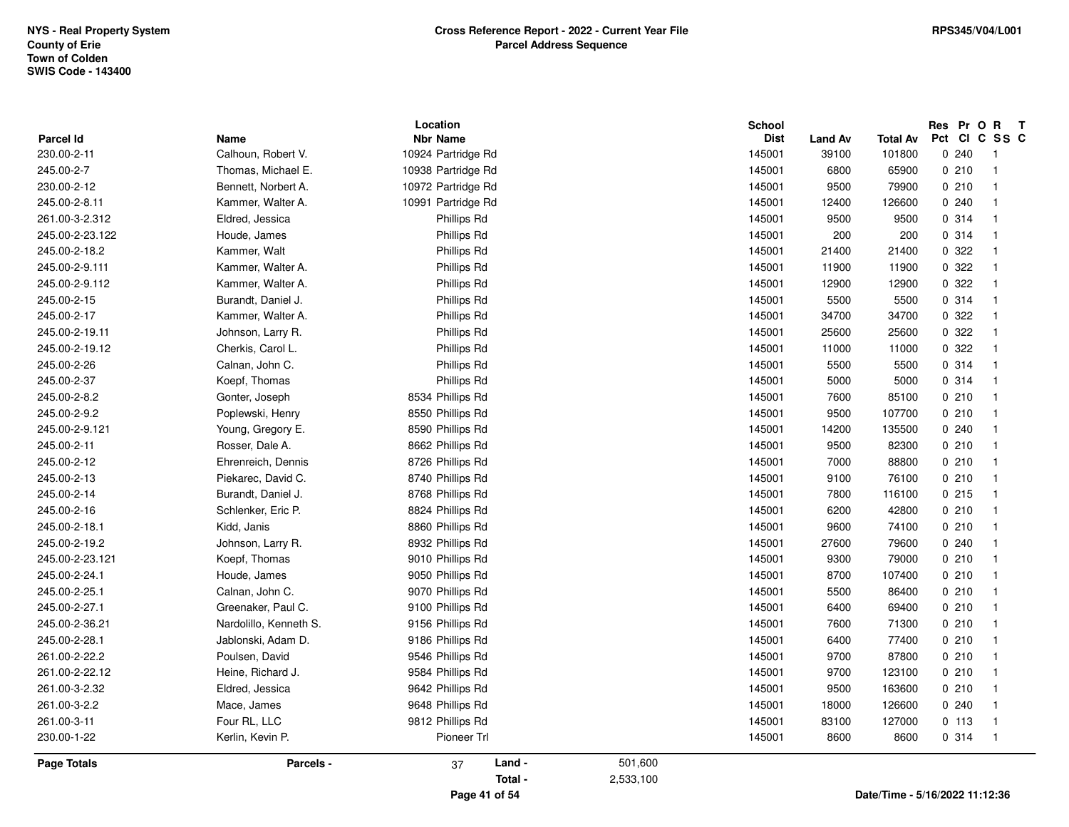| Parcel Id | Name | Location Nbr | Location Name | School Dist | Land Av | Total Av | Res Pct | Pr Cl | O C | R SS | T C |
|---|---|---|---|---|---|---|---|---|---|---|---|
| 230.00-2-11 | Calhoun, Robert V. | 10924 | Partridge Rd | 145001 | 39100 | 101800 | 0 | 240 | | 1 | |
| 245.00-2-7 | Thomas, Michael E. | 10938 | Partridge Rd | 145001 | 6800 | 65900 | 0 | 210 | | 1 | |
| 230.00-2-12 | Bennett, Norbert A. | 10972 | Partridge Rd | 145001 | 9500 | 79900 | 0 | 210 | | 1 | |
| 245.00-2-8.11 | Kammer, Walter A. | 10991 | Partridge Rd | 145001 | 12400 | 126600 | 0 | 240 | | 1 | |
| 261.00-3-2.312 | Eldred, Jessica | | Phillips Rd | 145001 | 9500 | 9500 | 0 | 314 | | 1 | |
| 245.00-2-23.122 | Houde, James | | Phillips Rd | 145001 | 200 | 200 | 0 | 314 | | 1 | |
| 245.00-2-18.2 | Kammer, Walt | | Phillips Rd | 145001 | 21400 | 21400 | 0 | 322 | | 1 | |
| 245.00-2-9.111 | Kammer, Walter A. | | Phillips Rd | 145001 | 11900 | 11900 | 0 | 322 | | 1 | |
| 245.00-2-9.112 | Kammer, Walter A. | | Phillips Rd | 145001 | 12900 | 12900 | 0 | 322 | | 1 | |
| 245.00-2-15 | Burandt, Daniel J. | | Phillips Rd | 145001 | 5500 | 5500 | 0 | 314 | | 1 | |
| 245.00-2-17 | Kammer, Walter A. | | Phillips Rd | 145001 | 34700 | 34700 | 0 | 322 | | 1 | |
| 245.00-2-19.11 | Johnson, Larry R. | | Phillips Rd | 145001 | 25600 | 25600 | 0 | 322 | | 1 | |
| 245.00-2-19.12 | Cherkis, Carol L. | | Phillips Rd | 145001 | 11000 | 11000 | 0 | 322 | | 1 | |
| 245.00-2-26 | Calnan, John C. | | Phillips Rd | 145001 | 5500 | 5500 | 0 | 314 | | 1 | |
| 245.00-2-37 | Koepf, Thomas | | Phillips Rd | 145001 | 5000 | 5000 | 0 | 314 | | 1 | |
| 245.00-2-8.2 | Gonter, Joseph | 8534 | Phillips Rd | 145001 | 7600 | 85100 | 0 | 210 | | 1 | |
| 245.00-2-9.2 | Poplewski, Henry | 8550 | Phillips Rd | 145001 | 9500 | 107700 | 0 | 210 | | 1 | |
| 245.00-2-9.121 | Young, Gregory E. | 8590 | Phillips Rd | 145001 | 14200 | 135500 | 0 | 240 | | 1 | |
| 245.00-2-11 | Rosser, Dale A. | 8662 | Phillips Rd | 145001 | 9500 | 82300 | 0 | 210 | | 1 | |
| 245.00-2-12 | Ehrenreich, Dennis | 8726 | Phillips Rd | 145001 | 7000 | 88800 | 0 | 210 | | 1 | |
| 245.00-2-13 | Piekarec, David C. | 8740 | Phillips Rd | 145001 | 9100 | 76100 | 0 | 210 | | 1 | |
| 245.00-2-14 | Burandt, Daniel J. | 8768 | Phillips Rd | 145001 | 7800 | 116100 | 0 | 215 | | 1 | |
| 245.00-2-16 | Schlenker, Eric P. | 8824 | Phillips Rd | 145001 | 6200 | 42800 | 0 | 210 | | 1 | |
| 245.00-2-18.1 | Kidd, Janis | 8860 | Phillips Rd | 145001 | 9600 | 74100 | 0 | 210 | | 1 | |
| 245.00-2-19.2 | Johnson, Larry R. | 8932 | Phillips Rd | 145001 | 27600 | 79600 | 0 | 240 | | 1 | |
| 245.00-2-23.121 | Koepf, Thomas | 9010 | Phillips Rd | 145001 | 9300 | 79000 | 0 | 210 | | 1 | |
| 245.00-2-24.1 | Houde, James | 9050 | Phillips Rd | 145001 | 8700 | 107400 | 0 | 210 | | 1 | |
| 245.00-2-25.1 | Calnan, John C. | 9070 | Phillips Rd | 145001 | 5500 | 86400 | 0 | 210 | | 1 | |
| 245.00-2-27.1 | Greenaker, Paul C. | 9100 | Phillips Rd | 145001 | 6400 | 69400 | 0 | 210 | | 1 | |
| 245.00-2-36.21 | Nardolillo, Kenneth S. | 9156 | Phillips Rd | 145001 | 7600 | 71300 | 0 | 210 | | 1 | |
| 245.00-2-28.1 | Jablonski, Adam D. | 9186 | Phillips Rd | 145001 | 6400 | 77400 | 0 | 210 | | 1 | |
| 261.00-2-22.2 | Poulsen, David | 9546 | Phillips Rd | 145001 | 9700 | 87800 | 0 | 210 | | 1 | |
| 261.00-2-22.12 | Heine, Richard J. | 9584 | Phillips Rd | 145001 | 9700 | 123100 | 0 | 210 | | 1 | |
| 261.00-3-2.32 | Eldred, Jessica | 9642 | Phillips Rd | 145001 | 9500 | 163600 | 0 | 210 | | 1 | |
| 261.00-3-2.2 | Mace, James | 9648 | Phillips Rd | 145001 | 18000 | 126600 | 0 | 240 | | 1 | |
| 261.00-3-11 | Four RL, LLC | 9812 | Phillips Rd | 145001 | 83100 | 127000 | 0 | 113 | | 1 | |
| 230.00-1-22 | Kerlin, Kevin P. | | Pioneer Trl | 145001 | 8600 | 8600 | 0 | 314 | | 1 | |

**Page Totals** Parcels - 37 Land - 501,600 Total - 2,533,100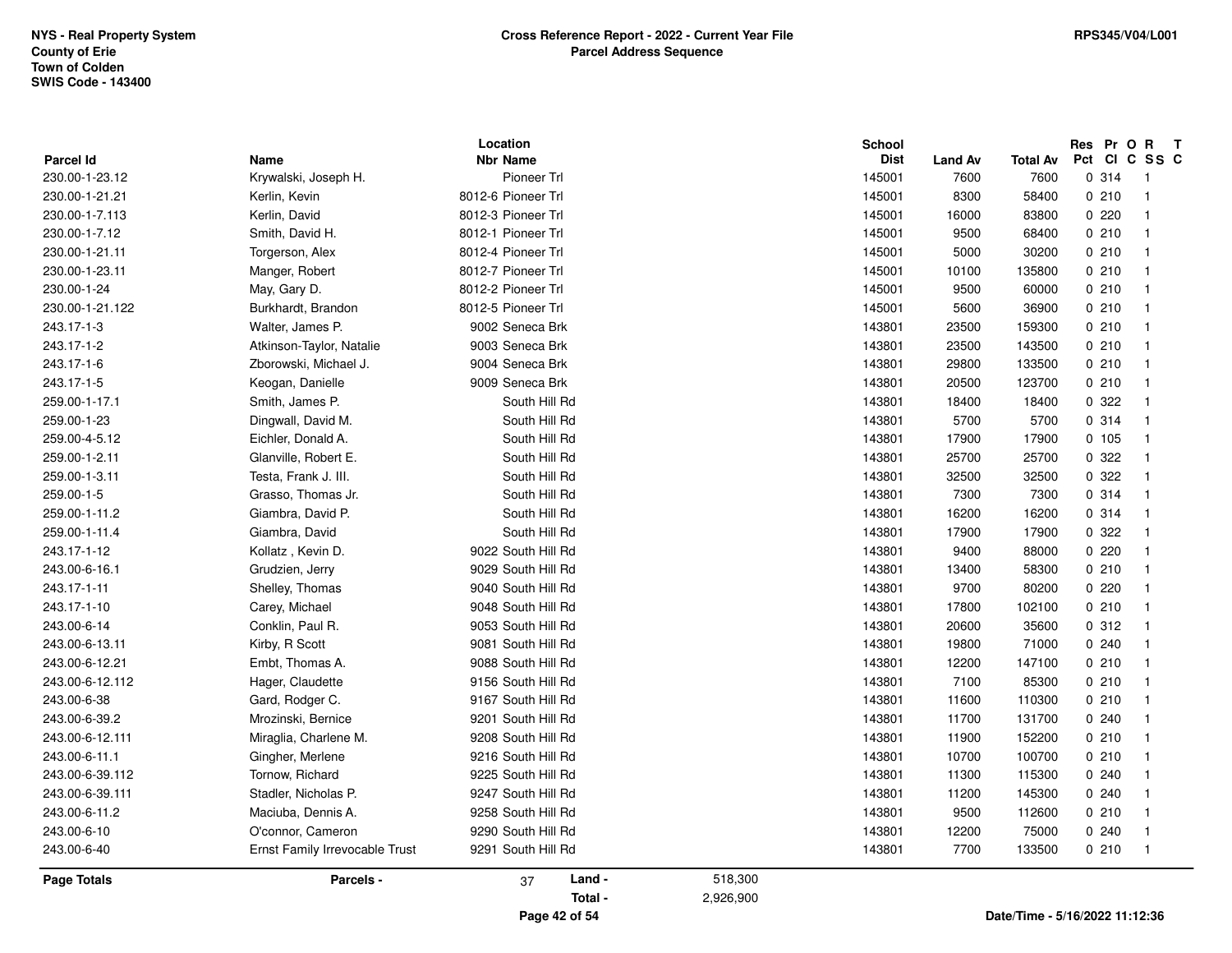NYS - Real Property System
County of Erie
Town of Colden
SWIS Code - 143400

**Cross Reference Report - 2022 - Current Year File**
**Parcel Address Sequence**

RPS345/V04/L001

| Parcel Id | Name | Location Nbr | Location Name | School Dist | Land Av | Total Av | Res Pct | Pr Cl | O C | R SS | T C |
|---|---|---|---|---|---|---|---|---|---|---|---|
| 230.00-1-23.12 | Krywalski, Joseph H. | | Pioneer Trl | 145001 | 7600 | 7600 | 0 | 314 | | 1 | |
| 230.00-1-21.21 | Kerlin, Kevin | 8012-6 | Pioneer Trl | 145001 | 8300 | 58400 | 0 | 210 | | 1 | |
| 230.00-1-7.113 | Kerlin, David | 8012-3 | Pioneer Trl | 145001 | 16000 | 83800 | 0 | 220 | | 1 | |
| 230.00-1-7.12 | Smith, David H. | 8012-1 | Pioneer Trl | 145001 | 9500 | 68400 | 0 | 210 | | 1 | |
| 230.00-1-21.11 | Torgerson, Alex | 8012-4 | Pioneer Trl | 145001 | 5000 | 30200 | 0 | 210 | | 1 | |
| 230.00-1-23.11 | Manger, Robert | 8012-7 | Pioneer Trl | 145001 | 10100 | 135800 | 0 | 210 | | 1 | |
| 230.00-1-24 | May, Gary D. | 8012-2 | Pioneer Trl | 145001 | 9500 | 60000 | 0 | 210 | | 1 | |
| 230.00-1-21.122 | Burkhardt, Brandon | 8012-5 | Pioneer Trl | 145001 | 5600 | 36900 | 0 | 210 | | 1 | |
| 243.17-1-3 | Walter, James P. | 9002 | Seneca Brk | 143801 | 23500 | 159300 | 0 | 210 | | 1 | |
| 243.17-1-2 | Atkinson-Taylor, Natalie | 9003 | Seneca Brk | 143801 | 23500 | 143500 | 0 | 210 | | 1 | |
| 243.17-1-6 | Zborowski, Michael J. | 9004 | Seneca Brk | 143801 | 29800 | 133500 | 0 | 210 | | 1 | |
| 243.17-1-5 | Keogan, Danielle | 9009 | Seneca Brk | 143801 | 20500 | 123700 | 0 | 210 | | 1 | |
| 259.00-1-17.1 | Smith, James P. | | South Hill Rd | 143801 | 18400 | 18400 | 0 | 322 | | 1 | |
| 259.00-1-23 | Dingwall, David M. | | South Hill Rd | 143801 | 5700 | 5700 | 0 | 314 | | 1 | |
| 259.00-4-5.12 | Eichler, Donald A. | | South Hill Rd | 143801 | 17900 | 17900 | 0 | 105 | | 1 | |
| 259.00-1-2.11 | Glanville, Robert E. | | South Hill Rd | 143801 | 25700 | 25700 | 0 | 322 | | 1 | |
| 259.00-1-3.11 | Testa, Frank J. III. | | South Hill Rd | 143801 | 32500 | 32500 | 0 | 322 | | 1 | |
| 259.00-1-5 | Grasso, Thomas Jr. | | South Hill Rd | 143801 | 7300 | 7300 | 0 | 314 | | 1 | |
| 259.00-1-11.2 | Giambra, David P. | | South Hill Rd | 143801 | 16200 | 16200 | 0 | 314 | | 1 | |
| 259.00-1-11.4 | Giambra, David | | South Hill Rd | 143801 | 17900 | 17900 | 0 | 322 | | 1 | |
| 243.17-1-12 | Kollatz , Kevin D. | 9022 | South Hill Rd | 143801 | 9400 | 88000 | 0 | 220 | | 1 | |
| 243.00-6-16.1 | Grudzien, Jerry | 9029 | South Hill Rd | 143801 | 13400 | 58300 | 0 | 210 | | 1 | |
| 243.17-1-11 | Shelley, Thomas | 9040 | South Hill Rd | 143801 | 9700 | 80200 | 0 | 220 | | 1 | |
| 243.17-1-10 | Carey, Michael | 9048 | South Hill Rd | 143801 | 17800 | 102100 | 0 | 210 | | 1 | |
| 243.00-6-14 | Conklin, Paul R. | 9053 | South Hill Rd | 143801 | 20600 | 35600 | 0 | 312 | | 1 | |
| 243.00-6-13.11 | Kirby, R Scott | 9081 | South Hill Rd | 143801 | 19800 | 71000 | 0 | 240 | | 1 | |
| 243.00-6-12.21 | Embt, Thomas A. | 9088 | South Hill Rd | 143801 | 12200 | 147100 | 0 | 210 | | 1 | |
| 243.00-6-12.112 | Hager, Claudette | 9156 | South Hill Rd | 143801 | 7100 | 85300 | 0 | 210 | | 1 | |
| 243.00-6-38 | Gard, Rodger C. | 9167 | South Hill Rd | 143801 | 11600 | 110300 | 0 | 210 | | 1 | |
| 243.00-6-39.2 | Mrozinski, Bernice | 9201 | South Hill Rd | 143801 | 11700 | 131700 | 0 | 240 | | 1 | |
| 243.00-6-12.111 | Miraglia, Charlene M. | 9208 | South Hill Rd | 143801 | 11900 | 152200 | 0 | 210 | | 1 | |
| 243.00-6-11.1 | Gingher, Merlene | 9216 | South Hill Rd | 143801 | 10700 | 100700 | 0 | 210 | | 1 | |
| 243.00-6-39.112 | Tornow, Richard | 9225 | South Hill Rd | 143801 | 11300 | 115300 | 0 | 240 | | 1 | |
| 243.00-6-39.111 | Stadler, Nicholas P. | 9247 | South Hill Rd | 143801 | 11200 | 145300 | 0 | 240 | | 1 | |
| 243.00-6-11.2 | Maciuba, Dennis A. | 9258 | South Hill Rd | 143801 | 9500 | 112600 | 0 | 210 | | 1 | |
| 243.00-6-10 | O'connor, Cameron | 9290 | South Hill Rd | 143801 | 12200 | 75000 | 0 | 240 | | 1 | |
| 243.00-6-40 | Ernst Family Irrevocable Trust | 9291 | South Hill Rd | 143801 | 7700 | 133500 | 0 | 210 | | 1 | |

**Page Totals** **Parcels -** 37 **Land -** 518,300
**Total -** 2,926,900

Date/Time - 5/16/2022 11:12:36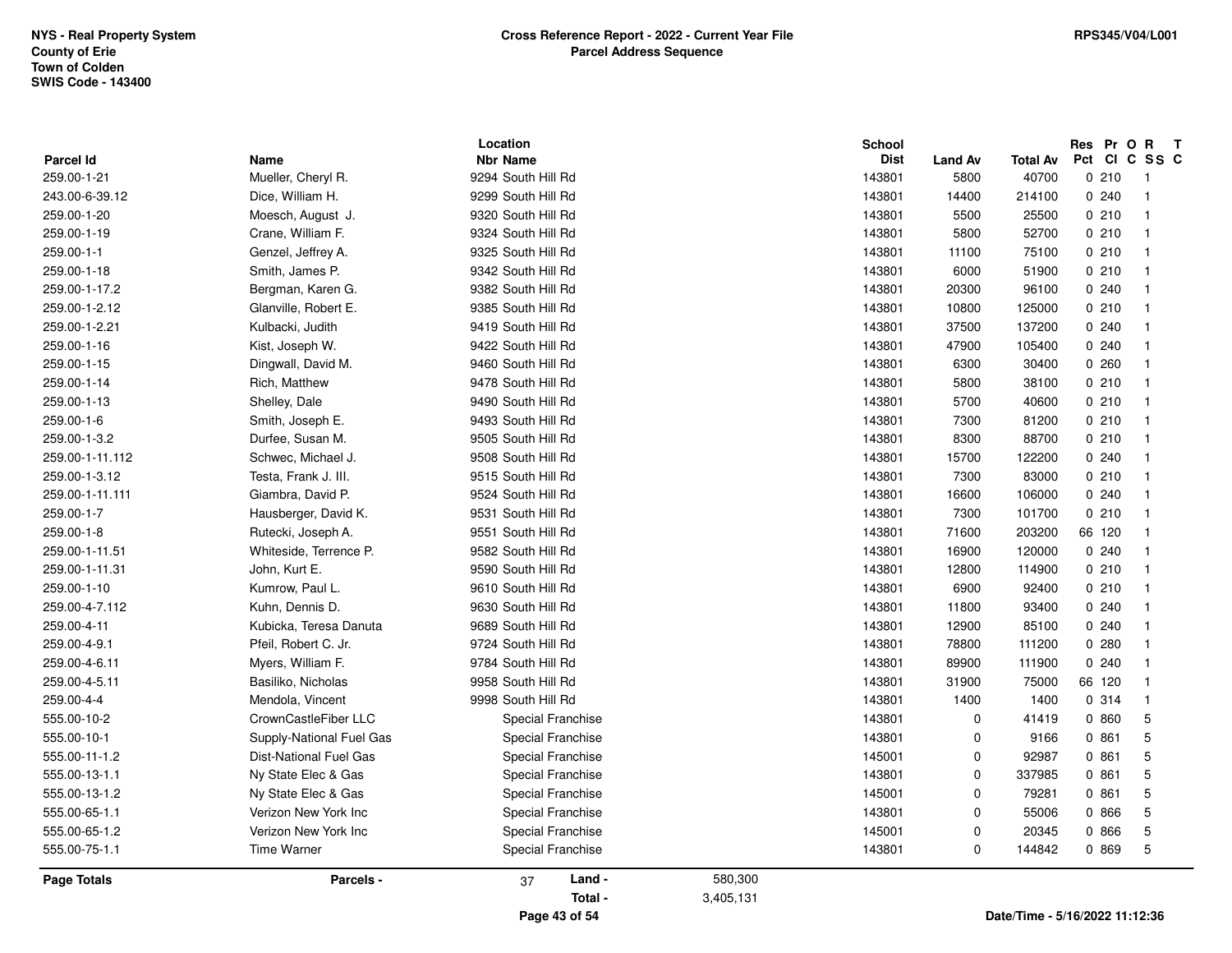NYS - Real Property System
County of Erie
Town of Colden
SWIS Code - 143400

**Cross Reference Report - 2022 - Current Year File**
**Parcel Address Sequence**

RPS345/V04/L001

| Parcel Id | Name | Location Nbr | Location Name | School Dist | Land Av | Total Av | Res Pct | Pr Cl | O C | R SS | T C |
|---|---|---|---|---|---|---|---|---|---|---|---|
| 259.00-1-21 | Mueller, Cheryl R. | 9294 | South Hill Rd | 143801 | 5800 | 40700 | 0 | 210 | | 1 | |
| 243.00-6-39.12 | Dice, William H. | 9299 | South Hill Rd | 143801 | 14400 | 214100 | 0 | 240 | | 1 | |
| 259.00-1-20 | Moesch, August J. | 9320 | South Hill Rd | 143801 | 5500 | 25500 | 0 | 210 | | 1 | |
| 259.00-1-19 | Crane, William F. | 9324 | South Hill Rd | 143801 | 5800 | 52700 | 0 | 210 | | 1 | |
| 259.00-1-1 | Genzel, Jeffrey A. | 9325 | South Hill Rd | 143801 | 11100 | 75100 | 0 | 210 | | 1 | |
| 259.00-1-18 | Smith, James P. | 9342 | South Hill Rd | 143801 | 6000 | 51900 | 0 | 210 | | 1 | |
| 259.00-1-17.2 | Bergman, Karen G. | 9382 | South Hill Rd | 143801 | 20300 | 96100 | 0 | 240 | | 1 | |
| 259.00-1-2.12 | Glanville, Robert E. | 9385 | South Hill Rd | 143801 | 10800 | 125000 | 0 | 210 | | 1 | |
| 259.00-1-2.21 | Kulbacki, Judith | 9419 | South Hill Rd | 143801 | 37500 | 137200 | 0 | 240 | | 1 | |
| 259.00-1-16 | Kist, Joseph W. | 9422 | South Hill Rd | 143801 | 47900 | 105400 | 0 | 240 | | 1 | |
| 259.00-1-15 | Dingwall, David M. | 9460 | South Hill Rd | 143801 | 6300 | 30400 | 0 | 260 | | 1 | |
| 259.00-1-14 | Rich, Matthew | 9478 | South Hill Rd | 143801 | 5800 | 38100 | 0 | 210 | | 1 | |
| 259.00-1-13 | Shelley, Dale | 9490 | South Hill Rd | 143801 | 5700 | 40600 | 0 | 210 | | 1 | |
| 259.00-1-6 | Smith, Joseph E. | 9493 | South Hill Rd | 143801 | 7300 | 81200 | 0 | 210 | | 1 | |
| 259.00-1-3.2 | Durfee, Susan M. | 9505 | South Hill Rd | 143801 | 8300 | 88700 | 0 | 210 | | 1 | |
| 259.00-1-11.112 | Schwec, Michael J. | 9508 | South Hill Rd | 143801 | 15700 | 122200 | 0 | 240 | | 1 | |
| 259.00-1-3.12 | Testa, Frank J. III. | 9515 | South Hill Rd | 143801 | 7300 | 83000 | 0 | 210 | | 1 | |
| 259.00-1-11.111 | Giambra, David P. | 9524 | South Hill Rd | 143801 | 16600 | 106000 | 0 | 240 | | 1 | |
| 259.00-1-7 | Hausberger, David K. | 9531 | South Hill Rd | 143801 | 7300 | 101700 | 0 | 210 | | 1 | |
| 259.00-1-8 | Rutecki, Joseph A. | 9551 | South Hill Rd | 143801 | 71600 | 203200 | 66 | 120 | | 1 | |
| 259.00-1-11.51 | Whiteside, Terrence P. | 9582 | South Hill Rd | 143801 | 16900 | 120000 | 0 | 240 | | 1 | |
| 259.00-1-11.31 | John, Kurt E. | 9590 | South Hill Rd | 143801 | 12800 | 114900 | 0 | 210 | | 1 | |
| 259.00-1-10 | Kumrow, Paul L. | 9610 | South Hill Rd | 143801 | 6900 | 92400 | 0 | 210 | | 1 | |
| 259.00-4-7.112 | Kuhn, Dennis D. | 9630 | South Hill Rd | 143801 | 11800 | 93400 | 0 | 240 | | 1 | |
| 259.00-4-11 | Kubicka, Teresa Danuta | 9689 | South Hill Rd | 143801 | 12900 | 85100 | 0 | 240 | | 1 | |
| 259.00-4-9.1 | Pfeil, Robert C. Jr. | 9724 | South Hill Rd | 143801 | 78800 | 111200 | 0 | 280 | | 1 | |
| 259.00-4-6.11 | Myers, William F. | 9784 | South Hill Rd | 143801 | 89900 | 111900 | 0 | 240 | | 1 | |
| 259.00-4-5.11 | Basiliko, Nicholas | 9958 | South Hill Rd | 143801 | 31900 | 75000 | 66 | 120 | | 1 | |
| 259.00-4-4 | Mendola, Vincent | 9998 | South Hill Rd | 143801 | 1400 | 1400 | 0 | 314 | | 1 | |
| 555.00-10-2 | CrownCastleFiber LLC | | Special Franchise | 143801 | 0 | 41419 | 0 | 860 | | 5 | |
| 555.00-10-1 | Supply-National Fuel Gas | | Special Franchise | 143801 | 0 | 9166 | 0 | 861 | | 5 | |
| 555.00-11-1.2 | Dist-National Fuel Gas | | Special Franchise | 145001 | 0 | 92987 | 0 | 861 | | 5 | |
| 555.00-13-1.1 | Ny State Elec & Gas | | Special Franchise | 143801 | 0 | 337985 | 0 | 861 | | 5 | |
| 555.00-13-1.2 | Ny State Elec & Gas | | Special Franchise | 145001 | 0 | 79281 | 0 | 861 | | 5 | |
| 555.00-65-1.1 | Verizon New York Inc | | Special Franchise | 143801 | 0 | 55006 | 0 | 866 | | 5 | |
| 555.00-65-1.2 | Verizon New York Inc | | Special Franchise | 145001 | 0 | 20345 | 0 | 866 | | 5 | |
| 555.00-75-1.1 | Time Warner | | Special Franchise | 143801 | 0 | 144842 | 0 | 869 | | 5 | |

**Page Totals** — **Parcels -** 37 — **Land -** 580,300 — **Total -** 3,405,131

Date/Time - 5/16/2022 11:12:36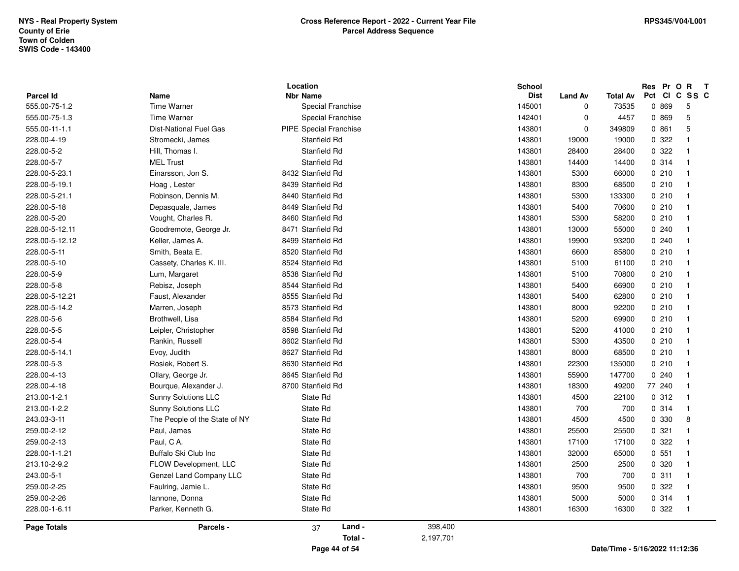NYS - Real Property System
County of Erie
Town of Colden
SWIS Code - 143400

**Cross Reference Report - 2022 - Current Year File**
**Parcel Address Sequence**

RPS345/V04/L001

| Parcel Id | Name | Location Nbr | Location Name | School Dist | Land Av | Total Av | Res Pct | Pr Cl | O C | R SS | T C |
|---|---|---|---|---|---|---|---|---|---|---|---|
| 555.00-75-1.2 | Time Warner | | Special Franchise | 145001 | 0 | 73535 | 0 | 869 | | 5 | |
| 555.00-75-1.3 | Time Warner | | Special Franchise | 142401 | 0 | 4457 | 0 | 869 | | 5 | |
| 555.00-11-1.1 | Dist-National Fuel Gas | PIPE | Special Franchise | 143801 | 0 | 349809 | 0 | 861 | | 5 | |
| 228.00-4-19 | Stromecki, James | | Stanfield Rd | 143801 | 19000 | 19000 | 0 | 322 | | 1 | |
| 228.00-5-2 | Hill, Thomas I. | | Stanfield Rd | 143801 | 28400 | 28400 | 0 | 322 | | 1 | |
| 228.00-5-7 | MEL Trust | | Stanfield Rd | 143801 | 14400 | 14400 | 0 | 314 | | 1 | |
| 228.00-5-23.1 | Einarsson, Jon S. | 8432 | Stanfield Rd | 143801 | 5300 | 66000 | 0 | 210 | | 1 | |
| 228.00-5-19.1 | Hoag , Lester | 8439 | Stanfield Rd | 143801 | 8300 | 68500 | 0 | 210 | | 1 | |
| 228.00-5-21.1 | Robinson, Dennis M. | 8440 | Stanfield Rd | 143801 | 5300 | 133300 | 0 | 210 | | 1 | |
| 228.00-5-18 | Depasquale, James | 8449 | Stanfield Rd | 143801 | 5400 | 70600 | 0 | 210 | | 1 | |
| 228.00-5-20 | Vought, Charles R. | 8460 | Stanfield Rd | 143801 | 5300 | 58200 | 0 | 210 | | 1 | |
| 228.00-5-12.11 | Goodremote, George Jr. | 8471 | Stanfield Rd | 143801 | 13000 | 55000 | 0 | 240 | | 1 | |
| 228.00-5-12.12 | Keller, James A. | 8499 | Stanfield Rd | 143801 | 19900 | 93200 | 0 | 240 | | 1 | |
| 228.00-5-11 | Smith, Beata E. | 8520 | Stanfield Rd | 143801 | 6600 | 85800 | 0 | 210 | | 1 | |
| 228.00-5-10 | Cassety, Charles K. III. | 8524 | Stanfield Rd | 143801 | 5100 | 61100 | 0 | 210 | | 1 | |
| 228.00-5-9 | Lum, Margaret | 8538 | Stanfield Rd | 143801 | 5100 | 70800 | 0 | 210 | | 1 | |
| 228.00-5-8 | Rebisz, Joseph | 8544 | Stanfield Rd | 143801 | 5400 | 66900 | 0 | 210 | | 1 | |
| 228.00-5-12.21 | Faust, Alexander | 8555 | Stanfield Rd | 143801 | 5400 | 62800 | 0 | 210 | | 1 | |
| 228.00-5-14.2 | Marren, Joseph | 8573 | Stanfield Rd | 143801 | 8000 | 92200 | 0 | 210 | | 1 | |
| 228.00-5-6 | Brothwell, Lisa | 8584 | Stanfield Rd | 143801 | 5200 | 69900 | 0 | 210 | | 1 | |
| 228.00-5-5 | Leipler, Christopher | 8598 | Stanfield Rd | 143801 | 5200 | 41000 | 0 | 210 | | 1 | |
| 228.00-5-4 | Rankin, Russell | 8602 | Stanfield Rd | 143801 | 5300 | 43500 | 0 | 210 | | 1 | |
| 228.00-5-14.1 | Evoy, Judith | 8627 | Stanfield Rd | 143801 | 8000 | 68500 | 0 | 210 | | 1 | |
| 228.00-5-3 | Rosiek, Robert S. | 8630 | Stanfield Rd | 143801 | 22300 | 135000 | 0 | 210 | | 1 | |
| 228.00-4-13 | Ollary, George Jr. | 8645 | Stanfield Rd | 143801 | 55900 | 147700 | 0 | 240 | | 1 | |
| 228.00-4-18 | Bourque, Alexander J. | 8700 | Stanfield Rd | 143801 | 18300 | 49200 | 77 | 240 | | 1 | |
| 213.00-1-2.1 | Sunny Solutions LLC | | State Rd | 143801 | 4500 | 22100 | 0 | 312 | | 1 | |
| 213.00-1-2.2 | Sunny Solutions LLC | | State Rd | 143801 | 700 | 700 | 0 | 314 | | 1 | |
| 243.03-3-11 | The People of the State of NY | | State Rd | 143801 | 4500 | 4500 | 0 | 330 | | 8 | |
| 259.00-2-12 | Paul, James | | State Rd | 143801 | 25500 | 25500 | 0 | 321 | | 1 | |
| 259.00-2-13 | Paul, C A. | | State Rd | 143801 | 17100 | 17100 | 0 | 322 | | 1 | |
| 228.00-1-1.21 | Buffalo Ski Club Inc | | State Rd | 143801 | 32000 | 65000 | 0 | 551 | | 1 | |
| 213.10-2-9.2 | FLOW Development, LLC | | State Rd | 143801 | 2500 | 2500 | 0 | 320 | | 1 | |
| 243.00-5-1 | Genzel Land Company LLC | | State Rd | 143801 | 700 | 700 | 0 | 311 | | 1 | |
| 259.00-2-25 | Faulring, Jamie L. | | State Rd | 143801 | 9500 | 9500 | 0 | 322 | | 1 | |
| 259.00-2-26 | Iannone, Donna | | State Rd | 143801 | 5000 | 5000 | 0 | 314 | | 1 | |
| 228.00-1-6.11 | Parker, Kenneth G. | | State Rd | 143801 | 16300 | 16300 | 0 | 322 | | 1 | |

| Page Totals | Parcels - | 37 | Land - | 398,400 |
|---|---|---|---|---|
| | | | Total - | 2,197,701 |

Date/Time - 5/16/2022 11:12:36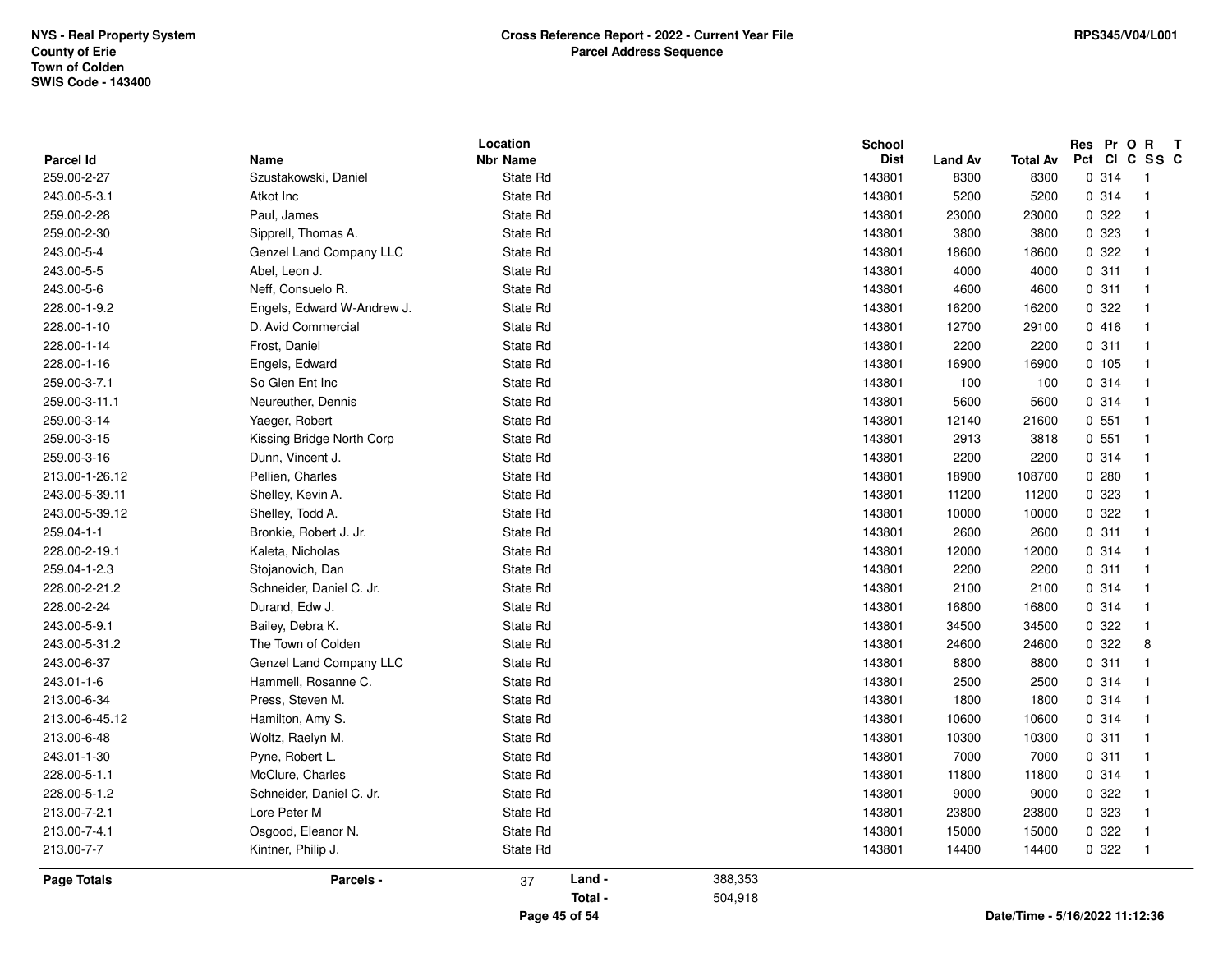| Parcel Id | Name | Location Nbr Name | School Dist | Land Av | Total Av | Res Pct | Pr Cl | O C | R SS | T C |
|---|---|---|---|---|---|---|---|---|---|---|
| 259.00-2-27 | Szustakowski, Daniel | State Rd | 143801 | 8300 | 8300 | 0 | 314 | | 1 | |
| 243.00-5-3.1 | Atkot Inc | State Rd | 143801 | 5200 | 5200 | 0 | 314 | | 1 | |
| 259.00-2-28 | Paul, James | State Rd | 143801 | 23000 | 23000 | 0 | 322 | | 1 | |
| 259.00-2-30 | Sipprell, Thomas A. | State Rd | 143801 | 3800 | 3800 | 0 | 323 | | 1 | |
| 243.00-5-4 | Genzel Land Company LLC | State Rd | 143801 | 18600 | 18600 | 0 | 322 | | 1 | |
| 243.00-5-5 | Abel, Leon J. | State Rd | 143801 | 4000 | 4000 | 0 | 311 | | 1 | |
| 243.00-5-6 | Neff, Consuelo R. | State Rd | 143801 | 4600 | 4600 | 0 | 311 | | 1 | |
| 228.00-1-9.2 | Engels, Edward W-Andrew J. | State Rd | 143801 | 16200 | 16200 | 0 | 322 | | 1 | |
| 228.00-1-10 | D. Avid Commercial | State Rd | 143801 | 12700 | 29100 | 0 | 416 | | 1 | |
| 228.00-1-14 | Frost, Daniel | State Rd | 143801 | 2200 | 2200 | 0 | 311 | | 1 | |
| 228.00-1-16 | Engels, Edward | State Rd | 143801 | 16900 | 16900 | 0 | 105 | | 1 | |
| 259.00-3-7.1 | So Glen Ent Inc | State Rd | 143801 | 100 | 100 | 0 | 314 | | 1 | |
| 259.00-3-11.1 | Neureuther, Dennis | State Rd | 143801 | 5600 | 5600 | 0 | 314 | | 1 | |
| 259.00-3-14 | Yaeger, Robert | State Rd | 143801 | 12140 | 21600 | 0 | 551 | | 1 | |
| 259.00-3-15 | Kissing Bridge North Corp | State Rd | 143801 | 2913 | 3818 | 0 | 551 | | 1 | |
| 259.00-3-16 | Dunn, Vincent J. | State Rd | 143801 | 2200 | 2200 | 0 | 314 | | 1 | |
| 213.00-1-26.12 | Pellien, Charles | State Rd | 143801 | 18900 | 108700 | 0 | 280 | | 1 | |
| 243.00-5-39.11 | Shelley, Kevin A. | State Rd | 143801 | 11200 | 11200 | 0 | 323 | | 1 | |
| 243.00-5-39.12 | Shelley, Todd A. | State Rd | 143801 | 10000 | 10000 | 0 | 322 | | 1 | |
| 259.04-1-1 | Bronkie, Robert J. Jr. | State Rd | 143801 | 2600 | 2600 | 0 | 311 | | 1 | |
| 228.00-2-19.1 | Kaleta, Nicholas | State Rd | 143801 | 12000 | 12000 | 0 | 314 | | 1 | |
| 259.04-1-2.3 | Stojanovich, Dan | State Rd | 143801 | 2200 | 2200 | 0 | 311 | | 1 | |
| 228.00-2-21.2 | Schneider, Daniel C. Jr. | State Rd | 143801 | 2100 | 2100 | 0 | 314 | | 1 | |
| 228.00-2-24 | Durand, Edw J. | State Rd | 143801 | 16800 | 16800 | 0 | 314 | | 1 | |
| 243.00-5-9.1 | Bailey, Debra K. | State Rd | 143801 | 34500 | 34500 | 0 | 322 | | 1 | |
| 243.00-5-31.2 | The Town of Colden | State Rd | 143801 | 24600 | 24600 | 0 | 322 | | 8 | |
| 243.00-6-37 | Genzel Land Company LLC | State Rd | 143801 | 8800 | 8800 | 0 | 311 | | 1 | |
| 243.01-1-6 | Hammell, Rosanne C. | State Rd | 143801 | 2500 | 2500 | 0 | 314 | | 1 | |
| 213.00-6-34 | Press, Steven M. | State Rd | 143801 | 1800 | 1800 | 0 | 314 | | 1 | |
| 213.00-6-45.12 | Hamilton, Amy S. | State Rd | 143801 | 10600 | 10600 | 0 | 314 | | 1 | |
| 213.00-6-48 | Woltz, Raelyn M. | State Rd | 143801 | 10300 | 10300 | 0 | 311 | | 1 | |
| 243.01-1-30 | Pyne, Robert L. | State Rd | 143801 | 7000 | 7000 | 0 | 311 | | 1 | |
| 228.00-5-1.1 | McClure, Charles | State Rd | 143801 | 11800 | 11800 | 0 | 314 | | 1 | |
| 228.00-5-1.2 | Schneider, Daniel C. Jr. | State Rd | 143801 | 9000 | 9000 | 0 | 322 | | 1 | |
| 213.00-7-2.1 | Lore Peter M | State Rd | 143801 | 23800 | 23800 | 0 | 323 | | 1 | |
| 213.00-7-4.1 | Osgood, Eleanor N. | State Rd | 143801 | 15000 | 15000 | 0 | 322 | | 1 | |
| 213.00-7-7 | Kintner, Philip J. | State Rd | 143801 | 14400 | 14400 | 0 | 322 | | 1 | |

**Page Totals** Parcels - 37 Land - 388,353 Total - 504,918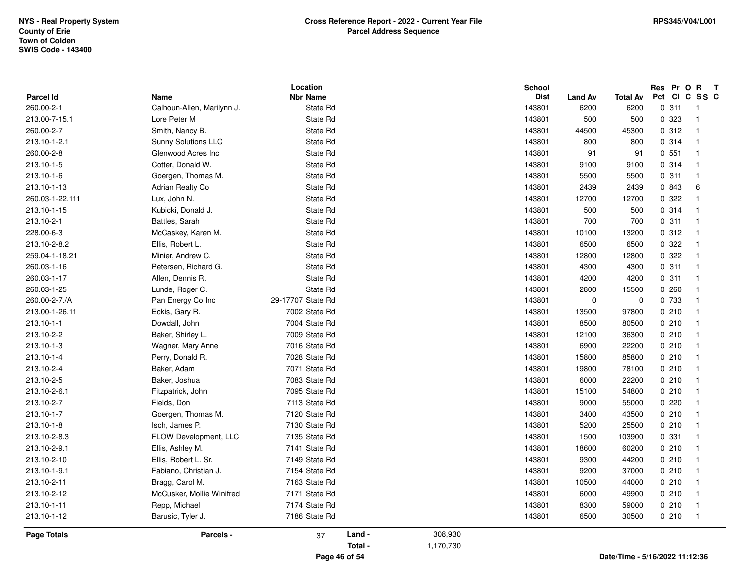NYS - Real Property System
County of Erie
Town of Colden
SWIS Code - 143400

**Cross Reference Report - 2022 - Current Year File**
**Parcel Address Sequence**

RPS345/V04/L001

| Parcel Id | Name | Location Nbr | Location Name | School Dist | Land Av | Total Av | Res Pct | Pr Cl | O C | R SS | T C |
|---|---|---|---|---|---|---|---|---|---|---|---|
| 260.00-2-1 | Calhoun-Allen, Marilynn J. | | State Rd | 143801 | 6200 | 6200 | 0 | 311 | | 1 | |
| 213.00-7-15.1 | Lore Peter M | | State Rd | 143801 | 500 | 500 | 0 | 323 | | 1 | |
| 260.00-2-7 | Smith, Nancy B. | | State Rd | 143801 | 44500 | 45300 | 0 | 312 | | 1 | |
| 213.10-1-2.1 | Sunny Solutions LLC | | State Rd | 143801 | 800 | 800 | 0 | 314 | | 1 | |
| 260.00-2-8 | Glenwood Acres Inc | | State Rd | 143801 | 91 | 91 | 0 | 551 | | 1 | |
| 213.10-1-5 | Cotter, Donald W. | | State Rd | 143801 | 9100 | 9100 | 0 | 314 | | 1 | |
| 213.10-1-6 | Goergen, Thomas M. | | State Rd | 143801 | 5500 | 5500 | 0 | 311 | | 1 | |
| 213.10-1-13 | Adrian Realty Co | | State Rd | 143801 | 2439 | 2439 | 0 | 843 | | 6 | |
| 260.03-1-22.111 | Lux, John N. | | State Rd | 143801 | 12700 | 12700 | 0 | 322 | | 1 | |
| 213.10-1-15 | Kubicki, Donald J. | | State Rd | 143801 | 500 | 500 | 0 | 314 | | 1 | |
| 213.10-2-1 | Battles, Sarah | | State Rd | 143801 | 700 | 700 | 0 | 311 | | 1 | |
| 228.00-6-3 | McCaskey, Karen M. | | State Rd | 143801 | 10100 | 13200 | 0 | 312 | | 1 | |
| 213.10-2-8.2 | Ellis, Robert L. | | State Rd | 143801 | 6500 | 6500 | 0 | 322 | | 1 | |
| 259.04-1-18.21 | Minier, Andrew C. | | State Rd | 143801 | 12800 | 12800 | 0 | 322 | | 1 | |
| 260.03-1-16 | Petersen, Richard G. | | State Rd | 143801 | 4300 | 4300 | 0 | 311 | | 1 | |
| 260.03-1-17 | Allen, Dennis R. | | State Rd | 143801 | 4200 | 4200 | 0 | 311 | | 1 | |
| 260.03-1-25 | Lunde, Roger C. | | State Rd | 143801 | 2800 | 15500 | 0 | 260 | | 1 | |
| 260.00-2-7./A | Pan Energy Co Inc | 29-17707 | State Rd | 143801 | 0 | 0 | 0 | 733 | | 1 | |
| 213.00-1-26.11 | Eckis, Gary R. | 7002 | State Rd | 143801 | 13500 | 97800 | 0 | 210 | | 1 | |
| 213.10-1-1 | Dowdall, John | 7004 | State Rd | 143801 | 8500 | 80500 | 0 | 210 | | 1 | |
| 213.10-2-2 | Baker, Shirley L. | 7009 | State Rd | 143801 | 12100 | 36300 | 0 | 210 | | 1 | |
| 213.10-1-3 | Wagner, Mary Anne | 7016 | State Rd | 143801 | 6900 | 22200 | 0 | 210 | | 1 | |
| 213.10-1-4 | Perry, Donald R. | 7028 | State Rd | 143801 | 15800 | 85800 | 0 | 210 | | 1 | |
| 213.10-2-4 | Baker, Adam | 7071 | State Rd | 143801 | 19800 | 78100 | 0 | 210 | | 1 | |
| 213.10-2-5 | Baker, Joshua | 7083 | State Rd | 143801 | 6000 | 22200 | 0 | 210 | | 1 | |
| 213.10-2-6.1 | Fitzpatrick, John | 7095 | State Rd | 143801 | 15100 | 54800 | 0 | 210 | | 1 | |
| 213.10-2-7 | Fields, Don | 7113 | State Rd | 143801 | 9000 | 55000 | 0 | 220 | | 1 | |
| 213.10-1-7 | Goergen, Thomas M. | 7120 | State Rd | 143801 | 3400 | 43500 | 0 | 210 | | 1 | |
| 213.10-1-8 | Isch, James P. | 7130 | State Rd | 143801 | 5200 | 25500 | 0 | 210 | | 1 | |
| 213.10-2-8.3 | FLOW Development, LLC | 7135 | State Rd | 143801 | 1500 | 103900 | 0 | 331 | | 1 | |
| 213.10-2-9.1 | Ellis, Ashley M. | 7141 | State Rd | 143801 | 18600 | 60200 | 0 | 210 | | 1 | |
| 213.10-2-10 | Ellis, Robert L. Sr. | 7149 | State Rd | 143801 | 9300 | 44200 | 0 | 210 | | 1 | |
| 213.10-1-9.1 | Fabiano, Christian J. | 7154 | State Rd | 143801 | 9200 | 37000 | 0 | 210 | | 1 | |
| 213.10-2-11 | Bragg, Carol M. | 7163 | State Rd | 143801 | 10500 | 44000 | 0 | 210 | | 1 | |
| 213.10-2-12 | McCusker, Mollie Winifred | 7171 | State Rd | 143801 | 6000 | 49900 | 0 | 210 | | 1 | |
| 213.10-1-11 | Repp, Michael | 7174 | State Rd | 143801 | 8300 | 59000 | 0 | 210 | | 1 | |
| 213.10-1-12 | Barusic, Tyler J. | 7186 | State Rd | 143801 | 6500 | 30500 | 0 | 210 | | 1 | |

**Page Totals** **Parcels -** 37 **Land -** 308,930 **Total -** 1,170,730

Date/Time - 5/16/2022 11:12:36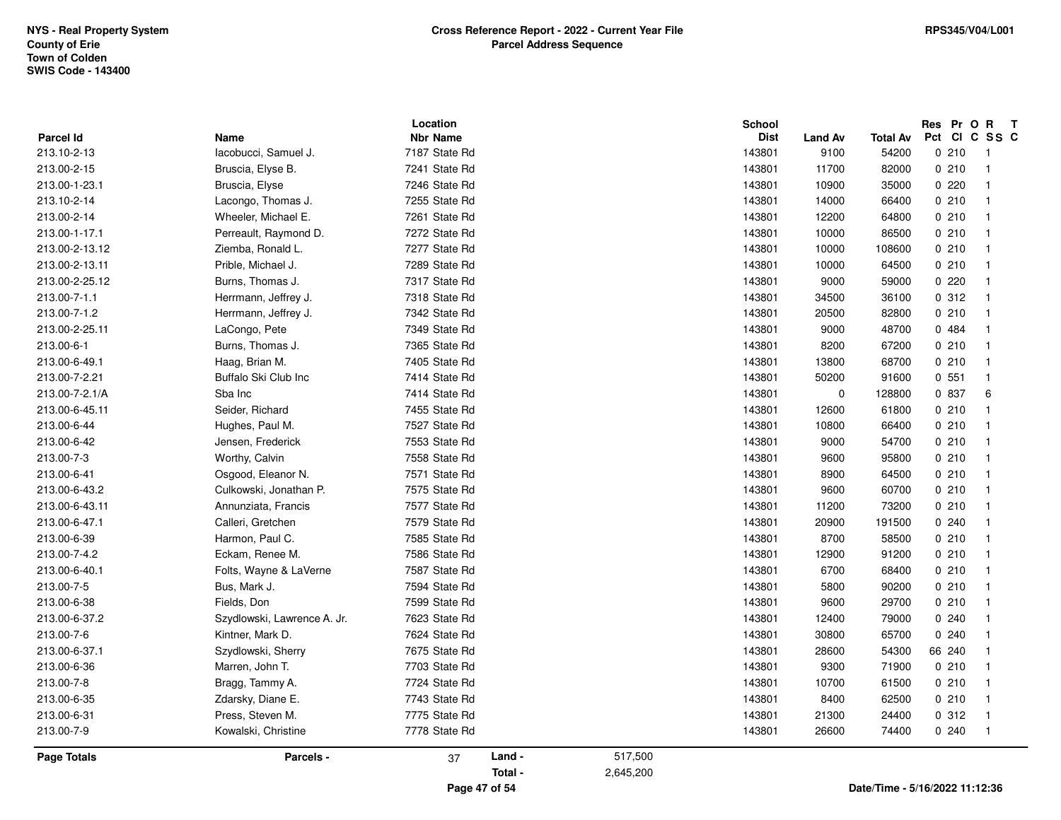NYS - Real Property System
County of Erie
Town of Colden
SWIS Code - 143400

**Cross Reference Report - 2022 - Current Year File**
**Parcel Address Sequence**

RPS345/V04/L001

| Parcel Id | Name | Location Nbr | Location Name | School Dist | Land Av | Total Av | Res Pct | Pr Cl | O C | R SS | T C |
|---|---|---|---|---|---|---|---|---|---|---|---|
| 213.10-2-13 | Iacobucci, Samuel J. | 7187 | State Rd | 143801 | 9100 | 54200 | 0 | 210 | | 1 | |
| 213.00-2-15 | Bruscia, Elyse B. | 7241 | State Rd | 143801 | 11700 | 82000 | 0 | 210 | | 1 | |
| 213.00-1-23.1 | Bruscia, Elyse | 7246 | State Rd | 143801 | 10900 | 35000 | 0 | 220 | | 1 | |
| 213.10-2-14 | Lacongo, Thomas J. | 7255 | State Rd | 143801 | 14000 | 66400 | 0 | 210 | | 1 | |
| 213.00-2-14 | Wheeler, Michael E. | 7261 | State Rd | 143801 | 12200 | 64800 | 0 | 210 | | 1 | |
| 213.00-1-17.1 | Perreault, Raymond D. | 7272 | State Rd | 143801 | 10000 | 86500 | 0 | 210 | | 1 | |
| 213.00-2-13.12 | Ziemba, Ronald L. | 7277 | State Rd | 143801 | 10000 | 108600 | 0 | 210 | | 1 | |
| 213.00-2-13.11 | Prible, Michael J. | 7289 | State Rd | 143801 | 10000 | 64500 | 0 | 210 | | 1 | |
| 213.00-2-25.12 | Burns, Thomas J. | 7317 | State Rd | 143801 | 9000 | 59000 | 0 | 220 | | 1 | |
| 213.00-7-1.1 | Herrmann, Jeffrey J. | 7318 | State Rd | 143801 | 34500 | 36100 | 0 | 312 | | 1 | |
| 213.00-7-1.2 | Herrmann, Jeffrey J. | 7342 | State Rd | 143801 | 20500 | 82800 | 0 | 210 | | 1 | |
| 213.00-2-25.11 | LaCongo, Pete | 7349 | State Rd | 143801 | 9000 | 48700 | 0 | 484 | | 1 | |
| 213.00-6-1 | Burns, Thomas J. | 7365 | State Rd | 143801 | 8200 | 67200 | 0 | 210 | | 1 | |
| 213.00-6-49.1 | Haag, Brian M. | 7405 | State Rd | 143801 | 13800 | 68700 | 0 | 210 | | 1 | |
| 213.00-7-2.21 | Buffalo Ski Club Inc | 7414 | State Rd | 143801 | 50200 | 91600 | 0 | 551 | | 1 | |
| 213.00-7-2.1/A | Sba Inc | 7414 | State Rd | 143801 | 0 | 128800 | 0 | 837 | | 6 | |
| 213.00-6-45.11 | Seider, Richard | 7455 | State Rd | 143801 | 12600 | 61800 | 0 | 210 | | 1 | |
| 213.00-6-44 | Hughes, Paul M. | 7527 | State Rd | 143801 | 10800 | 66400 | 0 | 210 | | 1 | |
| 213.00-6-42 | Jensen, Frederick | 7553 | State Rd | 143801 | 9000 | 54700 | 0 | 210 | | 1 | |
| 213.00-7-3 | Worthy, Calvin | 7558 | State Rd | 143801 | 9600 | 95800 | 0 | 210 | | 1 | |
| 213.00-6-41 | Osgood, Eleanor N. | 7571 | State Rd | 143801 | 8900 | 64500 | 0 | 210 | | 1 | |
| 213.00-6-43.2 | Culkowski, Jonathan P. | 7575 | State Rd | 143801 | 9600 | 60700 | 0 | 210 | | 1 | |
| 213.00-6-43.11 | Annunziata, Francis | 7577 | State Rd | 143801 | 11200 | 73200 | 0 | 210 | | 1 | |
| 213.00-6-47.1 | Calleri, Gretchen | 7579 | State Rd | 143801 | 20900 | 191500 | 0 | 240 | | 1 | |
| 213.00-6-39 | Harmon, Paul C. | 7585 | State Rd | 143801 | 8700 | 58500 | 0 | 210 | | 1 | |
| 213.00-7-4.2 | Eckam, Renee M. | 7586 | State Rd | 143801 | 12900 | 91200 | 0 | 210 | | 1 | |
| 213.00-6-40.1 | Folts, Wayne & LaVerne | 7587 | State Rd | 143801 | 6700 | 68400 | 0 | 210 | | 1 | |
| 213.00-7-5 | Bus, Mark J. | 7594 | State Rd | 143801 | 5800 | 90200 | 0 | 210 | | 1 | |
| 213.00-6-38 | Fields, Don | 7599 | State Rd | 143801 | 9600 | 29700 | 0 | 210 | | 1 | |
| 213.00-6-37.2 | Szydlowski, Lawrence A. Jr. | 7623 | State Rd | 143801 | 12400 | 79000 | 0 | 240 | | 1 | |
| 213.00-7-6 | Kintner, Mark D. | 7624 | State Rd | 143801 | 30800 | 65700 | 0 | 240 | | 1 | |
| 213.00-6-37.1 | Szydlowski, Sherry | 7675 | State Rd | 143801 | 28600 | 54300 | 66 | 240 | | 1 | |
| 213.00-6-36 | Marren, John T. | 7703 | State Rd | 143801 | 9300 | 71900 | 0 | 210 | | 1 | |
| 213.00-7-8 | Bragg, Tammy A. | 7724 | State Rd | 143801 | 10700 | 61500 | 0 | 210 | | 1 | |
| 213.00-6-35 | Zdarsky, Diane E. | 7743 | State Rd | 143801 | 8400 | 62500 | 0 | 210 | | 1 | |
| 213.00-6-31 | Press, Steven M. | 7775 | State Rd | 143801 | 21300 | 24400 | 0 | 312 | | 1 | |
| 213.00-7-9 | Kowalski, Christine | 7778 | State Rd | 143801 | 26600 | 74400 | 0 | 240 | | 1 | |

**Page Totals** **Parcels -** 37 **Land -** 517,500 **Total -** 2,645,200

Date/Time - 5/16/2022 11:12:36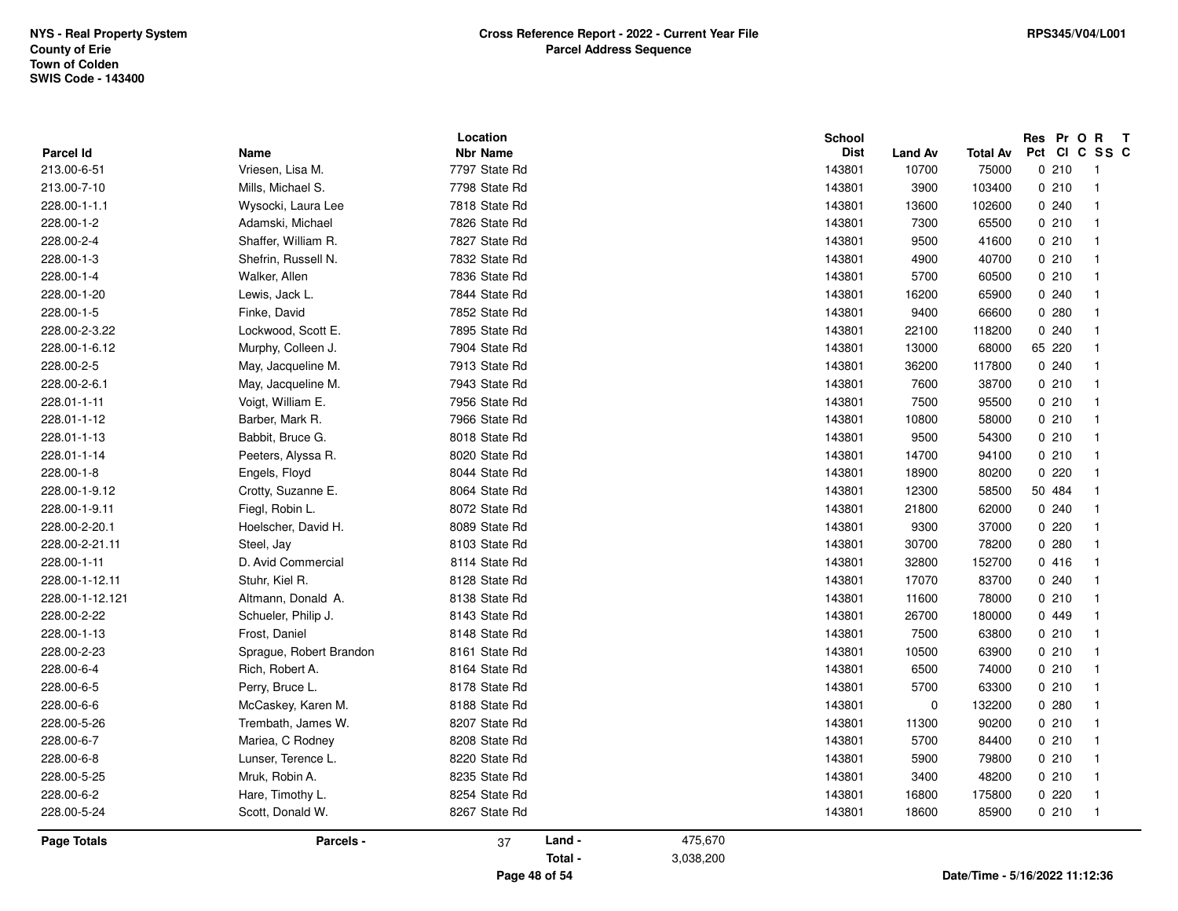NYS - Real Property System
County of Erie
Town of Colden
SWIS Code - 143400

**Cross Reference Report - 2022 - Current Year File**
**Parcel Address Sequence**

RPS345/V04/L001

| Parcel Id | Name | Location Nbr | Name | School Dist | Land Av | Total Av | Res Pct | Pr Cl | O C | R SS | T C |
|---|---|---|---|---|---|---|---|---|---|---|---|
| 213.00-6-51 | Vriesen, Lisa M. | 7797 | State Rd | 143801 | 10700 | 75000 | 0 | 210 | | 1 | |
| 213.00-7-10 | Mills, Michael S. | 7798 | State Rd | 143801 | 3900 | 103400 | 0 | 210 | | 1 | |
| 228.00-1-1.1 | Wysocki, Laura Lee | 7818 | State Rd | 143801 | 13600 | 102600 | 0 | 240 | | 1 | |
| 228.00-1-2 | Adamski, Michael | 7826 | State Rd | 143801 | 7300 | 65500 | 0 | 210 | | 1 | |
| 228.00-2-4 | Shaffer, William R. | 7827 | State Rd | 143801 | 9500 | 41600 | 0 | 210 | | 1 | |
| 228.00-1-3 | Shefrin, Russell N. | 7832 | State Rd | 143801 | 4900 | 40700 | 0 | 210 | | 1 | |
| 228.00-1-4 | Walker, Allen | 7836 | State Rd | 143801 | 5700 | 60500 | 0 | 210 | | 1 | |
| 228.00-1-20 | Lewis, Jack L. | 7844 | State Rd | 143801 | 16200 | 65900 | 0 | 240 | | 1 | |
| 228.00-1-5 | Finke, David | 7852 | State Rd | 143801 | 9400 | 66600 | 0 | 280 | | 1 | |
| 228.00-2-3.22 | Lockwood, Scott E. | 7895 | State Rd | 143801 | 22100 | 118200 | 0 | 240 | | 1 | |
| 228.00-1-6.12 | Murphy, Colleen J. | 7904 | State Rd | 143801 | 13000 | 68000 | 65 | 220 | | 1 | |
| 228.00-2-5 | May, Jacqueline M. | 7913 | State Rd | 143801 | 36200 | 117800 | 0 | 240 | | 1 | |
| 228.00-2-6.1 | May, Jacqueline M. | 7943 | State Rd | 143801 | 7600 | 38700 | 0 | 210 | | 1 | |
| 228.01-1-11 | Voigt, William E. | 7956 | State Rd | 143801 | 7500 | 95500 | 0 | 210 | | 1 | |
| 228.01-1-12 | Barber, Mark R. | 7966 | State Rd | 143801 | 10800 | 58000 | 0 | 210 | | 1 | |
| 228.01-1-13 | Babbit, Bruce G. | 8018 | State Rd | 143801 | 9500 | 54300 | 0 | 210 | | 1 | |
| 228.01-1-14 | Peeters, Alyssa R. | 8020 | State Rd | 143801 | 14700 | 94100 | 0 | 210 | | 1 | |
| 228.00-1-8 | Engels, Floyd | 8044 | State Rd | 143801 | 18900 | 80200 | 0 | 220 | | 1 | |
| 228.00-1-9.12 | Crotty, Suzanne E. | 8064 | State Rd | 143801 | 12300 | 58500 | 50 | 484 | | 1 | |
| 228.00-1-9.11 | Fiegl, Robin L. | 8072 | State Rd | 143801 | 21800 | 62000 | 0 | 240 | | 1 | |
| 228.00-2-20.1 | Hoelscher, David H. | 8089 | State Rd | 143801 | 9300 | 37000 | 0 | 220 | | 1 | |
| 228.00-2-21.11 | Steel, Jay | 8103 | State Rd | 143801 | 30700 | 78200 | 0 | 280 | | 1 | |
| 228.00-1-11 | D. Avid Commercial | 8114 | State Rd | 143801 | 32800 | 152700 | 0 | 416 | | 1 | |
| 228.00-1-12.11 | Stuhr, Kiel R. | 8128 | State Rd | 143801 | 17070 | 83700 | 0 | 240 | | 1 | |
| 228.00-1-12.121 | Altmann, Donald A. | 8138 | State Rd | 143801 | 11600 | 78000 | 0 | 210 | | 1 | |
| 228.00-2-22 | Schueler, Philip J. | 8143 | State Rd | 143801 | 26700 | 180000 | 0 | 449 | | 1 | |
| 228.00-1-13 | Frost, Daniel | 8148 | State Rd | 143801 | 7500 | 63800 | 0 | 210 | | 1 | |
| 228.00-2-23 | Sprague, Robert Brandon | 8161 | State Rd | 143801 | 10500 | 63900 | 0 | 210 | | 1 | |
| 228.00-6-4 | Rich, Robert A. | 8164 | State Rd | 143801 | 6500 | 74000 | 0 | 210 | | 1 | |
| 228.00-6-5 | Perry, Bruce L. | 8178 | State Rd | 143801 | 5700 | 63300 | 0 | 210 | | 1 | |
| 228.00-6-6 | McCaskey, Karen M. | 8188 | State Rd | 143801 | 0 | 132200 | 0 | 280 | | 1 | |
| 228.00-5-26 | Trembath, James W. | 8207 | State Rd | 143801 | 11300 | 90200 | 0 | 210 | | 1 | |
| 228.00-6-7 | Mariea, C Rodney | 8208 | State Rd | 143801 | 5700 | 84400 | 0 | 210 | | 1 | |
| 228.00-6-8 | Lunser, Terence L. | 8220 | State Rd | 143801 | 5900 | 79800 | 0 | 210 | | 1 | |
| 228.00-5-25 | Mruk, Robin A. | 8235 | State Rd | 143801 | 3400 | 48200 | 0 | 210 | | 1 | |
| 228.00-6-2 | Hare, Timothy L. | 8254 | State Rd | 143801 | 16800 | 175800 | 0 | 220 | | 1 | |
| 228.00-5-24 | Scott, Donald W. | 8267 | State Rd | 143801 | 18600 | 85900 | 0 | 210 | | 1 | |

| Page Totals | Parcels - | 37 | Land - | 475,670 |
|---|---|---|---|---|
| | | | Total - | 3,038,200 |

Date/Time - 5/16/2022 11:12:36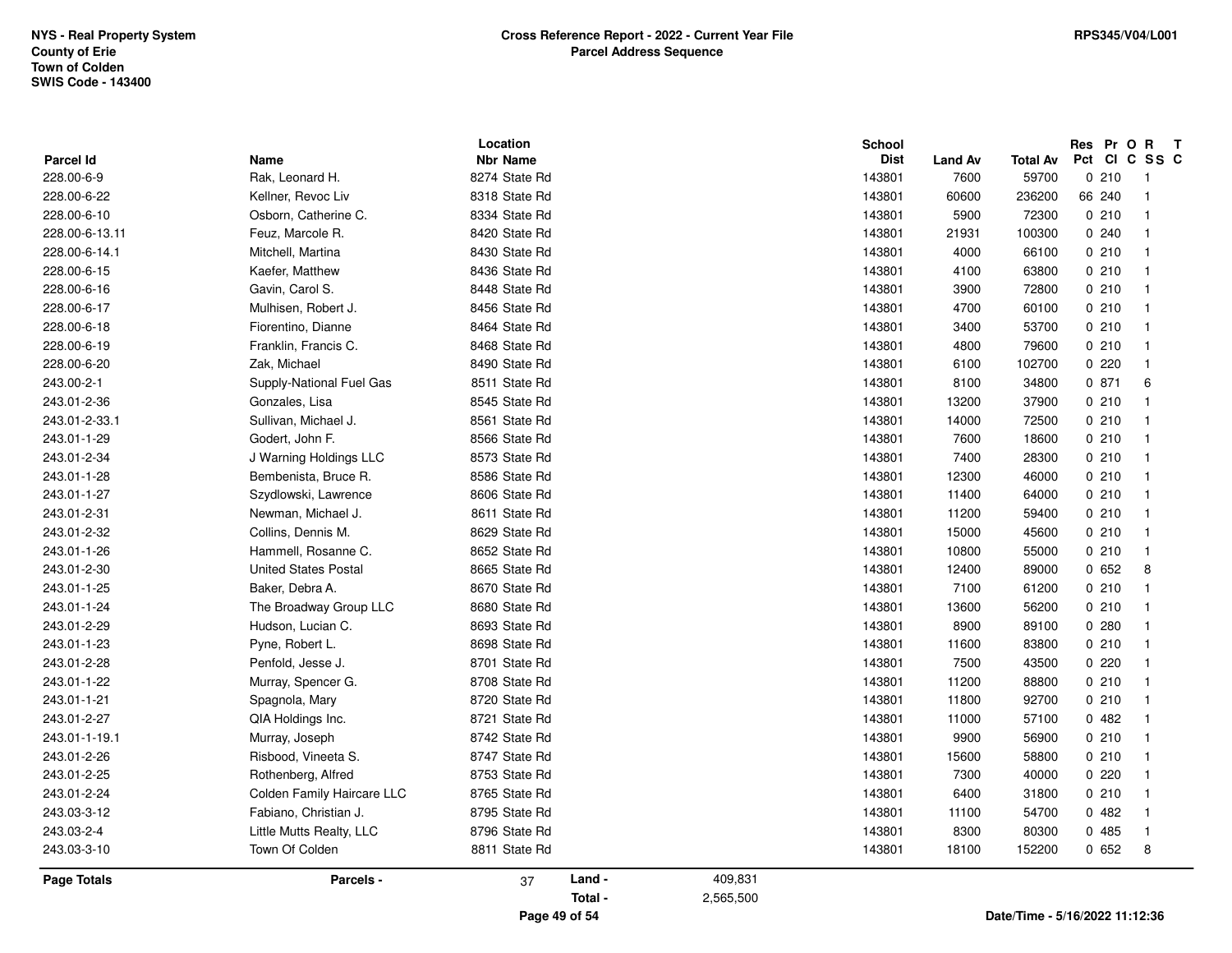NYS - Real Property System
County of Erie
Town of Colden
SWIS Code - 143400

**Cross Reference Report - 2022 - Current Year File**
**Parcel Address Sequence**

RPS345/V04/L001

| Parcel Id | Name | Location Nbr Name | School Dist | Land Av | Total Av | Res Pct | Pr Cl | O C | R SS | T C |
|---|---|---|---|---|---|---|---|---|---|---|
| 228.00-6-9 | Rak, Leonard H. | 8274 State Rd | 143801 | 7600 | 59700 | 0 | 210 | | 1 | |
| 228.00-6-22 | Kellner, Revoc Liv | 8318 State Rd | 143801 | 60600 | 236200 | 66 | 240 | | 1 | |
| 228.00-6-10 | Osborn, Catherine C. | 8334 State Rd | 143801 | 5900 | 72300 | 0 | 210 | | 1 | |
| 228.00-6-13.11 | Feuz, Marcole R. | 8420 State Rd | 143801 | 21931 | 100300 | 0 | 240 | | 1 | |
| 228.00-6-14.1 | Mitchell, Martina | 8430 State Rd | 143801 | 4000 | 66100 | 0 | 210 | | 1 | |
| 228.00-6-15 | Kaefer, Matthew | 8436 State Rd | 143801 | 4100 | 63800 | 0 | 210 | | 1 | |
| 228.00-6-16 | Gavin, Carol S. | 8448 State Rd | 143801 | 3900 | 72800 | 0 | 210 | | 1 | |
| 228.00-6-17 | Mulhisen, Robert J. | 8456 State Rd | 143801 | 4700 | 60100 | 0 | 210 | | 1 | |
| 228.00-6-18 | Fiorentino, Dianne | 8464 State Rd | 143801 | 3400 | 53700 | 0 | 210 | | 1 | |
| 228.00-6-19 | Franklin, Francis C. | 8468 State Rd | 143801 | 4800 | 79600 | 0 | 210 | | 1 | |
| 228.00-6-20 | Zak, Michael | 8490 State Rd | 143801 | 6100 | 102700 | 0 | 220 | | 1 | |
| 243.00-2-1 | Supply-National Fuel Gas | 8511 State Rd | 143801 | 8100 | 34800 | 0 | 871 | | 6 | |
| 243.01-2-36 | Gonzales, Lisa | 8545 State Rd | 143801 | 13200 | 37900 | 0 | 210 | | 1 | |
| 243.01-2-33.1 | Sullivan, Michael J. | 8561 State Rd | 143801 | 14000 | 72500 | 0 | 210 | | 1 | |
| 243.01-1-29 | Godert, John F. | 8566 State Rd | 143801 | 7600 | 18600 | 0 | 210 | | 1 | |
| 243.01-2-34 | J Warning Holdings LLC | 8573 State Rd | 143801 | 7400 | 28300 | 0 | 210 | | 1 | |
| 243.01-1-28 | Bembenista, Bruce R. | 8586 State Rd | 143801 | 12300 | 46000 | 0 | 210 | | 1 | |
| 243.01-1-27 | Szydlowski, Lawrence | 8606 State Rd | 143801 | 11400 | 64000 | 0 | 210 | | 1 | |
| 243.01-2-31 | Newman, Michael J. | 8611 State Rd | 143801 | 11200 | 59400 | 0 | 210 | | 1 | |
| 243.01-2-32 | Collins, Dennis M. | 8629 State Rd | 143801 | 15000 | 45600 | 0 | 210 | | 1 | |
| 243.01-1-26 | Hammell, Rosanne C. | 8652 State Rd | 143801 | 10800 | 55000 | 0 | 210 | | 1 | |
| 243.01-2-30 | United States Postal | 8665 State Rd | 143801 | 12400 | 89000 | 0 | 652 | | 8 | |
| 243.01-1-25 | Baker, Debra A. | 8670 State Rd | 143801 | 7100 | 61200 | 0 | 210 | | 1 | |
| 243.01-1-24 | The Broadway Group LLC | 8680 State Rd | 143801 | 13600 | 56200 | 0 | 210 | | 1 | |
| 243.01-2-29 | Hudson, Lucian C. | 8693 State Rd | 143801 | 8900 | 89100 | 0 | 280 | | 1 | |
| 243.01-1-23 | Pyne, Robert L. | 8698 State Rd | 143801 | 11600 | 83800 | 0 | 210 | | 1 | |
| 243.01-2-28 | Penfold, Jesse J. | 8701 State Rd | 143801 | 7500 | 43500 | 0 | 220 | | 1 | |
| 243.01-1-22 | Murray, Spencer G. | 8708 State Rd | 143801 | 11200 | 88800 | 0 | 210 | | 1 | |
| 243.01-1-21 | Spagnola, Mary | 8720 State Rd | 143801 | 11800 | 92700 | 0 | 210 | | 1 | |
| 243.01-2-27 | QIA Holdings Inc. | 8721 State Rd | 143801 | 11000 | 57100 | 0 | 482 | | 1 | |
| 243.01-1-19.1 | Murray, Joseph | 8742 State Rd | 143801 | 9900 | 56900 | 0 | 210 | | 1 | |
| 243.01-2-26 | Risbood, Vineeta S. | 8747 State Rd | 143801 | 15600 | 58800 | 0 | 210 | | 1 | |
| 243.01-2-25 | Rothenberg, Alfred | 8753 State Rd | 143801 | 7300 | 40000 | 0 | 220 | | 1 | |
| 243.01-2-24 | Colden Family Haircare LLC | 8765 State Rd | 143801 | 6400 | 31800 | 0 | 210 | | 1 | |
| 243.03-3-12 | Fabiano, Christian J. | 8795 State Rd | 143801 | 11100 | 54700 | 0 | 482 | | 1 | |
| 243.03-2-4 | Little Mutts Realty, LLC | 8796 State Rd | 143801 | 8300 | 80300 | 0 | 485 | | 1 | |
| 243.03-3-10 | Town Of Colden | 8811 State Rd | 143801 | 18100 | 152200 | 0 | 652 | | 8 | |

| Page Totals | Parcels - | 37 | Land - | 409,831 |
|---|---|---|---|---|
| | | | Total - | 2,565,500 |

Date/Time - 5/16/2022 11:12:36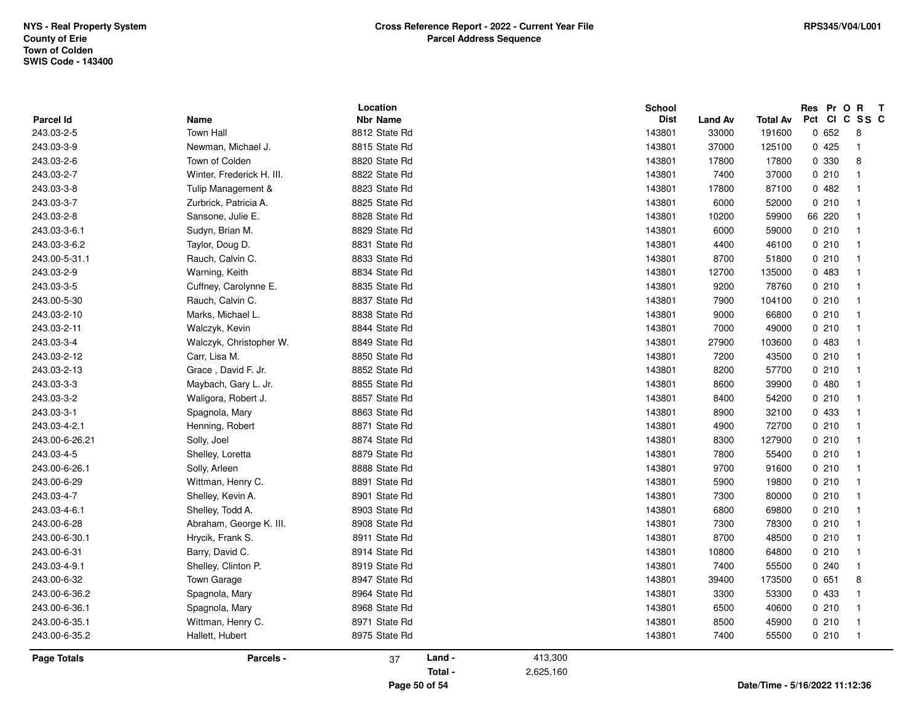NYS - Real Property System
County of Erie
Town of Colden
SWIS Code - 143400

**Cross Reference Report - 2022 - Current Year File**
**Parcel Address Sequence**

RPS345/V04/L001

| Parcel Id | Name | Location Nbr Name | School Dist | Land Av | Total Av | Res Pct | Pr Cl | O C | R SS | T C |
|---|---|---|---|---|---|---|---|---|---|---|
| 243.03-2-5 | Town Hall | 8812 State Rd | 143801 | 33000 | 191600 | 0 | 652 | | 8 | |
| 243.03-3-9 | Newman, Michael J. | 8815 State Rd | 143801 | 37000 | 125100 | 0 | 425 | | 1 | |
| 243.03-2-6 | Town of Colden | 8820 State Rd | 143801 | 17800 | 17800 | 0 | 330 | | 8 | |
| 243.03-2-7 | Winter, Frederick H. III. | 8822 State Rd | 143801 | 7400 | 37000 | 0 | 210 | | 1 | |
| 243.03-3-8 | Tulip Management & | 8823 State Rd | 143801 | 17800 | 87100 | 0 | 482 | | 1 | |
| 243.03-3-7 | Zurbrick, Patricia A. | 8825 State Rd | 143801 | 6000 | 52000 | 0 | 210 | | 1 | |
| 243.03-2-8 | Sansone, Julie E. | 8828 State Rd | 143801 | 10200 | 59900 | 66 | 220 | | 1 | |
| 243.03-3-6.1 | Sudyn, Brian M. | 8829 State Rd | 143801 | 6000 | 59000 | 0 | 210 | | 1 | |
| 243.03-3-6.2 | Taylor, Doug D. | 8831 State Rd | 143801 | 4400 | 46100 | 0 | 210 | | 1 | |
| 243.00-5-31.1 | Rauch, Calvin C. | 8833 State Rd | 143801 | 8700 | 51800 | 0 | 210 | | 1 | |
| 243.03-2-9 | Warning, Keith | 8834 State Rd | 143801 | 12700 | 135000 | 0 | 483 | | 1 | |
| 243.03-3-5 | Cuffney, Carolynne E. | 8835 State Rd | 143801 | 9200 | 78760 | 0 | 210 | | 1 | |
| 243.00-5-30 | Rauch, Calvin C. | 8837 State Rd | 143801 | 7900 | 104100 | 0 | 210 | | 1 | |
| 243.03-2-10 | Marks, Michael L. | 8838 State Rd | 143801 | 9000 | 66800 | 0 | 210 | | 1 | |
| 243.03-2-11 | Walczyk, Kevin | 8844 State Rd | 143801 | 7000 | 49000 | 0 | 210 | | 1 | |
| 243.03-3-4 | Walczyk, Christopher W. | 8849 State Rd | 143801 | 27900 | 103600 | 0 | 483 | | 1 | |
| 243.03-2-12 | Carr, Lisa M. | 8850 State Rd | 143801 | 7200 | 43500 | 0 | 210 | | 1 | |
| 243.03-2-13 | Grace , David F. Jr. | 8852 State Rd | 143801 | 8200 | 57700 | 0 | 210 | | 1 | |
| 243.03-3-3 | Maybach, Gary L. Jr. | 8855 State Rd | 143801 | 8600 | 39900 | 0 | 480 | | 1 | |
| 243.03-3-2 | Waligora, Robert J. | 8857 State Rd | 143801 | 8400 | 54200 | 0 | 210 | | 1 | |
| 243.03-3-1 | Spagnola, Mary | 8863 State Rd | 143801 | 8900 | 32100 | 0 | 433 | | 1 | |
| 243.03-4-2.1 | Henning, Robert | 8871 State Rd | 143801 | 4900 | 72700 | 0 | 210 | | 1 | |
| 243.00-6-26.21 | Solly, Joel | 8874 State Rd | 143801 | 8300 | 127900 | 0 | 210 | | 1 | |
| 243.03-4-5 | Shelley, Loretta | 8879 State Rd | 143801 | 7800 | 55400 | 0 | 210 | | 1 | |
| 243.00-6-26.1 | Solly, Arleen | 8888 State Rd | 143801 | 9700 | 91600 | 0 | 210 | | 1 | |
| 243.00-6-29 | Wittman, Henry C. | 8891 State Rd | 143801 | 5900 | 19800 | 0 | 210 | | 1 | |
| 243.03-4-7 | Shelley, Kevin A. | 8901 State Rd | 143801 | 7300 | 80000 | 0 | 210 | | 1 | |
| 243.03-4-6.1 | Shelley, Todd A. | 8903 State Rd | 143801 | 6800 | 69800 | 0 | 210 | | 1 | |
| 243.00-6-28 | Abraham, George K. III. | 8908 State Rd | 143801 | 7300 | 78300 | 0 | 210 | | 1 | |
| 243.00-6-30.1 | Hrycik, Frank S. | 8911 State Rd | 143801 | 8700 | 48500 | 0 | 210 | | 1 | |
| 243.00-6-31 | Barry, David C. | 8914 State Rd | 143801 | 10800 | 64800 | 0 | 210 | | 1 | |
| 243.03-4-9.1 | Shelley, Clinton P. | 8919 State Rd | 143801 | 7400 | 55500 | 0 | 240 | | 1 | |
| 243.00-6-32 | Town Garage | 8947 State Rd | 143801 | 39400 | 173500 | 0 | 651 | | 8 | |
| 243.00-6-36.2 | Spagnola, Mary | 8964 State Rd | 143801 | 3300 | 53300 | 0 | 433 | | 1 | |
| 243.00-6-36.1 | Spagnola, Mary | 8968 State Rd | 143801 | 6500 | 40600 | 0 | 210 | | 1 | |
| 243.00-6-35.1 | Wittman, Henry C. | 8971 State Rd | 143801 | 8500 | 45900 | 0 | 210 | | 1 | |
| 243.00-6-35.2 | Hallett, Hubert | 8975 State Rd | 143801 | 7400 | 55500 | 0 | 210 | | 1 | |

| Page Totals | Parcels - | 37 | Land - | 413,300 |
|---|---|---|---|---|
| | | | Total - | 2,625,160 |

Date/Time - 5/16/2022 11:12:36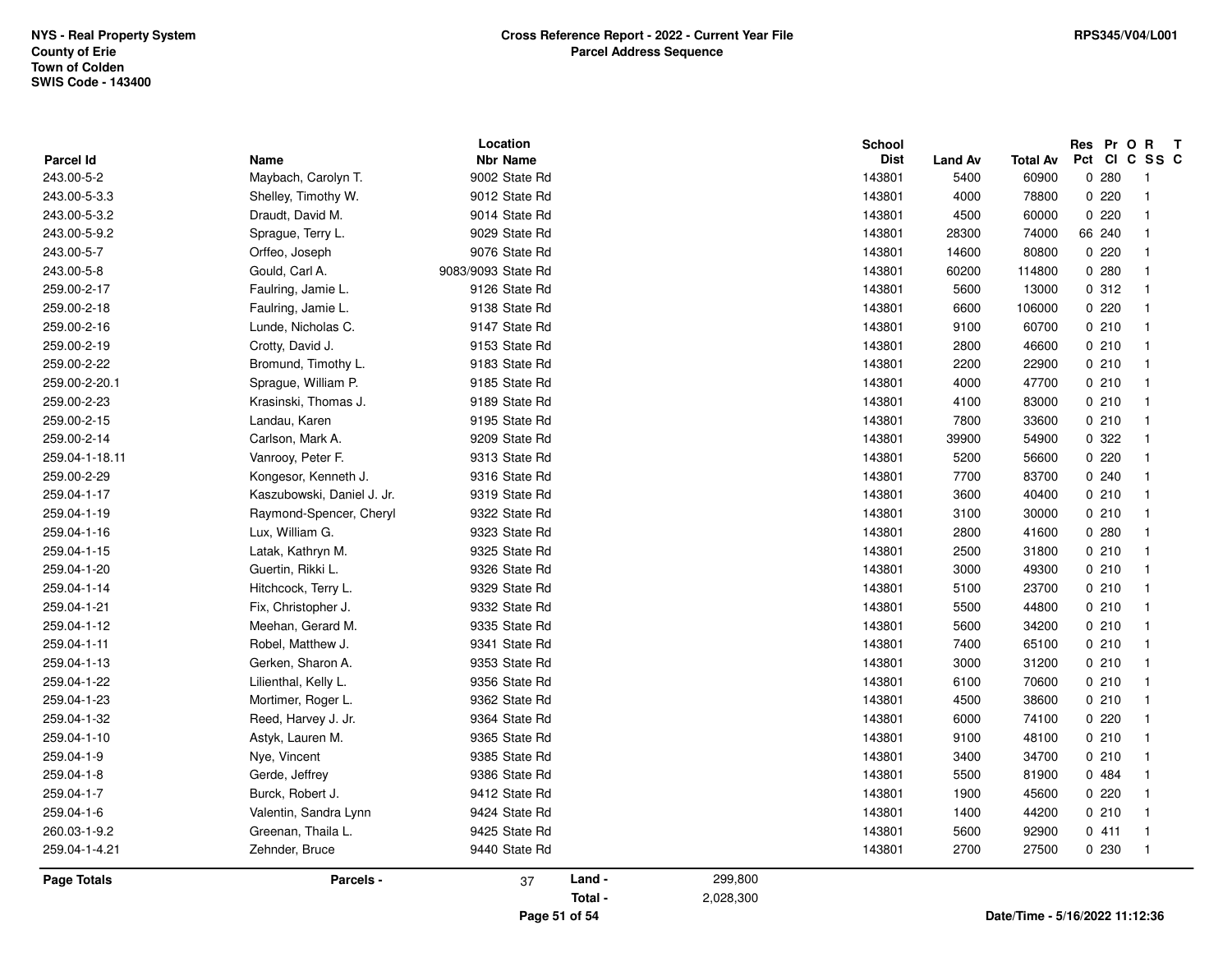NYS - Real Property System
County of Erie
Town of Colden
SWIS Code - 143400

**Cross Reference Report - 2022 - Current Year File**
**Parcel Address Sequence**

RPS345/V04/L001

| Parcel Id | Name | Location Nbr Name | School Dist | Land Av | Total Av | Res Pct | Pr Cl | O C | R SS | T C |
|---|---|---|---|---|---|---|---|---|---|---|
| 243.00-5-2 | Maybach, Carolyn T. | 9002 State Rd | 143801 | 5400 | 60900 | 0 | 280 | | 1 | |
| 243.00-5-3.3 | Shelley, Timothy W. | 9012 State Rd | 143801 | 4000 | 78800 | 0 | 220 | | 1 | |
| 243.00-5-3.2 | Draudt, David M. | 9014 State Rd | 143801 | 4500 | 60000 | 0 | 220 | | 1 | |
| 243.00-5-9.2 | Sprague, Terry L. | 9029 State Rd | 143801 | 28300 | 74000 | 66 | 240 | | 1 | |
| 243.00-5-7 | Orffeo, Joseph | 9076 State Rd | 143801 | 14600 | 80800 | 0 | 220 | | 1 | |
| 243.00-5-8 | Gould, Carl A. | 9083/9093 State Rd | 143801 | 60200 | 114800 | 0 | 280 | | 1 | |
| 259.00-2-17 | Faulring, Jamie L. | 9126 State Rd | 143801 | 5600 | 13000 | 0 | 312 | | 1 | |
| 259.00-2-18 | Faulring, Jamie L. | 9138 State Rd | 143801 | 6600 | 106000 | 0 | 220 | | 1 | |
| 259.00-2-16 | Lunde, Nicholas C. | 9147 State Rd | 143801 | 9100 | 60700 | 0 | 210 | | 1 | |
| 259.00-2-19 | Crotty, David J. | 9153 State Rd | 143801 | 2800 | 46600 | 0 | 210 | | 1 | |
| 259.00-2-22 | Bromund, Timothy L. | 9183 State Rd | 143801 | 2200 | 22900 | 0 | 210 | | 1 | |
| 259.00-2-20.1 | Sprague, William P. | 9185 State Rd | 143801 | 4000 | 47700 | 0 | 210 | | 1 | |
| 259.00-2-23 | Krasinski, Thomas J. | 9189 State Rd | 143801 | 4100 | 83000 | 0 | 210 | | 1 | |
| 259.00-2-15 | Landau, Karen | 9195 State Rd | 143801 | 7800 | 33600 | 0 | 210 | | 1 | |
| 259.00-2-14 | Carlson, Mark A. | 9209 State Rd | 143801 | 39900 | 54900 | 0 | 322 | | 1 | |
| 259.04-1-18.11 | Vanrooy, Peter F. | 9313 State Rd | 143801 | 5200 | 56600 | 0 | 220 | | 1 | |
| 259.00-2-29 | Kongesor, Kenneth J. | 9316 State Rd | 143801 | 7700 | 83700 | 0 | 240 | | 1 | |
| 259.04-1-17 | Kaszubowski, Daniel J. Jr. | 9319 State Rd | 143801 | 3600 | 40400 | 0 | 210 | | 1 | |
| 259.04-1-19 | Raymond-Spencer, Cheryl | 9322 State Rd | 143801 | 3100 | 30000 | 0 | 210 | | 1 | |
| 259.04-1-16 | Lux, William G. | 9323 State Rd | 143801 | 2800 | 41600 | 0 | 280 | | 1 | |
| 259.04-1-15 | Latak, Kathryn M. | 9325 State Rd | 143801 | 2500 | 31800 | 0 | 210 | | 1 | |
| 259.04-1-20 | Guertin, Rikki L. | 9326 State Rd | 143801 | 3000 | 49300 | 0 | 210 | | 1 | |
| 259.04-1-14 | Hitchcock, Terry L. | 9329 State Rd | 143801 | 5100 | 23700 | 0 | 210 | | 1 | |
| 259.04-1-21 | Fix, Christopher J. | 9332 State Rd | 143801 | 5500 | 44800 | 0 | 210 | | 1 | |
| 259.04-1-12 | Meehan, Gerard M. | 9335 State Rd | 143801 | 5600 | 34200 | 0 | 210 | | 1 | |
| 259.04-1-11 | Robel, Matthew J. | 9341 State Rd | 143801 | 7400 | 65100 | 0 | 210 | | 1 | |
| 259.04-1-13 | Gerken, Sharon A. | 9353 State Rd | 143801 | 3000 | 31200 | 0 | 210 | | 1 | |
| 259.04-1-22 | Lilienthal, Kelly L. | 9356 State Rd | 143801 | 6100 | 70600 | 0 | 210 | | 1 | |
| 259.04-1-23 | Mortimer, Roger L. | 9362 State Rd | 143801 | 4500 | 38600 | 0 | 210 | | 1 | |
| 259.04-1-32 | Reed, Harvey J. Jr. | 9364 State Rd | 143801 | 6000 | 74100 | 0 | 220 | | 1 | |
| 259.04-1-10 | Astyk, Lauren M. | 9365 State Rd | 143801 | 9100 | 48100 | 0 | 210 | | 1 | |
| 259.04-1-9 | Nye, Vincent | 9385 State Rd | 143801 | 3400 | 34700 | 0 | 210 | | 1 | |
| 259.04-1-8 | Gerde, Jeffrey | 9386 State Rd | 143801 | 5500 | 81900 | 0 | 484 | | 1 | |
| 259.04-1-7 | Burck, Robert J. | 9412 State Rd | 143801 | 1900 | 45600 | 0 | 220 | | 1 | |
| 259.04-1-6 | Valentin, Sandra Lynn | 9424 State Rd | 143801 | 1400 | 44200 | 0 | 210 | | 1 | |
| 260.03-1-9.2 | Greenan, Thaila L. | 9425 State Rd | 143801 | 5600 | 92900 | 0 | 411 | | 1 | |
| 259.04-1-4.21 | Zehnder, Bruce | 9440 State Rd | 143801 | 2700 | 27500 | 0 | 230 | | 1 | |

**Page Totals** Parcels - 37 Land - 299,800 Total - 2,028,300

Date/Time - 5/16/2022 11:12:36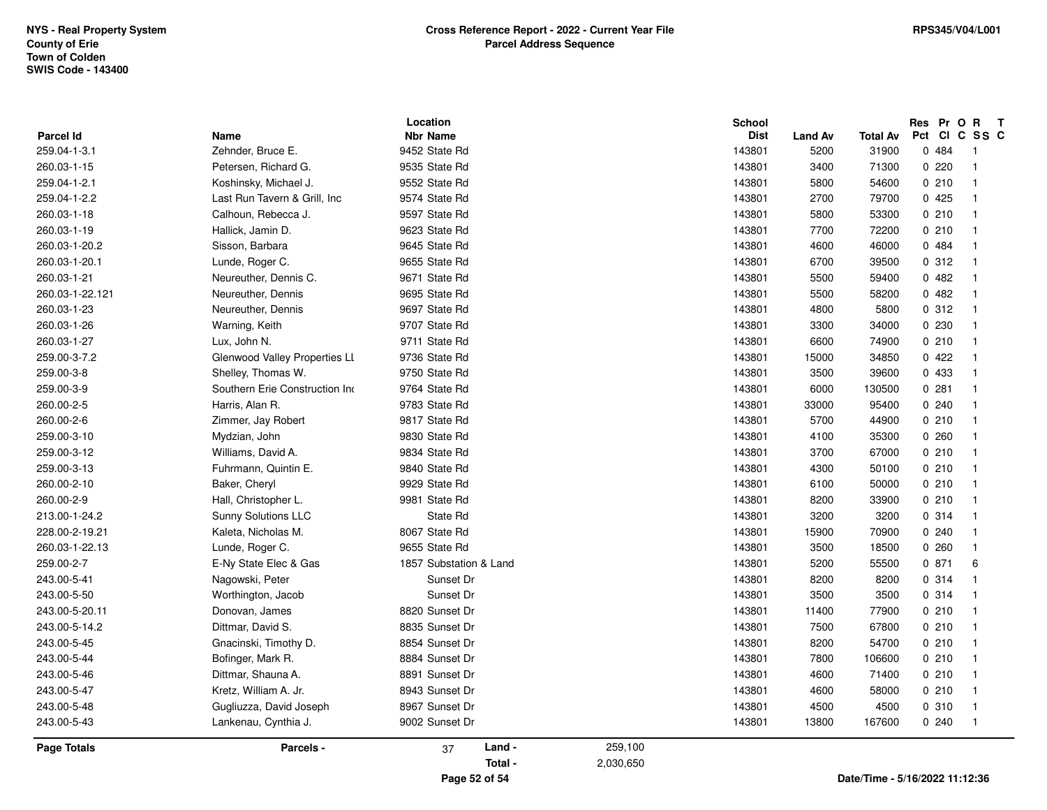NYS - Real Property System
County of Erie
Town of Colden
SWIS Code - 143400

**Cross Reference Report - 2022 - Current Year File**
**Parcel Address Sequence**

RPS345/V04/L001

| Parcel Id | Name | Location Nbr | Location Name | School Dist | Land Av | Total Av | Res Pct | Pr Cl | O C | R SS | T C |
|---|---|---|---|---|---|---|---|---|---|---|---|
| 259.04-1-3.1 | Zehnder, Bruce E. | 9452 | State Rd | 143801 | 5200 | 31900 | 0 | 484 | | 1 | |
| 260.03-1-15 | Petersen, Richard G. | 9535 | State Rd | 143801 | 3400 | 71300 | 0 | 220 | | 1 | |
| 259.04-1-2.1 | Koshinsky, Michael J. | 9552 | State Rd | 143801 | 5800 | 54600 | 0 | 210 | | 1 | |
| 259.04-1-2.2 | Last Run Tavern & Grill, Inc | 9574 | State Rd | 143801 | 2700 | 79700 | 0 | 425 | | 1 | |
| 260.03-1-18 | Calhoun, Rebecca J. | 9597 | State Rd | 143801 | 5800 | 53300 | 0 | 210 | | 1 | |
| 260.03-1-19 | Hallick, Jamin D. | 9623 | State Rd | 143801 | 7700 | 72200 | 0 | 210 | | 1 | |
| 260.03-1-20.2 | Sisson, Barbara | 9645 | State Rd | 143801 | 4600 | 46000 | 0 | 484 | | 1 | |
| 260.03-1-20.1 | Lunde, Roger C. | 9655 | State Rd | 143801 | 6700 | 39500 | 0 | 312 | | 1 | |
| 260.03-1-21 | Neureuther, Dennis C. | 9671 | State Rd | 143801 | 5500 | 59400 | 0 | 482 | | 1 | |
| 260.03-1-22.121 | Neureuther, Dennis | 9695 | State Rd | 143801 | 5500 | 58200 | 0 | 482 | | 1 | |
| 260.03-1-23 | Neureuther, Dennis | 9697 | State Rd | 143801 | 4800 | 5800 | 0 | 312 | | 1 | |
| 260.03-1-26 | Warning, Keith | 9707 | State Rd | 143801 | 3300 | 34000 | 0 | 230 | | 1 | |
| 260.03-1-27 | Lux, John N. | 9711 | State Rd | 143801 | 6600 | 74900 | 0 | 210 | | 1 | |
| 259.00-3-7.2 | Glenwood Valley Properties LL | 9736 | State Rd | 143801 | 15000 | 34850 | 0 | 422 | | 1 | |
| 259.00-3-8 | Shelley, Thomas W. | 9750 | State Rd | 143801 | 3500 | 39600 | 0 | 433 | | 1 | |
| 259.00-3-9 | Southern Erie Construction Inc | 9764 | State Rd | 143801 | 6000 | 130500 | 0 | 281 | | 1 | |
| 260.00-2-5 | Harris, Alan R. | 9783 | State Rd | 143801 | 33000 | 95400 | 0 | 240 | | 1 | |
| 260.00-2-6 | Zimmer, Jay Robert | 9817 | State Rd | 143801 | 5700 | 44900 | 0 | 210 | | 1 | |
| 259.00-3-10 | Mydzian, John | 9830 | State Rd | 143801 | 4100 | 35300 | 0 | 260 | | 1 | |
| 259.00-3-12 | Williams, David A. | 9834 | State Rd | 143801 | 3700 | 67000 | 0 | 210 | | 1 | |
| 259.00-3-13 | Fuhrmann, Quintin E. | 9840 | State Rd | 143801 | 4300 | 50100 | 0 | 210 | | 1 | |
| 260.00-2-10 | Baker, Cheryl | 9929 | State Rd | 143801 | 6100 | 50000 | 0 | 210 | | 1 | |
| 260.00-2-9 | Hall, Christopher L. | 9981 | State Rd | 143801 | 8200 | 33900 | 0 | 210 | | 1 | |
| 213.00-1-24.2 | Sunny Solutions LLC | | State Rd | 143801 | 3200 | 3200 | 0 | 314 | | 1 | |
| 228.00-2-19.21 | Kaleta, Nicholas M. | 8067 | State Rd | 143801 | 15900 | 70900 | 0 | 240 | | 1 | |
| 260.03-1-22.13 | Lunde, Roger C. | 9655 | State Rd | 143801 | 3500 | 18500 | 0 | 260 | | 1 | |
| 259.00-2-7 | E-Ny State Elec & Gas | 1857 | Substation & Land | 143801 | 5200 | 55500 | 0 | 871 | | 6 | |
| 243.00-5-41 | Nagowski, Peter | | Sunset Dr | 143801 | 8200 | 8200 | 0 | 314 | | 1 | |
| 243.00-5-50 | Worthington, Jacob | | Sunset Dr | 143801 | 3500 | 3500 | 0 | 314 | | 1 | |
| 243.00-5-20.11 | Donovan, James | 8820 | Sunset Dr | 143801 | 11400 | 77900 | 0 | 210 | | 1 | |
| 243.00-5-14.2 | Dittmar, David S. | 8835 | Sunset Dr | 143801 | 7500 | 67800 | 0 | 210 | | 1 | |
| 243.00-5-45 | Gnacinski, Timothy D. | 8854 | Sunset Dr | 143801 | 8200 | 54700 | 0 | 210 | | 1 | |
| 243.00-5-44 | Bofinger, Mark R. | 8884 | Sunset Dr | 143801 | 7800 | 106600 | 0 | 210 | | 1 | |
| 243.00-5-46 | Dittmar, Shauna A. | 8891 | Sunset Dr | 143801 | 4600 | 71400 | 0 | 210 | | 1 | |
| 243.00-5-47 | Kretz, William A. Jr. | 8943 | Sunset Dr | 143801 | 4600 | 58000 | 0 | 210 | | 1 | |
| 243.00-5-48 | Gugliuzza, David Joseph | 8967 | Sunset Dr | 143801 | 4500 | 4500 | 0 | 310 | | 1 | |
| 243.00-5-43 | Lankenau, Cynthia J. | 9002 | Sunset Dr | 143801 | 13800 | 167600 | 0 | 240 | | 1 | |

| Page Totals | Parcels - | 37 | Land - | 259,100 |
|---|---|---|---|---|
| | | | Total - | 2,030,650 |

Date/Time - 5/16/2022 11:12:36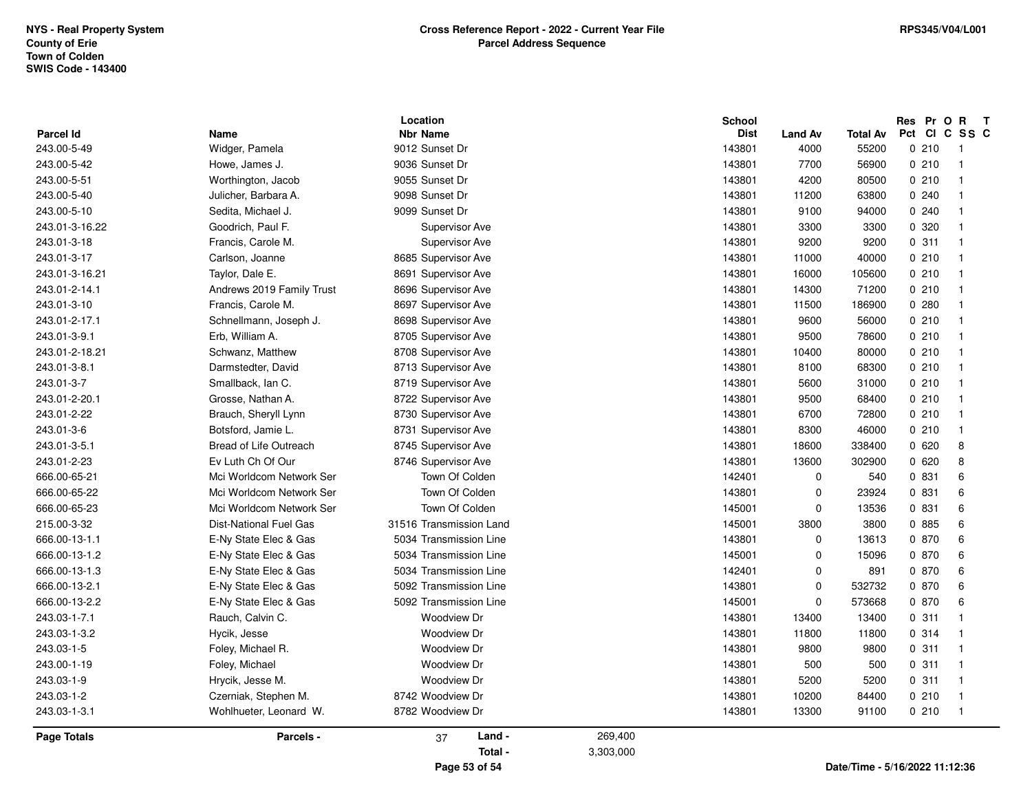NYS - Real Property System
County of Erie
Town of Colden
SWIS Code - 143400

**Cross Reference Report - 2022 - Current Year File**
**Parcel Address Sequence**

RPS345/V04/L001

| Parcel Id | Name | Location Nbr | Location Name | School Dist | Land Av | Total Av | Res Pct | Pr Cl | O C | R SS | T C |
|---|---|---|---|---|---|---|---|---|---|---|---|
| 243.00-5-49 | Widger, Pamela | 9012 | Sunset Dr | 143801 | 4000 | 55200 | 0 | 210 | | 1 | |
| 243.00-5-42 | Howe, James J. | 9036 | Sunset Dr | 143801 | 7700 | 56900 | 0 | 210 | | 1 | |
| 243.00-5-51 | Worthington, Jacob | 9055 | Sunset Dr | 143801 | 4200 | 80500 | 0 | 210 | | 1 | |
| 243.00-5-40 | Julicher, Barbara A. | 9098 | Sunset Dr | 143801 | 11200 | 63800 | 0 | 240 | | 1 | |
| 243.00-5-10 | Sedita, Michael J. | 9099 | Sunset Dr | 143801 | 9100 | 94000 | 0 | 240 | | 1 | |
| 243.01-3-16.22 | Goodrich, Paul F. | | Supervisor Ave | 143801 | 3300 | 3300 | 0 | 320 | | 1 | |
| 243.01-3-18 | Francis, Carole M. | | Supervisor Ave | 143801 | 9200 | 9200 | 0 | 311 | | 1 | |
| 243.01-3-17 | Carlson, Joanne | 8685 | Supervisor Ave | 143801 | 11000 | 40000 | 0 | 210 | | 1 | |
| 243.01-3-16.21 | Taylor, Dale E. | 8691 | Supervisor Ave | 143801 | 16000 | 105600 | 0 | 210 | | 1 | |
| 243.01-2-14.1 | Andrews 2019 Family Trust | 8696 | Supervisor Ave | 143801 | 14300 | 71200 | 0 | 210 | | 1 | |
| 243.01-3-10 | Francis, Carole M. | 8697 | Supervisor Ave | 143801 | 11500 | 186900 | 0 | 280 | | 1 | |
| 243.01-2-17.1 | Schnellmann, Joseph J. | 8698 | Supervisor Ave | 143801 | 9600 | 56000 | 0 | 210 | | 1 | |
| 243.01-3-9.1 | Erb, William A. | 8705 | Supervisor Ave | 143801 | 9500 | 78600 | 0 | 210 | | 1 | |
| 243.01-2-18.21 | Schwanz, Matthew | 8708 | Supervisor Ave | 143801 | 10400 | 80000 | 0 | 210 | | 1 | |
| 243.01-3-8.1 | Darmstedter, David | 8713 | Supervisor Ave | 143801 | 8100 | 68300 | 0 | 210 | | 1 | |
| 243.01-3-7 | Smallback, Ian C. | 8719 | Supervisor Ave | 143801 | 5600 | 31000 | 0 | 210 | | 1 | |
| 243.01-2-20.1 | Grosse, Nathan A. | 8722 | Supervisor Ave | 143801 | 9500 | 68400 | 0 | 210 | | 1 | |
| 243.01-2-22 | Brauch, Sheryll Lynn | 8730 | Supervisor Ave | 143801 | 6700 | 72800 | 0 | 210 | | 1 | |
| 243.01-3-6 | Botsford, Jamie L. | 8731 | Supervisor Ave | 143801 | 8300 | 46000 | 0 | 210 | | 1 | |
| 243.01-3-5.1 | Bread of Life Outreach | 8745 | Supervisor Ave | 143801 | 18600 | 338400 | 0 | 620 | | 8 | |
| 243.01-2-23 | Ev Luth Ch Of Our | 8746 | Supervisor Ave | 143801 | 13600 | 302900 | 0 | 620 | | 8 | |
| 666.00-65-21 | Mci Worldcom Network Ser | | Town Of Colden | 142401 | 0 | 540 | 0 | 831 | | 6 | |
| 666.00-65-22 | Mci Worldcom Network Ser | | Town Of Colden | 143801 | 0 | 23924 | 0 | 831 | | 6 | |
| 666.00-65-23 | Mci Worldcom Network Ser | | Town Of Colden | 145001 | 0 | 13536 | 0 | 831 | | 6 | |
| 215.00-3-32 | Dist-National Fuel Gas | 31516 | Transmission Land | 145001 | 3800 | 3800 | 0 | 885 | | 6 | |
| 666.00-13-1.1 | E-Ny State Elec & Gas | 5034 | Transmission Line | 143801 | 0 | 13613 | 0 | 870 | | 6 | |
| 666.00-13-1.2 | E-Ny State Elec & Gas | 5034 | Transmission Line | 145001 | 0 | 15096 | 0 | 870 | | 6 | |
| 666.00-13-1.3 | E-Ny State Elec & Gas | 5034 | Transmission Line | 142401 | 0 | 891 | 0 | 870 | | 6 | |
| 666.00-13-2.1 | E-Ny State Elec & Gas | 5092 | Transmission Line | 143801 | 0 | 532732 | 0 | 870 | | 6 | |
| 666.00-13-2.2 | E-Ny State Elec & Gas | 5092 | Transmission Line | 145001 | 0 | 573668 | 0 | 870 | | 6 | |
| 243.03-1-7.1 | Rauch, Calvin C. | | Woodview Dr | 143801 | 13400 | 13400 | 0 | 311 | | 1 | |
| 243.03-1-3.2 | Hycik, Jesse | | Woodview Dr | 143801 | 11800 | 11800 | 0 | 314 | | 1 | |
| 243.03-1-5 | Foley, Michael R. | | Woodview Dr | 143801 | 9800 | 9800 | 0 | 311 | | 1 | |
| 243.00-1-19 | Foley, Michael | | Woodview Dr | 143801 | 500 | 500 | 0 | 311 | | 1 | |
| 243.03-1-9 | Hrycik, Jesse M. | | Woodview Dr | 143801 | 5200 | 5200 | 0 | 311 | | 1 | |
| 243.03-1-2 | Czerniak, Stephen M. | 8742 | Woodview Dr | 143801 | 10200 | 84400 | 0 | 210 | | 1 | |
| 243.03-1-3.1 | Wohlhueter, Leonard W. | 8782 | Woodview Dr | 143801 | 13300 | 91100 | 0 | 210 | | 1 | |

**Page Totals** | **Parcels -** 37 | **Land -** 269,400 | **Total -** 3,303,000

Date/Time - 5/16/2022 11:12:36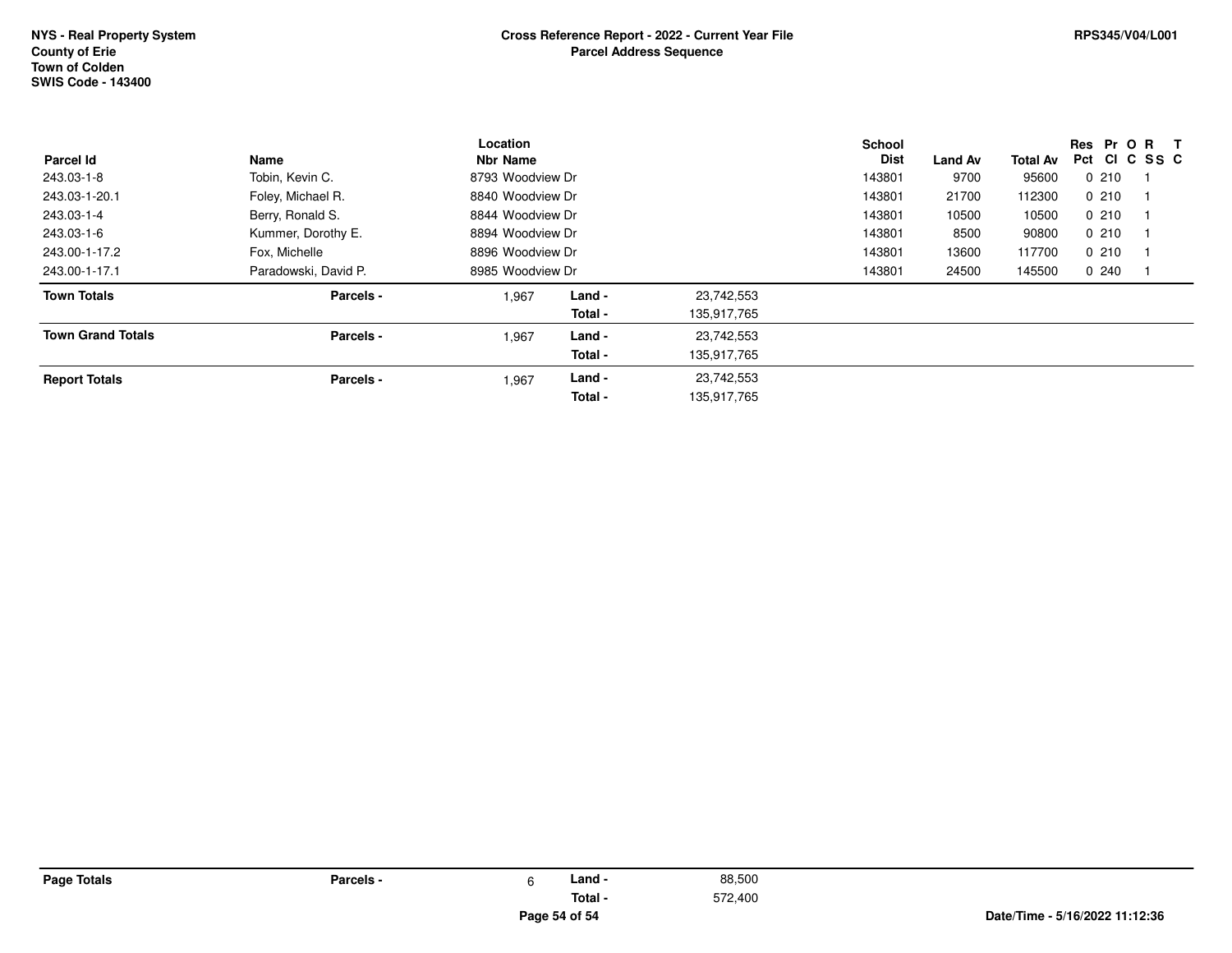NYS - Real Property System
County of Erie
Town of Colden
SWIS Code - 143400

**Cross Reference Report - 2022 - Current Year File**
**Parcel Address Sequence**

RPS345/V04/L001

| Parcel Id | Name | Location Nbr Name | School Dist | Land Av | Total Av | Res Pct | Pr Cl | O C | R SS | T C |
|---|---|---|---|---|---|---|---|---|---|---|
| 243.03-1-8 | Tobin, Kevin C. | 8793 Woodview Dr | 143801 | 9700 | 95600 | 0 | 210 | | 1 | |
| 243.03-1-20.1 | Foley, Michael R. | 8840 Woodview Dr | 143801 | 21700 | 112300 | 0 | 210 | | 1 | |
| 243.03-1-4 | Berry, Ronald S. | 8844 Woodview Dr | 143801 | 10500 | 10500 | 0 | 210 | | 1 | |
| 243.03-1-6 | Kummer, Dorothy E. | 8894 Woodview Dr | 143801 | 8500 | 90800 | 0 | 210 | | 1 | |
| 243.00-1-17.2 | Fox, Michelle | 8896 Woodview Dr | 143801 | 13600 | 117700 | 0 | 210 | | 1 | |
| 243.00-1-17.1 | Paradowski, David P. | 8985 Woodview Dr | 143801 | 24500 | 145500 | 0 | 240 | | 1 | |

| | | | | |
|---|---|---|---|---|
| **Town Totals** | **Parcels -** | 1,967 | **Land -** | 23,742,553 |
| | | | **Total -** | 135,917,765 |
| **Town Grand Totals** | **Parcels -** | 1,967 | **Land -** | 23,742,553 |
| | | | **Total -** | 135,917,765 |
| **Report Totals** | **Parcels -** | 1,967 | **Land -** | 23,742,553 |
| | | | **Total -** | 135,917,765 |

| | | | | |
|---|---|---|---|---|
| **Page Totals** | **Parcels -** | 6 | **Land -** | 88,500 |
| | | | **Total -** | 572,400 |

Date/Time - 5/16/2022 11:12:36